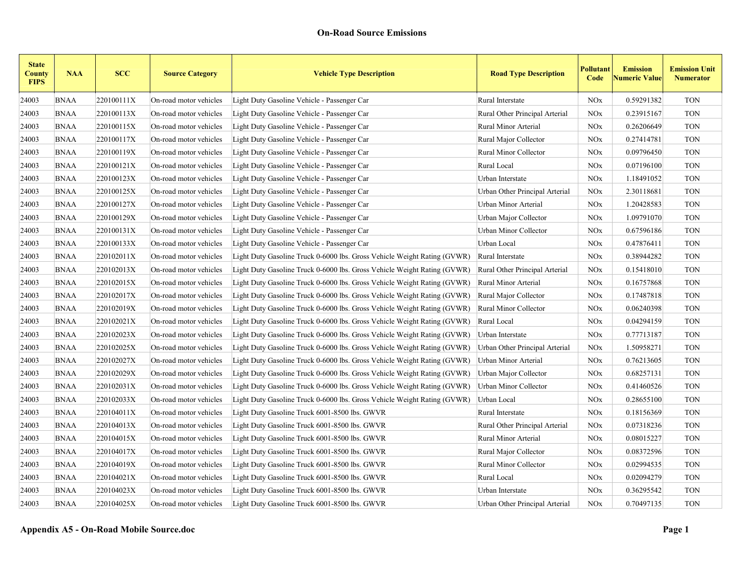## On-Road Source Emissions

| State County FIPS | NAA | SCC | Source Category | Vehicle Type Description | Road Type Description | Pollutant Code | Emission Numeric Value | Emission Unit Numerator |
|---|---|---|---|---|---|---|---|---|
| 24003 | BNAA | 220100111X | On-road motor vehicles | Light Duty Gasoline Vehicle - Passenger Car | Rural Interstate | NOx | 0.59291382 | TON |
| 24003 | BNAA | 220100113X | On-road motor vehicles | Light Duty Gasoline Vehicle - Passenger Car | Rural Other Principal Arterial | NOx | 0.23915167 | TON |
| 24003 | BNAA | 220100115X | On-road motor vehicles | Light Duty Gasoline Vehicle - Passenger Car | Rural Minor Arterial | NOx | 0.26206649 | TON |
| 24003 | BNAA | 220100117X | On-road motor vehicles | Light Duty Gasoline Vehicle - Passenger Car | Rural Major Collector | NOx | 0.27414781 | TON |
| 24003 | BNAA | 220100119X | On-road motor vehicles | Light Duty Gasoline Vehicle - Passenger Car | Rural Minor Collector | NOx | 0.09796450 | TON |
| 24003 | BNAA | 220100121X | On-road motor vehicles | Light Duty Gasoline Vehicle - Passenger Car | Rural Local | NOx | 0.07196100 | TON |
| 24003 | BNAA | 220100123X | On-road motor vehicles | Light Duty Gasoline Vehicle - Passenger Car | Urban Interstate | NOx | 1.18491052 | TON |
| 24003 | BNAA | 220100125X | On-road motor vehicles | Light Duty Gasoline Vehicle - Passenger Car | Urban Other Principal Arterial | NOx | 2.30118681 | TON |
| 24003 | BNAA | 220100127X | On-road motor vehicles | Light Duty Gasoline Vehicle - Passenger Car | Urban Minor Arterial | NOx | 1.20428583 | TON |
| 24003 | BNAA | 220100129X | On-road motor vehicles | Light Duty Gasoline Vehicle - Passenger Car | Urban Major Collector | NOx | 1.09791070 | TON |
| 24003 | BNAA | 220100131X | On-road motor vehicles | Light Duty Gasoline Vehicle - Passenger Car | Urban Minor Collector | NOx | 0.67596186 | TON |
| 24003 | BNAA | 220100133X | On-road motor vehicles | Light Duty Gasoline Vehicle - Passenger Car | Urban Local | NOx | 0.47876411 | TON |
| 24003 | BNAA | 220102011X | On-road motor vehicles | Light Duty Gasoline Truck 0-6000 lbs. Gross Vehicle Weight Rating (GVWR) | Rural Interstate | NOx | 0.38944282 | TON |
| 24003 | BNAA | 220102013X | On-road motor vehicles | Light Duty Gasoline Truck 0-6000 lbs. Gross Vehicle Weight Rating (GVWR) | Rural Other Principal Arterial | NOx | 0.15418010 | TON |
| 24003 | BNAA | 220102015X | On-road motor vehicles | Light Duty Gasoline Truck 0-6000 lbs. Gross Vehicle Weight Rating (GVWR) | Rural Minor Arterial | NOx | 0.16757868 | TON |
| 24003 | BNAA | 220102017X | On-road motor vehicles | Light Duty Gasoline Truck 0-6000 lbs. Gross Vehicle Weight Rating (GVWR) | Rural Major Collector | NOx | 0.17487818 | TON |
| 24003 | BNAA | 220102019X | On-road motor vehicles | Light Duty Gasoline Truck 0-6000 lbs. Gross Vehicle Weight Rating (GVWR) | Rural Minor Collector | NOx | 0.06240398 | TON |
| 24003 | BNAA | 220102021X | On-road motor vehicles | Light Duty Gasoline Truck 0-6000 lbs. Gross Vehicle Weight Rating (GVWR) | Rural Local | NOx | 0.04294159 | TON |
| 24003 | BNAA | 220102023X | On-road motor vehicles | Light Duty Gasoline Truck 0-6000 lbs. Gross Vehicle Weight Rating (GVWR) | Urban Interstate | NOx | 0.77713187 | TON |
| 24003 | BNAA | 220102025X | On-road motor vehicles | Light Duty Gasoline Truck 0-6000 lbs. Gross Vehicle Weight Rating (GVWR) | Urban Other Principal Arterial | NOx | 1.50958271 | TON |
| 24003 | BNAA | 220102027X | On-road motor vehicles | Light Duty Gasoline Truck 0-6000 lbs. Gross Vehicle Weight Rating (GVWR) | Urban Minor Arterial | NOx | 0.76213605 | TON |
| 24003 | BNAA | 220102029X | On-road motor vehicles | Light Duty Gasoline Truck 0-6000 lbs. Gross Vehicle Weight Rating (GVWR) | Urban Major Collector | NOx | 0.68257131 | TON |
| 24003 | BNAA | 220102031X | On-road motor vehicles | Light Duty Gasoline Truck 0-6000 lbs. Gross Vehicle Weight Rating (GVWR) | Urban Minor Collector | NOx | 0.41460526 | TON |
| 24003 | BNAA | 220102033X | On-road motor vehicles | Light Duty Gasoline Truck 0-6000 lbs. Gross Vehicle Weight Rating (GVWR) | Urban Local | NOx | 0.28655100 | TON |
| 24003 | BNAA | 220104011X | On-road motor vehicles | Light Duty Gasoline Truck 6001-8500 lbs. GWVR | Rural Interstate | NOx | 0.18156369 | TON |
| 24003 | BNAA | 220104013X | On-road motor vehicles | Light Duty Gasoline Truck 6001-8500 lbs. GWVR | Rural Other Principal Arterial | NOx | 0.07318236 | TON |
| 24003 | BNAA | 220104015X | On-road motor vehicles | Light Duty Gasoline Truck 6001-8500 lbs. GWVR | Rural Minor Arterial | NOx | 0.08015227 | TON |
| 24003 | BNAA | 220104017X | On-road motor vehicles | Light Duty Gasoline Truck 6001-8500 lbs. GWVR | Rural Major Collector | NOx | 0.08372596 | TON |
| 24003 | BNAA | 220104019X | On-road motor vehicles | Light Duty Gasoline Truck 6001-8500 lbs. GWVR | Rural Minor Collector | NOx | 0.02994535 | TON |
| 24003 | BNAA | 220104021X | On-road motor vehicles | Light Duty Gasoline Truck 6001-8500 lbs. GWVR | Rural Local | NOx | 0.02094279 | TON |
| 24003 | BNAA | 220104023X | On-road motor vehicles | Light Duty Gasoline Truck 6001-8500 lbs. GWVR | Urban Interstate | NOx | 0.36295542 | TON |
| 24003 | BNAA | 220104025X | On-road motor vehicles | Light Duty Gasoline Truck 6001-8500 lbs. GWVR | Urban Other Principal Arterial | NOx | 0.70497135 | TON |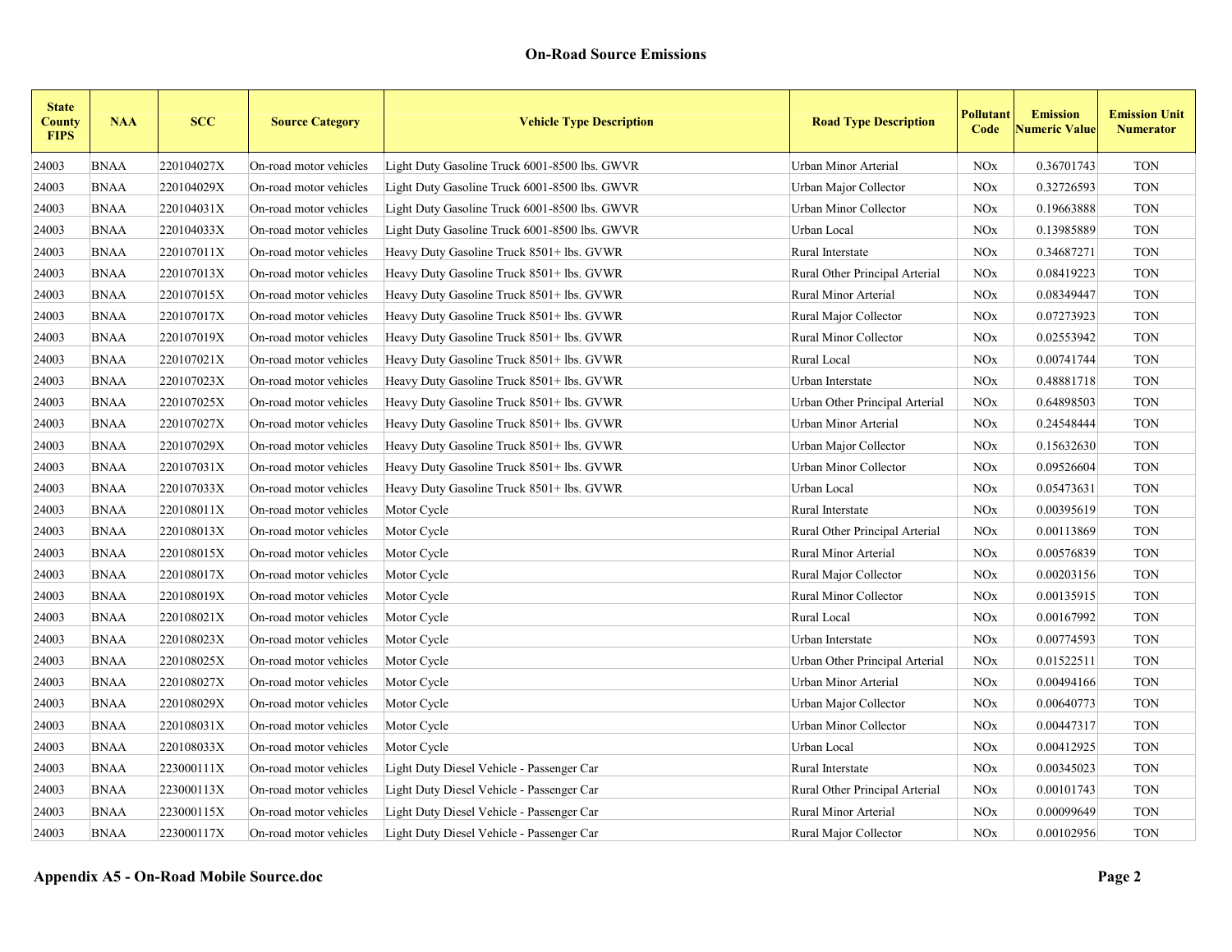## On-Road Source Emissions

| State County FIPS | NAA | SCC | Source Category | Vehicle Type Description | Road Type Description | Pollutant Code | Emission Numeric Value | Emission Unit Numerator |
|---|---|---|---|---|---|---|---|---|
| 24003 | BNAA | 220104027X | On-road motor vehicles | Light Duty Gasoline Truck 6001-8500 lbs. GWVR | Urban Minor Arterial | NOx | 0.36701743 | TON |
| 24003 | BNAA | 220104029X | On-road motor vehicles | Light Duty Gasoline Truck 6001-8500 lbs. GWVR | Urban Major Collector | NOx | 0.32726593 | TON |
| 24003 | BNAA | 220104031X | On-road motor vehicles | Light Duty Gasoline Truck 6001-8500 lbs. GWVR | Urban Minor Collector | NOx | 0.19663888 | TON |
| 24003 | BNAA | 220104033X | On-road motor vehicles | Light Duty Gasoline Truck 6001-8500 lbs. GWVR | Urban Local | NOx | 0.13985889 | TON |
| 24003 | BNAA | 220107011X | On-road motor vehicles | Heavy Duty Gasoline Truck 8501+ lbs. GVWR | Rural Interstate | NOx | 0.34687271 | TON |
| 24003 | BNAA | 220107013X | On-road motor vehicles | Heavy Duty Gasoline Truck 8501+ lbs. GVWR | Rural Other Principal Arterial | NOx | 0.08419223 | TON |
| 24003 | BNAA | 220107015X | On-road motor vehicles | Heavy Duty Gasoline Truck 8501+ lbs. GVWR | Rural Minor Arterial | NOx | 0.08349447 | TON |
| 24003 | BNAA | 220107017X | On-road motor vehicles | Heavy Duty Gasoline Truck 8501+ lbs. GVWR | Rural Major Collector | NOx | 0.07273923 | TON |
| 24003 | BNAA | 220107019X | On-road motor vehicles | Heavy Duty Gasoline Truck 8501+ lbs. GVWR | Rural Minor Collector | NOx | 0.02553942 | TON |
| 24003 | BNAA | 220107021X | On-road motor vehicles | Heavy Duty Gasoline Truck 8501+ lbs. GVWR | Rural Local | NOx | 0.00741744 | TON |
| 24003 | BNAA | 220107023X | On-road motor vehicles | Heavy Duty Gasoline Truck 8501+ lbs. GVWR | Urban Interstate | NOx | 0.48881718 | TON |
| 24003 | BNAA | 220107025X | On-road motor vehicles | Heavy Duty Gasoline Truck 8501+ lbs. GVWR | Urban Other Principal Arterial | NOx | 0.64898503 | TON |
| 24003 | BNAA | 220107027X | On-road motor vehicles | Heavy Duty Gasoline Truck 8501+ lbs. GVWR | Urban Minor Arterial | NOx | 0.24548444 | TON |
| 24003 | BNAA | 220107029X | On-road motor vehicles | Heavy Duty Gasoline Truck 8501+ lbs. GVWR | Urban Major Collector | NOx | 0.15632630 | TON |
| 24003 | BNAA | 220107031X | On-road motor vehicles | Heavy Duty Gasoline Truck 8501+ lbs. GVWR | Urban Minor Collector | NOx | 0.09526604 | TON |
| 24003 | BNAA | 220107033X | On-road motor vehicles | Heavy Duty Gasoline Truck 8501+ lbs. GVWR | Urban Local | NOx | 0.05473631 | TON |
| 24003 | BNAA | 220108011X | On-road motor vehicles | Motor Cycle | Rural Interstate | NOx | 0.00395619 | TON |
| 24003 | BNAA | 220108013X | On-road motor vehicles | Motor Cycle | Rural Other Principal Arterial | NOx | 0.00113869 | TON |
| 24003 | BNAA | 220108015X | On-road motor vehicles | Motor Cycle | Rural Minor Arterial | NOx | 0.00576839 | TON |
| 24003 | BNAA | 220108017X | On-road motor vehicles | Motor Cycle | Rural Major Collector | NOx | 0.00203156 | TON |
| 24003 | BNAA | 220108019X | On-road motor vehicles | Motor Cycle | Rural Minor Collector | NOx | 0.00135915 | TON |
| 24003 | BNAA | 220108021X | On-road motor vehicles | Motor Cycle | Rural Local | NOx | 0.00167992 | TON |
| 24003 | BNAA | 220108023X | On-road motor vehicles | Motor Cycle | Urban Interstate | NOx | 0.00774593 | TON |
| 24003 | BNAA | 220108025X | On-road motor vehicles | Motor Cycle | Urban Other Principal Arterial | NOx | 0.01522511 | TON |
| 24003 | BNAA | 220108027X | On-road motor vehicles | Motor Cycle | Urban Minor Arterial | NOx | 0.00494166 | TON |
| 24003 | BNAA | 220108029X | On-road motor vehicles | Motor Cycle | Urban Major Collector | NOx | 0.00640773 | TON |
| 24003 | BNAA | 220108031X | On-road motor vehicles | Motor Cycle | Urban Minor Collector | NOx | 0.00447317 | TON |
| 24003 | BNAA | 220108033X | On-road motor vehicles | Motor Cycle | Urban Local | NOx | 0.00412925 | TON |
| 24003 | BNAA | 223000111X | On-road motor vehicles | Light Duty Diesel Vehicle - Passenger Car | Rural Interstate | NOx | 0.00345023 | TON |
| 24003 | BNAA | 223000113X | On-road motor vehicles | Light Duty Diesel Vehicle - Passenger Car | Rural Other Principal Arterial | NOx | 0.00101743 | TON |
| 24003 | BNAA | 223000115X | On-road motor vehicles | Light Duty Diesel Vehicle - Passenger Car | Rural Minor Arterial | NOx | 0.00099649 | TON |
| 24003 | BNAA | 223000117X | On-road motor vehicles | Light Duty Diesel Vehicle - Passenger Car | Rural Major Collector | NOx | 0.00102956 | TON |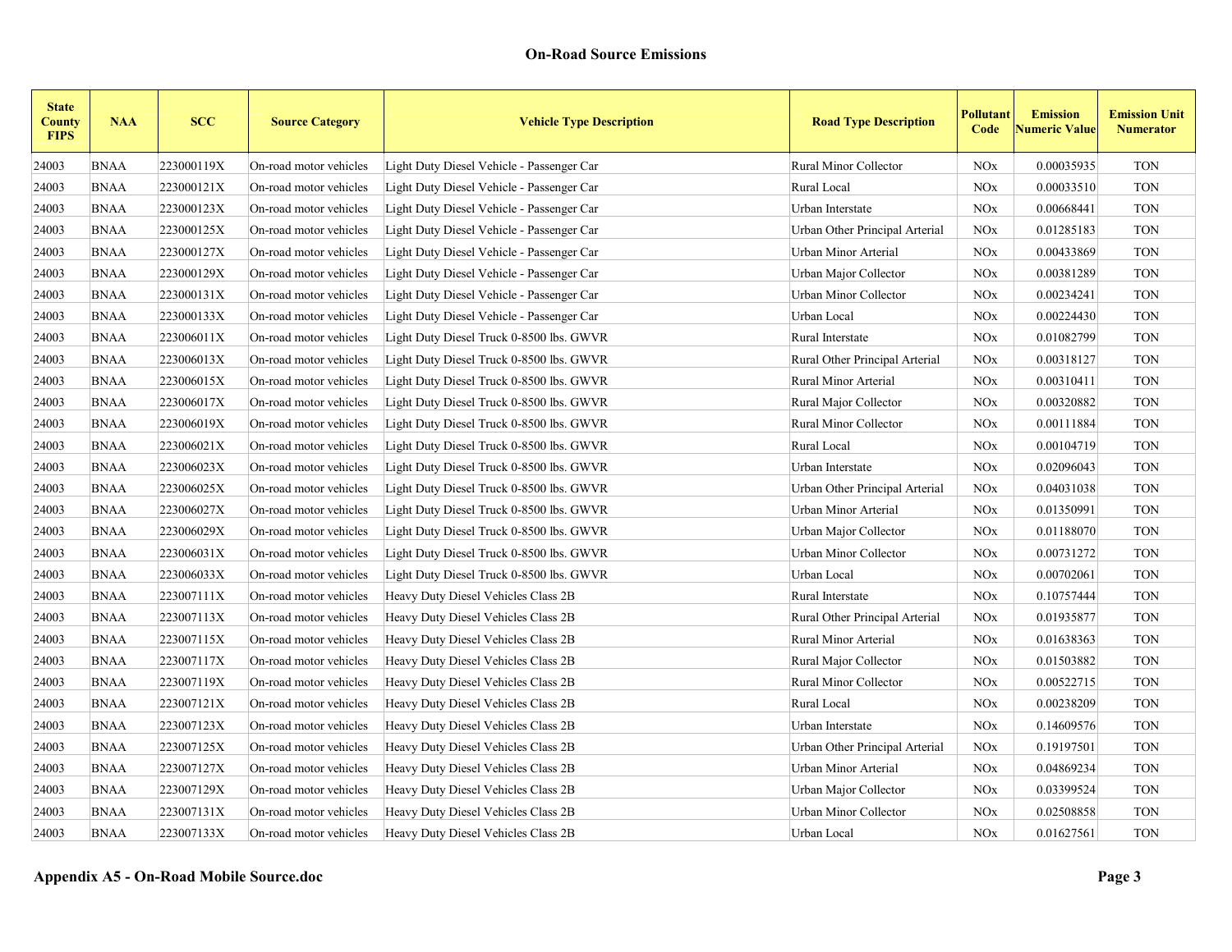# On-Road Source Emissions

| State County FIPS | NAA | SCC | Source Category | Vehicle Type Description | Road Type Description | Pollutant Code | Emission Numeric Value | Emission Unit Numerator |
|---|---|---|---|---|---|---|---|---|
| 24003 | BNAA | 223000119X | On-road motor vehicles | Light Duty Diesel Vehicle - Passenger Car | Rural Minor Collector | NOx | 0.00035935 | TON |
| 24003 | BNAA | 223000121X | On-road motor vehicles | Light Duty Diesel Vehicle - Passenger Car | Rural Local | NOx | 0.00033510 | TON |
| 24003 | BNAA | 223000123X | On-road motor vehicles | Light Duty Diesel Vehicle - Passenger Car | Urban Interstate | NOx | 0.00668441 | TON |
| 24003 | BNAA | 223000125X | On-road motor vehicles | Light Duty Diesel Vehicle - Passenger Car | Urban Other Principal Arterial | NOx | 0.01285183 | TON |
| 24003 | BNAA | 223000127X | On-road motor vehicles | Light Duty Diesel Vehicle - Passenger Car | Urban Minor Arterial | NOx | 0.00433869 | TON |
| 24003 | BNAA | 223000129X | On-road motor vehicles | Light Duty Diesel Vehicle - Passenger Car | Urban Major Collector | NOx | 0.00381289 | TON |
| 24003 | BNAA | 223000131X | On-road motor vehicles | Light Duty Diesel Vehicle - Passenger Car | Urban Minor Collector | NOx | 0.00234241 | TON |
| 24003 | BNAA | 223000133X | On-road motor vehicles | Light Duty Diesel Vehicle - Passenger Car | Urban Local | NOx | 0.00224430 | TON |
| 24003 | BNAA | 223006011X | On-road motor vehicles | Light Duty Diesel Truck 0-8500 lbs. GWVR | Rural Interstate | NOx | 0.01082799 | TON |
| 24003 | BNAA | 223006013X | On-road motor vehicles | Light Duty Diesel Truck 0-8500 lbs. GWVR | Rural Other Principal Arterial | NOx | 0.00318127 | TON |
| 24003 | BNAA | 223006015X | On-road motor vehicles | Light Duty Diesel Truck 0-8500 lbs. GWVR | Rural Minor Arterial | NOx | 0.00310411 | TON |
| 24003 | BNAA | 223006017X | On-road motor vehicles | Light Duty Diesel Truck 0-8500 lbs. GWVR | Rural Major Collector | NOx | 0.00320882 | TON |
| 24003 | BNAA | 223006019X | On-road motor vehicles | Light Duty Diesel Truck 0-8500 lbs. GWVR | Rural Minor Collector | NOx | 0.00111884 | TON |
| 24003 | BNAA | 223006021X | On-road motor vehicles | Light Duty Diesel Truck 0-8500 lbs. GWVR | Rural Local | NOx | 0.00104719 | TON |
| 24003 | BNAA | 223006023X | On-road motor vehicles | Light Duty Diesel Truck 0-8500 lbs. GWVR | Urban Interstate | NOx | 0.02096043 | TON |
| 24003 | BNAA | 223006025X | On-road motor vehicles | Light Duty Diesel Truck 0-8500 lbs. GWVR | Urban Other Principal Arterial | NOx | 0.04031038 | TON |
| 24003 | BNAA | 223006027X | On-road motor vehicles | Light Duty Diesel Truck 0-8500 lbs. GWVR | Urban Minor Arterial | NOx | 0.01350991 | TON |
| 24003 | BNAA | 223006029X | On-road motor vehicles | Light Duty Diesel Truck 0-8500 lbs. GWVR | Urban Major Collector | NOx | 0.01188070 | TON |
| 24003 | BNAA | 223006031X | On-road motor vehicles | Light Duty Diesel Truck 0-8500 lbs. GWVR | Urban Minor Collector | NOx | 0.00731272 | TON |
| 24003 | BNAA | 223006033X | On-road motor vehicles | Light Duty Diesel Truck 0-8500 lbs. GWVR | Urban Local | NOx | 0.00702061 | TON |
| 24003 | BNAA | 223007111X | On-road motor vehicles | Heavy Duty Diesel Vehicles Class 2B | Rural Interstate | NOx | 0.10757444 | TON |
| 24003 | BNAA | 223007113X | On-road motor vehicles | Heavy Duty Diesel Vehicles Class 2B | Rural Other Principal Arterial | NOx | 0.01935877 | TON |
| 24003 | BNAA | 223007115X | On-road motor vehicles | Heavy Duty Diesel Vehicles Class 2B | Rural Minor Arterial | NOx | 0.01638363 | TON |
| 24003 | BNAA | 223007117X | On-road motor vehicles | Heavy Duty Diesel Vehicles Class 2B | Rural Major Collector | NOx | 0.01503882 | TON |
| 24003 | BNAA | 223007119X | On-road motor vehicles | Heavy Duty Diesel Vehicles Class 2B | Rural Minor Collector | NOx | 0.00522715 | TON |
| 24003 | BNAA | 223007121X | On-road motor vehicles | Heavy Duty Diesel Vehicles Class 2B | Rural Local | NOx | 0.00238209 | TON |
| 24003 | BNAA | 223007123X | On-road motor vehicles | Heavy Duty Diesel Vehicles Class 2B | Urban Interstate | NOx | 0.14609576 | TON |
| 24003 | BNAA | 223007125X | On-road motor vehicles | Heavy Duty Diesel Vehicles Class 2B | Urban Other Principal Arterial | NOx | 0.19197501 | TON |
| 24003 | BNAA | 223007127X | On-road motor vehicles | Heavy Duty Diesel Vehicles Class 2B | Urban Minor Arterial | NOx | 0.04869234 | TON |
| 24003 | BNAA | 223007129X | On-road motor vehicles | Heavy Duty Diesel Vehicles Class 2B | Urban Major Collector | NOx | 0.03399524 | TON |
| 24003 | BNAA | 223007131X | On-road motor vehicles | Heavy Duty Diesel Vehicles Class 2B | Urban Minor Collector | NOx | 0.02508858 | TON |
| 24003 | BNAA | 223007133X | On-road motor vehicles | Heavy Duty Diesel Vehicles Class 2B | Urban Local | NOx | 0.01627561 | TON |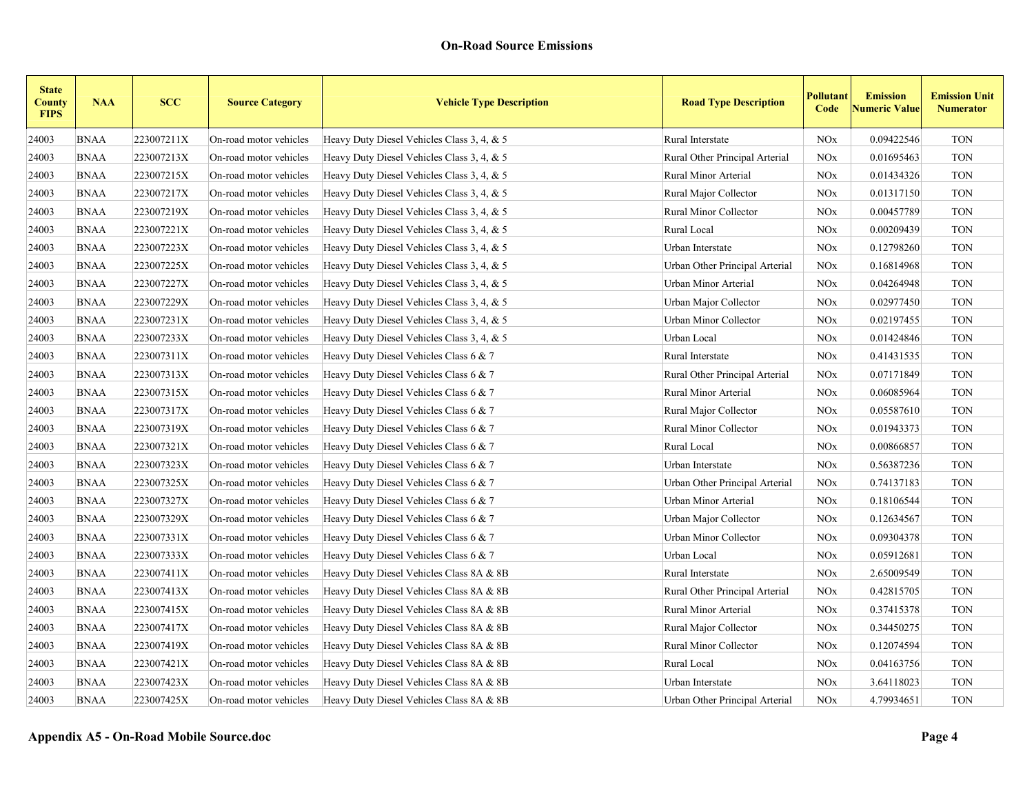## On-Road Source Emissions

| State County FIPS | NAA | SCC | Source Category | Vehicle Type Description | Road Type Description | Pollutant Code | Emission Numeric Value | Emission Unit Numerator |
|---|---|---|---|---|---|---|---|---|
| 24003 | BNAA | 223007211X | On-road motor vehicles | Heavy Duty Diesel Vehicles Class 3, 4, & 5 | Rural Interstate | NOx | 0.09422546 | TON |
| 24003 | BNAA | 223007213X | On-road motor vehicles | Heavy Duty Diesel Vehicles Class 3, 4, & 5 | Rural Other Principal Arterial | NOx | 0.01695463 | TON |
| 24003 | BNAA | 223007215X | On-road motor vehicles | Heavy Duty Diesel Vehicles Class 3, 4, & 5 | Rural Minor Arterial | NOx | 0.01434326 | TON |
| 24003 | BNAA | 223007217X | On-road motor vehicles | Heavy Duty Diesel Vehicles Class 3, 4, & 5 | Rural Major Collector | NOx | 0.01317150 | TON |
| 24003 | BNAA | 223007219X | On-road motor vehicles | Heavy Duty Diesel Vehicles Class 3, 4, & 5 | Rural Minor Collector | NOx | 0.00457789 | TON |
| 24003 | BNAA | 223007221X | On-road motor vehicles | Heavy Duty Diesel Vehicles Class 3, 4, & 5 | Rural Local | NOx | 0.00209439 | TON |
| 24003 | BNAA | 223007223X | On-road motor vehicles | Heavy Duty Diesel Vehicles Class 3, 4, & 5 | Urban Interstate | NOx | 0.12798260 | TON |
| 24003 | BNAA | 223007225X | On-road motor vehicles | Heavy Duty Diesel Vehicles Class 3, 4, & 5 | Urban Other Principal Arterial | NOx | 0.16814968 | TON |
| 24003 | BNAA | 223007227X | On-road motor vehicles | Heavy Duty Diesel Vehicles Class 3, 4, & 5 | Urban Minor Arterial | NOx | 0.04264948 | TON |
| 24003 | BNAA | 223007229X | On-road motor vehicles | Heavy Duty Diesel Vehicles Class 3, 4, & 5 | Urban Major Collector | NOx | 0.02977450 | TON |
| 24003 | BNAA | 223007231X | On-road motor vehicles | Heavy Duty Diesel Vehicles Class 3, 4, & 5 | Urban Minor Collector | NOx | 0.02197455 | TON |
| 24003 | BNAA | 223007233X | On-road motor vehicles | Heavy Duty Diesel Vehicles Class 3, 4, & 5 | Urban Local | NOx | 0.01424846 | TON |
| 24003 | BNAA | 223007311X | On-road motor vehicles | Heavy Duty Diesel Vehicles Class 6 & 7 | Rural Interstate | NOx | 0.41431535 | TON |
| 24003 | BNAA | 223007313X | On-road motor vehicles | Heavy Duty Diesel Vehicles Class 6 & 7 | Rural Other Principal Arterial | NOx | 0.07171849 | TON |
| 24003 | BNAA | 223007315X | On-road motor vehicles | Heavy Duty Diesel Vehicles Class 6 & 7 | Rural Minor Arterial | NOx | 0.06085964 | TON |
| 24003 | BNAA | 223007317X | On-road motor vehicles | Heavy Duty Diesel Vehicles Class 6 & 7 | Rural Major Collector | NOx | 0.05587610 | TON |
| 24003 | BNAA | 223007319X | On-road motor vehicles | Heavy Duty Diesel Vehicles Class 6 & 7 | Rural Minor Collector | NOx | 0.01943373 | TON |
| 24003 | BNAA | 223007321X | On-road motor vehicles | Heavy Duty Diesel Vehicles Class 6 & 7 | Rural Local | NOx | 0.00866857 | TON |
| 24003 | BNAA | 223007323X | On-road motor vehicles | Heavy Duty Diesel Vehicles Class 6 & 7 | Urban Interstate | NOx | 0.56387236 | TON |
| 24003 | BNAA | 223007325X | On-road motor vehicles | Heavy Duty Diesel Vehicles Class 6 & 7 | Urban Other Principal Arterial | NOx | 0.74137183 | TON |
| 24003 | BNAA | 223007327X | On-road motor vehicles | Heavy Duty Diesel Vehicles Class 6 & 7 | Urban Minor Arterial | NOx | 0.18106544 | TON |
| 24003 | BNAA | 223007329X | On-road motor vehicles | Heavy Duty Diesel Vehicles Class 6 & 7 | Urban Major Collector | NOx | 0.12634567 | TON |
| 24003 | BNAA | 223007331X | On-road motor vehicles | Heavy Duty Diesel Vehicles Class 6 & 7 | Urban Minor Collector | NOx | 0.09304378 | TON |
| 24003 | BNAA | 223007333X | On-road motor vehicles | Heavy Duty Diesel Vehicles Class 6 & 7 | Urban Local | NOx | 0.05912681 | TON |
| 24003 | BNAA | 223007411X | On-road motor vehicles | Heavy Duty Diesel Vehicles Class 8A & 8B | Rural Interstate | NOx | 2.65009549 | TON |
| 24003 | BNAA | 223007413X | On-road motor vehicles | Heavy Duty Diesel Vehicles Class 8A & 8B | Rural Other Principal Arterial | NOx | 0.42815705 | TON |
| 24003 | BNAA | 223007415X | On-road motor vehicles | Heavy Duty Diesel Vehicles Class 8A & 8B | Rural Minor Arterial | NOx | 0.37415378 | TON |
| 24003 | BNAA | 223007417X | On-road motor vehicles | Heavy Duty Diesel Vehicles Class 8A & 8B | Rural Major Collector | NOx | 0.34450275 | TON |
| 24003 | BNAA | 223007419X | On-road motor vehicles | Heavy Duty Diesel Vehicles Class 8A & 8B | Rural Minor Collector | NOx | 0.12074594 | TON |
| 24003 | BNAA | 223007421X | On-road motor vehicles | Heavy Duty Diesel Vehicles Class 8A & 8B | Rural Local | NOx | 0.04163756 | TON |
| 24003 | BNAA | 223007423X | On-road motor vehicles | Heavy Duty Diesel Vehicles Class 8A & 8B | Urban Interstate | NOx | 3.64118023 | TON |
| 24003 | BNAA | 223007425X | On-road motor vehicles | Heavy Duty Diesel Vehicles Class 8A & 8B | Urban Other Principal Arterial | NOx | 4.79934651 | TON |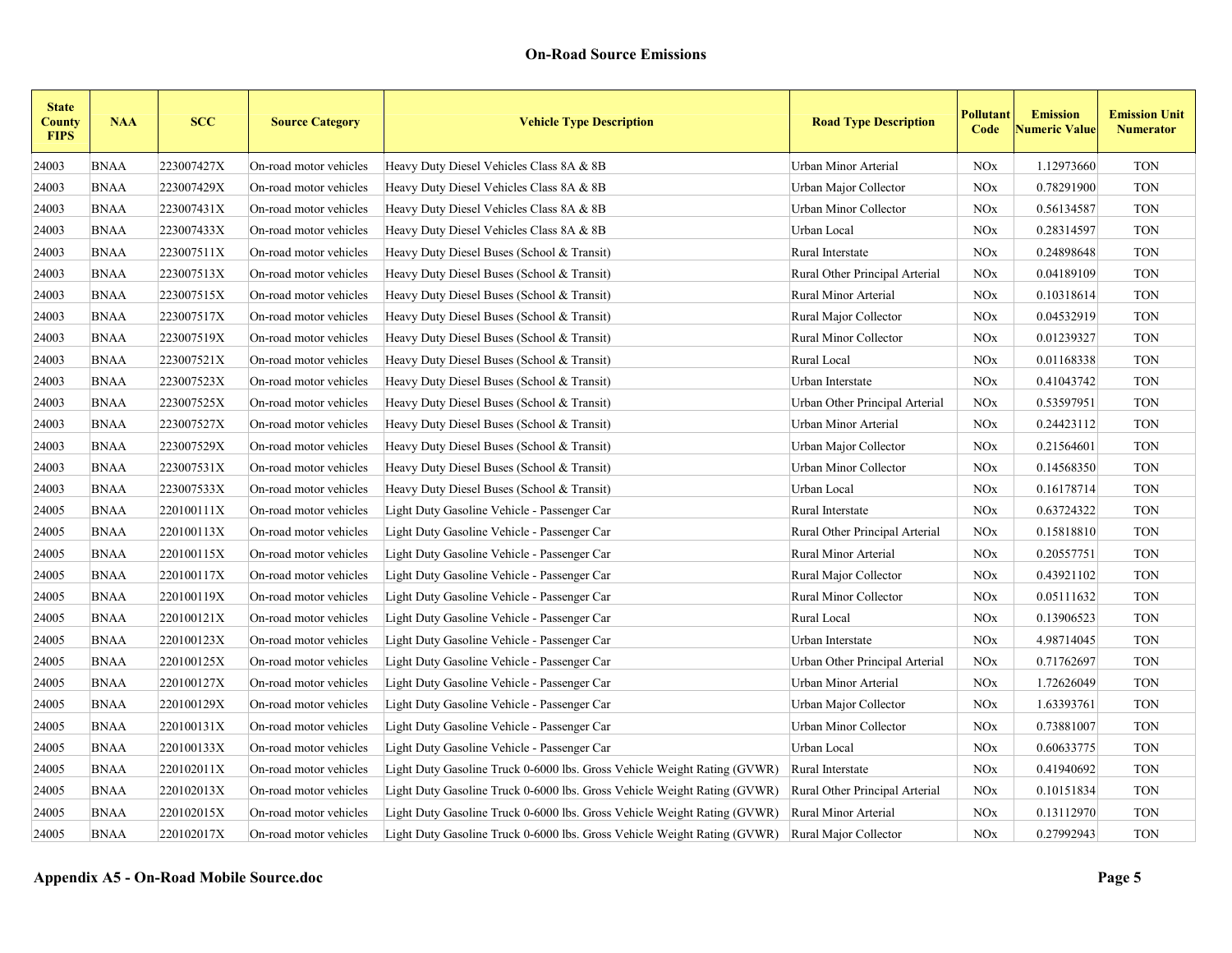## On-Road Source Emissions

| State County FIPS | NAA | SCC | Source Category | Vehicle Type Description | Road Type Description | Pollutant Code | Emission Numeric Value | Emission Unit Numerator |
|---|---|---|---|---|---|---|---|---|
| 24003 | BNAA | 223007427X | On-road motor vehicles | Heavy Duty Diesel Vehicles Class 8A & 8B | Urban Minor Arterial | NOx | 1.12973660 | TON |
| 24003 | BNAA | 223007429X | On-road motor vehicles | Heavy Duty Diesel Vehicles Class 8A & 8B | Urban Major Collector | NOx | 0.78291900 | TON |
| 24003 | BNAA | 223007431X | On-road motor vehicles | Heavy Duty Diesel Vehicles Class 8A & 8B | Urban Minor Collector | NOx | 0.56134587 | TON |
| 24003 | BNAA | 223007433X | On-road motor vehicles | Heavy Duty Diesel Vehicles Class 8A & 8B | Urban Local | NOx | 0.28314597 | TON |
| 24003 | BNAA | 223007511X | On-road motor vehicles | Heavy Duty Diesel Buses (School & Transit) | Rural Interstate | NOx | 0.24898648 | TON |
| 24003 | BNAA | 223007513X | On-road motor vehicles | Heavy Duty Diesel Buses (School & Transit) | Rural Other Principal Arterial | NOx | 0.04189109 | TON |
| 24003 | BNAA | 223007515X | On-road motor vehicles | Heavy Duty Diesel Buses (School & Transit) | Rural Minor Arterial | NOx | 0.10318614 | TON |
| 24003 | BNAA | 223007517X | On-road motor vehicles | Heavy Duty Diesel Buses (School & Transit) | Rural Major Collector | NOx | 0.04532919 | TON |
| 24003 | BNAA | 223007519X | On-road motor vehicles | Heavy Duty Diesel Buses (School & Transit) | Rural Minor Collector | NOx | 0.01239327 | TON |
| 24003 | BNAA | 223007521X | On-road motor vehicles | Heavy Duty Diesel Buses (School & Transit) | Rural Local | NOx | 0.01168338 | TON |
| 24003 | BNAA | 223007523X | On-road motor vehicles | Heavy Duty Diesel Buses (School & Transit) | Urban Interstate | NOx | 0.41043742 | TON |
| 24003 | BNAA | 223007525X | On-road motor vehicles | Heavy Duty Diesel Buses (School & Transit) | Urban Other Principal Arterial | NOx | 0.53597951 | TON |
| 24003 | BNAA | 223007527X | On-road motor vehicles | Heavy Duty Diesel Buses (School & Transit) | Urban Minor Arterial | NOx | 0.24423112 | TON |
| 24003 | BNAA | 223007529X | On-road motor vehicles | Heavy Duty Diesel Buses (School & Transit) | Urban Major Collector | NOx | 0.21564601 | TON |
| 24003 | BNAA | 223007531X | On-road motor vehicles | Heavy Duty Diesel Buses (School & Transit) | Urban Minor Collector | NOx | 0.14568350 | TON |
| 24003 | BNAA | 223007533X | On-road motor vehicles | Heavy Duty Diesel Buses (School & Transit) | Urban Local | NOx | 0.16178714 | TON |
| 24005 | BNAA | 220100111X | On-road motor vehicles | Light Duty Gasoline Vehicle - Passenger Car | Rural Interstate | NOx | 0.63724322 | TON |
| 24005 | BNAA | 220100113X | On-road motor vehicles | Light Duty Gasoline Vehicle - Passenger Car | Rural Other Principal Arterial | NOx | 0.15818810 | TON |
| 24005 | BNAA | 220100115X | On-road motor vehicles | Light Duty Gasoline Vehicle - Passenger Car | Rural Minor Arterial | NOx | 0.20557751 | TON |
| 24005 | BNAA | 220100117X | On-road motor vehicles | Light Duty Gasoline Vehicle - Passenger Car | Rural Major Collector | NOx | 0.43921102 | TON |
| 24005 | BNAA | 220100119X | On-road motor vehicles | Light Duty Gasoline Vehicle - Passenger Car | Rural Minor Collector | NOx | 0.05111632 | TON |
| 24005 | BNAA | 220100121X | On-road motor vehicles | Light Duty Gasoline Vehicle - Passenger Car | Rural Local | NOx | 0.13906523 | TON |
| 24005 | BNAA | 220100123X | On-road motor vehicles | Light Duty Gasoline Vehicle - Passenger Car | Urban Interstate | NOx | 4.98714045 | TON |
| 24005 | BNAA | 220100125X | On-road motor vehicles | Light Duty Gasoline Vehicle - Passenger Car | Urban Other Principal Arterial | NOx | 0.71762697 | TON |
| 24005 | BNAA | 220100127X | On-road motor vehicles | Light Duty Gasoline Vehicle - Passenger Car | Urban Minor Arterial | NOx | 1.72626049 | TON |
| 24005 | BNAA | 220100129X | On-road motor vehicles | Light Duty Gasoline Vehicle - Passenger Car | Urban Major Collector | NOx | 1.63393761 | TON |
| 24005 | BNAA | 220100131X | On-road motor vehicles | Light Duty Gasoline Vehicle - Passenger Car | Urban Minor Collector | NOx | 0.73881007 | TON |
| 24005 | BNAA | 220100133X | On-road motor vehicles | Light Duty Gasoline Vehicle - Passenger Car | Urban Local | NOx | 0.60633775 | TON |
| 24005 | BNAA | 220102011X | On-road motor vehicles | Light Duty Gasoline Truck 0-6000 lbs. Gross Vehicle Weight Rating (GVWR) | Rural Interstate | NOx | 0.41940692 | TON |
| 24005 | BNAA | 220102013X | On-road motor vehicles | Light Duty Gasoline Truck 0-6000 lbs. Gross Vehicle Weight Rating (GVWR) | Rural Other Principal Arterial | NOx | 0.10151834 | TON |
| 24005 | BNAA | 220102015X | On-road motor vehicles | Light Duty Gasoline Truck 0-6000 lbs. Gross Vehicle Weight Rating (GVWR) | Rural Minor Arterial | NOx | 0.13112970 | TON |
| 24005 | BNAA | 220102017X | On-road motor vehicles | Light Duty Gasoline Truck 0-6000 lbs. Gross Vehicle Weight Rating (GVWR) | Rural Major Collector | NOx | 0.27992943 | TON |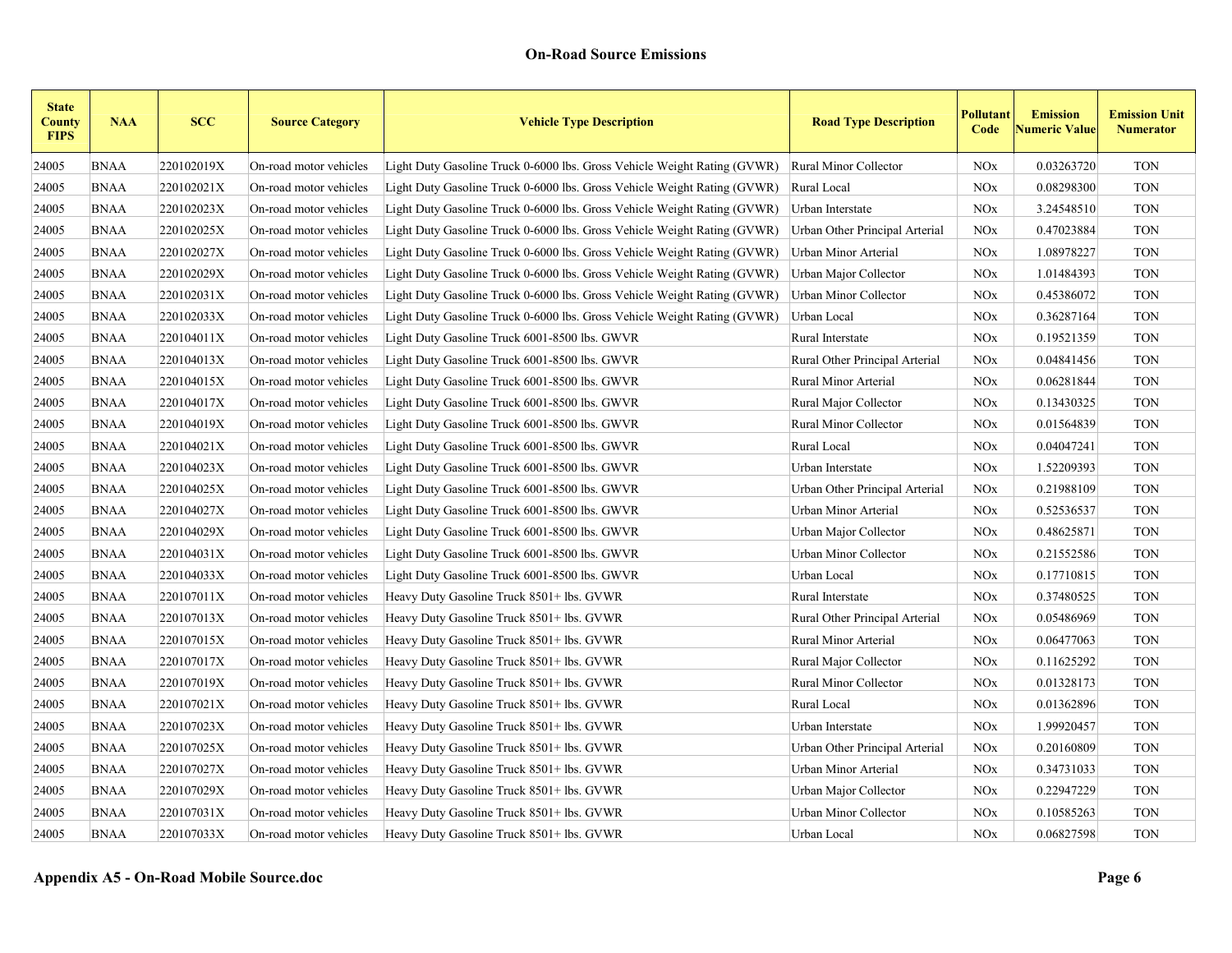## On-Road Source Emissions

| State County FIPS | NAA | SCC | Source Category | Vehicle Type Description | Road Type Description | Pollutant Code | Emission Numeric Value | Emission Unit Numerator |
|---|---|---|---|---|---|---|---|---|
| 24005 | BNAA | 220102019X | On-road motor vehicles | Light Duty Gasoline Truck 0-6000 lbs. Gross Vehicle Weight Rating (GVWR) | Rural Minor Collector | NOx | 0.03263720 | TON |
| 24005 | BNAA | 220102021X | On-road motor vehicles | Light Duty Gasoline Truck 0-6000 lbs. Gross Vehicle Weight Rating (GVWR) | Rural Local | NOx | 0.08298300 | TON |
| 24005 | BNAA | 220102023X | On-road motor vehicles | Light Duty Gasoline Truck 0-6000 lbs. Gross Vehicle Weight Rating (GVWR) | Urban Interstate | NOx | 3.24548510 | TON |
| 24005 | BNAA | 220102025X | On-road motor vehicles | Light Duty Gasoline Truck 0-6000 lbs. Gross Vehicle Weight Rating (GVWR) | Urban Other Principal Arterial | NOx | 0.47023884 | TON |
| 24005 | BNAA | 220102027X | On-road motor vehicles | Light Duty Gasoline Truck 0-6000 lbs. Gross Vehicle Weight Rating (GVWR) | Urban Minor Arterial | NOx | 1.08978227 | TON |
| 24005 | BNAA | 220102029X | On-road motor vehicles | Light Duty Gasoline Truck 0-6000 lbs. Gross Vehicle Weight Rating (GVWR) | Urban Major Collector | NOx | 1.01484393 | TON |
| 24005 | BNAA | 220102031X | On-road motor vehicles | Light Duty Gasoline Truck 0-6000 lbs. Gross Vehicle Weight Rating (GVWR) | Urban Minor Collector | NOx | 0.45386072 | TON |
| 24005 | BNAA | 220102033X | On-road motor vehicles | Light Duty Gasoline Truck 0-6000 lbs. Gross Vehicle Weight Rating (GVWR) | Urban Local | NOx | 0.36287164 | TON |
| 24005 | BNAA | 220104011X | On-road motor vehicles | Light Duty Gasoline Truck 6001-8500 lbs. GWVR | Rural Interstate | NOx | 0.19521359 | TON |
| 24005 | BNAA | 220104013X | On-road motor vehicles | Light Duty Gasoline Truck 6001-8500 lbs. GWVR | Rural Other Principal Arterial | NOx | 0.04841456 | TON |
| 24005 | BNAA | 220104015X | On-road motor vehicles | Light Duty Gasoline Truck 6001-8500 lbs. GWVR | Rural Minor Arterial | NOx | 0.06281844 | TON |
| 24005 | BNAA | 220104017X | On-road motor vehicles | Light Duty Gasoline Truck 6001-8500 lbs. GWVR | Rural Major Collector | NOx | 0.13430325 | TON |
| 24005 | BNAA | 220104019X | On-road motor vehicles | Light Duty Gasoline Truck 6001-8500 lbs. GWVR | Rural Minor Collector | NOx | 0.01564839 | TON |
| 24005 | BNAA | 220104021X | On-road motor vehicles | Light Duty Gasoline Truck 6001-8500 lbs. GWVR | Rural Local | NOx | 0.04047241 | TON |
| 24005 | BNAA | 220104023X | On-road motor vehicles | Light Duty Gasoline Truck 6001-8500 lbs. GWVR | Urban Interstate | NOx | 1.52209393 | TON |
| 24005 | BNAA | 220104025X | On-road motor vehicles | Light Duty Gasoline Truck 6001-8500 lbs. GWVR | Urban Other Principal Arterial | NOx | 0.21988109 | TON |
| 24005 | BNAA | 220104027X | On-road motor vehicles | Light Duty Gasoline Truck 6001-8500 lbs. GWVR | Urban Minor Arterial | NOx | 0.52536537 | TON |
| 24005 | BNAA | 220104029X | On-road motor vehicles | Light Duty Gasoline Truck 6001-8500 lbs. GWVR | Urban Major Collector | NOx | 0.48625871 | TON |
| 24005 | BNAA | 220104031X | On-road motor vehicles | Light Duty Gasoline Truck 6001-8500 lbs. GWVR | Urban Minor Collector | NOx | 0.21552586 | TON |
| 24005 | BNAA | 220104033X | On-road motor vehicles | Light Duty Gasoline Truck 6001-8500 lbs. GWVR | Urban Local | NOx | 0.17710815 | TON |
| 24005 | BNAA | 220107011X | On-road motor vehicles | Heavy Duty Gasoline Truck 8501+ lbs. GVWR | Rural Interstate | NOx | 0.37480525 | TON |
| 24005 | BNAA | 220107013X | On-road motor vehicles | Heavy Duty Gasoline Truck 8501+ lbs. GVWR | Rural Other Principal Arterial | NOx | 0.05486969 | TON |
| 24005 | BNAA | 220107015X | On-road motor vehicles | Heavy Duty Gasoline Truck 8501+ lbs. GVWR | Rural Minor Arterial | NOx | 0.06477063 | TON |
| 24005 | BNAA | 220107017X | On-road motor vehicles | Heavy Duty Gasoline Truck 8501+ lbs. GVWR | Rural Major Collector | NOx | 0.11625292 | TON |
| 24005 | BNAA | 220107019X | On-road motor vehicles | Heavy Duty Gasoline Truck 8501+ lbs. GVWR | Rural Minor Collector | NOx | 0.01328173 | TON |
| 24005 | BNAA | 220107021X | On-road motor vehicles | Heavy Duty Gasoline Truck 8501+ lbs. GVWR | Rural Local | NOx | 0.01362896 | TON |
| 24005 | BNAA | 220107023X | On-road motor vehicles | Heavy Duty Gasoline Truck 8501+ lbs. GVWR | Urban Interstate | NOx | 1.99920457 | TON |
| 24005 | BNAA | 220107025X | On-road motor vehicles | Heavy Duty Gasoline Truck 8501+ lbs. GVWR | Urban Other Principal Arterial | NOx | 0.20160809 | TON |
| 24005 | BNAA | 220107027X | On-road motor vehicles | Heavy Duty Gasoline Truck 8501+ lbs. GVWR | Urban Minor Arterial | NOx | 0.34731033 | TON |
| 24005 | BNAA | 220107029X | On-road motor vehicles | Heavy Duty Gasoline Truck 8501+ lbs. GVWR | Urban Major Collector | NOx | 0.22947229 | TON |
| 24005 | BNAA | 220107031X | On-road motor vehicles | Heavy Duty Gasoline Truck 8501+ lbs. GVWR | Urban Minor Collector | NOx | 0.10585263 | TON |
| 24005 | BNAA | 220107033X | On-road motor vehicles | Heavy Duty Gasoline Truck 8501+ lbs. GVWR | Urban Local | NOx | 0.06827598 | TON |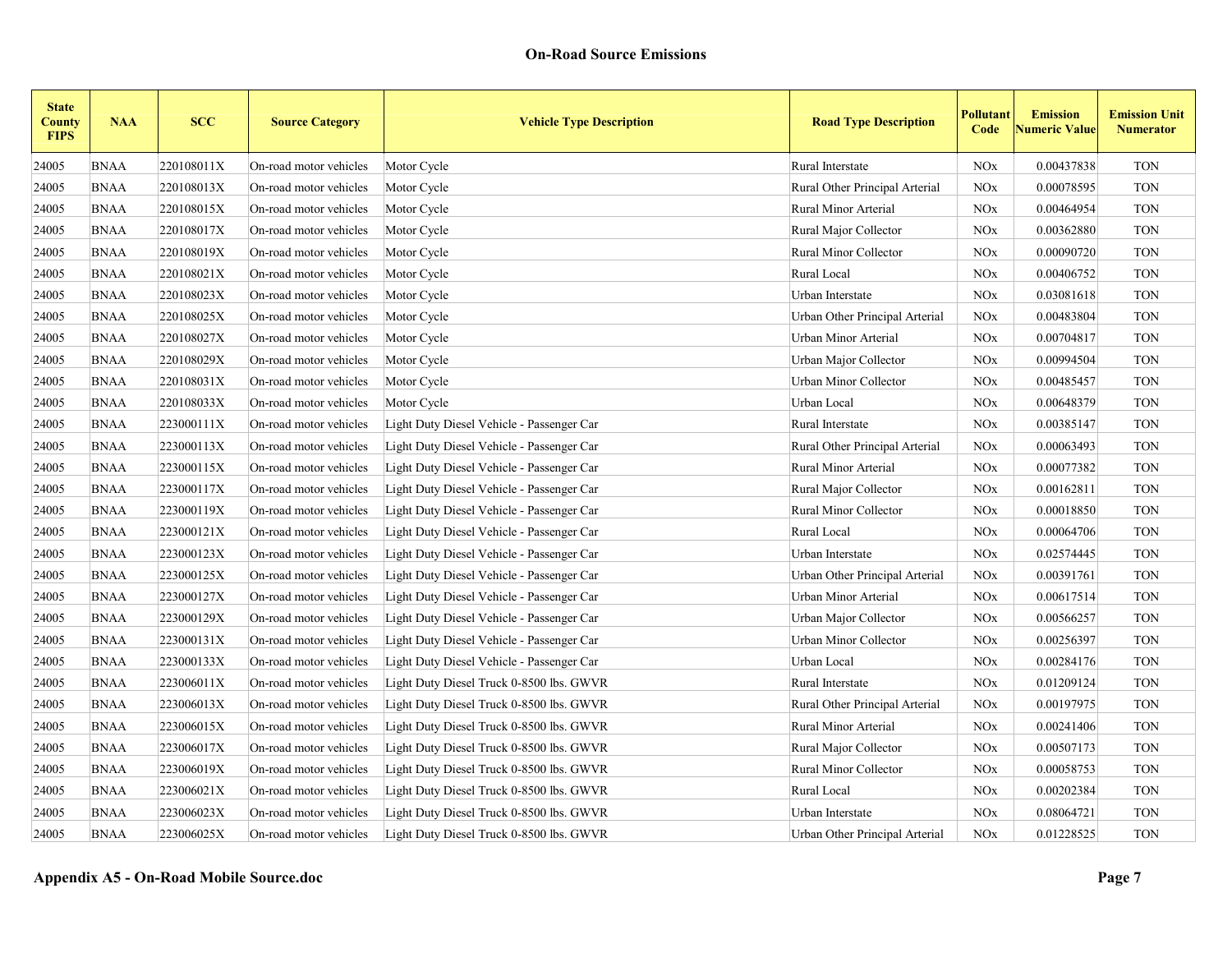## On-Road Source Emissions

| State County FIPS | NAA | SCC | Source Category | Vehicle Type Description | Road Type Description | Pollutant Code | Emission Numeric Value | Emission Unit Numerator |
|---|---|---|---|---|---|---|---|---|
| 24005 | BNAA | 220108011X | On-road motor vehicles | Motor Cycle | Rural Interstate | NOx | 0.00437838 | TON |
| 24005 | BNAA | 220108013X | On-road motor vehicles | Motor Cycle | Rural Other Principal Arterial | NOx | 0.00078595 | TON |
| 24005 | BNAA | 220108015X | On-road motor vehicles | Motor Cycle | Rural Minor Arterial | NOx | 0.00464954 | TON |
| 24005 | BNAA | 220108017X | On-road motor vehicles | Motor Cycle | Rural Major Collector | NOx | 0.00362880 | TON |
| 24005 | BNAA | 220108019X | On-road motor vehicles | Motor Cycle | Rural Minor Collector | NOx | 0.00090720 | TON |
| 24005 | BNAA | 220108021X | On-road motor vehicles | Motor Cycle | Rural Local | NOx | 0.00406752 | TON |
| 24005 | BNAA | 220108023X | On-road motor vehicles | Motor Cycle | Urban Interstate | NOx | 0.03081618 | TON |
| 24005 | BNAA | 220108025X | On-road motor vehicles | Motor Cycle | Urban Other Principal Arterial | NOx | 0.00483804 | TON |
| 24005 | BNAA | 220108027X | On-road motor vehicles | Motor Cycle | Urban Minor Arterial | NOx | 0.00704817 | TON |
| 24005 | BNAA | 220108029X | On-road motor vehicles | Motor Cycle | Urban Major Collector | NOx | 0.00994504 | TON |
| 24005 | BNAA | 220108031X | On-road motor vehicles | Motor Cycle | Urban Minor Collector | NOx | 0.00485457 | TON |
| 24005 | BNAA | 220108033X | On-road motor vehicles | Motor Cycle | Urban Local | NOx | 0.00648379 | TON |
| 24005 | BNAA | 223000111X | On-road motor vehicles | Light Duty Diesel Vehicle - Passenger Car | Rural Interstate | NOx | 0.00385147 | TON |
| 24005 | BNAA | 223000113X | On-road motor vehicles | Light Duty Diesel Vehicle - Passenger Car | Rural Other Principal Arterial | NOx | 0.00063493 | TON |
| 24005 | BNAA | 223000115X | On-road motor vehicles | Light Duty Diesel Vehicle - Passenger Car | Rural Minor Arterial | NOx | 0.00077382 | TON |
| 24005 | BNAA | 223000117X | On-road motor vehicles | Light Duty Diesel Vehicle - Passenger Car | Rural Major Collector | NOx | 0.00162811 | TON |
| 24005 | BNAA | 223000119X | On-road motor vehicles | Light Duty Diesel Vehicle - Passenger Car | Rural Minor Collector | NOx | 0.00018850 | TON |
| 24005 | BNAA | 223000121X | On-road motor vehicles | Light Duty Diesel Vehicle - Passenger Car | Rural Local | NOx | 0.00064706 | TON |
| 24005 | BNAA | 223000123X | On-road motor vehicles | Light Duty Diesel Vehicle - Passenger Car | Urban Interstate | NOx | 0.02574445 | TON |
| 24005 | BNAA | 223000125X | On-road motor vehicles | Light Duty Diesel Vehicle - Passenger Car | Urban Other Principal Arterial | NOx | 0.00391761 | TON |
| 24005 | BNAA | 223000127X | On-road motor vehicles | Light Duty Diesel Vehicle - Passenger Car | Urban Minor Arterial | NOx | 0.00617514 | TON |
| 24005 | BNAA | 223000129X | On-road motor vehicles | Light Duty Diesel Vehicle - Passenger Car | Urban Major Collector | NOx | 0.00566257 | TON |
| 24005 | BNAA | 223000131X | On-road motor vehicles | Light Duty Diesel Vehicle - Passenger Car | Urban Minor Collector | NOx | 0.00256397 | TON |
| 24005 | BNAA | 223000133X | On-road motor vehicles | Light Duty Diesel Vehicle - Passenger Car | Urban Local | NOx | 0.00284176 | TON |
| 24005 | BNAA | 223006011X | On-road motor vehicles | Light Duty Diesel Truck 0-8500 lbs. GWVR | Rural Interstate | NOx | 0.01209124 | TON |
| 24005 | BNAA | 223006013X | On-road motor vehicles | Light Duty Diesel Truck 0-8500 lbs. GWVR | Rural Other Principal Arterial | NOx | 0.00197975 | TON |
| 24005 | BNAA | 223006015X | On-road motor vehicles | Light Duty Diesel Truck 0-8500 lbs. GWVR | Rural Minor Arterial | NOx | 0.00241406 | TON |
| 24005 | BNAA | 223006017X | On-road motor vehicles | Light Duty Diesel Truck 0-8500 lbs. GWVR | Rural Major Collector | NOx | 0.00507173 | TON |
| 24005 | BNAA | 223006019X | On-road motor vehicles | Light Duty Diesel Truck 0-8500 lbs. GWVR | Rural Minor Collector | NOx | 0.00058753 | TON |
| 24005 | BNAA | 223006021X | On-road motor vehicles | Light Duty Diesel Truck 0-8500 lbs. GWVR | Rural Local | NOx | 0.00202384 | TON |
| 24005 | BNAA | 223006023X | On-road motor vehicles | Light Duty Diesel Truck 0-8500 lbs. GWVR | Urban Interstate | NOx | 0.08064721 | TON |
| 24005 | BNAA | 223006025X | On-road motor vehicles | Light Duty Diesel Truck 0-8500 lbs. GWVR | Urban Other Principal Arterial | NOx | 0.01228525 | TON |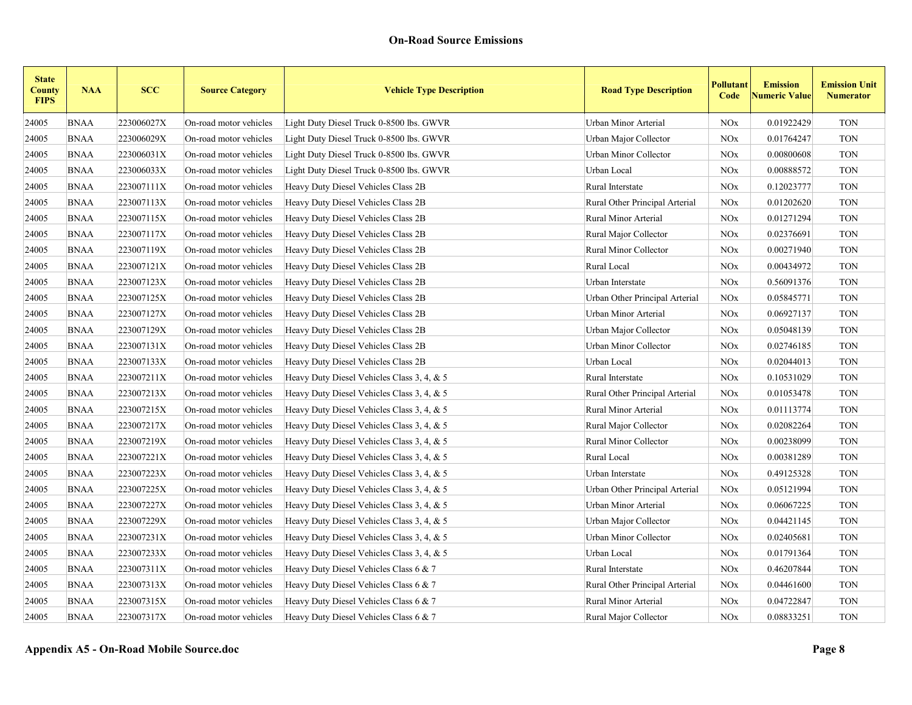## On-Road Source Emissions

| State County FIPS | NAA | SCC | Source Category | Vehicle Type Description | Road Type Description | Pollutant Code | Emission Numeric Value | Emission Unit Numerator |
|---|---|---|---|---|---|---|---|---|
| 24005 | BNAA | 223006027X | On-road motor vehicles | Light Duty Diesel Truck 0-8500 lbs. GWVR | Urban Minor Arterial | NOx | 0.01922429 | TON |
| 24005 | BNAA | 223006029X | On-road motor vehicles | Light Duty Diesel Truck 0-8500 lbs. GWVR | Urban Major Collector | NOx | 0.01764247 | TON |
| 24005 | BNAA | 223006031X | On-road motor vehicles | Light Duty Diesel Truck 0-8500 lbs. GWVR | Urban Minor Collector | NOx | 0.00800608 | TON |
| 24005 | BNAA | 223006033X | On-road motor vehicles | Light Duty Diesel Truck 0-8500 lbs. GWVR | Urban Local | NOx | 0.00888572 | TON |
| 24005 | BNAA | 223007111X | On-road motor vehicles | Heavy Duty Diesel Vehicles Class 2B | Rural Interstate | NOx | 0.12023777 | TON |
| 24005 | BNAA | 223007113X | On-road motor vehicles | Heavy Duty Diesel Vehicles Class 2B | Rural Other Principal Arterial | NOx | 0.01202620 | TON |
| 24005 | BNAA | 223007115X | On-road motor vehicles | Heavy Duty Diesel Vehicles Class 2B | Rural Minor Arterial | NOx | 0.01271294 | TON |
| 24005 | BNAA | 223007117X | On-road motor vehicles | Heavy Duty Diesel Vehicles Class 2B | Rural Major Collector | NOx | 0.02376691 | TON |
| 24005 | BNAA | 223007119X | On-road motor vehicles | Heavy Duty Diesel Vehicles Class 2B | Rural Minor Collector | NOx | 0.00271940 | TON |
| 24005 | BNAA | 223007121X | On-road motor vehicles | Heavy Duty Diesel Vehicles Class 2B | Rural Local | NOx | 0.00434972 | TON |
| 24005 | BNAA | 223007123X | On-road motor vehicles | Heavy Duty Diesel Vehicles Class 2B | Urban Interstate | NOx | 0.56091376 | TON |
| 24005 | BNAA | 223007125X | On-road motor vehicles | Heavy Duty Diesel Vehicles Class 2B | Urban Other Principal Arterial | NOx | 0.05845771 | TON |
| 24005 | BNAA | 223007127X | On-road motor vehicles | Heavy Duty Diesel Vehicles Class 2B | Urban Minor Arterial | NOx | 0.06927137 | TON |
| 24005 | BNAA | 223007129X | On-road motor vehicles | Heavy Duty Diesel Vehicles Class 2B | Urban Major Collector | NOx | 0.05048139 | TON |
| 24005 | BNAA | 223007131X | On-road motor vehicles | Heavy Duty Diesel Vehicles Class 2B | Urban Minor Collector | NOx | 0.02746185 | TON |
| 24005 | BNAA | 223007133X | On-road motor vehicles | Heavy Duty Diesel Vehicles Class 2B | Urban Local | NOx | 0.02044013 | TON |
| 24005 | BNAA | 223007211X | On-road motor vehicles | Heavy Duty Diesel Vehicles Class 3, 4, & 5 | Rural Interstate | NOx | 0.10531029 | TON |
| 24005 | BNAA | 223007213X | On-road motor vehicles | Heavy Duty Diesel Vehicles Class 3, 4, & 5 | Rural Other Principal Arterial | NOx | 0.01053478 | TON |
| 24005 | BNAA | 223007215X | On-road motor vehicles | Heavy Duty Diesel Vehicles Class 3, 4, & 5 | Rural Minor Arterial | NOx | 0.01113774 | TON |
| 24005 | BNAA | 223007217X | On-road motor vehicles | Heavy Duty Diesel Vehicles Class 3, 4, & 5 | Rural Major Collector | NOx | 0.02082264 | TON |
| 24005 | BNAA | 223007219X | On-road motor vehicles | Heavy Duty Diesel Vehicles Class 3, 4, & 5 | Rural Minor Collector | NOx | 0.00238099 | TON |
| 24005 | BNAA | 223007221X | On-road motor vehicles | Heavy Duty Diesel Vehicles Class 3, 4, & 5 | Rural Local | NOx | 0.00381289 | TON |
| 24005 | BNAA | 223007223X | On-road motor vehicles | Heavy Duty Diesel Vehicles Class 3, 4, & 5 | Urban Interstate | NOx | 0.49125328 | TON |
| 24005 | BNAA | 223007225X | On-road motor vehicles | Heavy Duty Diesel Vehicles Class 3, 4, & 5 | Urban Other Principal Arterial | NOx | 0.05121994 | TON |
| 24005 | BNAA | 223007227X | On-road motor vehicles | Heavy Duty Diesel Vehicles Class 3, 4, & 5 | Urban Minor Arterial | NOx | 0.06067225 | TON |
| 24005 | BNAA | 223007229X | On-road motor vehicles | Heavy Duty Diesel Vehicles Class 3, 4, & 5 | Urban Major Collector | NOx | 0.04421145 | TON |
| 24005 | BNAA | 223007231X | On-road motor vehicles | Heavy Duty Diesel Vehicles Class 3, 4, & 5 | Urban Minor Collector | NOx | 0.02405681 | TON |
| 24005 | BNAA | 223007233X | On-road motor vehicles | Heavy Duty Diesel Vehicles Class 3, 4, & 5 | Urban Local | NOx | 0.01791364 | TON |
| 24005 | BNAA | 223007311X | On-road motor vehicles | Heavy Duty Diesel Vehicles Class 6 & 7 | Rural Interstate | NOx | 0.46207844 | TON |
| 24005 | BNAA | 223007313X | On-road motor vehicles | Heavy Duty Diesel Vehicles Class 6 & 7 | Rural Other Principal Arterial | NOx | 0.04461600 | TON |
| 24005 | BNAA | 223007315X | On-road motor vehicles | Heavy Duty Diesel Vehicles Class 6 & 7 | Rural Minor Arterial | NOx | 0.04722847 | TON |
| 24005 | BNAA | 223007317X | On-road motor vehicles | Heavy Duty Diesel Vehicles Class 6 & 7 | Rural Major Collector | NOx | 0.08833251 | TON |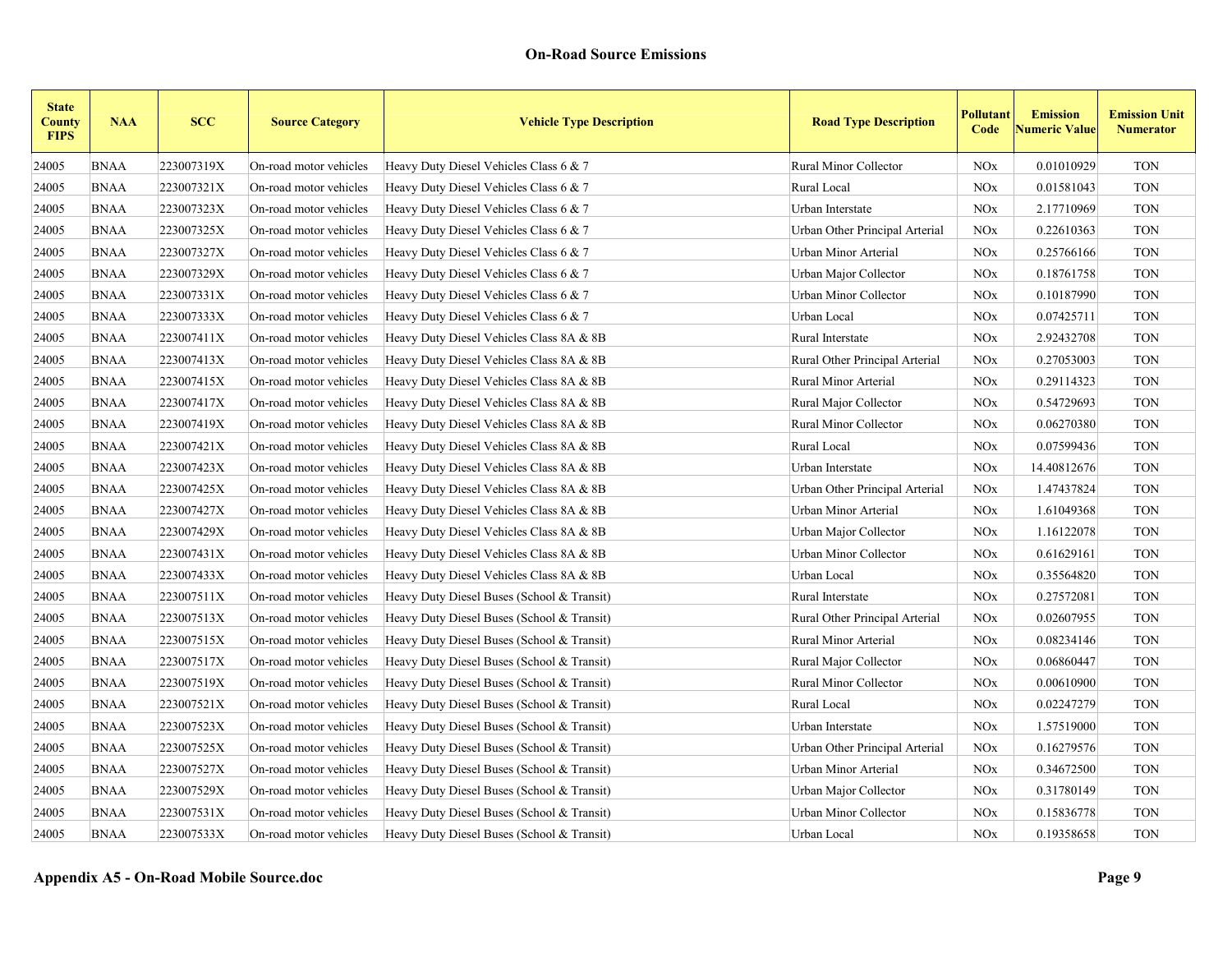## On-Road Source Emissions

| State County FIPS | NAA | SCC | Source Category | Vehicle Type Description | Road Type Description | Pollutant Code | Emission Numeric Value | Emission Unit Numerator |
|---|---|---|---|---|---|---|---|---|
| 24005 | BNAA | 223007319X | On-road motor vehicles | Heavy Duty Diesel Vehicles Class 6 & 7 | Rural Minor Collector | NOx | 0.01010929 | TON |
| 24005 | BNAA | 223007321X | On-road motor vehicles | Heavy Duty Diesel Vehicles Class 6 & 7 | Rural Local | NOx | 0.01581043 | TON |
| 24005 | BNAA | 223007323X | On-road motor vehicles | Heavy Duty Diesel Vehicles Class 6 & 7 | Urban Interstate | NOx | 2.17710969 | TON |
| 24005 | BNAA | 223007325X | On-road motor vehicles | Heavy Duty Diesel Vehicles Class 6 & 7 | Urban Other Principal Arterial | NOx | 0.22610363 | TON |
| 24005 | BNAA | 223007327X | On-road motor vehicles | Heavy Duty Diesel Vehicles Class 6 & 7 | Urban Minor Arterial | NOx | 0.25766166 | TON |
| 24005 | BNAA | 223007329X | On-road motor vehicles | Heavy Duty Diesel Vehicles Class 6 & 7 | Urban Major Collector | NOx | 0.18761758 | TON |
| 24005 | BNAA | 223007331X | On-road motor vehicles | Heavy Duty Diesel Vehicles Class 6 & 7 | Urban Minor Collector | NOx | 0.10187990 | TON |
| 24005 | BNAA | 223007333X | On-road motor vehicles | Heavy Duty Diesel Vehicles Class 6 & 7 | Urban Local | NOx | 0.07425711 | TON |
| 24005 | BNAA | 223007411X | On-road motor vehicles | Heavy Duty Diesel Vehicles Class 8A & 8B | Rural Interstate | NOx | 2.92432708 | TON |
| 24005 | BNAA | 223007413X | On-road motor vehicles | Heavy Duty Diesel Vehicles Class 8A & 8B | Rural Other Principal Arterial | NOx | 0.27053003 | TON |
| 24005 | BNAA | 223007415X | On-road motor vehicles | Heavy Duty Diesel Vehicles Class 8A & 8B | Rural Minor Arterial | NOx | 0.29114323 | TON |
| 24005 | BNAA | 223007417X | On-road motor vehicles | Heavy Duty Diesel Vehicles Class 8A & 8B | Rural Major Collector | NOx | 0.54729693 | TON |
| 24005 | BNAA | 223007419X | On-road motor vehicles | Heavy Duty Diesel Vehicles Class 8A & 8B | Rural Minor Collector | NOx | 0.06270380 | TON |
| 24005 | BNAA | 223007421X | On-road motor vehicles | Heavy Duty Diesel Vehicles Class 8A & 8B | Rural Local | NOx | 0.07599436 | TON |
| 24005 | BNAA | 223007423X | On-road motor vehicles | Heavy Duty Diesel Vehicles Class 8A & 8B | Urban Interstate | NOx | 14.40812676 | TON |
| 24005 | BNAA | 223007425X | On-road motor vehicles | Heavy Duty Diesel Vehicles Class 8A & 8B | Urban Other Principal Arterial | NOx | 1.47437824 | TON |
| 24005 | BNAA | 223007427X | On-road motor vehicles | Heavy Duty Diesel Vehicles Class 8A & 8B | Urban Minor Arterial | NOx | 1.61049368 | TON |
| 24005 | BNAA | 223007429X | On-road motor vehicles | Heavy Duty Diesel Vehicles Class 8A & 8B | Urban Major Collector | NOx | 1.16122078 | TON |
| 24005 | BNAA | 223007431X | On-road motor vehicles | Heavy Duty Diesel Vehicles Class 8A & 8B | Urban Minor Collector | NOx | 0.61629161 | TON |
| 24005 | BNAA | 223007433X | On-road motor vehicles | Heavy Duty Diesel Vehicles Class 8A & 8B | Urban Local | NOx | 0.35564820 | TON |
| 24005 | BNAA | 223007511X | On-road motor vehicles | Heavy Duty Diesel Buses (School & Transit) | Rural Interstate | NOx | 0.27572081 | TON |
| 24005 | BNAA | 223007513X | On-road motor vehicles | Heavy Duty Diesel Buses (School & Transit) | Rural Other Principal Arterial | NOx | 0.02607955 | TON |
| 24005 | BNAA | 223007515X | On-road motor vehicles | Heavy Duty Diesel Buses (School & Transit) | Rural Minor Arterial | NOx | 0.08234146 | TON |
| 24005 | BNAA | 223007517X | On-road motor vehicles | Heavy Duty Diesel Buses (School & Transit) | Rural Major Collector | NOx | 0.06860447 | TON |
| 24005 | BNAA | 223007519X | On-road motor vehicles | Heavy Duty Diesel Buses (School & Transit) | Rural Minor Collector | NOx | 0.00610900 | TON |
| 24005 | BNAA | 223007521X | On-road motor vehicles | Heavy Duty Diesel Buses (School & Transit) | Rural Local | NOx | 0.02247279 | TON |
| 24005 | BNAA | 223007523X | On-road motor vehicles | Heavy Duty Diesel Buses (School & Transit) | Urban Interstate | NOx | 1.57519000 | TON |
| 24005 | BNAA | 223007525X | On-road motor vehicles | Heavy Duty Diesel Buses (School & Transit) | Urban Other Principal Arterial | NOx | 0.16279576 | TON |
| 24005 | BNAA | 223007527X | On-road motor vehicles | Heavy Duty Diesel Buses (School & Transit) | Urban Minor Arterial | NOx | 0.34672500 | TON |
| 24005 | BNAA | 223007529X | On-road motor vehicles | Heavy Duty Diesel Buses (School & Transit) | Urban Major Collector | NOx | 0.31780149 | TON |
| 24005 | BNAA | 223007531X | On-road motor vehicles | Heavy Duty Diesel Buses (School & Transit) | Urban Minor Collector | NOx | 0.15836778 | TON |
| 24005 | BNAA | 223007533X | On-road motor vehicles | Heavy Duty Diesel Buses (School & Transit) | Urban Local | NOx | 0.19358658 | TON |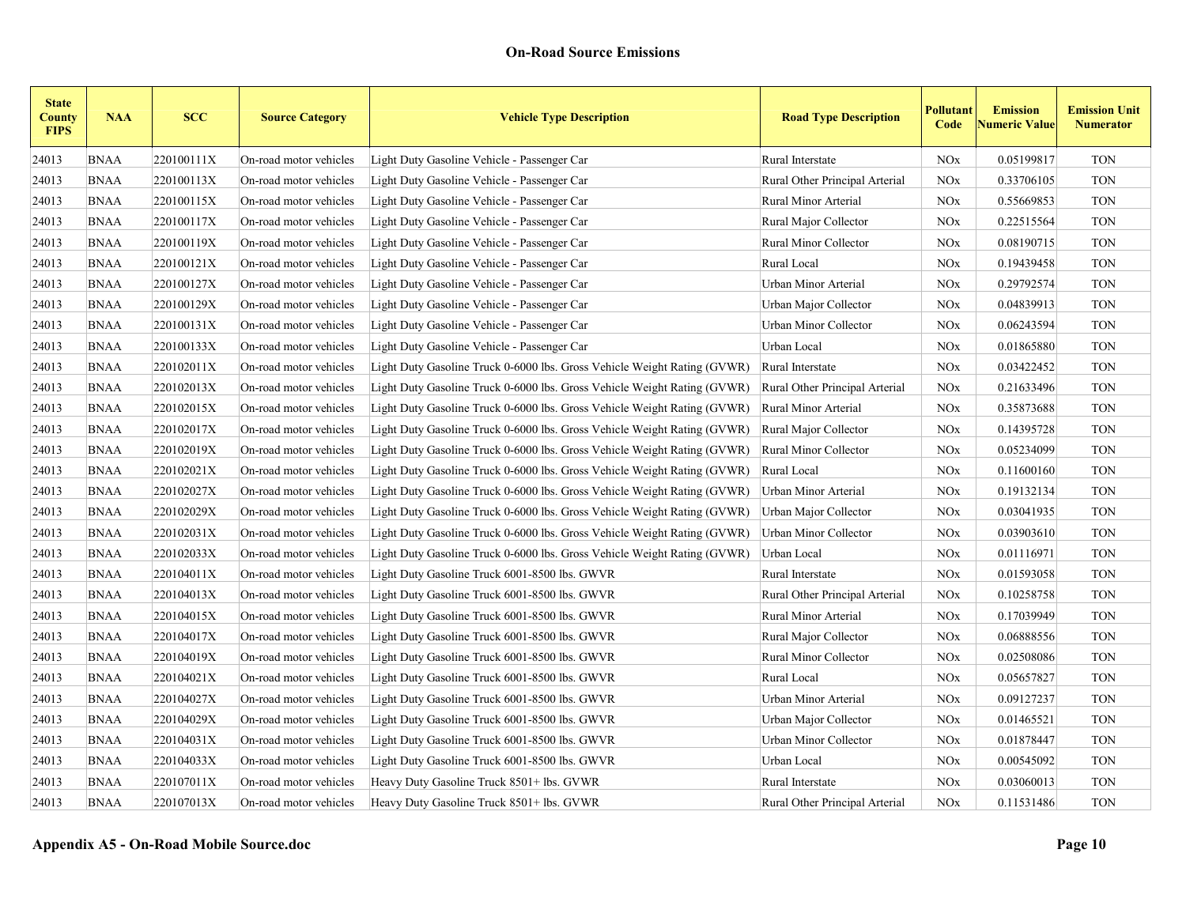## On-Road Source Emissions

| State County FIPS | NAA | SCC | Source Category | Vehicle Type Description | Road Type Description | Pollutant Code | Emission Numeric Value | Emission Unit Numerator |
|---|---|---|---|---|---|---|---|---|
| 24013 | BNAA | 220100111X | On-road motor vehicles | Light Duty Gasoline Vehicle - Passenger Car | Rural Interstate | NOx | 0.05199817 | TON |
| 24013 | BNAA | 220100113X | On-road motor vehicles | Light Duty Gasoline Vehicle - Passenger Car | Rural Other Principal Arterial | NOx | 0.33706105 | TON |
| 24013 | BNAA | 220100115X | On-road motor vehicles | Light Duty Gasoline Vehicle - Passenger Car | Rural Minor Arterial | NOx | 0.55669853 | TON |
| 24013 | BNAA | 220100117X | On-road motor vehicles | Light Duty Gasoline Vehicle - Passenger Car | Rural Major Collector | NOx | 0.22515564 | TON |
| 24013 | BNAA | 220100119X | On-road motor vehicles | Light Duty Gasoline Vehicle - Passenger Car | Rural Minor Collector | NOx | 0.08190715 | TON |
| 24013 | BNAA | 220100121X | On-road motor vehicles | Light Duty Gasoline Vehicle - Passenger Car | Rural Local | NOx | 0.19439458 | TON |
| 24013 | BNAA | 220100127X | On-road motor vehicles | Light Duty Gasoline Vehicle - Passenger Car | Urban Minor Arterial | NOx | 0.29792574 | TON |
| 24013 | BNAA | 220100129X | On-road motor vehicles | Light Duty Gasoline Vehicle - Passenger Car | Urban Major Collector | NOx | 0.04839913 | TON |
| 24013 | BNAA | 220100131X | On-road motor vehicles | Light Duty Gasoline Vehicle - Passenger Car | Urban Minor Collector | NOx | 0.06243594 | TON |
| 24013 | BNAA | 220100133X | On-road motor vehicles | Light Duty Gasoline Vehicle - Passenger Car | Urban Local | NOx | 0.01865880 | TON |
| 24013 | BNAA | 220102011X | On-road motor vehicles | Light Duty Gasoline Truck 0-6000 lbs. Gross Vehicle Weight Rating (GVWR) | Rural Interstate | NOx | 0.03422452 | TON |
| 24013 | BNAA | 220102013X | On-road motor vehicles | Light Duty Gasoline Truck 0-6000 lbs. Gross Vehicle Weight Rating (GVWR) | Rural Other Principal Arterial | NOx | 0.21633496 | TON |
| 24013 | BNAA | 220102015X | On-road motor vehicles | Light Duty Gasoline Truck 0-6000 lbs. Gross Vehicle Weight Rating (GVWR) | Rural Minor Arterial | NOx | 0.35873688 | TON |
| 24013 | BNAA | 220102017X | On-road motor vehicles | Light Duty Gasoline Truck 0-6000 lbs. Gross Vehicle Weight Rating (GVWR) | Rural Major Collector | NOx | 0.14395728 | TON |
| 24013 | BNAA | 220102019X | On-road motor vehicles | Light Duty Gasoline Truck 0-6000 lbs. Gross Vehicle Weight Rating (GVWR) | Rural Minor Collector | NOx | 0.05234099 | TON |
| 24013 | BNAA | 220102021X | On-road motor vehicles | Light Duty Gasoline Truck 0-6000 lbs. Gross Vehicle Weight Rating (GVWR) | Rural Local | NOx | 0.11600160 | TON |
| 24013 | BNAA | 220102027X | On-road motor vehicles | Light Duty Gasoline Truck 0-6000 lbs. Gross Vehicle Weight Rating (GVWR) | Urban Minor Arterial | NOx | 0.19132134 | TON |
| 24013 | BNAA | 220102029X | On-road motor vehicles | Light Duty Gasoline Truck 0-6000 lbs. Gross Vehicle Weight Rating (GVWR) | Urban Major Collector | NOx | 0.03041935 | TON |
| 24013 | BNAA | 220102031X | On-road motor vehicles | Light Duty Gasoline Truck 0-6000 lbs. Gross Vehicle Weight Rating (GVWR) | Urban Minor Collector | NOx | 0.03903610 | TON |
| 24013 | BNAA | 220102033X | On-road motor vehicles | Light Duty Gasoline Truck 0-6000 lbs. Gross Vehicle Weight Rating (GVWR) | Urban Local | NOx | 0.01116971 | TON |
| 24013 | BNAA | 220104011X | On-road motor vehicles | Light Duty Gasoline Truck 6001-8500 lbs. GWVR | Rural Interstate | NOx | 0.01593058 | TON |
| 24013 | BNAA | 220104013X | On-road motor vehicles | Light Duty Gasoline Truck 6001-8500 lbs. GWVR | Rural Other Principal Arterial | NOx | 0.10258758 | TON |
| 24013 | BNAA | 220104015X | On-road motor vehicles | Light Duty Gasoline Truck 6001-8500 lbs. GWVR | Rural Minor Arterial | NOx | 0.17039949 | TON |
| 24013 | BNAA | 220104017X | On-road motor vehicles | Light Duty Gasoline Truck 6001-8500 lbs. GWVR | Rural Major Collector | NOx | 0.06888556 | TON |
| 24013 | BNAA | 220104019X | On-road motor vehicles | Light Duty Gasoline Truck 6001-8500 lbs. GWVR | Rural Minor Collector | NOx | 0.02508086 | TON |
| 24013 | BNAA | 220104021X | On-road motor vehicles | Light Duty Gasoline Truck 6001-8500 lbs. GWVR | Rural Local | NOx | 0.05657827 | TON |
| 24013 | BNAA | 220104027X | On-road motor vehicles | Light Duty Gasoline Truck 6001-8500 lbs. GWVR | Urban Minor Arterial | NOx | 0.09127237 | TON |
| 24013 | BNAA | 220104029X | On-road motor vehicles | Light Duty Gasoline Truck 6001-8500 lbs. GWVR | Urban Major Collector | NOx | 0.01465521 | TON |
| 24013 | BNAA | 220104031X | On-road motor vehicles | Light Duty Gasoline Truck 6001-8500 lbs. GWVR | Urban Minor Collector | NOx | 0.01878447 | TON |
| 24013 | BNAA | 220104033X | On-road motor vehicles | Light Duty Gasoline Truck 6001-8500 lbs. GWVR | Urban Local | NOx | 0.00545092 | TON |
| 24013 | BNAA | 220107011X | On-road motor vehicles | Heavy Duty Gasoline Truck 8501+ lbs. GVWR | Rural Interstate | NOx | 0.03060013 | TON |
| 24013 | BNAA | 220107013X | On-road motor vehicles | Heavy Duty Gasoline Truck 8501+ lbs. GVWR | Rural Other Principal Arterial | NOx | 0.11531486 | TON |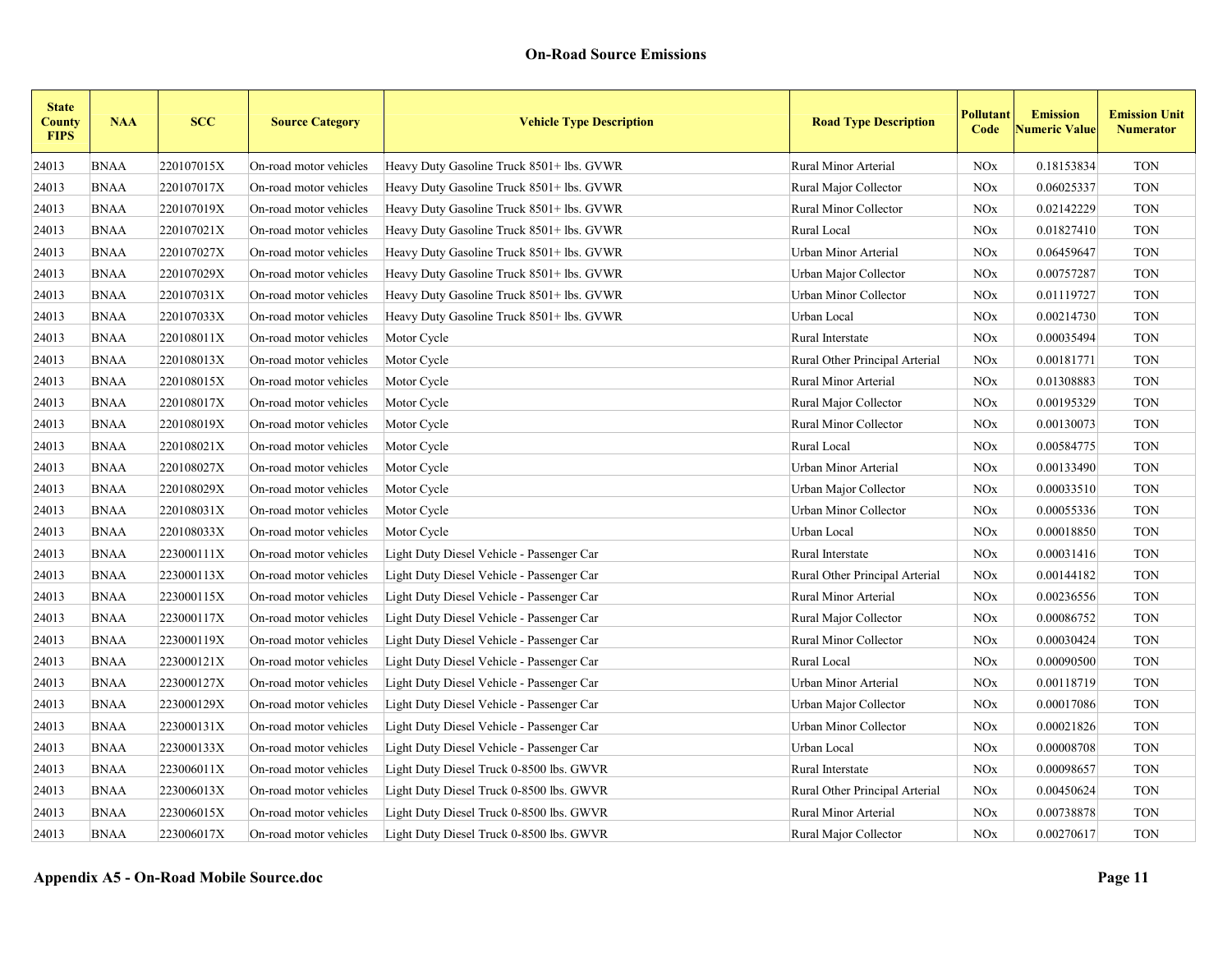## On-Road Source Emissions

| State County FIPS | NAA | SCC | Source Category | Vehicle Type Description | Road Type Description | Pollutant Code | Emission Numeric Value | Emission Unit Numerator |
|---|---|---|---|---|---|---|---|---|
| 24013 | BNAA | 220107015X | On-road motor vehicles | Heavy Duty Gasoline Truck 8501+ lbs. GVWR | Rural Minor Arterial | NOx | 0.18153834 | TON |
| 24013 | BNAA | 220107017X | On-road motor vehicles | Heavy Duty Gasoline Truck 8501+ lbs. GVWR | Rural Major Collector | NOx | 0.06025337 | TON |
| 24013 | BNAA | 220107019X | On-road motor vehicles | Heavy Duty Gasoline Truck 8501+ lbs. GVWR | Rural Minor Collector | NOx | 0.02142229 | TON |
| 24013 | BNAA | 220107021X | On-road motor vehicles | Heavy Duty Gasoline Truck 8501+ lbs. GVWR | Rural Local | NOx | 0.01827410 | TON |
| 24013 | BNAA | 220107027X | On-road motor vehicles | Heavy Duty Gasoline Truck 8501+ lbs. GVWR | Urban Minor Arterial | NOx | 0.06459647 | TON |
| 24013 | BNAA | 220107029X | On-road motor vehicles | Heavy Duty Gasoline Truck 8501+ lbs. GVWR | Urban Major Collector | NOx | 0.00757287 | TON |
| 24013 | BNAA | 220107031X | On-road motor vehicles | Heavy Duty Gasoline Truck 8501+ lbs. GVWR | Urban Minor Collector | NOx | 0.01119727 | TON |
| 24013 | BNAA | 220107033X | On-road motor vehicles | Heavy Duty Gasoline Truck 8501+ lbs. GVWR | Urban Local | NOx | 0.00214730 | TON |
| 24013 | BNAA | 220108011X | On-road motor vehicles | Motor Cycle | Rural Interstate | NOx | 0.00035494 | TON |
| 24013 | BNAA | 220108013X | On-road motor vehicles | Motor Cycle | Rural Other Principal Arterial | NOx | 0.00181771 | TON |
| 24013 | BNAA | 220108015X | On-road motor vehicles | Motor Cycle | Rural Minor Arterial | NOx | 0.01308883 | TON |
| 24013 | BNAA | 220108017X | On-road motor vehicles | Motor Cycle | Rural Major Collector | NOx | 0.00195329 | TON |
| 24013 | BNAA | 220108019X | On-road motor vehicles | Motor Cycle | Rural Minor Collector | NOx | 0.00130073 | TON |
| 24013 | BNAA | 220108021X | On-road motor vehicles | Motor Cycle | Rural Local | NOx | 0.00584775 | TON |
| 24013 | BNAA | 220108027X | On-road motor vehicles | Motor Cycle | Urban Minor Arterial | NOx | 0.00133490 | TON |
| 24013 | BNAA | 220108029X | On-road motor vehicles | Motor Cycle | Urban Major Collector | NOx | 0.00033510 | TON |
| 24013 | BNAA | 220108031X | On-road motor vehicles | Motor Cycle | Urban Minor Collector | NOx | 0.00055336 | TON |
| 24013 | BNAA | 220108033X | On-road motor vehicles | Motor Cycle | Urban Local | NOx | 0.00018850 | TON |
| 24013 | BNAA | 223000111X | On-road motor vehicles | Light Duty Diesel Vehicle - Passenger Car | Rural Interstate | NOx | 0.00031416 | TON |
| 24013 | BNAA | 223000113X | On-road motor vehicles | Light Duty Diesel Vehicle - Passenger Car | Rural Other Principal Arterial | NOx | 0.00144182 | TON |
| 24013 | BNAA | 223000115X | On-road motor vehicles | Light Duty Diesel Vehicle - Passenger Car | Rural Minor Arterial | NOx | 0.00236556 | TON |
| 24013 | BNAA | 223000117X | On-road motor vehicles | Light Duty Diesel Vehicle - Passenger Car | Rural Major Collector | NOx | 0.00086752 | TON |
| 24013 | BNAA | 223000119X | On-road motor vehicles | Light Duty Diesel Vehicle - Passenger Car | Rural Minor Collector | NOx | 0.00030424 | TON |
| 24013 | BNAA | 223000121X | On-road motor vehicles | Light Duty Diesel Vehicle - Passenger Car | Rural Local | NOx | 0.00090500 | TON |
| 24013 | BNAA | 223000127X | On-road motor vehicles | Light Duty Diesel Vehicle - Passenger Car | Urban Minor Arterial | NOx | 0.00118719 | TON |
| 24013 | BNAA | 223000129X | On-road motor vehicles | Light Duty Diesel Vehicle - Passenger Car | Urban Major Collector | NOx | 0.00017086 | TON |
| 24013 | BNAA | 223000131X | On-road motor vehicles | Light Duty Diesel Vehicle - Passenger Car | Urban Minor Collector | NOx | 0.00021826 | TON |
| 24013 | BNAA | 223000133X | On-road motor vehicles | Light Duty Diesel Vehicle - Passenger Car | Urban Local | NOx | 0.00008708 | TON |
| 24013 | BNAA | 223006011X | On-road motor vehicles | Light Duty Diesel Truck 0-8500 lbs. GWVR | Rural Interstate | NOx | 0.00098657 | TON |
| 24013 | BNAA | 223006013X | On-road motor vehicles | Light Duty Diesel Truck 0-8500 lbs. GWVR | Rural Other Principal Arterial | NOx | 0.00450624 | TON |
| 24013 | BNAA | 223006015X | On-road motor vehicles | Light Duty Diesel Truck 0-8500 lbs. GWVR | Rural Minor Arterial | NOx | 0.00738878 | TON |
| 24013 | BNAA | 223006017X | On-road motor vehicles | Light Duty Diesel Truck 0-8500 lbs. GWVR | Rural Major Collector | NOx | 0.00270617 | TON |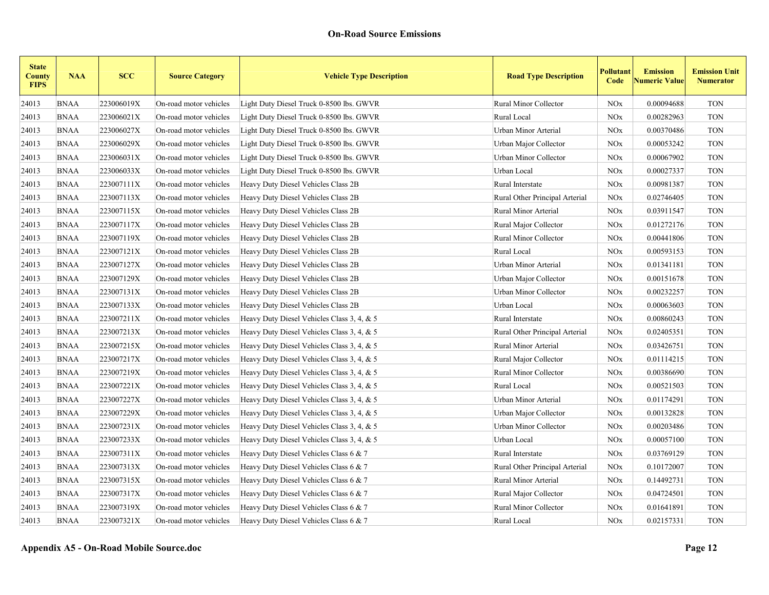## On-Road Source Emissions

| State County FIPS | NAA | SCC | Source Category | Vehicle Type Description | Road Type Description | Pollutant Code | Emission Numeric Value | Emission Unit Numerator |
|---|---|---|---|---|---|---|---|---|
| 24013 | BNAA | 223006019X | On-road motor vehicles | Light Duty Diesel Truck 0-8500 lbs. GWVR | Rural Minor Collector | NOx | 0.00094688 | TON |
| 24013 | BNAA | 223006021X | On-road motor vehicles | Light Duty Diesel Truck 0-8500 lbs. GWVR | Rural Local | NOx | 0.00282963 | TON |
| 24013 | BNAA | 223006027X | On-road motor vehicles | Light Duty Diesel Truck 0-8500 lbs. GWVR | Urban Minor Arterial | NOx | 0.00370486 | TON |
| 24013 | BNAA | 223006029X | On-road motor vehicles | Light Duty Diesel Truck 0-8500 lbs. GWVR | Urban Major Collector | NOx | 0.00053242 | TON |
| 24013 | BNAA | 223006031X | On-road motor vehicles | Light Duty Diesel Truck 0-8500 lbs. GWVR | Urban Minor Collector | NOx | 0.00067902 | TON |
| 24013 | BNAA | 223006033X | On-road motor vehicles | Light Duty Diesel Truck 0-8500 lbs. GWVR | Urban Local | NOx | 0.00027337 | TON |
| 24013 | BNAA | 223007111X | On-road motor vehicles | Heavy Duty Diesel Vehicles Class 2B | Rural Interstate | NOx | 0.00981387 | TON |
| 24013 | BNAA | 223007113X | On-road motor vehicles | Heavy Duty Diesel Vehicles Class 2B | Rural Other Principal Arterial | NOx | 0.02746405 | TON |
| 24013 | BNAA | 223007115X | On-road motor vehicles | Heavy Duty Diesel Vehicles Class 2B | Rural Minor Arterial | NOx | 0.03911547 | TON |
| 24013 | BNAA | 223007117X | On-road motor vehicles | Heavy Duty Diesel Vehicles Class 2B | Rural Major Collector | NOx | 0.01272176 | TON |
| 24013 | BNAA | 223007119X | On-road motor vehicles | Heavy Duty Diesel Vehicles Class 2B | Rural Minor Collector | NOx | 0.00441806 | TON |
| 24013 | BNAA | 223007121X | On-road motor vehicles | Heavy Duty Diesel Vehicles Class 2B | Rural Local | NOx | 0.00593153 | TON |
| 24013 | BNAA | 223007127X | On-road motor vehicles | Heavy Duty Diesel Vehicles Class 2B | Urban Minor Arterial | NOx | 0.01341181 | TON |
| 24013 | BNAA | 223007129X | On-road motor vehicles | Heavy Duty Diesel Vehicles Class 2B | Urban Major Collector | NOx | 0.00151678 | TON |
| 24013 | BNAA | 223007131X | On-road motor vehicles | Heavy Duty Diesel Vehicles Class 2B | Urban Minor Collector | NOx | 0.00232257 | TON |
| 24013 | BNAA | 223007133X | On-road motor vehicles | Heavy Duty Diesel Vehicles Class 2B | Urban Local | NOx | 0.00063603 | TON |
| 24013 | BNAA | 223007211X | On-road motor vehicles | Heavy Duty Diesel Vehicles Class 3, 4, & 5 | Rural Interstate | NOx | 0.00860243 | TON |
| 24013 | BNAA | 223007213X | On-road motor vehicles | Heavy Duty Diesel Vehicles Class 3, 4, & 5 | Rural Other Principal Arterial | NOx | 0.02405351 | TON |
| 24013 | BNAA | 223007215X | On-road motor vehicles | Heavy Duty Diesel Vehicles Class 3, 4, & 5 | Rural Minor Arterial | NOx | 0.03426751 | TON |
| 24013 | BNAA | 223007217X | On-road motor vehicles | Heavy Duty Diesel Vehicles Class 3, 4, & 5 | Rural Major Collector | NOx | 0.01114215 | TON |
| 24013 | BNAA | 223007219X | On-road motor vehicles | Heavy Duty Diesel Vehicles Class 3, 4, & 5 | Rural Minor Collector | NOx | 0.00386690 | TON |
| 24013 | BNAA | 223007221X | On-road motor vehicles | Heavy Duty Diesel Vehicles Class 3, 4, & 5 | Rural Local | NOx | 0.00521503 | TON |
| 24013 | BNAA | 223007227X | On-road motor vehicles | Heavy Duty Diesel Vehicles Class 3, 4, & 5 | Urban Minor Arterial | NOx | 0.01174291 | TON |
| 24013 | BNAA | 223007229X | On-road motor vehicles | Heavy Duty Diesel Vehicles Class 3, 4, & 5 | Urban Major Collector | NOx | 0.00132828 | TON |
| 24013 | BNAA | 223007231X | On-road motor vehicles | Heavy Duty Diesel Vehicles Class 3, 4, & 5 | Urban Minor Collector | NOx | 0.00203486 | TON |
| 24013 | BNAA | 223007233X | On-road motor vehicles | Heavy Duty Diesel Vehicles Class 3, 4, & 5 | Urban Local | NOx | 0.00057100 | TON |
| 24013 | BNAA | 223007311X | On-road motor vehicles | Heavy Duty Diesel Vehicles Class 6 & 7 | Rural Interstate | NOx | 0.03769129 | TON |
| 24013 | BNAA | 223007313X | On-road motor vehicles | Heavy Duty Diesel Vehicles Class 6 & 7 | Rural Other Principal Arterial | NOx | 0.10172007 | TON |
| 24013 | BNAA | 223007315X | On-road motor vehicles | Heavy Duty Diesel Vehicles Class 6 & 7 | Rural Minor Arterial | NOx | 0.14492731 | TON |
| 24013 | BNAA | 223007317X | On-road motor vehicles | Heavy Duty Diesel Vehicles Class 6 & 7 | Rural Major Collector | NOx | 0.04724501 | TON |
| 24013 | BNAA | 223007319X | On-road motor vehicles | Heavy Duty Diesel Vehicles Class 6 & 7 | Rural Minor Collector | NOx | 0.01641891 | TON |
| 24013 | BNAA | 223007321X | On-road motor vehicles | Heavy Duty Diesel Vehicles Class 6 & 7 | Rural Local | NOx | 0.02157331 | TON |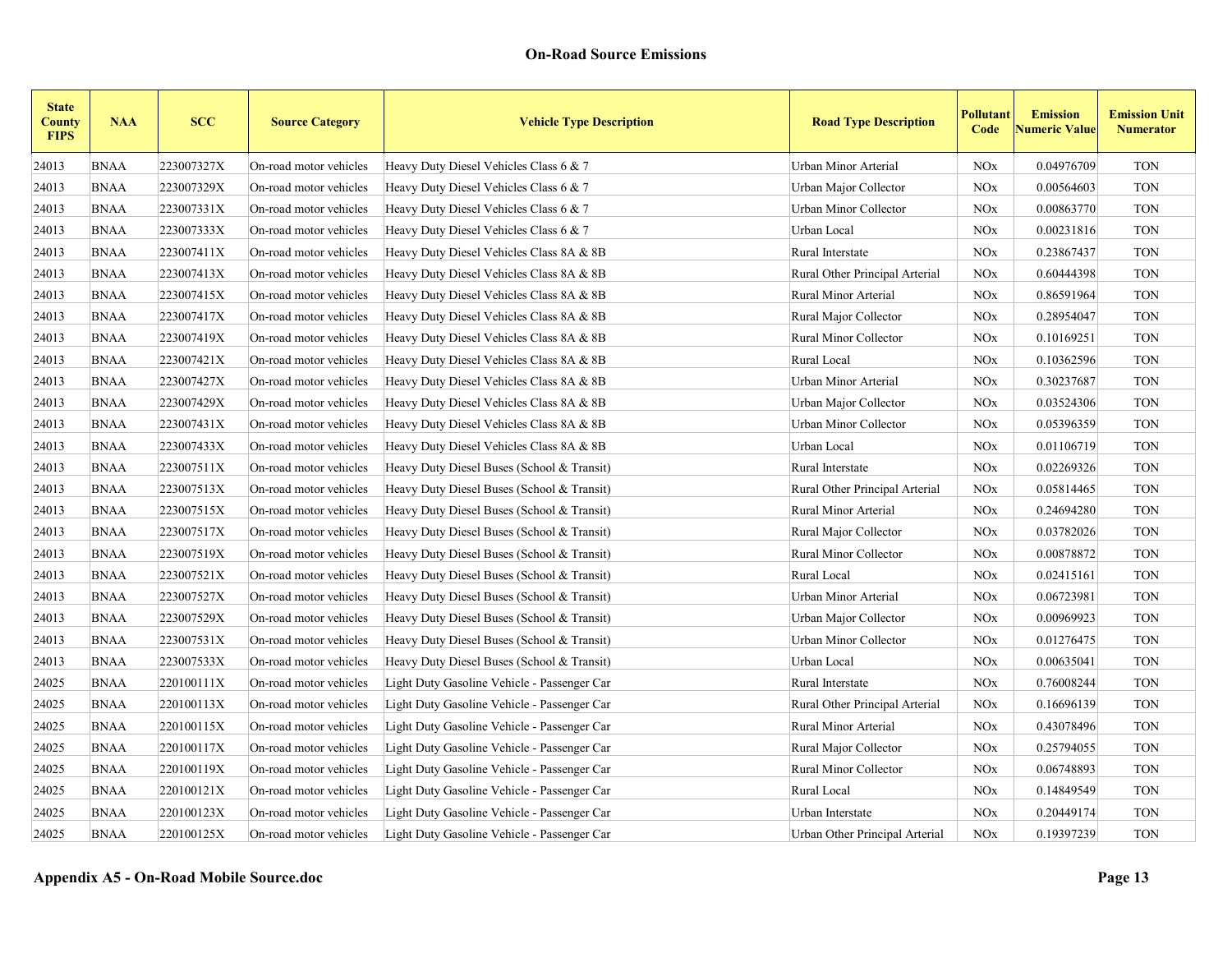## On-Road Source Emissions

| State County FIPS | NAA | SCC | Source Category | Vehicle Type Description | Road Type Description | Pollutant Code | Emission Numeric Value | Emission Unit Numerator |
|---|---|---|---|---|---|---|---|---|
| 24013 | BNAA | 223007327X | On-road motor vehicles | Heavy Duty Diesel Vehicles Class 6 & 7 | Urban Minor Arterial | NOx | 0.04976709 | TON |
| 24013 | BNAA | 223007329X | On-road motor vehicles | Heavy Duty Diesel Vehicles Class 6 & 7 | Urban Major Collector | NOx | 0.00564603 | TON |
| 24013 | BNAA | 223007331X | On-road motor vehicles | Heavy Duty Diesel Vehicles Class 6 & 7 | Urban Minor Collector | NOx | 0.00863770 | TON |
| 24013 | BNAA | 223007333X | On-road motor vehicles | Heavy Duty Diesel Vehicles Class 6 & 7 | Urban Local | NOx | 0.00231816 | TON |
| 24013 | BNAA | 223007411X | On-road motor vehicles | Heavy Duty Diesel Vehicles Class 8A & 8B | Rural Interstate | NOx | 0.23867437 | TON |
| 24013 | BNAA | 223007413X | On-road motor vehicles | Heavy Duty Diesel Vehicles Class 8A & 8B | Rural Other Principal Arterial | NOx | 0.60444398 | TON |
| 24013 | BNAA | 223007415X | On-road motor vehicles | Heavy Duty Diesel Vehicles Class 8A & 8B | Rural Minor Arterial | NOx | 0.86591964 | TON |
| 24013 | BNAA | 223007417X | On-road motor vehicles | Heavy Duty Diesel Vehicles Class 8A & 8B | Rural Major Collector | NOx | 0.28954047 | TON |
| 24013 | BNAA | 223007419X | On-road motor vehicles | Heavy Duty Diesel Vehicles Class 8A & 8B | Rural Minor Collector | NOx | 0.10169251 | TON |
| 24013 | BNAA | 223007421X | On-road motor vehicles | Heavy Duty Diesel Vehicles Class 8A & 8B | Rural Local | NOx | 0.10362596 | TON |
| 24013 | BNAA | 223007427X | On-road motor vehicles | Heavy Duty Diesel Vehicles Class 8A & 8B | Urban Minor Arterial | NOx | 0.30237687 | TON |
| 24013 | BNAA | 223007429X | On-road motor vehicles | Heavy Duty Diesel Vehicles Class 8A & 8B | Urban Major Collector | NOx | 0.03524306 | TON |
| 24013 | BNAA | 223007431X | On-road motor vehicles | Heavy Duty Diesel Vehicles Class 8A & 8B | Urban Minor Collector | NOx | 0.05396359 | TON |
| 24013 | BNAA | 223007433X | On-road motor vehicles | Heavy Duty Diesel Vehicles Class 8A & 8B | Urban Local | NOx | 0.01106719 | TON |
| 24013 | BNAA | 223007511X | On-road motor vehicles | Heavy Duty Diesel Buses (School & Transit) | Rural Interstate | NOx | 0.02269326 | TON |
| 24013 | BNAA | 223007513X | On-road motor vehicles | Heavy Duty Diesel Buses (School & Transit) | Rural Other Principal Arterial | NOx | 0.05814465 | TON |
| 24013 | BNAA | 223007515X | On-road motor vehicles | Heavy Duty Diesel Buses (School & Transit) | Rural Minor Arterial | NOx | 0.24694280 | TON |
| 24013 | BNAA | 223007517X | On-road motor vehicles | Heavy Duty Diesel Buses (School & Transit) | Rural Major Collector | NOx | 0.03782026 | TON |
| 24013 | BNAA | 223007519X | On-road motor vehicles | Heavy Duty Diesel Buses (School & Transit) | Rural Minor Collector | NOx | 0.00878872 | TON |
| 24013 | BNAA | 223007521X | On-road motor vehicles | Heavy Duty Diesel Buses (School & Transit) | Rural Local | NOx | 0.02415161 | TON |
| 24013 | BNAA | 223007527X | On-road motor vehicles | Heavy Duty Diesel Buses (School & Transit) | Urban Minor Arterial | NOx | 0.06723981 | TON |
| 24013 | BNAA | 223007529X | On-road motor vehicles | Heavy Duty Diesel Buses (School & Transit) | Urban Major Collector | NOx | 0.00969923 | TON |
| 24013 | BNAA | 223007531X | On-road motor vehicles | Heavy Duty Diesel Buses (School & Transit) | Urban Minor Collector | NOx | 0.01276475 | TON |
| 24013 | BNAA | 223007533X | On-road motor vehicles | Heavy Duty Diesel Buses (School & Transit) | Urban Local | NOx | 0.00635041 | TON |
| 24025 | BNAA | 220100111X | On-road motor vehicles | Light Duty Gasoline Vehicle - Passenger Car | Rural Interstate | NOx | 0.76008244 | TON |
| 24025 | BNAA | 220100113X | On-road motor vehicles | Light Duty Gasoline Vehicle - Passenger Car | Rural Other Principal Arterial | NOx | 0.16696139 | TON |
| 24025 | BNAA | 220100115X | On-road motor vehicles | Light Duty Gasoline Vehicle - Passenger Car | Rural Minor Arterial | NOx | 0.43078496 | TON |
| 24025 | BNAA | 220100117X | On-road motor vehicles | Light Duty Gasoline Vehicle - Passenger Car | Rural Major Collector | NOx | 0.25794055 | TON |
| 24025 | BNAA | 220100119X | On-road motor vehicles | Light Duty Gasoline Vehicle - Passenger Car | Rural Minor Collector | NOx | 0.06748893 | TON |
| 24025 | BNAA | 220100121X | On-road motor vehicles | Light Duty Gasoline Vehicle - Passenger Car | Rural Local | NOx | 0.14849549 | TON |
| 24025 | BNAA | 220100123X | On-road motor vehicles | Light Duty Gasoline Vehicle - Passenger Car | Urban Interstate | NOx | 0.20449174 | TON |
| 24025 | BNAA | 220100125X | On-road motor vehicles | Light Duty Gasoline Vehicle - Passenger Car | Urban Other Principal Arterial | NOx | 0.19397239 | TON |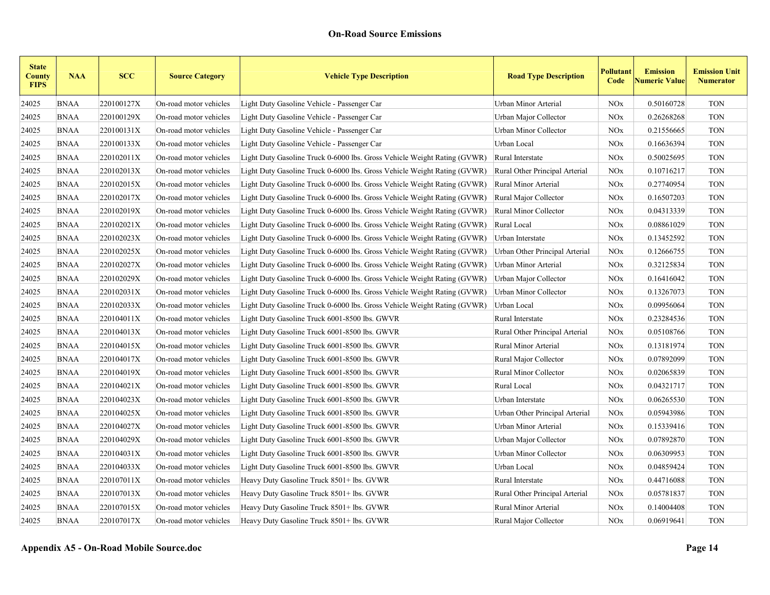## On-Road Source Emissions

| State County FIPS | NAA | SCC | Source Category | Vehicle Type Description | Road Type Description | Pollutant Code | Emission Numeric Value | Emission Unit Numerator |
|---|---|---|---|---|---|---|---|---|
| 24025 | BNAA | 220100127X | On-road motor vehicles | Light Duty Gasoline Vehicle - Passenger Car | Urban Minor Arterial | NOx | 0.50160728 | TON |
| 24025 | BNAA | 220100129X | On-road motor vehicles | Light Duty Gasoline Vehicle - Passenger Car | Urban Major Collector | NOx | 0.26268268 | TON |
| 24025 | BNAA | 220100131X | On-road motor vehicles | Light Duty Gasoline Vehicle - Passenger Car | Urban Minor Collector | NOx | 0.21556665 | TON |
| 24025 | BNAA | 220100133X | On-road motor vehicles | Light Duty Gasoline Vehicle - Passenger Car | Urban Local | NOx | 0.16636394 | TON |
| 24025 | BNAA | 220102011X | On-road motor vehicles | Light Duty Gasoline Truck 0-6000 lbs. Gross Vehicle Weight Rating (GVWR) | Rural Interstate | NOx | 0.50025695 | TON |
| 24025 | BNAA | 220102013X | On-road motor vehicles | Light Duty Gasoline Truck 0-6000 lbs. Gross Vehicle Weight Rating (GVWR) | Rural Other Principal Arterial | NOx | 0.10716217 | TON |
| 24025 | BNAA | 220102015X | On-road motor vehicles | Light Duty Gasoline Truck 0-6000 lbs. Gross Vehicle Weight Rating (GVWR) | Rural Minor Arterial | NOx | 0.27740954 | TON |
| 24025 | BNAA | 220102017X | On-road motor vehicles | Light Duty Gasoline Truck 0-6000 lbs. Gross Vehicle Weight Rating (GVWR) | Rural Major Collector | NOx | 0.16507203 | TON |
| 24025 | BNAA | 220102019X | On-road motor vehicles | Light Duty Gasoline Truck 0-6000 lbs. Gross Vehicle Weight Rating (GVWR) | Rural Minor Collector | NOx | 0.04313339 | TON |
| 24025 | BNAA | 220102021X | On-road motor vehicles | Light Duty Gasoline Truck 0-6000 lbs. Gross Vehicle Weight Rating (GVWR) | Rural Local | NOx | 0.08861029 | TON |
| 24025 | BNAA | 220102023X | On-road motor vehicles | Light Duty Gasoline Truck 0-6000 lbs. Gross Vehicle Weight Rating (GVWR) | Urban Interstate | NOx | 0.13452592 | TON |
| 24025 | BNAA | 220102025X | On-road motor vehicles | Light Duty Gasoline Truck 0-6000 lbs. Gross Vehicle Weight Rating (GVWR) | Urban Other Principal Arterial | NOx | 0.12666755 | TON |
| 24025 | BNAA | 220102027X | On-road motor vehicles | Light Duty Gasoline Truck 0-6000 lbs. Gross Vehicle Weight Rating (GVWR) | Urban Minor Arterial | NOx | 0.32125834 | TON |
| 24025 | BNAA | 220102029X | On-road motor vehicles | Light Duty Gasoline Truck 0-6000 lbs. Gross Vehicle Weight Rating (GVWR) | Urban Major Collector | NOx | 0.16416042 | TON |
| 24025 | BNAA | 220102031X | On-road motor vehicles | Light Duty Gasoline Truck 0-6000 lbs. Gross Vehicle Weight Rating (GVWR) | Urban Minor Collector | NOx | 0.13267073 | TON |
| 24025 | BNAA | 220102033X | On-road motor vehicles | Light Duty Gasoline Truck 0-6000 lbs. Gross Vehicle Weight Rating (GVWR) | Urban Local | NOx | 0.09956064 | TON |
| 24025 | BNAA | 220104011X | On-road motor vehicles | Light Duty Gasoline Truck 6001-8500 lbs. GWVR | Rural Interstate | NOx | 0.23284536 | TON |
| 24025 | BNAA | 220104013X | On-road motor vehicles | Light Duty Gasoline Truck 6001-8500 lbs. GWVR | Rural Other Principal Arterial | NOx | 0.05108766 | TON |
| 24025 | BNAA | 220104015X | On-road motor vehicles | Light Duty Gasoline Truck 6001-8500 lbs. GWVR | Rural Minor Arterial | NOx | 0.13181974 | TON |
| 24025 | BNAA | 220104017X | On-road motor vehicles | Light Duty Gasoline Truck 6001-8500 lbs. GWVR | Rural Major Collector | NOx | 0.07892099 | TON |
| 24025 | BNAA | 220104019X | On-road motor vehicles | Light Duty Gasoline Truck 6001-8500 lbs. GWVR | Rural Minor Collector | NOx | 0.02065839 | TON |
| 24025 | BNAA | 220104021X | On-road motor vehicles | Light Duty Gasoline Truck 6001-8500 lbs. GWVR | Rural Local | NOx | 0.04321717 | TON |
| 24025 | BNAA | 220104023X | On-road motor vehicles | Light Duty Gasoline Truck 6001-8500 lbs. GWVR | Urban Interstate | NOx | 0.06265530 | TON |
| 24025 | BNAA | 220104025X | On-road motor vehicles | Light Duty Gasoline Truck 6001-8500 lbs. GWVR | Urban Other Principal Arterial | NOx | 0.05943986 | TON |
| 24025 | BNAA | 220104027X | On-road motor vehicles | Light Duty Gasoline Truck 6001-8500 lbs. GWVR | Urban Minor Arterial | NOx | 0.15339416 | TON |
| 24025 | BNAA | 220104029X | On-road motor vehicles | Light Duty Gasoline Truck 6001-8500 lbs. GWVR | Urban Major Collector | NOx | 0.07892870 | TON |
| 24025 | BNAA | 220104031X | On-road motor vehicles | Light Duty Gasoline Truck 6001-8500 lbs. GWVR | Urban Minor Collector | NOx | 0.06309953 | TON |
| 24025 | BNAA | 220104033X | On-road motor vehicles | Light Duty Gasoline Truck 6001-8500 lbs. GWVR | Urban Local | NOx | 0.04859424 | TON |
| 24025 | BNAA | 220107011X | On-road motor vehicles | Heavy Duty Gasoline Truck 8501+ lbs. GVWR | Rural Interstate | NOx | 0.44716088 | TON |
| 24025 | BNAA | 220107013X | On-road motor vehicles | Heavy Duty Gasoline Truck 8501+ lbs. GVWR | Rural Other Principal Arterial | NOx | 0.05781837 | TON |
| 24025 | BNAA | 220107015X | On-road motor vehicles | Heavy Duty Gasoline Truck 8501+ lbs. GVWR | Rural Minor Arterial | NOx | 0.14004408 | TON |
| 24025 | BNAA | 220107017X | On-road motor vehicles | Heavy Duty Gasoline Truck 8501+ lbs. GVWR | Rural Major Collector | NOx | 0.06919641 | TON |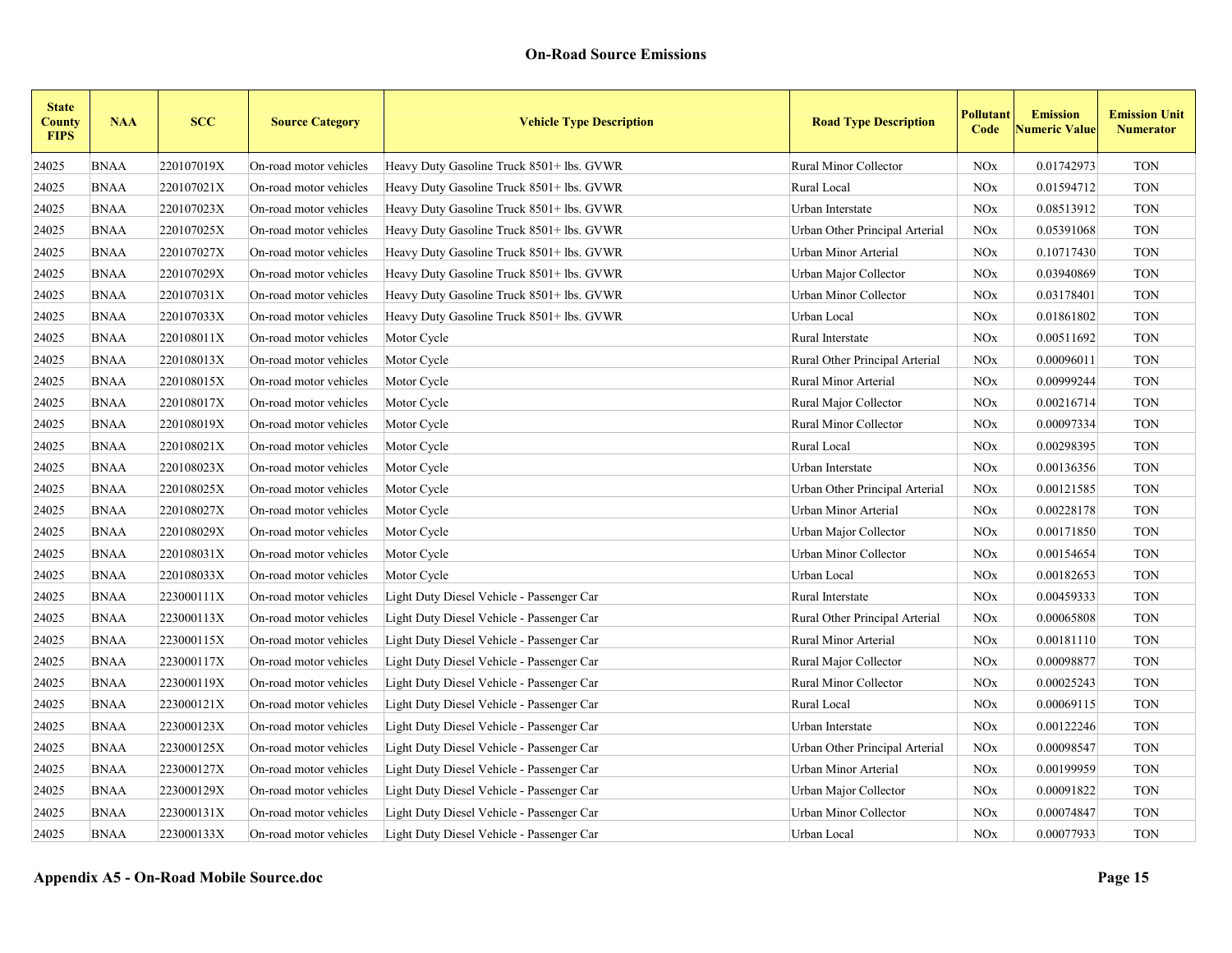## On-Road Source Emissions

| State County FIPS | NAA | SCC | Source Category | Vehicle Type Description | Road Type Description | Pollutant Code | Emission Numeric Value | Emission Unit Numerator |
|---|---|---|---|---|---|---|---|---|
| 24025 | BNAA | 220107019X | On-road motor vehicles | Heavy Duty Gasoline Truck 8501+ lbs. GVWR | Rural Minor Collector | NOx | 0.01742973 | TON |
| 24025 | BNAA | 220107021X | On-road motor vehicles | Heavy Duty Gasoline Truck 8501+ lbs. GVWR | Rural Local | NOx | 0.01594712 | TON |
| 24025 | BNAA | 220107023X | On-road motor vehicles | Heavy Duty Gasoline Truck 8501+ lbs. GVWR | Urban Interstate | NOx | 0.08513912 | TON |
| 24025 | BNAA | 220107025X | On-road motor vehicles | Heavy Duty Gasoline Truck 8501+ lbs. GVWR | Urban Other Principal Arterial | NOx | 0.05391068 | TON |
| 24025 | BNAA | 220107027X | On-road motor vehicles | Heavy Duty Gasoline Truck 8501+ lbs. GVWR | Urban Minor Arterial | NOx | 0.10717430 | TON |
| 24025 | BNAA | 220107029X | On-road motor vehicles | Heavy Duty Gasoline Truck 8501+ lbs. GVWR | Urban Major Collector | NOx | 0.03940869 | TON |
| 24025 | BNAA | 220107031X | On-road motor vehicles | Heavy Duty Gasoline Truck 8501+ lbs. GVWR | Urban Minor Collector | NOx | 0.03178401 | TON |
| 24025 | BNAA | 220107033X | On-road motor vehicles | Heavy Duty Gasoline Truck 8501+ lbs. GVWR | Urban Local | NOx | 0.01861802 | TON |
| 24025 | BNAA | 220108011X | On-road motor vehicles | Motor Cycle | Rural Interstate | NOx | 0.00511692 | TON |
| 24025 | BNAA | 220108013X | On-road motor vehicles | Motor Cycle | Rural Other Principal Arterial | NOx | 0.00096011 | TON |
| 24025 | BNAA | 220108015X | On-road motor vehicles | Motor Cycle | Rural Minor Arterial | NOx | 0.00999244 | TON |
| 24025 | BNAA | 220108017X | On-road motor vehicles | Motor Cycle | Rural Major Collector | NOx | 0.00216714 | TON |
| 24025 | BNAA | 220108019X | On-road motor vehicles | Motor Cycle | Rural Minor Collector | NOx | 0.00097334 | TON |
| 24025 | BNAA | 220108021X | On-road motor vehicles | Motor Cycle | Rural Local | NOx | 0.00298395 | TON |
| 24025 | BNAA | 220108023X | On-road motor vehicles | Motor Cycle | Urban Interstate | NOx | 0.00136356 | TON |
| 24025 | BNAA | 220108025X | On-road motor vehicles | Motor Cycle | Urban Other Principal Arterial | NOx | 0.00121585 | TON |
| 24025 | BNAA | 220108027X | On-road motor vehicles | Motor Cycle | Urban Minor Arterial | NOx | 0.00228178 | TON |
| 24025 | BNAA | 220108029X | On-road motor vehicles | Motor Cycle | Urban Major Collector | NOx | 0.00171850 | TON |
| 24025 | BNAA | 220108031X | On-road motor vehicles | Motor Cycle | Urban Minor Collector | NOx | 0.00154654 | TON |
| 24025 | BNAA | 220108033X | On-road motor vehicles | Motor Cycle | Urban Local | NOx | 0.00182653 | TON |
| 24025 | BNAA | 223000111X | On-road motor vehicles | Light Duty Diesel Vehicle - Passenger Car | Rural Interstate | NOx | 0.00459333 | TON |
| 24025 | BNAA | 223000113X | On-road motor vehicles | Light Duty Diesel Vehicle - Passenger Car | Rural Other Principal Arterial | NOx | 0.00065808 | TON |
| 24025 | BNAA | 223000115X | On-road motor vehicles | Light Duty Diesel Vehicle - Passenger Car | Rural Minor Arterial | NOx | 0.00181110 | TON |
| 24025 | BNAA | 223000117X | On-road motor vehicles | Light Duty Diesel Vehicle - Passenger Car | Rural Major Collector | NOx | 0.00098877 | TON |
| 24025 | BNAA | 223000119X | On-road motor vehicles | Light Duty Diesel Vehicle - Passenger Car | Rural Minor Collector | NOx | 0.00025243 | TON |
| 24025 | BNAA | 223000121X | On-road motor vehicles | Light Duty Diesel Vehicle - Passenger Car | Rural Local | NOx | 0.00069115 | TON |
| 24025 | BNAA | 223000123X | On-road motor vehicles | Light Duty Diesel Vehicle - Passenger Car | Urban Interstate | NOx | 0.00122246 | TON |
| 24025 | BNAA | 223000125X | On-road motor vehicles | Light Duty Diesel Vehicle - Passenger Car | Urban Other Principal Arterial | NOx | 0.00098547 | TON |
| 24025 | BNAA | 223000127X | On-road motor vehicles | Light Duty Diesel Vehicle - Passenger Car | Urban Minor Arterial | NOx | 0.00199959 | TON |
| 24025 | BNAA | 223000129X | On-road motor vehicles | Light Duty Diesel Vehicle - Passenger Car | Urban Major Collector | NOx | 0.00091822 | TON |
| 24025 | BNAA | 223000131X | On-road motor vehicles | Light Duty Diesel Vehicle - Passenger Car | Urban Minor Collector | NOx | 0.00074847 | TON |
| 24025 | BNAA | 223000133X | On-road motor vehicles | Light Duty Diesel Vehicle - Passenger Car | Urban Local | NOx | 0.00077933 | TON |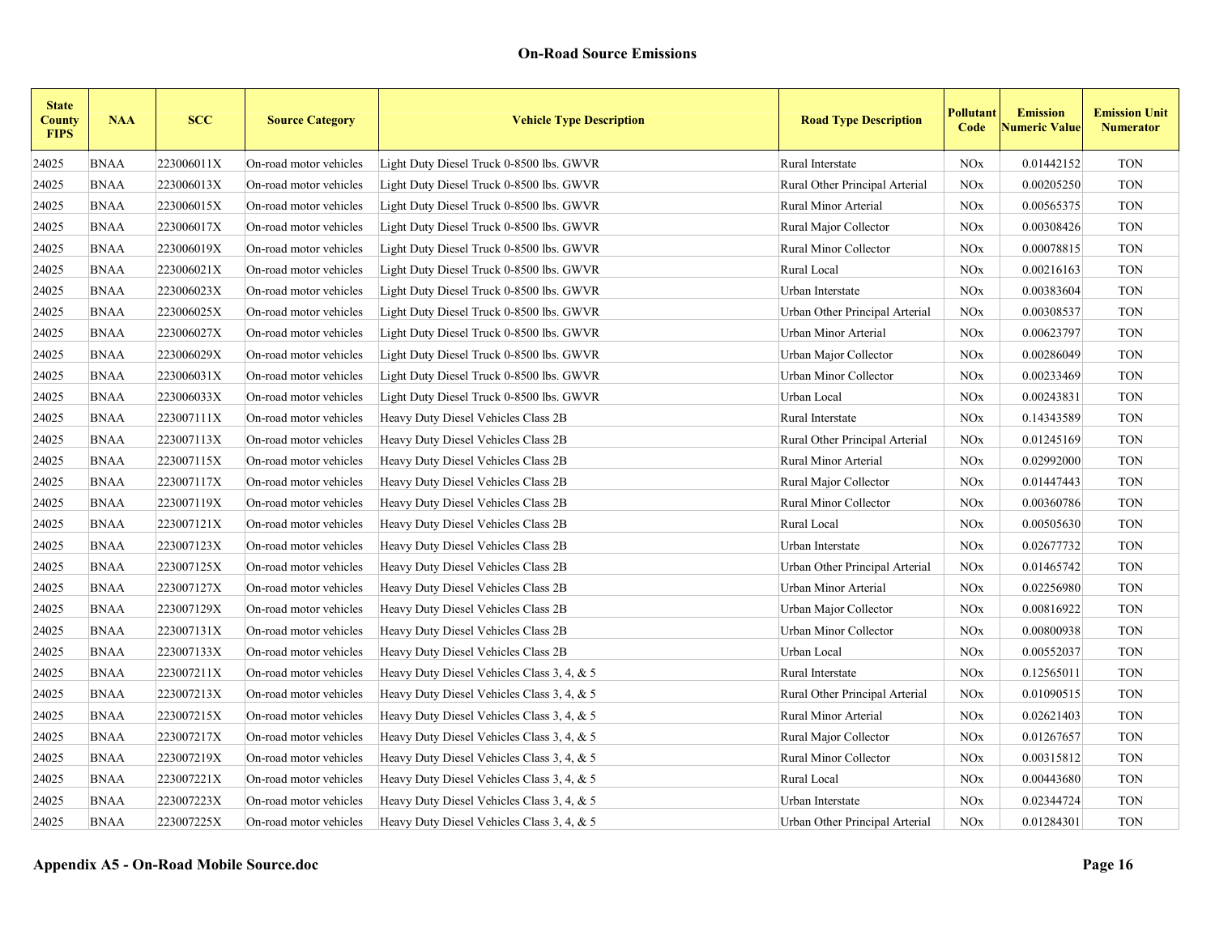## On-Road Source Emissions

| State County FIPS | NAA | SCC | Source Category | Vehicle Type Description | Road Type Description | Pollutant Code | Emission Numeric Value | Emission Unit Numerator |
|---|---|---|---|---|---|---|---|---|
| 24025 | BNAA | 223006011X | On-road motor vehicles | Light Duty Diesel Truck 0-8500 lbs. GWVR | Rural Interstate | NOx | 0.01442152 | TON |
| 24025 | BNAA | 223006013X | On-road motor vehicles | Light Duty Diesel Truck 0-8500 lbs. GWVR | Rural Other Principal Arterial | NOx | 0.00205250 | TON |
| 24025 | BNAA | 223006015X | On-road motor vehicles | Light Duty Diesel Truck 0-8500 lbs. GWVR | Rural Minor Arterial | NOx | 0.00565375 | TON |
| 24025 | BNAA | 223006017X | On-road motor vehicles | Light Duty Diesel Truck 0-8500 lbs. GWVR | Rural Major Collector | NOx | 0.00308426 | TON |
| 24025 | BNAA | 223006019X | On-road motor vehicles | Light Duty Diesel Truck 0-8500 lbs. GWVR | Rural Minor Collector | NOx | 0.00078815 | TON |
| 24025 | BNAA | 223006021X | On-road motor vehicles | Light Duty Diesel Truck 0-8500 lbs. GWVR | Rural Local | NOx | 0.00216163 | TON |
| 24025 | BNAA | 223006023X | On-road motor vehicles | Light Duty Diesel Truck 0-8500 lbs. GWVR | Urban Interstate | NOx | 0.00383604 | TON |
| 24025 | BNAA | 223006025X | On-road motor vehicles | Light Duty Diesel Truck 0-8500 lbs. GWVR | Urban Other Principal Arterial | NOx | 0.00308537 | TON |
| 24025 | BNAA | 223006027X | On-road motor vehicles | Light Duty Diesel Truck 0-8500 lbs. GWVR | Urban Minor Arterial | NOx | 0.00623797 | TON |
| 24025 | BNAA | 223006029X | On-road motor vehicles | Light Duty Diesel Truck 0-8500 lbs. GWVR | Urban Major Collector | NOx | 0.00286049 | TON |
| 24025 | BNAA | 223006031X | On-road motor vehicles | Light Duty Diesel Truck 0-8500 lbs. GWVR | Urban Minor Collector | NOx | 0.00233469 | TON |
| 24025 | BNAA | 223006033X | On-road motor vehicles | Light Duty Diesel Truck 0-8500 lbs. GWVR | Urban Local | NOx | 0.00243831 | TON |
| 24025 | BNAA | 223007111X | On-road motor vehicles | Heavy Duty Diesel Vehicles Class 2B | Rural Interstate | NOx | 0.14343589 | TON |
| 24025 | BNAA | 223007113X | On-road motor vehicles | Heavy Duty Diesel Vehicles Class 2B | Rural Other Principal Arterial | NOx | 0.01245169 | TON |
| 24025 | BNAA | 223007115X | On-road motor vehicles | Heavy Duty Diesel Vehicles Class 2B | Rural Minor Arterial | NOx | 0.02992000 | TON |
| 24025 | BNAA | 223007117X | On-road motor vehicles | Heavy Duty Diesel Vehicles Class 2B | Rural Major Collector | NOx | 0.01447443 | TON |
| 24025 | BNAA | 223007119X | On-road motor vehicles | Heavy Duty Diesel Vehicles Class 2B | Rural Minor Collector | NOx | 0.00360786 | TON |
| 24025 | BNAA | 223007121X | On-road motor vehicles | Heavy Duty Diesel Vehicles Class 2B | Rural Local | NOx | 0.00505630 | TON |
| 24025 | BNAA | 223007123X | On-road motor vehicles | Heavy Duty Diesel Vehicles Class 2B | Urban Interstate | NOx | 0.02677732 | TON |
| 24025 | BNAA | 223007125X | On-road motor vehicles | Heavy Duty Diesel Vehicles Class 2B | Urban Other Principal Arterial | NOx | 0.01465742 | TON |
| 24025 | BNAA | 223007127X | On-road motor vehicles | Heavy Duty Diesel Vehicles Class 2B | Urban Minor Arterial | NOx | 0.02256980 | TON |
| 24025 | BNAA | 223007129X | On-road motor vehicles | Heavy Duty Diesel Vehicles Class 2B | Urban Major Collector | NOx | 0.00816922 | TON |
| 24025 | BNAA | 223007131X | On-road motor vehicles | Heavy Duty Diesel Vehicles Class 2B | Urban Minor Collector | NOx | 0.00800938 | TON |
| 24025 | BNAA | 223007133X | On-road motor vehicles | Heavy Duty Diesel Vehicles Class 2B | Urban Local | NOx | 0.00552037 | TON |
| 24025 | BNAA | 223007211X | On-road motor vehicles | Heavy Duty Diesel Vehicles Class 3, 4, & 5 | Rural Interstate | NOx | 0.12565011 | TON |
| 24025 | BNAA | 223007213X | On-road motor vehicles | Heavy Duty Diesel Vehicles Class 3, 4, & 5 | Rural Other Principal Arterial | NOx | 0.01090515 | TON |
| 24025 | BNAA | 223007215X | On-road motor vehicles | Heavy Duty Diesel Vehicles Class 3, 4, & 5 | Rural Minor Arterial | NOx | 0.02621403 | TON |
| 24025 | BNAA | 223007217X | On-road motor vehicles | Heavy Duty Diesel Vehicles Class 3, 4, & 5 | Rural Major Collector | NOx | 0.01267657 | TON |
| 24025 | BNAA | 223007219X | On-road motor vehicles | Heavy Duty Diesel Vehicles Class 3, 4, & 5 | Rural Minor Collector | NOx | 0.00315812 | TON |
| 24025 | BNAA | 223007221X | On-road motor vehicles | Heavy Duty Diesel Vehicles Class 3, 4, & 5 | Rural Local | NOx | 0.00443680 | TON |
| 24025 | BNAA | 223007223X | On-road motor vehicles | Heavy Duty Diesel Vehicles Class 3, 4, & 5 | Urban Interstate | NOx | 0.02344724 | TON |
| 24025 | BNAA | 223007225X | On-road motor vehicles | Heavy Duty Diesel Vehicles Class 3, 4, & 5 | Urban Other Principal Arterial | NOx | 0.01284301 | TON |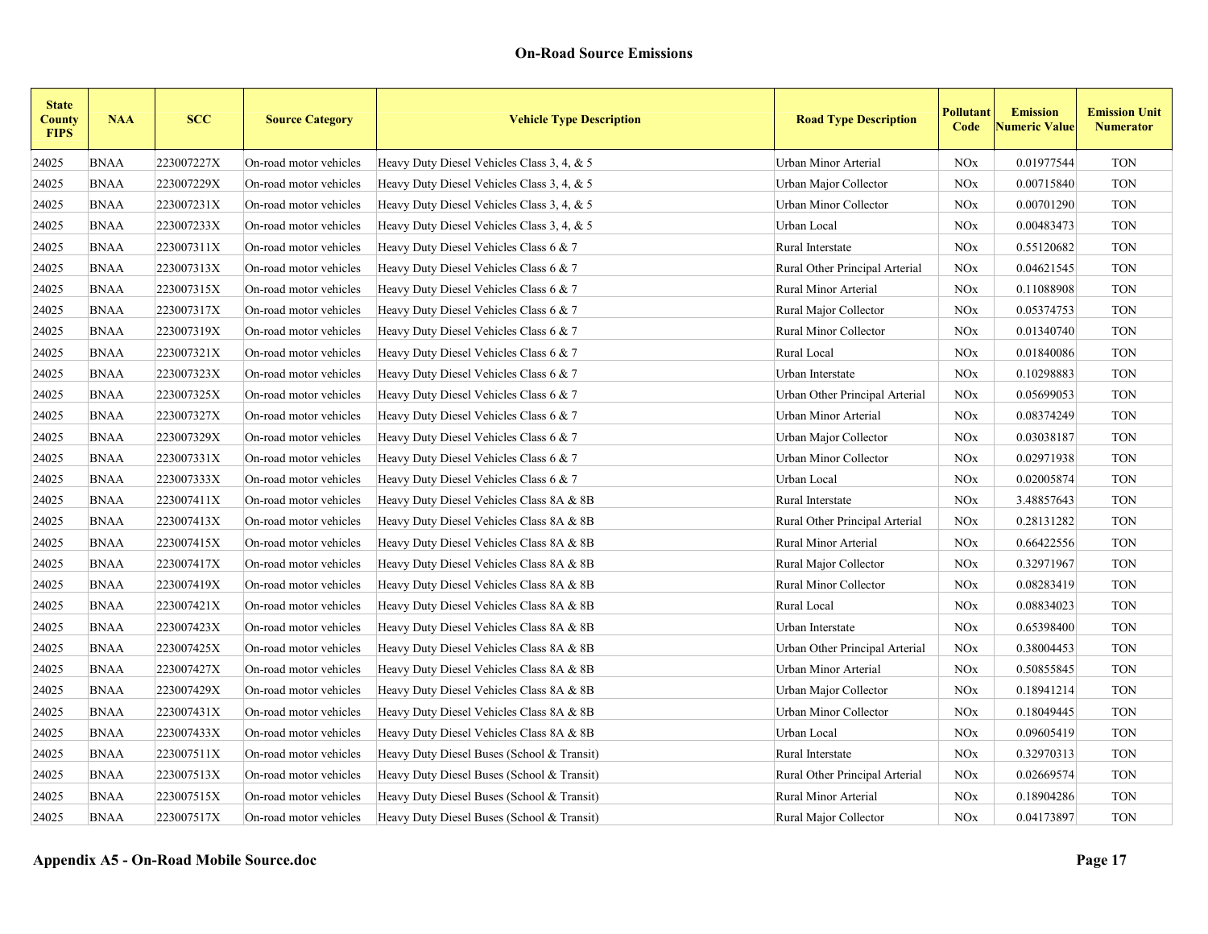## On-Road Source Emissions

| State County FIPS | NAA | SCC | Source Category | Vehicle Type Description | Road Type Description | Pollutant Code | Emission Numeric Value | Emission Unit Numerator |
|---|---|---|---|---|---|---|---|---|
| 24025 | BNAA | 223007227X | On-road motor vehicles | Heavy Duty Diesel Vehicles Class 3, 4, & 5 | Urban Minor Arterial | NOx | 0.01977544 | TON |
| 24025 | BNAA | 223007229X | On-road motor vehicles | Heavy Duty Diesel Vehicles Class 3, 4, & 5 | Urban Major Collector | NOx | 0.00715840 | TON |
| 24025 | BNAA | 223007231X | On-road motor vehicles | Heavy Duty Diesel Vehicles Class 3, 4, & 5 | Urban Minor Collector | NOx | 0.00701290 | TON |
| 24025 | BNAA | 223007233X | On-road motor vehicles | Heavy Duty Diesel Vehicles Class 3, 4, & 5 | Urban Local | NOx | 0.00483473 | TON |
| 24025 | BNAA | 223007311X | On-road motor vehicles | Heavy Duty Diesel Vehicles Class 6 & 7 | Rural Interstate | NOx | 0.55120682 | TON |
| 24025 | BNAA | 223007313X | On-road motor vehicles | Heavy Duty Diesel Vehicles Class 6 & 7 | Rural Other Principal Arterial | NOx | 0.04621545 | TON |
| 24025 | BNAA | 223007315X | On-road motor vehicles | Heavy Duty Diesel Vehicles Class 6 & 7 | Rural Minor Arterial | NOx | 0.11088908 | TON |
| 24025 | BNAA | 223007317X | On-road motor vehicles | Heavy Duty Diesel Vehicles Class 6 & 7 | Rural Major Collector | NOx | 0.05374753 | TON |
| 24025 | BNAA | 223007319X | On-road motor vehicles | Heavy Duty Diesel Vehicles Class 6 & 7 | Rural Minor Collector | NOx | 0.01340740 | TON |
| 24025 | BNAA | 223007321X | On-road motor vehicles | Heavy Duty Diesel Vehicles Class 6 & 7 | Rural Local | NOx | 0.01840086 | TON |
| 24025 | BNAA | 223007323X | On-road motor vehicles | Heavy Duty Diesel Vehicles Class 6 & 7 | Urban Interstate | NOx | 0.10298883 | TON |
| 24025 | BNAA | 223007325X | On-road motor vehicles | Heavy Duty Diesel Vehicles Class 6 & 7 | Urban Other Principal Arterial | NOx | 0.05699053 | TON |
| 24025 | BNAA | 223007327X | On-road motor vehicles | Heavy Duty Diesel Vehicles Class 6 & 7 | Urban Minor Arterial | NOx | 0.08374249 | TON |
| 24025 | BNAA | 223007329X | On-road motor vehicles | Heavy Duty Diesel Vehicles Class 6 & 7 | Urban Major Collector | NOx | 0.03038187 | TON |
| 24025 | BNAA | 223007331X | On-road motor vehicles | Heavy Duty Diesel Vehicles Class 6 & 7 | Urban Minor Collector | NOx | 0.02971938 | TON |
| 24025 | BNAA | 223007333X | On-road motor vehicles | Heavy Duty Diesel Vehicles Class 6 & 7 | Urban Local | NOx | 0.02005874 | TON |
| 24025 | BNAA | 223007411X | On-road motor vehicles | Heavy Duty Diesel Vehicles Class 8A & 8B | Rural Interstate | NOx | 3.48857643 | TON |
| 24025 | BNAA | 223007413X | On-road motor vehicles | Heavy Duty Diesel Vehicles Class 8A & 8B | Rural Other Principal Arterial | NOx | 0.28131282 | TON |
| 24025 | BNAA | 223007415X | On-road motor vehicles | Heavy Duty Diesel Vehicles Class 8A & 8B | Rural Minor Arterial | NOx | 0.66422556 | TON |
| 24025 | BNAA | 223007417X | On-road motor vehicles | Heavy Duty Diesel Vehicles Class 8A & 8B | Rural Major Collector | NOx | 0.32971967 | TON |
| 24025 | BNAA | 223007419X | On-road motor vehicles | Heavy Duty Diesel Vehicles Class 8A & 8B | Rural Minor Collector | NOx | 0.08283419 | TON |
| 24025 | BNAA | 223007421X | On-road motor vehicles | Heavy Duty Diesel Vehicles Class 8A & 8B | Rural Local | NOx | 0.08834023 | TON |
| 24025 | BNAA | 223007423X | On-road motor vehicles | Heavy Duty Diesel Vehicles Class 8A & 8B | Urban Interstate | NOx | 0.65398400 | TON |
| 24025 | BNAA | 223007425X | On-road motor vehicles | Heavy Duty Diesel Vehicles Class 8A & 8B | Urban Other Principal Arterial | NOx | 0.38004453 | TON |
| 24025 | BNAA | 223007427X | On-road motor vehicles | Heavy Duty Diesel Vehicles Class 8A & 8B | Urban Minor Arterial | NOx | 0.50855845 | TON |
| 24025 | BNAA | 223007429X | On-road motor vehicles | Heavy Duty Diesel Vehicles Class 8A & 8B | Urban Major Collector | NOx | 0.18941214 | TON |
| 24025 | BNAA | 223007431X | On-road motor vehicles | Heavy Duty Diesel Vehicles Class 8A & 8B | Urban Minor Collector | NOx | 0.18049445 | TON |
| 24025 | BNAA | 223007433X | On-road motor vehicles | Heavy Duty Diesel Vehicles Class 8A & 8B | Urban Local | NOx | 0.09605419 | TON |
| 24025 | BNAA | 223007511X | On-road motor vehicles | Heavy Duty Diesel Buses (School & Transit) | Rural Interstate | NOx | 0.32970313 | TON |
| 24025 | BNAA | 223007513X | On-road motor vehicles | Heavy Duty Diesel Buses (School & Transit) | Rural Other Principal Arterial | NOx | 0.02669574 | TON |
| 24025 | BNAA | 223007515X | On-road motor vehicles | Heavy Duty Diesel Buses (School & Transit) | Rural Minor Arterial | NOx | 0.18904286 | TON |
| 24025 | BNAA | 223007517X | On-road motor vehicles | Heavy Duty Diesel Buses (School & Transit) | Rural Major Collector | NOx | 0.04173897 | TON |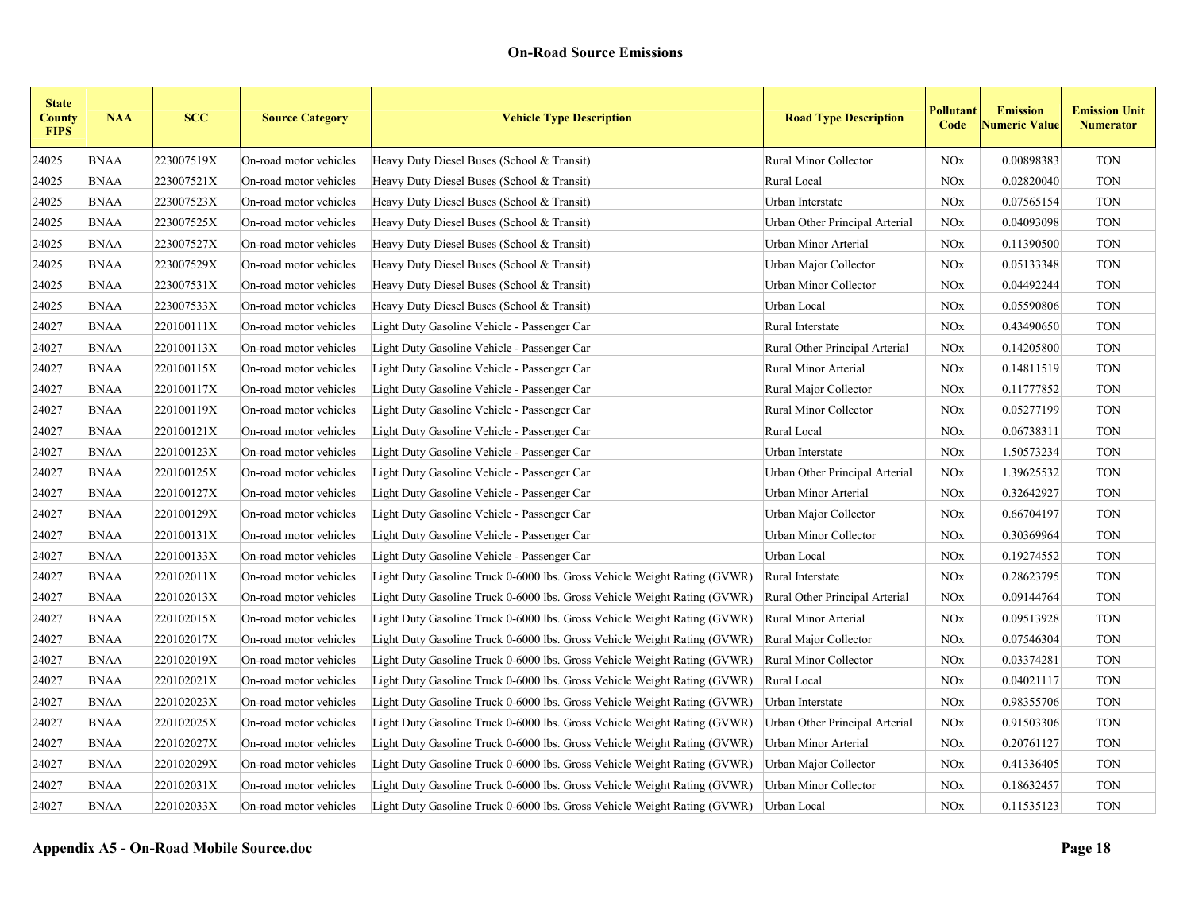## On-Road Source Emissions

| State County FIPS | NAA | SCC | Source Category | Vehicle Type Description | Road Type Description | Pollutant Code | Emission Numeric Value | Emission Unit Numerator |
|---|---|---|---|---|---|---|---|---|
| 24025 | BNAA | 223007519X | On-road motor vehicles | Heavy Duty Diesel Buses (School & Transit) | Rural Minor Collector | NOx | 0.00898383 | TON |
| 24025 | BNAA | 223007521X | On-road motor vehicles | Heavy Duty Diesel Buses (School & Transit) | Rural Local | NOx | 0.02820040 | TON |
| 24025 | BNAA | 223007523X | On-road motor vehicles | Heavy Duty Diesel Buses (School & Transit) | Urban Interstate | NOx | 0.07565154 | TON |
| 24025 | BNAA | 223007525X | On-road motor vehicles | Heavy Duty Diesel Buses (School & Transit) | Urban Other Principal Arterial | NOx | 0.04093098 | TON |
| 24025 | BNAA | 223007527X | On-road motor vehicles | Heavy Duty Diesel Buses (School & Transit) | Urban Minor Arterial | NOx | 0.11390500 | TON |
| 24025 | BNAA | 223007529X | On-road motor vehicles | Heavy Duty Diesel Buses (School & Transit) | Urban Major Collector | NOx | 0.05133348 | TON |
| 24025 | BNAA | 223007531X | On-road motor vehicles | Heavy Duty Diesel Buses (School & Transit) | Urban Minor Collector | NOx | 0.04492244 | TON |
| 24025 | BNAA | 223007533X | On-road motor vehicles | Heavy Duty Diesel Buses (School & Transit) | Urban Local | NOx | 0.05590806 | TON |
| 24027 | BNAA | 220100111X | On-road motor vehicles | Light Duty Gasoline Vehicle - Passenger Car | Rural Interstate | NOx | 0.43490650 | TON |
| 24027 | BNAA | 220100113X | On-road motor vehicles | Light Duty Gasoline Vehicle - Passenger Car | Rural Other Principal Arterial | NOx | 0.14205800 | TON |
| 24027 | BNAA | 220100115X | On-road motor vehicles | Light Duty Gasoline Vehicle - Passenger Car | Rural Minor Arterial | NOx | 0.14811519 | TON |
| 24027 | BNAA | 220100117X | On-road motor vehicles | Light Duty Gasoline Vehicle - Passenger Car | Rural Major Collector | NOx | 0.11777852 | TON |
| 24027 | BNAA | 220100119X | On-road motor vehicles | Light Duty Gasoline Vehicle - Passenger Car | Rural Minor Collector | NOx | 0.05277199 | TON |
| 24027 | BNAA | 220100121X | On-road motor vehicles | Light Duty Gasoline Vehicle - Passenger Car | Rural Local | NOx | 0.06738311 | TON |
| 24027 | BNAA | 220100123X | On-road motor vehicles | Light Duty Gasoline Vehicle - Passenger Car | Urban Interstate | NOx | 1.50573234 | TON |
| 24027 | BNAA | 220100125X | On-road motor vehicles | Light Duty Gasoline Vehicle - Passenger Car | Urban Other Principal Arterial | NOx | 1.39625532 | TON |
| 24027 | BNAA | 220100127X | On-road motor vehicles | Light Duty Gasoline Vehicle - Passenger Car | Urban Minor Arterial | NOx | 0.32642927 | TON |
| 24027 | BNAA | 220100129X | On-road motor vehicles | Light Duty Gasoline Vehicle - Passenger Car | Urban Major Collector | NOx | 0.66704197 | TON |
| 24027 | BNAA | 220100131X | On-road motor vehicles | Light Duty Gasoline Vehicle - Passenger Car | Urban Minor Collector | NOx | 0.30369964 | TON |
| 24027 | BNAA | 220100133X | On-road motor vehicles | Light Duty Gasoline Vehicle - Passenger Car | Urban Local | NOx | 0.19274552 | TON |
| 24027 | BNAA | 220102011X | On-road motor vehicles | Light Duty Gasoline Truck 0-6000 lbs. Gross Vehicle Weight Rating (GVWR) | Rural Interstate | NOx | 0.28623795 | TON |
| 24027 | BNAA | 220102013X | On-road motor vehicles | Light Duty Gasoline Truck 0-6000 lbs. Gross Vehicle Weight Rating (GVWR) | Rural Other Principal Arterial | NOx | 0.09144764 | TON |
| 24027 | BNAA | 220102015X | On-road motor vehicles | Light Duty Gasoline Truck 0-6000 lbs. Gross Vehicle Weight Rating (GVWR) | Rural Minor Arterial | NOx | 0.09513928 | TON |
| 24027 | BNAA | 220102017X | On-road motor vehicles | Light Duty Gasoline Truck 0-6000 lbs. Gross Vehicle Weight Rating (GVWR) | Rural Major Collector | NOx | 0.07546304 | TON |
| 24027 | BNAA | 220102019X | On-road motor vehicles | Light Duty Gasoline Truck 0-6000 lbs. Gross Vehicle Weight Rating (GVWR) | Rural Minor Collector | NOx | 0.03374281 | TON |
| 24027 | BNAA | 220102021X | On-road motor vehicles | Light Duty Gasoline Truck 0-6000 lbs. Gross Vehicle Weight Rating (GVWR) | Rural Local | NOx | 0.04021117 | TON |
| 24027 | BNAA | 220102023X | On-road motor vehicles | Light Duty Gasoline Truck 0-6000 lbs. Gross Vehicle Weight Rating (GVWR) | Urban Interstate | NOx | 0.98355706 | TON |
| 24027 | BNAA | 220102025X | On-road motor vehicles | Light Duty Gasoline Truck 0-6000 lbs. Gross Vehicle Weight Rating (GVWR) | Urban Other Principal Arterial | NOx | 0.91503306 | TON |
| 24027 | BNAA | 220102027X | On-road motor vehicles | Light Duty Gasoline Truck 0-6000 lbs. Gross Vehicle Weight Rating (GVWR) | Urban Minor Arterial | NOx | 0.20761127 | TON |
| 24027 | BNAA | 220102029X | On-road motor vehicles | Light Duty Gasoline Truck 0-6000 lbs. Gross Vehicle Weight Rating (GVWR) | Urban Major Collector | NOx | 0.41336405 | TON |
| 24027 | BNAA | 220102031X | On-road motor vehicles | Light Duty Gasoline Truck 0-6000 lbs. Gross Vehicle Weight Rating (GVWR) | Urban Minor Collector | NOx | 0.18632457 | TON |
| 24027 | BNAA | 220102033X | On-road motor vehicles | Light Duty Gasoline Truck 0-6000 lbs. Gross Vehicle Weight Rating (GVWR) | Urban Local | NOx | 0.11535123 | TON |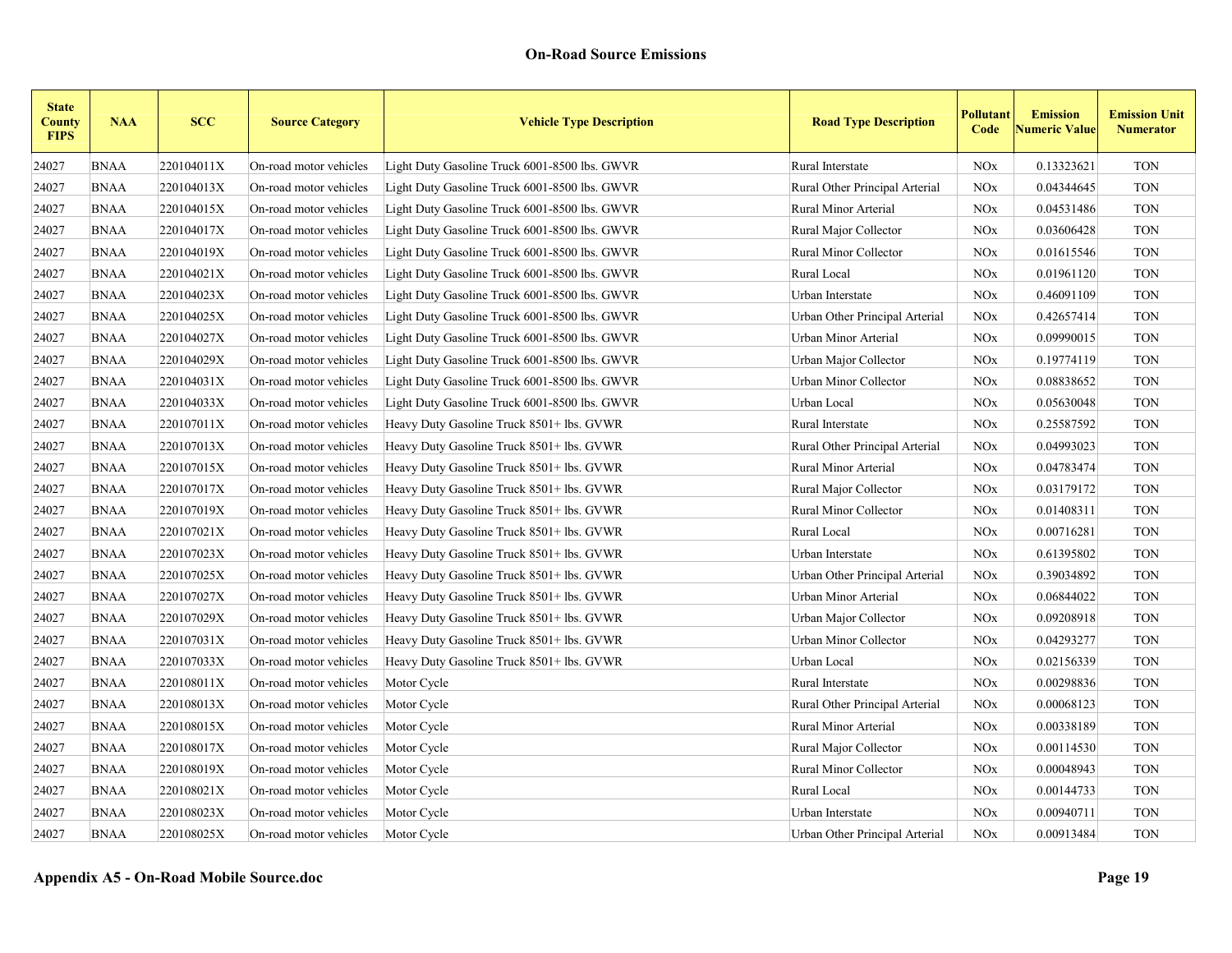## On-Road Source Emissions

| State County FIPS | NAA | SCC | Source Category | Vehicle Type Description | Road Type Description | Pollutant Code | Emission Numeric Value | Emission Unit Numerator |
|---|---|---|---|---|---|---|---|---|
| 24027 | BNAA | 220104011X | On-road motor vehicles | Light Duty Gasoline Truck 6001-8500 lbs. GWVR | Rural Interstate | NOx | 0.13323621 | TON |
| 24027 | BNAA | 220104013X | On-road motor vehicles | Light Duty Gasoline Truck 6001-8500 lbs. GWVR | Rural Other Principal Arterial | NOx | 0.04344645 | TON |
| 24027 | BNAA | 220104015X | On-road motor vehicles | Light Duty Gasoline Truck 6001-8500 lbs. GWVR | Rural Minor Arterial | NOx | 0.04531486 | TON |
| 24027 | BNAA | 220104017X | On-road motor vehicles | Light Duty Gasoline Truck 6001-8500 lbs. GWVR | Rural Major Collector | NOx | 0.03606428 | TON |
| 24027 | BNAA | 220104019X | On-road motor vehicles | Light Duty Gasoline Truck 6001-8500 lbs. GWVR | Rural Minor Collector | NOx | 0.01615546 | TON |
| 24027 | BNAA | 220104021X | On-road motor vehicles | Light Duty Gasoline Truck 6001-8500 lbs. GWVR | Rural Local | NOx | 0.01961120 | TON |
| 24027 | BNAA | 220104023X | On-road motor vehicles | Light Duty Gasoline Truck 6001-8500 lbs. GWVR | Urban Interstate | NOx | 0.46091109 | TON |
| 24027 | BNAA | 220104025X | On-road motor vehicles | Light Duty Gasoline Truck 6001-8500 lbs. GWVR | Urban Other Principal Arterial | NOx | 0.42657414 | TON |
| 24027 | BNAA | 220104027X | On-road motor vehicles | Light Duty Gasoline Truck 6001-8500 lbs. GWVR | Urban Minor Arterial | NOx | 0.09990015 | TON |
| 24027 | BNAA | 220104029X | On-road motor vehicles | Light Duty Gasoline Truck 6001-8500 lbs. GWVR | Urban Major Collector | NOx | 0.19774119 | TON |
| 24027 | BNAA | 220104031X | On-road motor vehicles | Light Duty Gasoline Truck 6001-8500 lbs. GWVR | Urban Minor Collector | NOx | 0.08838652 | TON |
| 24027 | BNAA | 220104033X | On-road motor vehicles | Light Duty Gasoline Truck 6001-8500 lbs. GWVR | Urban Local | NOx | 0.05630048 | TON |
| 24027 | BNAA | 220107011X | On-road motor vehicles | Heavy Duty Gasoline Truck 8501+ lbs. GVWR | Rural Interstate | NOx | 0.25587592 | TON |
| 24027 | BNAA | 220107013X | On-road motor vehicles | Heavy Duty Gasoline Truck 8501+ lbs. GVWR | Rural Other Principal Arterial | NOx | 0.04993023 | TON |
| 24027 | BNAA | 220107015X | On-road motor vehicles | Heavy Duty Gasoline Truck 8501+ lbs. GVWR | Rural Minor Arterial | NOx | 0.04783474 | TON |
| 24027 | BNAA | 220107017X | On-road motor vehicles | Heavy Duty Gasoline Truck 8501+ lbs. GVWR | Rural Major Collector | NOx | 0.03179172 | TON |
| 24027 | BNAA | 220107019X | On-road motor vehicles | Heavy Duty Gasoline Truck 8501+ lbs. GVWR | Rural Minor Collector | NOx | 0.01408311 | TON |
| 24027 | BNAA | 220107021X | On-road motor vehicles | Heavy Duty Gasoline Truck 8501+ lbs. GVWR | Rural Local | NOx | 0.00716281 | TON |
| 24027 | BNAA | 220107023X | On-road motor vehicles | Heavy Duty Gasoline Truck 8501+ lbs. GVWR | Urban Interstate | NOx | 0.61395802 | TON |
| 24027 | BNAA | 220107025X | On-road motor vehicles | Heavy Duty Gasoline Truck 8501+ lbs. GVWR | Urban Other Principal Arterial | NOx | 0.39034892 | TON |
| 24027 | BNAA | 220107027X | On-road motor vehicles | Heavy Duty Gasoline Truck 8501+ lbs. GVWR | Urban Minor Arterial | NOx | 0.06844022 | TON |
| 24027 | BNAA | 220107029X | On-road motor vehicles | Heavy Duty Gasoline Truck 8501+ lbs. GVWR | Urban Major Collector | NOx | 0.09208918 | TON |
| 24027 | BNAA | 220107031X | On-road motor vehicles | Heavy Duty Gasoline Truck 8501+ lbs. GVWR | Urban Minor Collector | NOx | 0.04293277 | TON |
| 24027 | BNAA | 220107033X | On-road motor vehicles | Heavy Duty Gasoline Truck 8501+ lbs. GVWR | Urban Local | NOx | 0.02156339 | TON |
| 24027 | BNAA | 220108011X | On-road motor vehicles | Motor Cycle | Rural Interstate | NOx | 0.00298836 | TON |
| 24027 | BNAA | 220108013X | On-road motor vehicles | Motor Cycle | Rural Other Principal Arterial | NOx | 0.00068123 | TON |
| 24027 | BNAA | 220108015X | On-road motor vehicles | Motor Cycle | Rural Minor Arterial | NOx | 0.00338189 | TON |
| 24027 | BNAA | 220108017X | On-road motor vehicles | Motor Cycle | Rural Major Collector | NOx | 0.00114530 | TON |
| 24027 | BNAA | 220108019X | On-road motor vehicles | Motor Cycle | Rural Minor Collector | NOx | 0.00048943 | TON |
| 24027 | BNAA | 220108021X | On-road motor vehicles | Motor Cycle | Rural Local | NOx | 0.00144733 | TON |
| 24027 | BNAA | 220108023X | On-road motor vehicles | Motor Cycle | Urban Interstate | NOx | 0.00940711 | TON |
| 24027 | BNAA | 220108025X | On-road motor vehicles | Motor Cycle | Urban Other Principal Arterial | NOx | 0.00913484 | TON |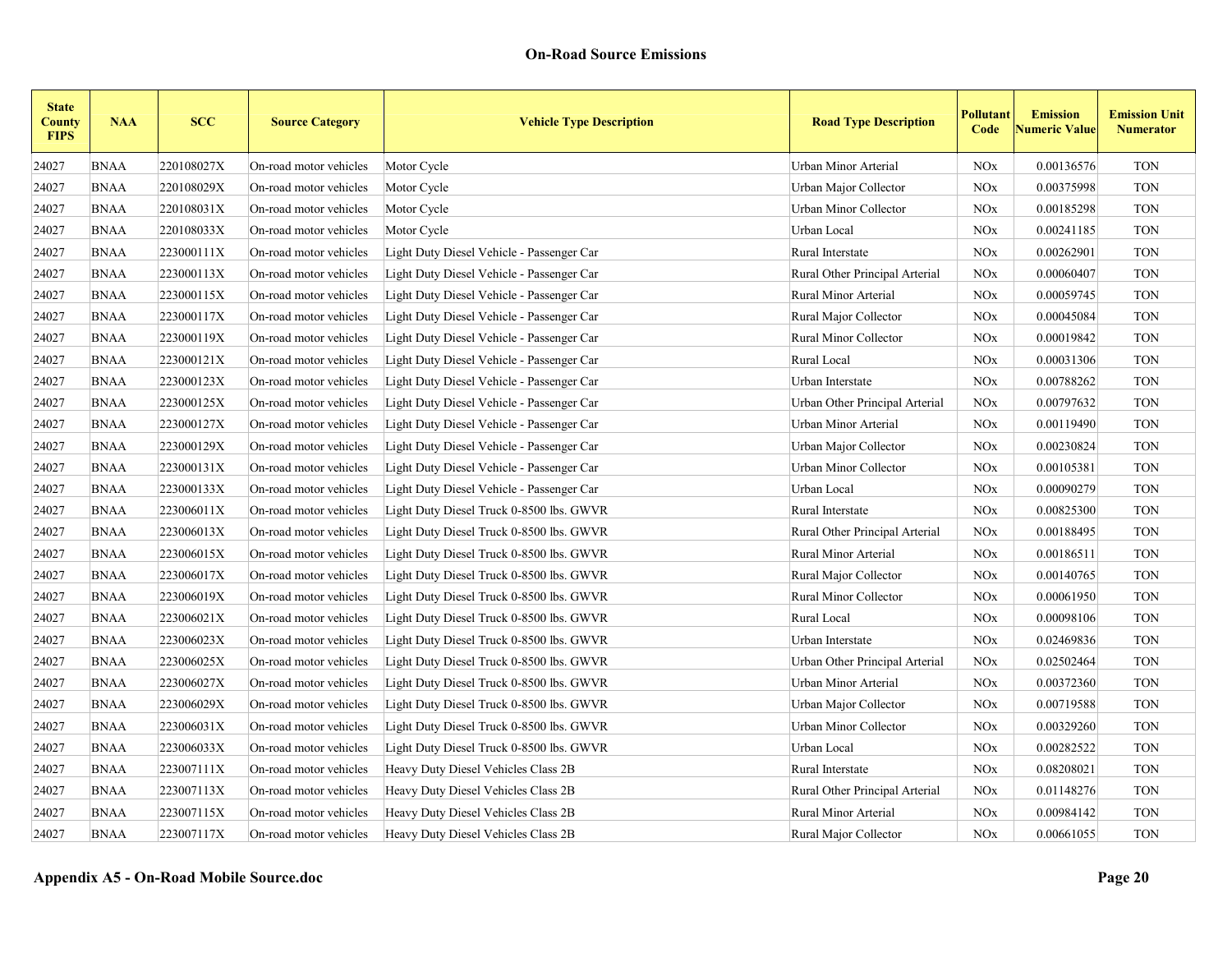## On-Road Source Emissions

| State County FIPS | NAA | SCC | Source Category | Vehicle Type Description | Road Type Description | Pollutant Code | Emission Numeric Value | Emission Unit Numerator |
|---|---|---|---|---|---|---|---|---|
| 24027 | BNAA | 220108027X | On-road motor vehicles | Motor Cycle | Urban Minor Arterial | NOx | 0.00136576 | TON |
| 24027 | BNAA | 220108029X | On-road motor vehicles | Motor Cycle | Urban Major Collector | NOx | 0.00375998 | TON |
| 24027 | BNAA | 220108031X | On-road motor vehicles | Motor Cycle | Urban Minor Collector | NOx | 0.00185298 | TON |
| 24027 | BNAA | 220108033X | On-road motor vehicles | Motor Cycle | Urban Local | NOx | 0.00241185 | TON |
| 24027 | BNAA | 223000111X | On-road motor vehicles | Light Duty Diesel Vehicle - Passenger Car | Rural Interstate | NOx | 0.00262901 | TON |
| 24027 | BNAA | 223000113X | On-road motor vehicles | Light Duty Diesel Vehicle - Passenger Car | Rural Other Principal Arterial | NOx | 0.00060407 | TON |
| 24027 | BNAA | 223000115X | On-road motor vehicles | Light Duty Diesel Vehicle - Passenger Car | Rural Minor Arterial | NOx | 0.00059745 | TON |
| 24027 | BNAA | 223000117X | On-road motor vehicles | Light Duty Diesel Vehicle - Passenger Car | Rural Major Collector | NOx | 0.00045084 | TON |
| 24027 | BNAA | 223000119X | On-road motor vehicles | Light Duty Diesel Vehicle - Passenger Car | Rural Minor Collector | NOx | 0.00019842 | TON |
| 24027 | BNAA | 223000121X | On-road motor vehicles | Light Duty Diesel Vehicle - Passenger Car | Rural Local | NOx | 0.00031306 | TON |
| 24027 | BNAA | 223000123X | On-road motor vehicles | Light Duty Diesel Vehicle - Passenger Car | Urban Interstate | NOx | 0.00788262 | TON |
| 24027 | BNAA | 223000125X | On-road motor vehicles | Light Duty Diesel Vehicle - Passenger Car | Urban Other Principal Arterial | NOx | 0.00797632 | TON |
| 24027 | BNAA | 223000127X | On-road motor vehicles | Light Duty Diesel Vehicle - Passenger Car | Urban Minor Arterial | NOx | 0.00119490 | TON |
| 24027 | BNAA | 223000129X | On-road motor vehicles | Light Duty Diesel Vehicle - Passenger Car | Urban Major Collector | NOx | 0.00230824 | TON |
| 24027 | BNAA | 223000131X | On-road motor vehicles | Light Duty Diesel Vehicle - Passenger Car | Urban Minor Collector | NOx | 0.00105381 | TON |
| 24027 | BNAA | 223000133X | On-road motor vehicles | Light Duty Diesel Vehicle - Passenger Car | Urban Local | NOx | 0.00090279 | TON |
| 24027 | BNAA | 223006011X | On-road motor vehicles | Light Duty Diesel Truck 0-8500 lbs. GWVR | Rural Interstate | NOx | 0.00825300 | TON |
| 24027 | BNAA | 223006013X | On-road motor vehicles | Light Duty Diesel Truck 0-8500 lbs. GWVR | Rural Other Principal Arterial | NOx | 0.00188495 | TON |
| 24027 | BNAA | 223006015X | On-road motor vehicles | Light Duty Diesel Truck 0-8500 lbs. GWVR | Rural Minor Arterial | NOx | 0.00186511 | TON |
| 24027 | BNAA | 223006017X | On-road motor vehicles | Light Duty Diesel Truck 0-8500 lbs. GWVR | Rural Major Collector | NOx | 0.00140765 | TON |
| 24027 | BNAA | 223006019X | On-road motor vehicles | Light Duty Diesel Truck 0-8500 lbs. GWVR | Rural Minor Collector | NOx | 0.00061950 | TON |
| 24027 | BNAA | 223006021X | On-road motor vehicles | Light Duty Diesel Truck 0-8500 lbs. GWVR | Rural Local | NOx | 0.00098106 | TON |
| 24027 | BNAA | 223006023X | On-road motor vehicles | Light Duty Diesel Truck 0-8500 lbs. GWVR | Urban Interstate | NOx | 0.02469836 | TON |
| 24027 | BNAA | 223006025X | On-road motor vehicles | Light Duty Diesel Truck 0-8500 lbs. GWVR | Urban Other Principal Arterial | NOx | 0.02502464 | TON |
| 24027 | BNAA | 223006027X | On-road motor vehicles | Light Duty Diesel Truck 0-8500 lbs. GWVR | Urban Minor Arterial | NOx | 0.00372360 | TON |
| 24027 | BNAA | 223006029X | On-road motor vehicles | Light Duty Diesel Truck 0-8500 lbs. GWVR | Urban Major Collector | NOx | 0.00719588 | TON |
| 24027 | BNAA | 223006031X | On-road motor vehicles | Light Duty Diesel Truck 0-8500 lbs. GWVR | Urban Minor Collector | NOx | 0.00329260 | TON |
| 24027 | BNAA | 223006033X | On-road motor vehicles | Light Duty Diesel Truck 0-8500 lbs. GWVR | Urban Local | NOx | 0.00282522 | TON |
| 24027 | BNAA | 223007111X | On-road motor vehicles | Heavy Duty Diesel Vehicles Class 2B | Rural Interstate | NOx | 0.08208021 | TON |
| 24027 | BNAA | 223007113X | On-road motor vehicles | Heavy Duty Diesel Vehicles Class 2B | Rural Other Principal Arterial | NOx | 0.01148276 | TON |
| 24027 | BNAA | 223007115X | On-road motor vehicles | Heavy Duty Diesel Vehicles Class 2B | Rural Minor Arterial | NOx | 0.00984142 | TON |
| 24027 | BNAA | 223007117X | On-road motor vehicles | Heavy Duty Diesel Vehicles Class 2B | Rural Major Collector | NOx | 0.00661055 | TON |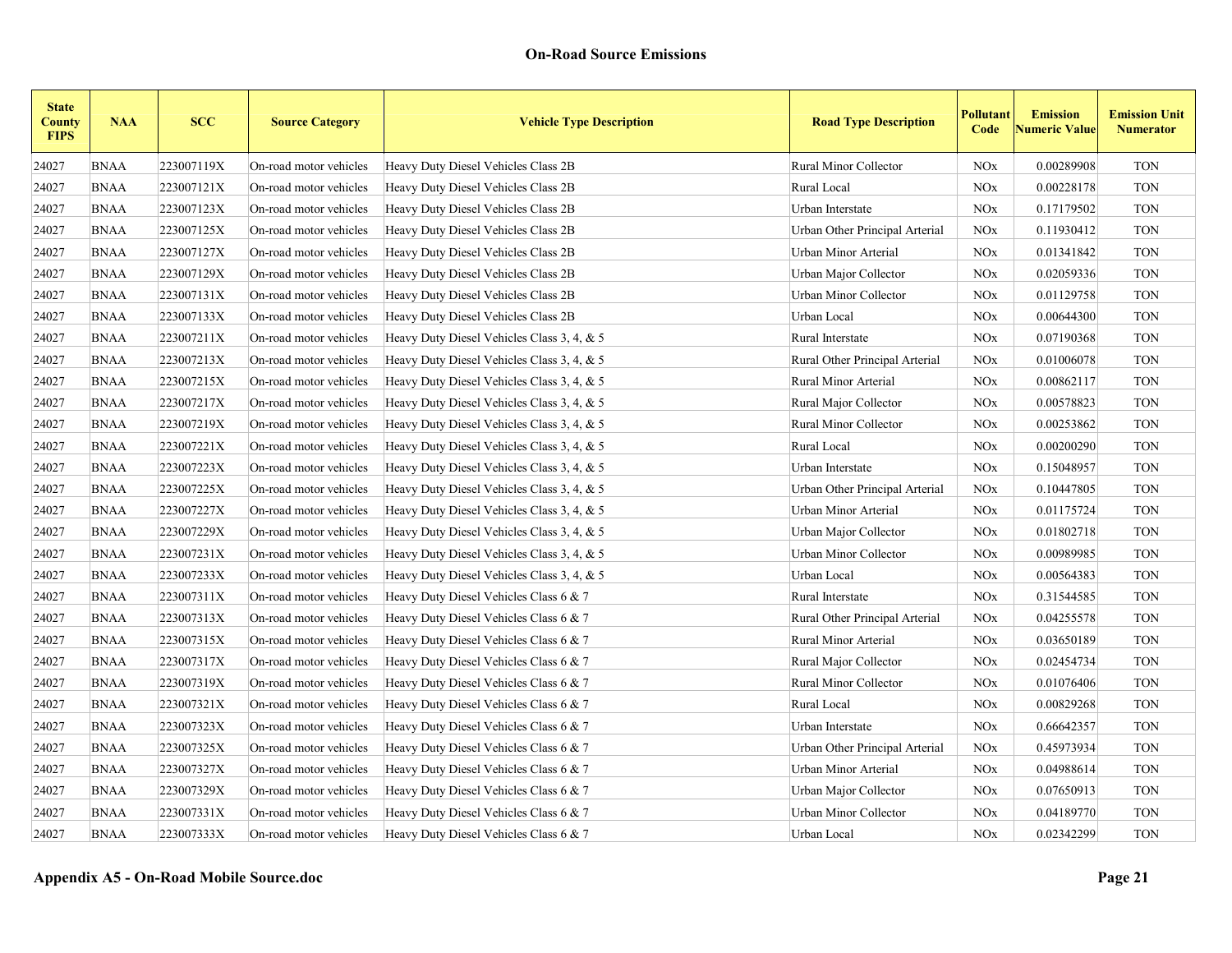## On-Road Source Emissions

| State County FIPS | NAA | SCC | Source Category | Vehicle Type Description | Road Type Description | Pollutant Code | Emission Numeric Value | Emission Unit Numerator |
|---|---|---|---|---|---|---|---|---|
| 24027 | BNAA | 223007119X | On-road motor vehicles | Heavy Duty Diesel Vehicles Class 2B | Rural Minor Collector | NOx | 0.00289908 | TON |
| 24027 | BNAA | 223007121X | On-road motor vehicles | Heavy Duty Diesel Vehicles Class 2B | Rural Local | NOx | 0.00228178 | TON |
| 24027 | BNAA | 223007123X | On-road motor vehicles | Heavy Duty Diesel Vehicles Class 2B | Urban Interstate | NOx | 0.17179502 | TON |
| 24027 | BNAA | 223007125X | On-road motor vehicles | Heavy Duty Diesel Vehicles Class 2B | Urban Other Principal Arterial | NOx | 0.11930412 | TON |
| 24027 | BNAA | 223007127X | On-road motor vehicles | Heavy Duty Diesel Vehicles Class 2B | Urban Minor Arterial | NOx | 0.01341842 | TON |
| 24027 | BNAA | 223007129X | On-road motor vehicles | Heavy Duty Diesel Vehicles Class 2B | Urban Major Collector | NOx | 0.02059336 | TON |
| 24027 | BNAA | 223007131X | On-road motor vehicles | Heavy Duty Diesel Vehicles Class 2B | Urban Minor Collector | NOx | 0.01129758 | TON |
| 24027 | BNAA | 223007133X | On-road motor vehicles | Heavy Duty Diesel Vehicles Class 2B | Urban Local | NOx | 0.00644300 | TON |
| 24027 | BNAA | 223007211X | On-road motor vehicles | Heavy Duty Diesel Vehicles Class 3, 4, & 5 | Rural Interstate | NOx | 0.07190368 | TON |
| 24027 | BNAA | 223007213X | On-road motor vehicles | Heavy Duty Diesel Vehicles Class 3, 4, & 5 | Rural Other Principal Arterial | NOx | 0.01006078 | TON |
| 24027 | BNAA | 223007215X | On-road motor vehicles | Heavy Duty Diesel Vehicles Class 3, 4, & 5 | Rural Minor Arterial | NOx | 0.00862117 | TON |
| 24027 | BNAA | 223007217X | On-road motor vehicles | Heavy Duty Diesel Vehicles Class 3, 4, & 5 | Rural Major Collector | NOx | 0.00578823 | TON |
| 24027 | BNAA | 223007219X | On-road motor vehicles | Heavy Duty Diesel Vehicles Class 3, 4, & 5 | Rural Minor Collector | NOx | 0.00253862 | TON |
| 24027 | BNAA | 223007221X | On-road motor vehicles | Heavy Duty Diesel Vehicles Class 3, 4, & 5 | Rural Local | NOx | 0.00200290 | TON |
| 24027 | BNAA | 223007223X | On-road motor vehicles | Heavy Duty Diesel Vehicles Class 3, 4, & 5 | Urban Interstate | NOx | 0.15048957 | TON |
| 24027 | BNAA | 223007225X | On-road motor vehicles | Heavy Duty Diesel Vehicles Class 3, 4, & 5 | Urban Other Principal Arterial | NOx | 0.10447805 | TON |
| 24027 | BNAA | 223007227X | On-road motor vehicles | Heavy Duty Diesel Vehicles Class 3, 4, & 5 | Urban Minor Arterial | NOx | 0.01175724 | TON |
| 24027 | BNAA | 223007229X | On-road motor vehicles | Heavy Duty Diesel Vehicles Class 3, 4, & 5 | Urban Major Collector | NOx | 0.01802718 | TON |
| 24027 | BNAA | 223007231X | On-road motor vehicles | Heavy Duty Diesel Vehicles Class 3, 4, & 5 | Urban Minor Collector | NOx | 0.00989985 | TON |
| 24027 | BNAA | 223007233X | On-road motor vehicles | Heavy Duty Diesel Vehicles Class 3, 4, & 5 | Urban Local | NOx | 0.00564383 | TON |
| 24027 | BNAA | 223007311X | On-road motor vehicles | Heavy Duty Diesel Vehicles Class 6 & 7 | Rural Interstate | NOx | 0.31544585 | TON |
| 24027 | BNAA | 223007313X | On-road motor vehicles | Heavy Duty Diesel Vehicles Class 6 & 7 | Rural Other Principal Arterial | NOx | 0.04255578 | TON |
| 24027 | BNAA | 223007315X | On-road motor vehicles | Heavy Duty Diesel Vehicles Class 6 & 7 | Rural Minor Arterial | NOx | 0.03650189 | TON |
| 24027 | BNAA | 223007317X | On-road motor vehicles | Heavy Duty Diesel Vehicles Class 6 & 7 | Rural Major Collector | NOx | 0.02454734 | TON |
| 24027 | BNAA | 223007319X | On-road motor vehicles | Heavy Duty Diesel Vehicles Class 6 & 7 | Rural Minor Collector | NOx | 0.01076406 | TON |
| 24027 | BNAA | 223007321X | On-road motor vehicles | Heavy Duty Diesel Vehicles Class 6 & 7 | Rural Local | NOx | 0.00829268 | TON |
| 24027 | BNAA | 223007323X | On-road motor vehicles | Heavy Duty Diesel Vehicles Class 6 & 7 | Urban Interstate | NOx | 0.66642357 | TON |
| 24027 | BNAA | 223007325X | On-road motor vehicles | Heavy Duty Diesel Vehicles Class 6 & 7 | Urban Other Principal Arterial | NOx | 0.45973934 | TON |
| 24027 | BNAA | 223007327X | On-road motor vehicles | Heavy Duty Diesel Vehicles Class 6 & 7 | Urban Minor Arterial | NOx | 0.04988614 | TON |
| 24027 | BNAA | 223007329X | On-road motor vehicles | Heavy Duty Diesel Vehicles Class 6 & 7 | Urban Major Collector | NOx | 0.07650913 | TON |
| 24027 | BNAA | 223007331X | On-road motor vehicles | Heavy Duty Diesel Vehicles Class 6 & 7 | Urban Minor Collector | NOx | 0.04189770 | TON |
| 24027 | BNAA | 223007333X | On-road motor vehicles | Heavy Duty Diesel Vehicles Class 6 & 7 | Urban Local | NOx | 0.02342299 | TON |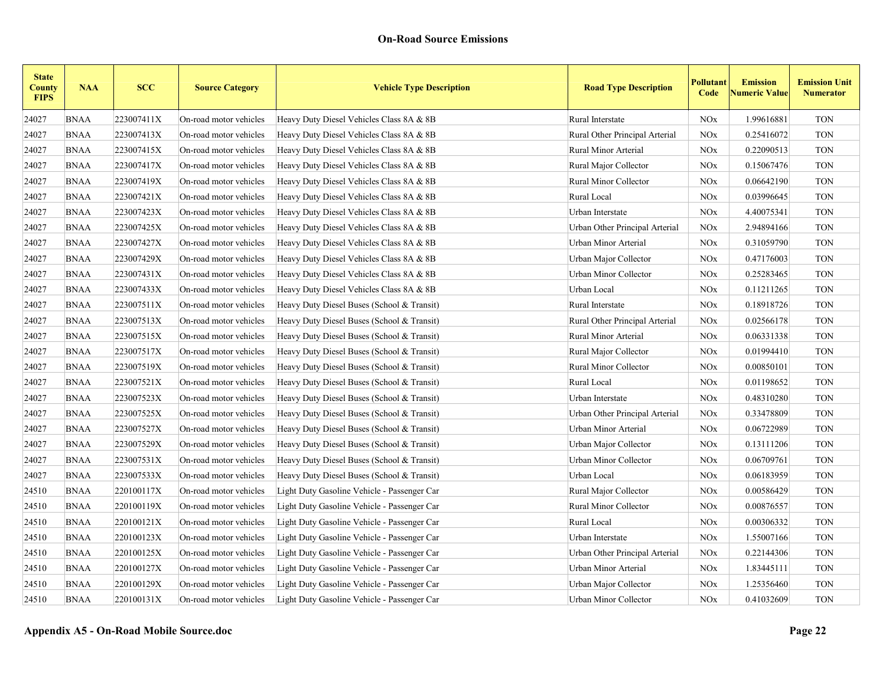## On-Road Source Emissions

| State County FIPS | NAA | SCC | Source Category | Vehicle Type Description | Road Type Description | Pollutant Code | Emission Numeric Value | Emission Unit Numerator |
|---|---|---|---|---|---|---|---|---|
| 24027 | BNAA | 223007411X | On-road motor vehicles | Heavy Duty Diesel Vehicles Class 8A & 8B | Rural Interstate | NOx | 1.99616881 | TON |
| 24027 | BNAA | 223007413X | On-road motor vehicles | Heavy Duty Diesel Vehicles Class 8A & 8B | Rural Other Principal Arterial | NOx | 0.25416072 | TON |
| 24027 | BNAA | 223007415X | On-road motor vehicles | Heavy Duty Diesel Vehicles Class 8A & 8B | Rural Minor Arterial | NOx | 0.22090513 | TON |
| 24027 | BNAA | 223007417X | On-road motor vehicles | Heavy Duty Diesel Vehicles Class 8A & 8B | Rural Major Collector | NOx | 0.15067476 | TON |
| 24027 | BNAA | 223007419X | On-road motor vehicles | Heavy Duty Diesel Vehicles Class 8A & 8B | Rural Minor Collector | NOx | 0.06642190 | TON |
| 24027 | BNAA | 223007421X | On-road motor vehicles | Heavy Duty Diesel Vehicles Class 8A & 8B | Rural Local | NOx | 0.03996645 | TON |
| 24027 | BNAA | 223007423X | On-road motor vehicles | Heavy Duty Diesel Vehicles Class 8A & 8B | Urban Interstate | NOx | 4.40075341 | TON |
| 24027 | BNAA | 223007425X | On-road motor vehicles | Heavy Duty Diesel Vehicles Class 8A & 8B | Urban Other Principal Arterial | NOx | 2.94894166 | TON |
| 24027 | BNAA | 223007427X | On-road motor vehicles | Heavy Duty Diesel Vehicles Class 8A & 8B | Urban Minor Arterial | NOx | 0.31059790 | TON |
| 24027 | BNAA | 223007429X | On-road motor vehicles | Heavy Duty Diesel Vehicles Class 8A & 8B | Urban Major Collector | NOx | 0.47176003 | TON |
| 24027 | BNAA | 223007431X | On-road motor vehicles | Heavy Duty Diesel Vehicles Class 8A & 8B | Urban Minor Collector | NOx | 0.25283465 | TON |
| 24027 | BNAA | 223007433X | On-road motor vehicles | Heavy Duty Diesel Vehicles Class 8A & 8B | Urban Local | NOx | 0.11211265 | TON |
| 24027 | BNAA | 223007511X | On-road motor vehicles | Heavy Duty Diesel Buses (School & Transit) | Rural Interstate | NOx | 0.18918726 | TON |
| 24027 | BNAA | 223007513X | On-road motor vehicles | Heavy Duty Diesel Buses (School & Transit) | Rural Other Principal Arterial | NOx | 0.02566178 | TON |
| 24027 | BNAA | 223007515X | On-road motor vehicles | Heavy Duty Diesel Buses (School & Transit) | Rural Minor Arterial | NOx | 0.06331338 | TON |
| 24027 | BNAA | 223007517X | On-road motor vehicles | Heavy Duty Diesel Buses (School & Transit) | Rural Major Collector | NOx | 0.01994410 | TON |
| 24027 | BNAA | 223007519X | On-road motor vehicles | Heavy Duty Diesel Buses (School & Transit) | Rural Minor Collector | NOx | 0.00850101 | TON |
| 24027 | BNAA | 223007521X | On-road motor vehicles | Heavy Duty Diesel Buses (School & Transit) | Rural Local | NOx | 0.01198652 | TON |
| 24027 | BNAA | 223007523X | On-road motor vehicles | Heavy Duty Diesel Buses (School & Transit) | Urban Interstate | NOx | 0.48310280 | TON |
| 24027 | BNAA | 223007525X | On-road motor vehicles | Heavy Duty Diesel Buses (School & Transit) | Urban Other Principal Arterial | NOx | 0.33478809 | TON |
| 24027 | BNAA | 223007527X | On-road motor vehicles | Heavy Duty Diesel Buses (School & Transit) | Urban Minor Arterial | NOx | 0.06722989 | TON |
| 24027 | BNAA | 223007529X | On-road motor vehicles | Heavy Duty Diesel Buses (School & Transit) | Urban Major Collector | NOx | 0.13111206 | TON |
| 24027 | BNAA | 223007531X | On-road motor vehicles | Heavy Duty Diesel Buses (School & Transit) | Urban Minor Collector | NOx | 0.06709761 | TON |
| 24027 | BNAA | 223007533X | On-road motor vehicles | Heavy Duty Diesel Buses (School & Transit) | Urban Local | NOx | 0.06183959 | TON |
| 24510 | BNAA | 220100117X | On-road motor vehicles | Light Duty Gasoline Vehicle - Passenger Car | Rural Major Collector | NOx | 0.00586429 | TON |
| 24510 | BNAA | 220100119X | On-road motor vehicles | Light Duty Gasoline Vehicle - Passenger Car | Rural Minor Collector | NOx | 0.00876557 | TON |
| 24510 | BNAA | 220100121X | On-road motor vehicles | Light Duty Gasoline Vehicle - Passenger Car | Rural Local | NOx | 0.00306332 | TON |
| 24510 | BNAA | 220100123X | On-road motor vehicles | Light Duty Gasoline Vehicle - Passenger Car | Urban Interstate | NOx | 1.55007166 | TON |
| 24510 | BNAA | 220100125X | On-road motor vehicles | Light Duty Gasoline Vehicle - Passenger Car | Urban Other Principal Arterial | NOx | 0.22144306 | TON |
| 24510 | BNAA | 220100127X | On-road motor vehicles | Light Duty Gasoline Vehicle - Passenger Car | Urban Minor Arterial | NOx | 1.83445111 | TON |
| 24510 | BNAA | 220100129X | On-road motor vehicles | Light Duty Gasoline Vehicle - Passenger Car | Urban Major Collector | NOx | 1.25356460 | TON |
| 24510 | BNAA | 220100131X | On-road motor vehicles | Light Duty Gasoline Vehicle - Passenger Car | Urban Minor Collector | NOx | 0.41032609 | TON |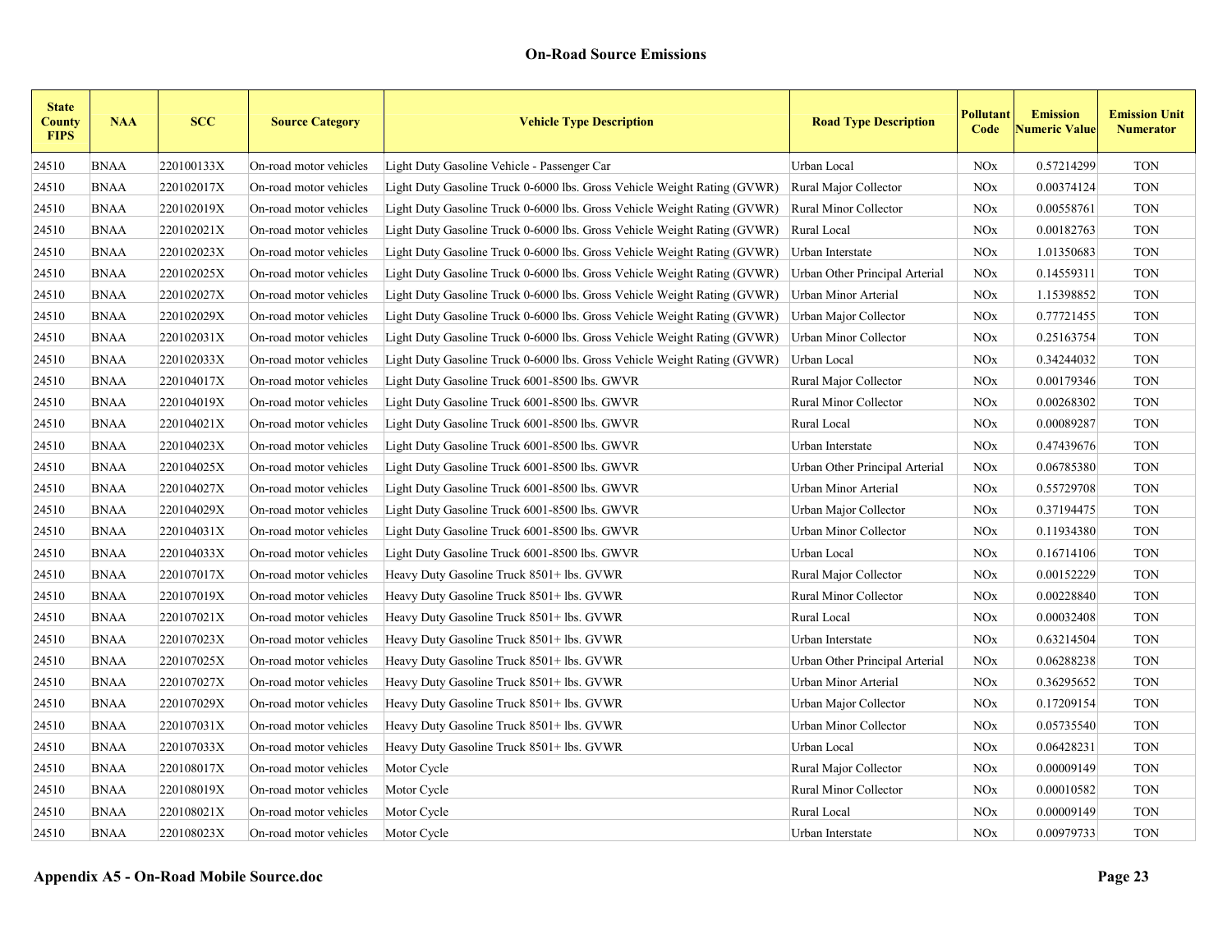## On-Road Source Emissions

| State County FIPS | NAA | SCC | Source Category | Vehicle Type Description | Road Type Description | Pollutant Code | Emission Numeric Value | Emission Unit Numerator |
|---|---|---|---|---|---|---|---|---|
| 24510 | BNAA | 220100133X | On-road motor vehicles | Light Duty Gasoline Vehicle - Passenger Car | Urban Local | NOx | 0.57214299 | TON |
| 24510 | BNAA | 220102017X | On-road motor vehicles | Light Duty Gasoline Truck 0-6000 lbs. Gross Vehicle Weight Rating (GVWR) | Rural Major Collector | NOx | 0.00374124 | TON |
| 24510 | BNAA | 220102019X | On-road motor vehicles | Light Duty Gasoline Truck 0-6000 lbs. Gross Vehicle Weight Rating (GVWR) | Rural Minor Collector | NOx | 0.00558761 | TON |
| 24510 | BNAA | 220102021X | On-road motor vehicles | Light Duty Gasoline Truck 0-6000 lbs. Gross Vehicle Weight Rating (GVWR) | Rural Local | NOx | 0.00182763 | TON |
| 24510 | BNAA | 220102023X | On-road motor vehicles | Light Duty Gasoline Truck 0-6000 lbs. Gross Vehicle Weight Rating (GVWR) | Urban Interstate | NOx | 1.01350683 | TON |
| 24510 | BNAA | 220102025X | On-road motor vehicles | Light Duty Gasoline Truck 0-6000 lbs. Gross Vehicle Weight Rating (GVWR) | Urban Other Principal Arterial | NOx | 0.14559311 | TON |
| 24510 | BNAA | 220102027X | On-road motor vehicles | Light Duty Gasoline Truck 0-6000 lbs. Gross Vehicle Weight Rating (GVWR) | Urban Minor Arterial | NOx | 1.15398852 | TON |
| 24510 | BNAA | 220102029X | On-road motor vehicles | Light Duty Gasoline Truck 0-6000 lbs. Gross Vehicle Weight Rating (GVWR) | Urban Major Collector | NOx | 0.77721455 | TON |
| 24510 | BNAA | 220102031X | On-road motor vehicles | Light Duty Gasoline Truck 0-6000 lbs. Gross Vehicle Weight Rating (GVWR) | Urban Minor Collector | NOx | 0.25163754 | TON |
| 24510 | BNAA | 220102033X | On-road motor vehicles | Light Duty Gasoline Truck 0-6000 lbs. Gross Vehicle Weight Rating (GVWR) | Urban Local | NOx | 0.34244032 | TON |
| 24510 | BNAA | 220104017X | On-road motor vehicles | Light Duty Gasoline Truck 6001-8500 lbs. GWVR | Rural Major Collector | NOx | 0.00179346 | TON |
| 24510 | BNAA | 220104019X | On-road motor vehicles | Light Duty Gasoline Truck 6001-8500 lbs. GWVR | Rural Minor Collector | NOx | 0.00268302 | TON |
| 24510 | BNAA | 220104021X | On-road motor vehicles | Light Duty Gasoline Truck 6001-8500 lbs. GWVR | Rural Local | NOx | 0.00089287 | TON |
| 24510 | BNAA | 220104023X | On-road motor vehicles | Light Duty Gasoline Truck 6001-8500 lbs. GWVR | Urban Interstate | NOx | 0.47439676 | TON |
| 24510 | BNAA | 220104025X | On-road motor vehicles | Light Duty Gasoline Truck 6001-8500 lbs. GWVR | Urban Other Principal Arterial | NOx | 0.06785380 | TON |
| 24510 | BNAA | 220104027X | On-road motor vehicles | Light Duty Gasoline Truck 6001-8500 lbs. GWVR | Urban Minor Arterial | NOx | 0.55729708 | TON |
| 24510 | BNAA | 220104029X | On-road motor vehicles | Light Duty Gasoline Truck 6001-8500 lbs. GWVR | Urban Major Collector | NOx | 0.37194475 | TON |
| 24510 | BNAA | 220104031X | On-road motor vehicles | Light Duty Gasoline Truck 6001-8500 lbs. GWVR | Urban Minor Collector | NOx | 0.11934380 | TON |
| 24510 | BNAA | 220104033X | On-road motor vehicles | Light Duty Gasoline Truck 6001-8500 lbs. GWVR | Urban Local | NOx | 0.16714106 | TON |
| 24510 | BNAA | 220107017X | On-road motor vehicles | Heavy Duty Gasoline Truck 8501+ lbs. GVWR | Rural Major Collector | NOx | 0.00152229 | TON |
| 24510 | BNAA | 220107019X | On-road motor vehicles | Heavy Duty Gasoline Truck 8501+ lbs. GVWR | Rural Minor Collector | NOx | 0.00228840 | TON |
| 24510 | BNAA | 220107021X | On-road motor vehicles | Heavy Duty Gasoline Truck 8501+ lbs. GVWR | Rural Local | NOx | 0.00032408 | TON |
| 24510 | BNAA | 220107023X | On-road motor vehicles | Heavy Duty Gasoline Truck 8501+ lbs. GVWR | Urban Interstate | NOx | 0.63214504 | TON |
| 24510 | BNAA | 220107025X | On-road motor vehicles | Heavy Duty Gasoline Truck 8501+ lbs. GVWR | Urban Other Principal Arterial | NOx | 0.06288238 | TON |
| 24510 | BNAA | 220107027X | On-road motor vehicles | Heavy Duty Gasoline Truck 8501+ lbs. GVWR | Urban Minor Arterial | NOx | 0.36295652 | TON |
| 24510 | BNAA | 220107029X | On-road motor vehicles | Heavy Duty Gasoline Truck 8501+ lbs. GVWR | Urban Major Collector | NOx | 0.17209154 | TON |
| 24510 | BNAA | 220107031X | On-road motor vehicles | Heavy Duty Gasoline Truck 8501+ lbs. GVWR | Urban Minor Collector | NOx | 0.05735540 | TON |
| 24510 | BNAA | 220107033X | On-road motor vehicles | Heavy Duty Gasoline Truck 8501+ lbs. GVWR | Urban Local | NOx | 0.06428231 | TON |
| 24510 | BNAA | 220108017X | On-road motor vehicles | Motor Cycle | Rural Major Collector | NOx | 0.00009149 | TON |
| 24510 | BNAA | 220108019X | On-road motor vehicles | Motor Cycle | Rural Minor Collector | NOx | 0.00010582 | TON |
| 24510 | BNAA | 220108021X | On-road motor vehicles | Motor Cycle | Rural Local | NOx | 0.00009149 | TON |
| 24510 | BNAA | 220108023X | On-road motor vehicles | Motor Cycle | Urban Interstate | NOx | 0.00979733 | TON |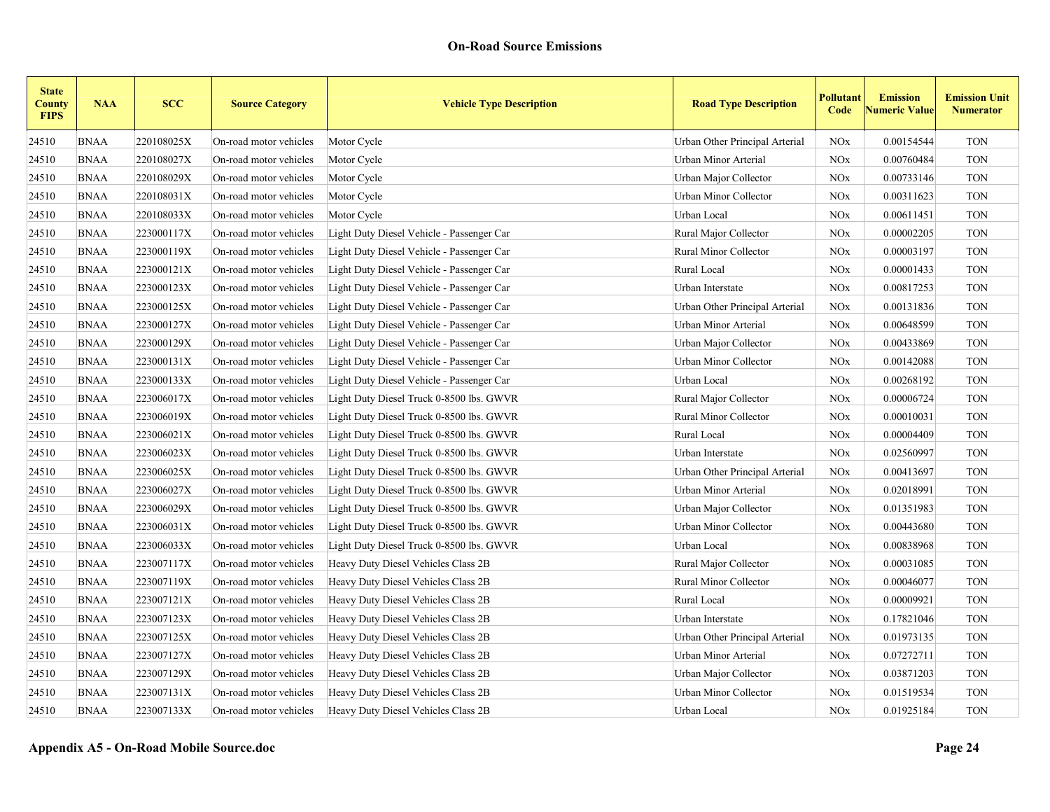## On-Road Source Emissions

| State County FIPS | NAA | SCC | Source Category | Vehicle Type Description | Road Type Description | Pollutant Code | Emission Numeric Value | Emission Unit Numerator |
|---|---|---|---|---|---|---|---|---|
| 24510 | BNAA | 220108025X | On-road motor vehicles | Motor Cycle | Urban Other Principal Arterial | NOx | 0.00154544 | TON |
| 24510 | BNAA | 220108027X | On-road motor vehicles | Motor Cycle | Urban Minor Arterial | NOx | 0.00760484 | TON |
| 24510 | BNAA | 220108029X | On-road motor vehicles | Motor Cycle | Urban Major Collector | NOx | 0.00733146 | TON |
| 24510 | BNAA | 220108031X | On-road motor vehicles | Motor Cycle | Urban Minor Collector | NOx | 0.00311623 | TON |
| 24510 | BNAA | 220108033X | On-road motor vehicles | Motor Cycle | Urban Local | NOx | 0.00611451 | TON |
| 24510 | BNAA | 223000117X | On-road motor vehicles | Light Duty Diesel Vehicle - Passenger Car | Rural Major Collector | NOx | 0.00002205 | TON |
| 24510 | BNAA | 223000119X | On-road motor vehicles | Light Duty Diesel Vehicle - Passenger Car | Rural Minor Collector | NOx | 0.00003197 | TON |
| 24510 | BNAA | 223000121X | On-road motor vehicles | Light Duty Diesel Vehicle - Passenger Car | Rural Local | NOx | 0.00001433 | TON |
| 24510 | BNAA | 223000123X | On-road motor vehicles | Light Duty Diesel Vehicle - Passenger Car | Urban Interstate | NOx | 0.00817253 | TON |
| 24510 | BNAA | 223000125X | On-road motor vehicles | Light Duty Diesel Vehicle - Passenger Car | Urban Other Principal Arterial | NOx | 0.00131836 | TON |
| 24510 | BNAA | 223000127X | On-road motor vehicles | Light Duty Diesel Vehicle - Passenger Car | Urban Minor Arterial | NOx | 0.00648599 | TON |
| 24510 | BNAA | 223000129X | On-road motor vehicles | Light Duty Diesel Vehicle - Passenger Car | Urban Major Collector | NOx | 0.00433869 | TON |
| 24510 | BNAA | 223000131X | On-road motor vehicles | Light Duty Diesel Vehicle - Passenger Car | Urban Minor Collector | NOx | 0.00142088 | TON |
| 24510 | BNAA | 223000133X | On-road motor vehicles | Light Duty Diesel Vehicle - Passenger Car | Urban Local | NOx | 0.00268192 | TON |
| 24510 | BNAA | 223006017X | On-road motor vehicles | Light Duty Diesel Truck 0-8500 lbs. GWVR | Rural Major Collector | NOx | 0.00006724 | TON |
| 24510 | BNAA | 223006019X | On-road motor vehicles | Light Duty Diesel Truck 0-8500 lbs. GWVR | Rural Minor Collector | NOx | 0.00010031 | TON |
| 24510 | BNAA | 223006021X | On-road motor vehicles | Light Duty Diesel Truck 0-8500 lbs. GWVR | Rural Local | NOx | 0.00004409 | TON |
| 24510 | BNAA | 223006023X | On-road motor vehicles | Light Duty Diesel Truck 0-8500 lbs. GWVR | Urban Interstate | NOx | 0.02560997 | TON |
| 24510 | BNAA | 223006025X | On-road motor vehicles | Light Duty Diesel Truck 0-8500 lbs. GWVR | Urban Other Principal Arterial | NOx | 0.00413697 | TON |
| 24510 | BNAA | 223006027X | On-road motor vehicles | Light Duty Diesel Truck 0-8500 lbs. GWVR | Urban Minor Arterial | NOx | 0.02018991 | TON |
| 24510 | BNAA | 223006029X | On-road motor vehicles | Light Duty Diesel Truck 0-8500 lbs. GWVR | Urban Major Collector | NOx | 0.01351983 | TON |
| 24510 | BNAA | 223006031X | On-road motor vehicles | Light Duty Diesel Truck 0-8500 lbs. GWVR | Urban Minor Collector | NOx | 0.00443680 | TON |
| 24510 | BNAA | 223006033X | On-road motor vehicles | Light Duty Diesel Truck 0-8500 lbs. GWVR | Urban Local | NOx | 0.00838968 | TON |
| 24510 | BNAA | 223007117X | On-road motor vehicles | Heavy Duty Diesel Vehicles Class 2B | Rural Major Collector | NOx | 0.00031085 | TON |
| 24510 | BNAA | 223007119X | On-road motor vehicles | Heavy Duty Diesel Vehicles Class 2B | Rural Minor Collector | NOx | 0.00046077 | TON |
| 24510 | BNAA | 223007121X | On-road motor vehicles | Heavy Duty Diesel Vehicles Class 2B | Rural Local | NOx | 0.00009921 | TON |
| 24510 | BNAA | 223007123X | On-road motor vehicles | Heavy Duty Diesel Vehicles Class 2B | Urban Interstate | NOx | 0.17821046 | TON |
| 24510 | BNAA | 223007125X | On-road motor vehicles | Heavy Duty Diesel Vehicles Class 2B | Urban Other Principal Arterial | NOx | 0.01973135 | TON |
| 24510 | BNAA | 223007127X | On-road motor vehicles | Heavy Duty Diesel Vehicles Class 2B | Urban Minor Arterial | NOx | 0.07272711 | TON |
| 24510 | BNAA | 223007129X | On-road motor vehicles | Heavy Duty Diesel Vehicles Class 2B | Urban Major Collector | NOx | 0.03871203 | TON |
| 24510 | BNAA | 223007131X | On-road motor vehicles | Heavy Duty Diesel Vehicles Class 2B | Urban Minor Collector | NOx | 0.01519534 | TON |
| 24510 | BNAA | 223007133X | On-road motor vehicles | Heavy Duty Diesel Vehicles Class 2B | Urban Local | NOx | 0.01925184 | TON |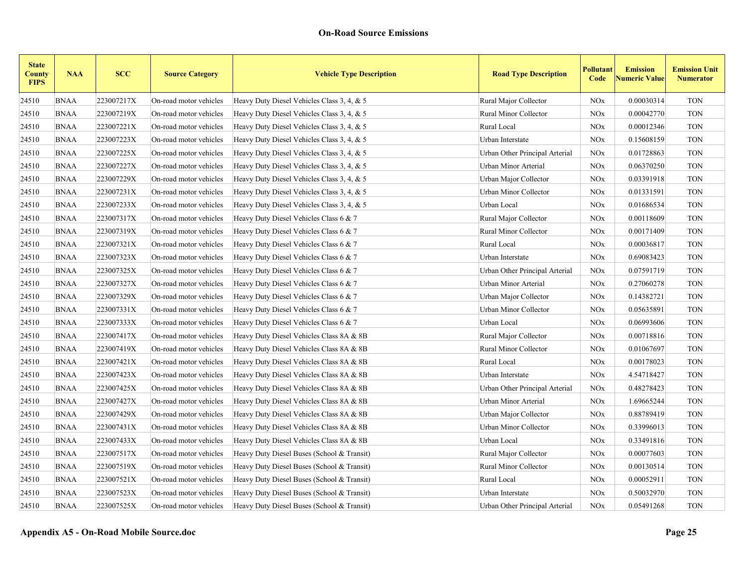**On-Road Source Emissions**

| State County FIPS | NAA | SCC | Source Category | Vehicle Type Description | Road Type Description | Pollutant Code | Emission Numeric Value | Emission Unit Numerator |
|---|---|---|---|---|---|---|---|---|
| 24510 | BNAA | 223007217X | On-road motor vehicles | Heavy Duty Diesel Vehicles Class 3, 4, & 5 | Rural Major Collector | NOx | 0.00030314 | TON |
| 24510 | BNAA | 223007219X | On-road motor vehicles | Heavy Duty Diesel Vehicles Class 3, 4, & 5 | Rural Minor Collector | NOx | 0.00042770 | TON |
| 24510 | BNAA | 223007221X | On-road motor vehicles | Heavy Duty Diesel Vehicles Class 3, 4, & 5 | Rural Local | NOx | 0.00012346 | TON |
| 24510 | BNAA | 223007223X | On-road motor vehicles | Heavy Duty Diesel Vehicles Class 3, 4, & 5 | Urban Interstate | NOx | 0.15608159 | TON |
| 24510 | BNAA | 223007225X | On-road motor vehicles | Heavy Duty Diesel Vehicles Class 3, 4, & 5 | Urban Other Principal Arterial | NOx | 0.01728863 | TON |
| 24510 | BNAA | 223007227X | On-road motor vehicles | Heavy Duty Diesel Vehicles Class 3, 4, & 5 | Urban Minor Arterial | NOx | 0.06370250 | TON |
| 24510 | BNAA | 223007229X | On-road motor vehicles | Heavy Duty Diesel Vehicles Class 3, 4, & 5 | Urban Major Collector | NOx | 0.03391918 | TON |
| 24510 | BNAA | 223007231X | On-road motor vehicles | Heavy Duty Diesel Vehicles Class 3, 4, & 5 | Urban Minor Collector | NOx | 0.01331591 | TON |
| 24510 | BNAA | 223007233X | On-road motor vehicles | Heavy Duty Diesel Vehicles Class 3, 4, & 5 | Urban Local | NOx | 0.01686534 | TON |
| 24510 | BNAA | 223007317X | On-road motor vehicles | Heavy Duty Diesel Vehicles Class 6 & 7 | Rural Major Collector | NOx | 0.00118609 | TON |
| 24510 | BNAA | 223007319X | On-road motor vehicles | Heavy Duty Diesel Vehicles Class 6 & 7 | Rural Minor Collector | NOx | 0.00171409 | TON |
| 24510 | BNAA | 223007321X | On-road motor vehicles | Heavy Duty Diesel Vehicles Class 6 & 7 | Rural Local | NOx | 0.00036817 | TON |
| 24510 | BNAA | 223007323X | On-road motor vehicles | Heavy Duty Diesel Vehicles Class 6 & 7 | Urban Interstate | NOx | 0.69083423 | TON |
| 24510 | BNAA | 223007325X | On-road motor vehicles | Heavy Duty Diesel Vehicles Class 6 & 7 | Urban Other Principal Arterial | NOx | 0.07591719 | TON |
| 24510 | BNAA | 223007327X | On-road motor vehicles | Heavy Duty Diesel Vehicles Class 6 & 7 | Urban Minor Arterial | NOx | 0.27060278 | TON |
| 24510 | BNAA | 223007329X | On-road motor vehicles | Heavy Duty Diesel Vehicles Class 6 & 7 | Urban Major Collector | NOx | 0.14382721 | TON |
| 24510 | BNAA | 223007331X | On-road motor vehicles | Heavy Duty Diesel Vehicles Class 6 & 7 | Urban Minor Collector | NOx | 0.05635891 | TON |
| 24510 | BNAA | 223007333X | On-road motor vehicles | Heavy Duty Diesel Vehicles Class 6 & 7 | Urban Local | NOx | 0.06993606 | TON |
| 24510 | BNAA | 223007417X | On-road motor vehicles | Heavy Duty Diesel Vehicles Class 8A & 8B | Rural Major Collector | NOx | 0.00718816 | TON |
| 24510 | BNAA | 223007419X | On-road motor vehicles | Heavy Duty Diesel Vehicles Class 8A & 8B | Rural Minor Collector | NOx | 0.01067697 | TON |
| 24510 | BNAA | 223007421X | On-road motor vehicles | Heavy Duty Diesel Vehicles Class 8A & 8B | Rural Local | NOx | 0.00178023 | TON |
| 24510 | BNAA | 223007423X | On-road motor vehicles | Heavy Duty Diesel Vehicles Class 8A & 8B | Urban Interstate | NOx | 4.54718427 | TON |
| 24510 | BNAA | 223007425X | On-road motor vehicles | Heavy Duty Diesel Vehicles Class 8A & 8B | Urban Other Principal Arterial | NOx | 0.48278423 | TON |
| 24510 | BNAA | 223007427X | On-road motor vehicles | Heavy Duty Diesel Vehicles Class 8A & 8B | Urban Minor Arterial | NOx | 1.69665244 | TON |
| 24510 | BNAA | 223007429X | On-road motor vehicles | Heavy Duty Diesel Vehicles Class 8A & 8B | Urban Major Collector | NOx | 0.88789419 | TON |
| 24510 | BNAA | 223007431X | On-road motor vehicles | Heavy Duty Diesel Vehicles Class 8A & 8B | Urban Minor Collector | NOx | 0.33996013 | TON |
| 24510 | BNAA | 223007433X | On-road motor vehicles | Heavy Duty Diesel Vehicles Class 8A & 8B | Urban Local | NOx | 0.33491816 | TON |
| 24510 | BNAA | 223007517X | On-road motor vehicles | Heavy Duty Diesel Buses (School & Transit) | Rural Major Collector | NOx | 0.00077603 | TON |
| 24510 | BNAA | 223007519X | On-road motor vehicles | Heavy Duty Diesel Buses (School & Transit) | Rural Minor Collector | NOx | 0.00130514 | TON |
| 24510 | BNAA | 223007521X | On-road motor vehicles | Heavy Duty Diesel Buses (School & Transit) | Rural Local | NOx | 0.00052911 | TON |
| 24510 | BNAA | 223007523X | On-road motor vehicles | Heavy Duty Diesel Buses (School & Transit) | Urban Interstate | NOx | 0.50032970 | TON |
| 24510 | BNAA | 223007525X | On-road motor vehicles | Heavy Duty Diesel Buses (School & Transit) | Urban Other Principal Arterial | NOx | 0.05491268 | TON |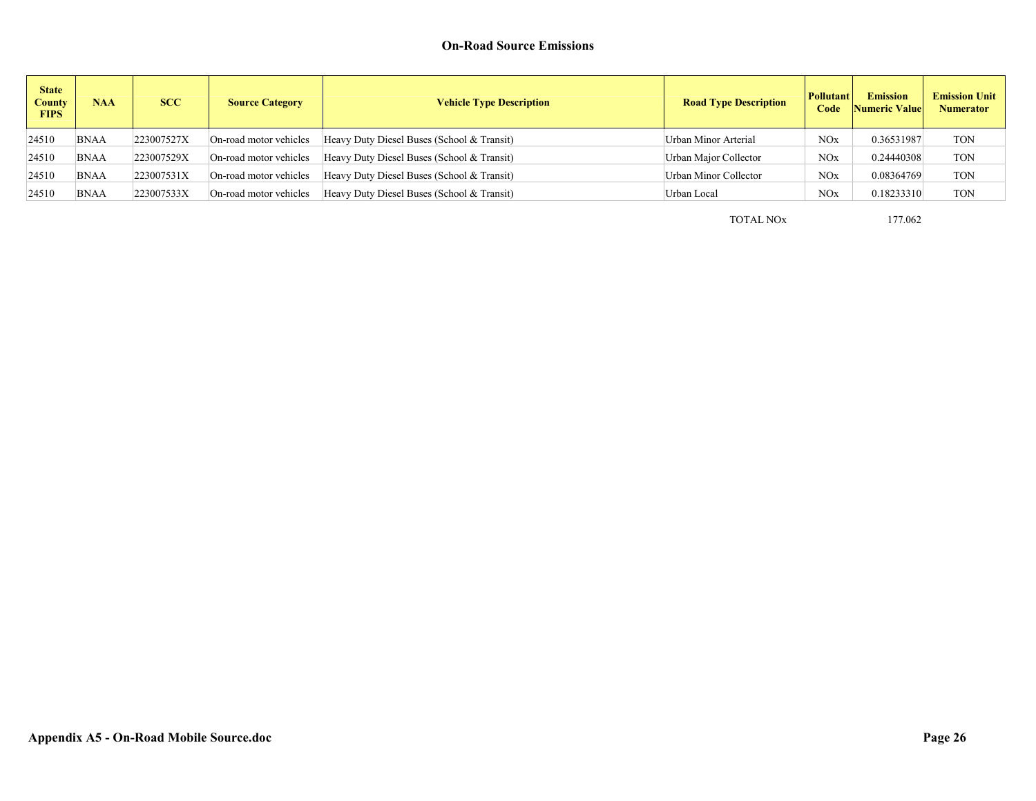## On-Road Source Emissions

| State County FIPS | NAA | SCC | Source Category | Vehicle Type Description | Road Type Description | Pollutant Code | Emission Numeric Value | Emission Unit Numerator |
|---|---|---|---|---|---|---|---|---|
| 24510 | BNAA | 223007527X | On-road motor vehicles | Heavy Duty Diesel Buses (School & Transit) | Urban Minor Arterial | NOx | 0.36531987 | TON |
| 24510 | BNAA | 223007529X | On-road motor vehicles | Heavy Duty Diesel Buses (School & Transit) | Urban Major Collector | NOx | 0.24440308 | TON |
| 24510 | BNAA | 223007531X | On-road motor vehicles | Heavy Duty Diesel Buses (School & Transit) | Urban Minor Collector | NOx | 0.08364769 | TON |
| 24510 | BNAA | 223007533X | On-road motor vehicles | Heavy Duty Diesel Buses (School & Transit) | Urban Local | NOx | 0.18233310 | TON |
| | | | | | TOTAL NOx | | 177.062 | |

Appendix A5 - On-Road Mobile Source.doc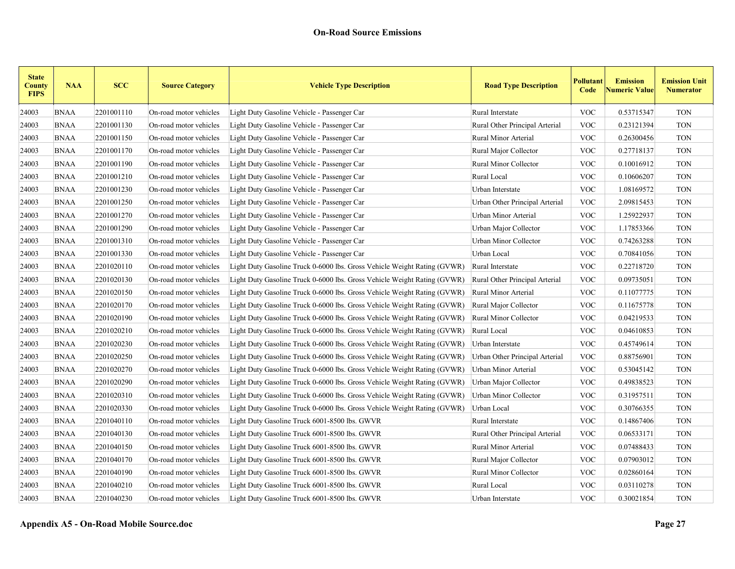# On-Road Source Emissions

| State County FIPS | NAA | SCC | Source Category | Vehicle Type Description | Road Type Description | Pollutant Code | Emission Numeric Value | Emission Unit Numerator |
|---|---|---|---|---|---|---|---|---|
| 24003 | BNAA | 2201001110 | On-road motor vehicles | Light Duty Gasoline Vehicle - Passenger Car | Rural Interstate | VOC | 0.53715347 | TON |
| 24003 | BNAA | 2201001130 | On-road motor vehicles | Light Duty Gasoline Vehicle - Passenger Car | Rural Other Principal Arterial | VOC | 0.23121394 | TON |
| 24003 | BNAA | 2201001150 | On-road motor vehicles | Light Duty Gasoline Vehicle - Passenger Car | Rural Minor Arterial | VOC | 0.26300456 | TON |
| 24003 | BNAA | 2201001170 | On-road motor vehicles | Light Duty Gasoline Vehicle - Passenger Car | Rural Major Collector | VOC | 0.27718137 | TON |
| 24003 | BNAA | 2201001190 | On-road motor vehicles | Light Duty Gasoline Vehicle - Passenger Car | Rural Minor Collector | VOC | 0.10016912 | TON |
| 24003 | BNAA | 2201001210 | On-road motor vehicles | Light Duty Gasoline Vehicle - Passenger Car | Rural Local | VOC | 0.10606207 | TON |
| 24003 | BNAA | 2201001230 | On-road motor vehicles | Light Duty Gasoline Vehicle - Passenger Car | Urban Interstate | VOC | 1.08169572 | TON |
| 24003 | BNAA | 2201001250 | On-road motor vehicles | Light Duty Gasoline Vehicle - Passenger Car | Urban Other Principal Arterial | VOC | 2.09815453 | TON |
| 24003 | BNAA | 2201001270 | On-road motor vehicles | Light Duty Gasoline Vehicle - Passenger Car | Urban Minor Arterial | VOC | 1.25922937 | TON |
| 24003 | BNAA | 2201001290 | On-road motor vehicles | Light Duty Gasoline Vehicle - Passenger Car | Urban Major Collector | VOC | 1.17853366 | TON |
| 24003 | BNAA | 2201001310 | On-road motor vehicles | Light Duty Gasoline Vehicle - Passenger Car | Urban Minor Collector | VOC | 0.74263288 | TON |
| 24003 | BNAA | 2201001330 | On-road motor vehicles | Light Duty Gasoline Vehicle - Passenger Car | Urban Local | VOC | 0.70841056 | TON |
| 24003 | BNAA | 2201020110 | On-road motor vehicles | Light Duty Gasoline Truck 0-6000 lbs. Gross Vehicle Weight Rating (GVWR) | Rural Interstate | VOC | 0.22718720 | TON |
| 24003 | BNAA | 2201020130 | On-road motor vehicles | Light Duty Gasoline Truck 0-6000 lbs. Gross Vehicle Weight Rating (GVWR) | Rural Other Principal Arterial | VOC | 0.09735051 | TON |
| 24003 | BNAA | 2201020150 | On-road motor vehicles | Light Duty Gasoline Truck 0-6000 lbs. Gross Vehicle Weight Rating (GVWR) | Rural Minor Arterial | VOC | 0.11077775 | TON |
| 24003 | BNAA | 2201020170 | On-road motor vehicles | Light Duty Gasoline Truck 0-6000 lbs. Gross Vehicle Weight Rating (GVWR) | Rural Major Collector | VOC | 0.11675778 | TON |
| 24003 | BNAA | 2201020190 | On-road motor vehicles | Light Duty Gasoline Truck 0-6000 lbs. Gross Vehicle Weight Rating (GVWR) | Rural Minor Collector | VOC | 0.04219533 | TON |
| 24003 | BNAA | 2201020210 | On-road motor vehicles | Light Duty Gasoline Truck 0-6000 lbs. Gross Vehicle Weight Rating (GVWR) | Rural Local | VOC | 0.04610853 | TON |
| 24003 | BNAA | 2201020230 | On-road motor vehicles | Light Duty Gasoline Truck 0-6000 lbs. Gross Vehicle Weight Rating (GVWR) | Urban Interstate | VOC | 0.45749614 | TON |
| 24003 | BNAA | 2201020250 | On-road motor vehicles | Light Duty Gasoline Truck 0-6000 lbs. Gross Vehicle Weight Rating (GVWR) | Urban Other Principal Arterial | VOC | 0.88756901 | TON |
| 24003 | BNAA | 2201020270 | On-road motor vehicles | Light Duty Gasoline Truck 0-6000 lbs. Gross Vehicle Weight Rating (GVWR) | Urban Minor Arterial | VOC | 0.53045142 | TON |
| 24003 | BNAA | 2201020290 | On-road motor vehicles | Light Duty Gasoline Truck 0-6000 lbs. Gross Vehicle Weight Rating (GVWR) | Urban Major Collector | VOC | 0.49838523 | TON |
| 24003 | BNAA | 2201020310 | On-road motor vehicles | Light Duty Gasoline Truck 0-6000 lbs. Gross Vehicle Weight Rating (GVWR) | Urban Minor Collector | VOC | 0.31957511 | TON |
| 24003 | BNAA | 2201020330 | On-road motor vehicles | Light Duty Gasoline Truck 0-6000 lbs. Gross Vehicle Weight Rating (GVWR) | Urban Local | VOC | 0.30766355 | TON |
| 24003 | BNAA | 2201040110 | On-road motor vehicles | Light Duty Gasoline Truck 6001-8500 lbs. GWVR | Rural Interstate | VOC | 0.14867406 | TON |
| 24003 | BNAA | 2201040130 | On-road motor vehicles | Light Duty Gasoline Truck 6001-8500 lbs. GWVR | Rural Other Principal Arterial | VOC | 0.06533171 | TON |
| 24003 | BNAA | 2201040150 | On-road motor vehicles | Light Duty Gasoline Truck 6001-8500 lbs. GWVR | Rural Minor Arterial | VOC | 0.07488433 | TON |
| 24003 | BNAA | 2201040170 | On-road motor vehicles | Light Duty Gasoline Truck 6001-8500 lbs. GWVR | Rural Major Collector | VOC | 0.07903012 | TON |
| 24003 | BNAA | 2201040190 | On-road motor vehicles | Light Duty Gasoline Truck 6001-8500 lbs. GWVR | Rural Minor Collector | VOC | 0.02860164 | TON |
| 24003 | BNAA | 2201040210 | On-road motor vehicles | Light Duty Gasoline Truck 6001-8500 lbs. GWVR | Rural Local | VOC | 0.03110278 | TON |
| 24003 | BNAA | 2201040230 | On-road motor vehicles | Light Duty Gasoline Truck 6001-8500 lbs. GWVR | Urban Interstate | VOC | 0.30021854 | TON |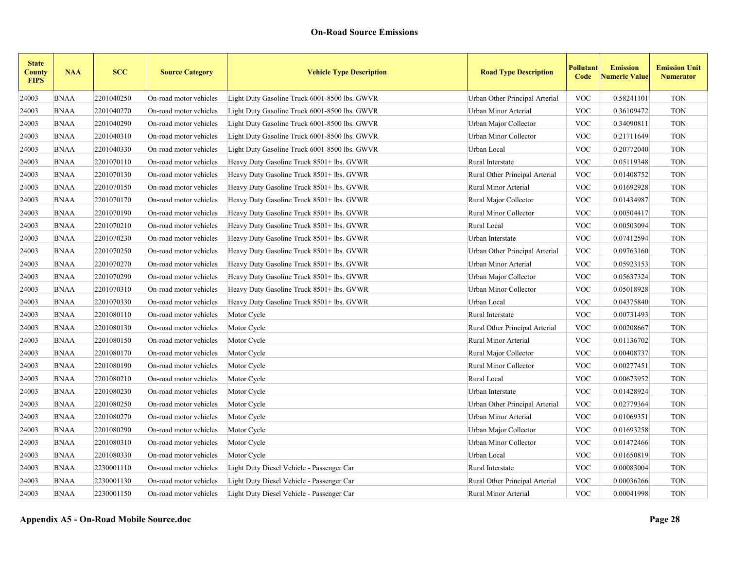## On-Road Source Emissions

| State County FIPS | NAA | SCC | Source Category | Vehicle Type Description | Road Type Description | Pollutant Code | Emission Numeric Value | Emission Unit Numerator |
|---|---|---|---|---|---|---|---|---|
| 24003 | BNAA | 2201040250 | On-road motor vehicles | Light Duty Gasoline Truck 6001-8500 lbs. GWVR | Urban Other Principal Arterial | VOC | 0.58241101 | TON |
| 24003 | BNAA | 2201040270 | On-road motor vehicles | Light Duty Gasoline Truck 6001-8500 lbs. GWVR | Urban Minor Arterial | VOC | 0.36109472 | TON |
| 24003 | BNAA | 2201040290 | On-road motor vehicles | Light Duty Gasoline Truck 6001-8500 lbs. GWVR | Urban Major Collector | VOC | 0.34090811 | TON |
| 24003 | BNAA | 2201040310 | On-road motor vehicles | Light Duty Gasoline Truck 6001-8500 lbs. GWVR | Urban Minor Collector | VOC | 0.21711649 | TON |
| 24003 | BNAA | 2201040330 | On-road motor vehicles | Light Duty Gasoline Truck 6001-8500 lbs. GWVR | Urban Local | VOC | 0.20772040 | TON |
| 24003 | BNAA | 2201070110 | On-road motor vehicles | Heavy Duty Gasoline Truck 8501+ lbs. GVWR | Rural Interstate | VOC | 0.05119348 | TON |
| 24003 | BNAA | 2201070130 | On-road motor vehicles | Heavy Duty Gasoline Truck 8501+ lbs. GVWR | Rural Other Principal Arterial | VOC | 0.01408752 | TON |
| 24003 | BNAA | 2201070150 | On-road motor vehicles | Heavy Duty Gasoline Truck 8501+ lbs. GVWR | Rural Minor Arterial | VOC | 0.01692928 | TON |
| 24003 | BNAA | 2201070170 | On-road motor vehicles | Heavy Duty Gasoline Truck 8501+ lbs. GVWR | Rural Major Collector | VOC | 0.01434987 | TON |
| 24003 | BNAA | 2201070190 | On-road motor vehicles | Heavy Duty Gasoline Truck 8501+ lbs. GVWR | Rural Minor Collector | VOC | 0.00504417 | TON |
| 24003 | BNAA | 2201070210 | On-road motor vehicles | Heavy Duty Gasoline Truck 8501+ lbs. GVWR | Rural Local | VOC | 0.00503094 | TON |
| 24003 | BNAA | 2201070230 | On-road motor vehicles | Heavy Duty Gasoline Truck 8501+ lbs. GVWR | Urban Interstate | VOC | 0.07412594 | TON |
| 24003 | BNAA | 2201070250 | On-road motor vehicles | Heavy Duty Gasoline Truck 8501+ lbs. GVWR | Urban Other Principal Arterial | VOC | 0.09763160 | TON |
| 24003 | BNAA | 2201070270 | On-road motor vehicles | Heavy Duty Gasoline Truck 8501+ lbs. GVWR | Urban Minor Arterial | VOC | 0.05923153 | TON |
| 24003 | BNAA | 2201070290 | On-road motor vehicles | Heavy Duty Gasoline Truck 8501+ lbs. GVWR | Urban Major Collector | VOC | 0.05637324 | TON |
| 24003 | BNAA | 2201070310 | On-road motor vehicles | Heavy Duty Gasoline Truck 8501+ lbs. GVWR | Urban Minor Collector | VOC | 0.05018928 | TON |
| 24003 | BNAA | 2201070330 | On-road motor vehicles | Heavy Duty Gasoline Truck 8501+ lbs. GVWR | Urban Local | VOC | 0.04375840 | TON |
| 24003 | BNAA | 2201080110 | On-road motor vehicles | Motor Cycle | Rural Interstate | VOC | 0.00731493 | TON |
| 24003 | BNAA | 2201080130 | On-road motor vehicles | Motor Cycle | Rural Other Principal Arterial | VOC | 0.00208667 | TON |
| 24003 | BNAA | 2201080150 | On-road motor vehicles | Motor Cycle | Rural Minor Arterial | VOC | 0.01136702 | TON |
| 24003 | BNAA | 2201080170 | On-road motor vehicles | Motor Cycle | Rural Major Collector | VOC | 0.00408737 | TON |
| 24003 | BNAA | 2201080190 | On-road motor vehicles | Motor Cycle | Rural Minor Collector | VOC | 0.00277451 | TON |
| 24003 | BNAA | 2201080210 | On-road motor vehicles | Motor Cycle | Rural Local | VOC | 0.00673952 | TON |
| 24003 | BNAA | 2201080230 | On-road motor vehicles | Motor Cycle | Urban Interstate | VOC | 0.01428924 | TON |
| 24003 | BNAA | 2201080250 | On-road motor vehicles | Motor Cycle | Urban Other Principal Arterial | VOC | 0.02779364 | TON |
| 24003 | BNAA | 2201080270 | On-road motor vehicles | Motor Cycle | Urban Minor Arterial | VOC | 0.01069351 | TON |
| 24003 | BNAA | 2201080290 | On-road motor vehicles | Motor Cycle | Urban Major Collector | VOC | 0.01693258 | TON |
| 24003 | BNAA | 2201080310 | On-road motor vehicles | Motor Cycle | Urban Minor Collector | VOC | 0.01472466 | TON |
| 24003 | BNAA | 2201080330 | On-road motor vehicles | Motor Cycle | Urban Local | VOC | 0.01650819 | TON |
| 24003 | BNAA | 2230001110 | On-road motor vehicles | Light Duty Diesel Vehicle - Passenger Car | Rural Interstate | VOC | 0.00083004 | TON |
| 24003 | BNAA | 2230001130 | On-road motor vehicles | Light Duty Diesel Vehicle - Passenger Car | Rural Other Principal Arterial | VOC | 0.00036266 | TON |
| 24003 | BNAA | 2230001150 | On-road motor vehicles | Light Duty Diesel Vehicle - Passenger Car | Rural Minor Arterial | VOC | 0.00041998 | TON |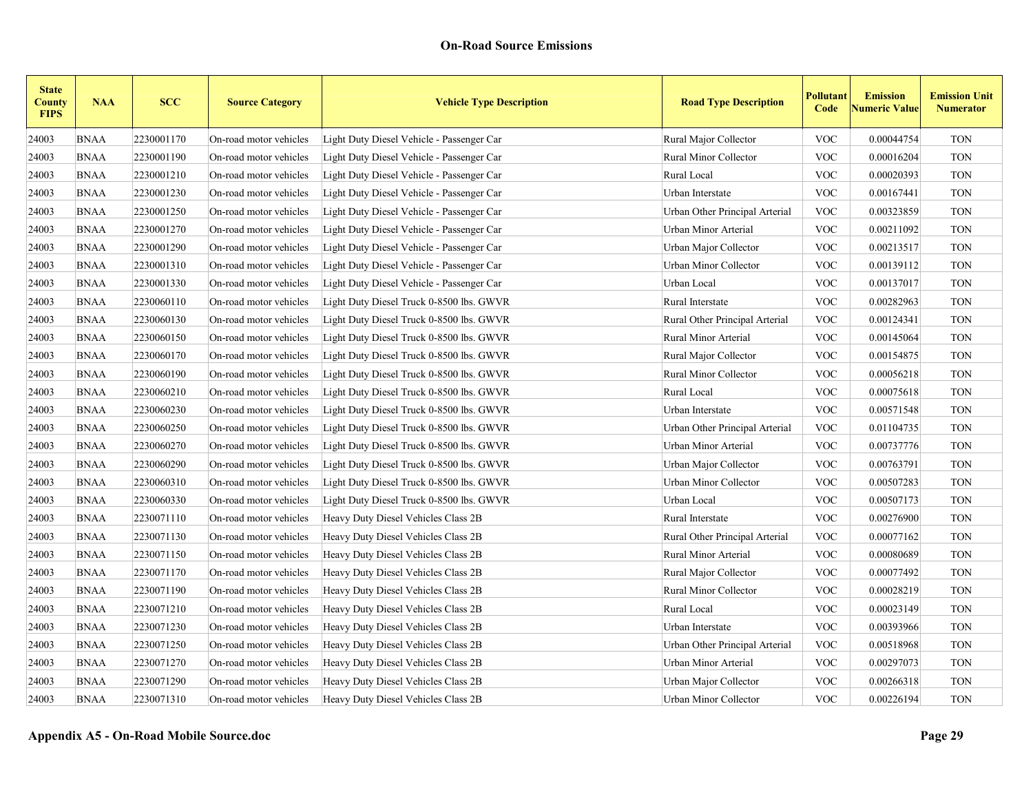## On-Road Source Emissions

| State County FIPS | NAA | SCC | Source Category | Vehicle Type Description | Road Type Description | Pollutant Code | Emission Numeric Value | Emission Unit Numerator |
|---|---|---|---|---|---|---|---|---|
| 24003 | BNAA | 2230001170 | On-road motor vehicles | Light Duty Diesel Vehicle - Passenger Car | Rural Major Collector | VOC | 0.00044754 | TON |
| 24003 | BNAA | 2230001190 | On-road motor vehicles | Light Duty Diesel Vehicle - Passenger Car | Rural Minor Collector | VOC | 0.00016204 | TON |
| 24003 | BNAA | 2230001210 | On-road motor vehicles | Light Duty Diesel Vehicle - Passenger Car | Rural Local | VOC | 0.00020393 | TON |
| 24003 | BNAA | 2230001230 | On-road motor vehicles | Light Duty Diesel Vehicle - Passenger Car | Urban Interstate | VOC | 0.00167441 | TON |
| 24003 | BNAA | 2230001250 | On-road motor vehicles | Light Duty Diesel Vehicle - Passenger Car | Urban Other Principal Arterial | VOC | 0.00323859 | TON |
| 24003 | BNAA | 2230001270 | On-road motor vehicles | Light Duty Diesel Vehicle - Passenger Car | Urban Minor Arterial | VOC | 0.00211092 | TON |
| 24003 | BNAA | 2230001290 | On-road motor vehicles | Light Duty Diesel Vehicle - Passenger Car | Urban Major Collector | VOC | 0.00213517 | TON |
| 24003 | BNAA | 2230001310 | On-road motor vehicles | Light Duty Diesel Vehicle - Passenger Car | Urban Minor Collector | VOC | 0.00139112 | TON |
| 24003 | BNAA | 2230001330 | On-road motor vehicles | Light Duty Diesel Vehicle - Passenger Car | Urban Local | VOC | 0.00137017 | TON |
| 24003 | BNAA | 2230060110 | On-road motor vehicles | Light Duty Diesel Truck 0-8500 lbs. GWVR | Rural Interstate | VOC | 0.00282963 | TON |
| 24003 | BNAA | 2230060130 | On-road motor vehicles | Light Duty Diesel Truck 0-8500 lbs. GWVR | Rural Other Principal Arterial | VOC | 0.00124341 | TON |
| 24003 | BNAA | 2230060150 | On-road motor vehicles | Light Duty Diesel Truck 0-8500 lbs. GWVR | Rural Minor Arterial | VOC | 0.00145064 | TON |
| 24003 | BNAA | 2230060170 | On-road motor vehicles | Light Duty Diesel Truck 0-8500 lbs. GWVR | Rural Major Collector | VOC | 0.00154875 | TON |
| 24003 | BNAA | 2230060190 | On-road motor vehicles | Light Duty Diesel Truck 0-8500 lbs. GWVR | Rural Minor Collector | VOC | 0.00056218 | TON |
| 24003 | BNAA | 2230060210 | On-road motor vehicles | Light Duty Diesel Truck 0-8500 lbs. GWVR | Rural Local | VOC | 0.00075618 | TON |
| 24003 | BNAA | 2230060230 | On-road motor vehicles | Light Duty Diesel Truck 0-8500 lbs. GWVR | Urban Interstate | VOC | 0.00571548 | TON |
| 24003 | BNAA | 2230060250 | On-road motor vehicles | Light Duty Diesel Truck 0-8500 lbs. GWVR | Urban Other Principal Arterial | VOC | 0.01104735 | TON |
| 24003 | BNAA | 2230060270 | On-road motor vehicles | Light Duty Diesel Truck 0-8500 lbs. GWVR | Urban Minor Arterial | VOC | 0.00737776 | TON |
| 24003 | BNAA | 2230060290 | On-road motor vehicles | Light Duty Diesel Truck 0-8500 lbs. GWVR | Urban Major Collector | VOC | 0.00763791 | TON |
| 24003 | BNAA | 2230060310 | On-road motor vehicles | Light Duty Diesel Truck 0-8500 lbs. GWVR | Urban Minor Collector | VOC | 0.00507283 | TON |
| 24003 | BNAA | 2230060330 | On-road motor vehicles | Light Duty Diesel Truck 0-8500 lbs. GWVR | Urban Local | VOC | 0.00507173 | TON |
| 24003 | BNAA | 2230071110 | On-road motor vehicles | Heavy Duty Diesel Vehicles Class 2B | Rural Interstate | VOC | 0.00276900 | TON |
| 24003 | BNAA | 2230071130 | On-road motor vehicles | Heavy Duty Diesel Vehicles Class 2B | Rural Other Principal Arterial | VOC | 0.00077162 | TON |
| 24003 | BNAA | 2230071150 | On-road motor vehicles | Heavy Duty Diesel Vehicles Class 2B | Rural Minor Arterial | VOC | 0.00080689 | TON |
| 24003 | BNAA | 2230071170 | On-road motor vehicles | Heavy Duty Diesel Vehicles Class 2B | Rural Major Collector | VOC | 0.00077492 | TON |
| 24003 | BNAA | 2230071190 | On-road motor vehicles | Heavy Duty Diesel Vehicles Class 2B | Rural Minor Collector | VOC | 0.00028219 | TON |
| 24003 | BNAA | 2230071210 | On-road motor vehicles | Heavy Duty Diesel Vehicles Class 2B | Rural Local | VOC | 0.00023149 | TON |
| 24003 | BNAA | 2230071230 | On-road motor vehicles | Heavy Duty Diesel Vehicles Class 2B | Urban Interstate | VOC | 0.00393966 | TON |
| 24003 | BNAA | 2230071250 | On-road motor vehicles | Heavy Duty Diesel Vehicles Class 2B | Urban Other Principal Arterial | VOC | 0.00518968 | TON |
| 24003 | BNAA | 2230071270 | On-road motor vehicles | Heavy Duty Diesel Vehicles Class 2B | Urban Minor Arterial | VOC | 0.00297073 | TON |
| 24003 | BNAA | 2230071290 | On-road motor vehicles | Heavy Duty Diesel Vehicles Class 2B | Urban Major Collector | VOC | 0.00266318 | TON |
| 24003 | BNAA | 2230071310 | On-road motor vehicles | Heavy Duty Diesel Vehicles Class 2B | Urban Minor Collector | VOC | 0.00226194 | TON |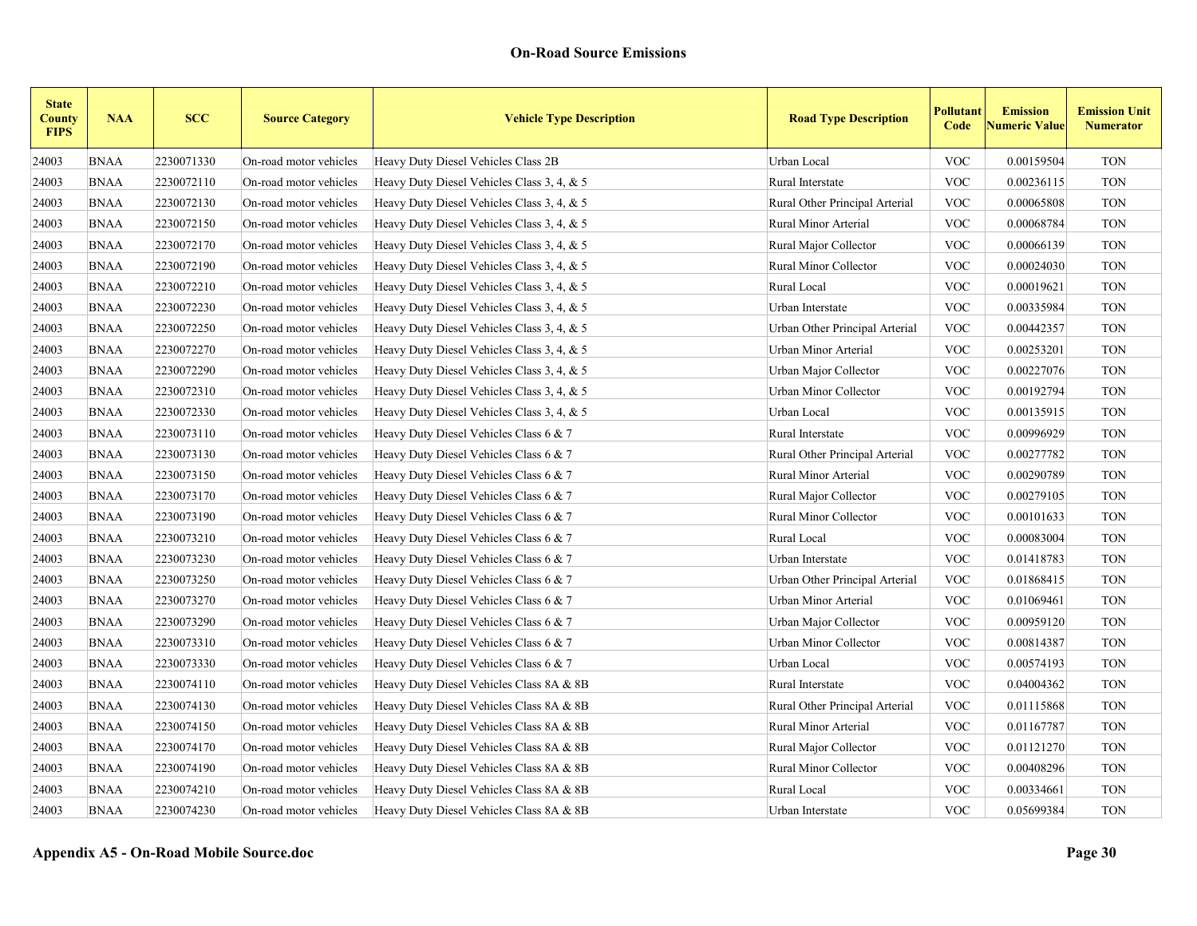## On-Road Source Emissions

| State County FIPS | NAA | SCC | Source Category | Vehicle Type Description | Road Type Description | Pollutant Code | Emission Numeric Value | Emission Unit Numerator |
|---|---|---|---|---|---|---|---|---|
| 24003 | BNAA | 2230071330 | On-road motor vehicles | Heavy Duty Diesel Vehicles Class 2B | Urban Local | VOC | 0.00159504 | TON |
| 24003 | BNAA | 2230072110 | On-road motor vehicles | Heavy Duty Diesel Vehicles Class 3, 4, & 5 | Rural Interstate | VOC | 0.00236115 | TON |
| 24003 | BNAA | 2230072130 | On-road motor vehicles | Heavy Duty Diesel Vehicles Class 3, 4, & 5 | Rural Other Principal Arterial | VOC | 0.00065808 | TON |
| 24003 | BNAA | 2230072150 | On-road motor vehicles | Heavy Duty Diesel Vehicles Class 3, 4, & 5 | Rural Minor Arterial | VOC | 0.00068784 | TON |
| 24003 | BNAA | 2230072170 | On-road motor vehicles | Heavy Duty Diesel Vehicles Class 3, 4, & 5 | Rural Major Collector | VOC | 0.00066139 | TON |
| 24003 | BNAA | 2230072190 | On-road motor vehicles | Heavy Duty Diesel Vehicles Class 3, 4, & 5 | Rural Minor Collector | VOC | 0.00024030 | TON |
| 24003 | BNAA | 2230072210 | On-road motor vehicles | Heavy Duty Diesel Vehicles Class 3, 4, & 5 | Rural Local | VOC | 0.00019621 | TON |
| 24003 | BNAA | 2230072230 | On-road motor vehicles | Heavy Duty Diesel Vehicles Class 3, 4, & 5 | Urban Interstate | VOC | 0.00335984 | TON |
| 24003 | BNAA | 2230072250 | On-road motor vehicles | Heavy Duty Diesel Vehicles Class 3, 4, & 5 | Urban Other Principal Arterial | VOC | 0.00442357 | TON |
| 24003 | BNAA | 2230072270 | On-road motor vehicles | Heavy Duty Diesel Vehicles Class 3, 4, & 5 | Urban Minor Arterial | VOC | 0.00253201 | TON |
| 24003 | BNAA | 2230072290 | On-road motor vehicles | Heavy Duty Diesel Vehicles Class 3, 4, & 5 | Urban Major Collector | VOC | 0.00227076 | TON |
| 24003 | BNAA | 2230072310 | On-road motor vehicles | Heavy Duty Diesel Vehicles Class 3, 4, & 5 | Urban Minor Collector | VOC | 0.00192794 | TON |
| 24003 | BNAA | 2230072330 | On-road motor vehicles | Heavy Duty Diesel Vehicles Class 3, 4, & 5 | Urban Local | VOC | 0.00135915 | TON |
| 24003 | BNAA | 2230073110 | On-road motor vehicles | Heavy Duty Diesel Vehicles Class 6 & 7 | Rural Interstate | VOC | 0.00996929 | TON |
| 24003 | BNAA | 2230073130 | On-road motor vehicles | Heavy Duty Diesel Vehicles Class 6 & 7 | Rural Other Principal Arterial | VOC | 0.00277782 | TON |
| 24003 | BNAA | 2230073150 | On-road motor vehicles | Heavy Duty Diesel Vehicles Class 6 & 7 | Rural Minor Arterial | VOC | 0.00290789 | TON |
| 24003 | BNAA | 2230073170 | On-road motor vehicles | Heavy Duty Diesel Vehicles Class 6 & 7 | Rural Major Collector | VOC | 0.00279105 | TON |
| 24003 | BNAA | 2230073190 | On-road motor vehicles | Heavy Duty Diesel Vehicles Class 6 & 7 | Rural Minor Collector | VOC | 0.00101633 | TON |
| 24003 | BNAA | 2230073210 | On-road motor vehicles | Heavy Duty Diesel Vehicles Class 6 & 7 | Rural Local | VOC | 0.00083004 | TON |
| 24003 | BNAA | 2230073230 | On-road motor vehicles | Heavy Duty Diesel Vehicles Class 6 & 7 | Urban Interstate | VOC | 0.01418783 | TON |
| 24003 | BNAA | 2230073250 | On-road motor vehicles | Heavy Duty Diesel Vehicles Class 6 & 7 | Urban Other Principal Arterial | VOC | 0.01868415 | TON |
| 24003 | BNAA | 2230073270 | On-road motor vehicles | Heavy Duty Diesel Vehicles Class 6 & 7 | Urban Minor Arterial | VOC | 0.01069461 | TON |
| 24003 | BNAA | 2230073290 | On-road motor vehicles | Heavy Duty Diesel Vehicles Class 6 & 7 | Urban Major Collector | VOC | 0.00959120 | TON |
| 24003 | BNAA | 2230073310 | On-road motor vehicles | Heavy Duty Diesel Vehicles Class 6 & 7 | Urban Minor Collector | VOC | 0.00814387 | TON |
| 24003 | BNAA | 2230073330 | On-road motor vehicles | Heavy Duty Diesel Vehicles Class 6 & 7 | Urban Local | VOC | 0.00574193 | TON |
| 24003 | BNAA | 2230074110 | On-road motor vehicles | Heavy Duty Diesel Vehicles Class 8A & 8B | Rural Interstate | VOC | 0.04004362 | TON |
| 24003 | BNAA | 2230074130 | On-road motor vehicles | Heavy Duty Diesel Vehicles Class 8A & 8B | Rural Other Principal Arterial | VOC | 0.01115868 | TON |
| 24003 | BNAA | 2230074150 | On-road motor vehicles | Heavy Duty Diesel Vehicles Class 8A & 8B | Rural Minor Arterial | VOC | 0.01167787 | TON |
| 24003 | BNAA | 2230074170 | On-road motor vehicles | Heavy Duty Diesel Vehicles Class 8A & 8B | Rural Major Collector | VOC | 0.01121270 | TON |
| 24003 | BNAA | 2230074190 | On-road motor vehicles | Heavy Duty Diesel Vehicles Class 8A & 8B | Rural Minor Collector | VOC | 0.00408296 | TON |
| 24003 | BNAA | 2230074210 | On-road motor vehicles | Heavy Duty Diesel Vehicles Class 8A & 8B | Rural Local | VOC | 0.00334661 | TON |
| 24003 | BNAA | 2230074230 | On-road motor vehicles | Heavy Duty Diesel Vehicles Class 8A & 8B | Urban Interstate | VOC | 0.05699384 | TON |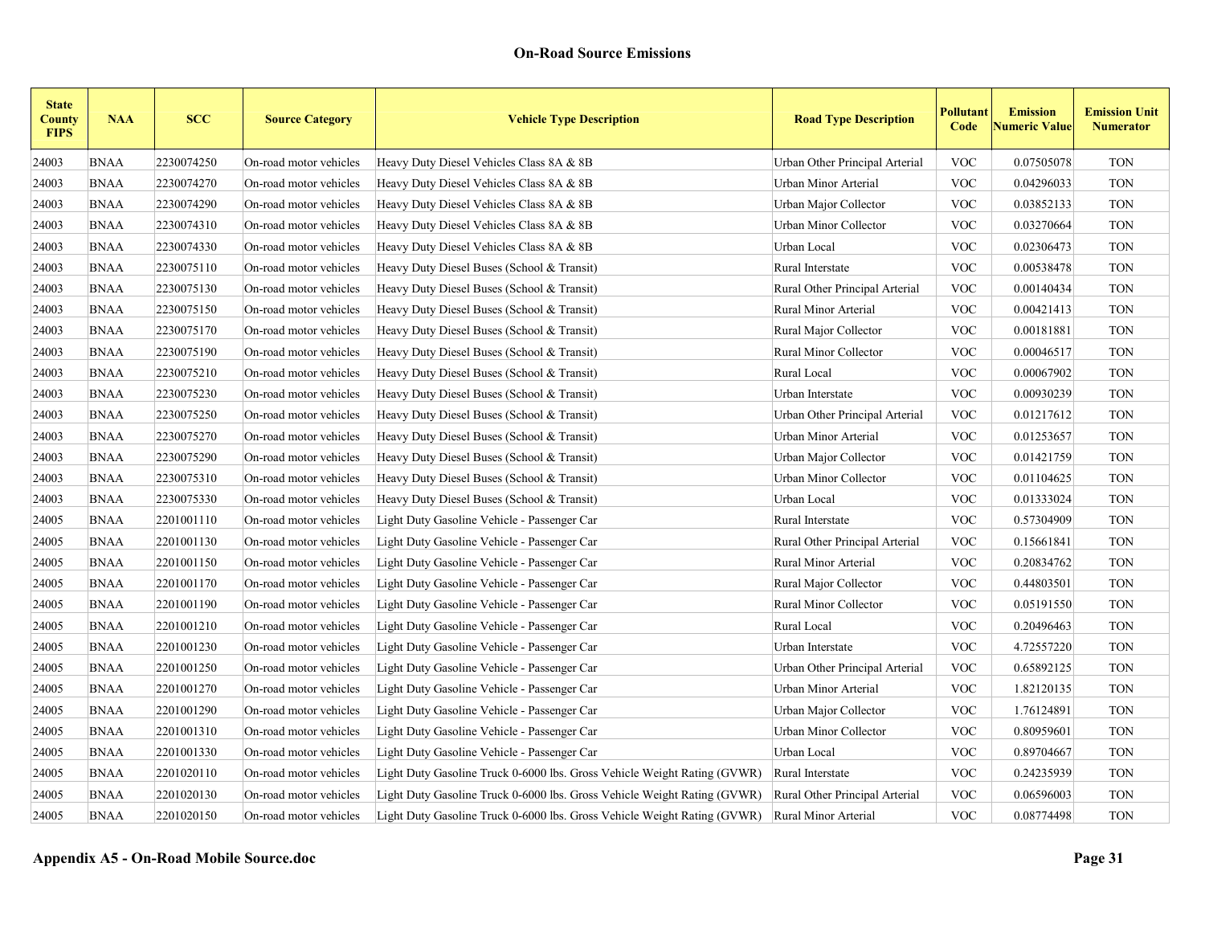## On-Road Source Emissions

| State County FIPS | NAA | SCC | Source Category | Vehicle Type Description | Road Type Description | Pollutant Code | Emission Numeric Value | Emission Unit Numerator |
|---|---|---|---|---|---|---|---|---|
| 24003 | BNAA | 2230074250 | On-road motor vehicles | Heavy Duty Diesel Vehicles Class 8A & 8B | Urban Other Principal Arterial | VOC | 0.07505078 | TON |
| 24003 | BNAA | 2230074270 | On-road motor vehicles | Heavy Duty Diesel Vehicles Class 8A & 8B | Urban Minor Arterial | VOC | 0.04296033 | TON |
| 24003 | BNAA | 2230074290 | On-road motor vehicles | Heavy Duty Diesel Vehicles Class 8A & 8B | Urban Major Collector | VOC | 0.03852133 | TON |
| 24003 | BNAA | 2230074310 | On-road motor vehicles | Heavy Duty Diesel Vehicles Class 8A & 8B | Urban Minor Collector | VOC | 0.03270664 | TON |
| 24003 | BNAA | 2230074330 | On-road motor vehicles | Heavy Duty Diesel Vehicles Class 8A & 8B | Urban Local | VOC | 0.02306473 | TON |
| 24003 | BNAA | 2230075110 | On-road motor vehicles | Heavy Duty Diesel Buses (School & Transit) | Rural Interstate | VOC | 0.00538478 | TON |
| 24003 | BNAA | 2230075130 | On-road motor vehicles | Heavy Duty Diesel Buses (School & Transit) | Rural Other Principal Arterial | VOC | 0.00140434 | TON |
| 24003 | BNAA | 2230075150 | On-road motor vehicles | Heavy Duty Diesel Buses (School & Transit) | Rural Minor Arterial | VOC | 0.00421413 | TON |
| 24003 | BNAA | 2230075170 | On-road motor vehicles | Heavy Duty Diesel Buses (School & Transit) | Rural Major Collector | VOC | 0.00181881 | TON |
| 24003 | BNAA | 2230075190 | On-road motor vehicles | Heavy Duty Diesel Buses (School & Transit) | Rural Minor Collector | VOC | 0.00046517 | TON |
| 24003 | BNAA | 2230075210 | On-road motor vehicles | Heavy Duty Diesel Buses (School & Transit) | Rural Local | VOC | 0.00067902 | TON |
| 24003 | BNAA | 2230075230 | On-road motor vehicles | Heavy Duty Diesel Buses (School & Transit) | Urban Interstate | VOC | 0.00930239 | TON |
| 24003 | BNAA | 2230075250 | On-road motor vehicles | Heavy Duty Diesel Buses (School & Transit) | Urban Other Principal Arterial | VOC | 0.01217612 | TON |
| 24003 | BNAA | 2230075270 | On-road motor vehicles | Heavy Duty Diesel Buses (School & Transit) | Urban Minor Arterial | VOC | 0.01253657 | TON |
| 24003 | BNAA | 2230075290 | On-road motor vehicles | Heavy Duty Diesel Buses (School & Transit) | Urban Major Collector | VOC | 0.01421759 | TON |
| 24003 | BNAA | 2230075310 | On-road motor vehicles | Heavy Duty Diesel Buses (School & Transit) | Urban Minor Collector | VOC | 0.01104625 | TON |
| 24003 | BNAA | 2230075330 | On-road motor vehicles | Heavy Duty Diesel Buses (School & Transit) | Urban Local | VOC | 0.01333024 | TON |
| 24005 | BNAA | 2201001110 | On-road motor vehicles | Light Duty Gasoline Vehicle - Passenger Car | Rural Interstate | VOC | 0.57304909 | TON |
| 24005 | BNAA | 2201001130 | On-road motor vehicles | Light Duty Gasoline Vehicle - Passenger Car | Rural Other Principal Arterial | VOC | 0.15661841 | TON |
| 24005 | BNAA | 2201001150 | On-road motor vehicles | Light Duty Gasoline Vehicle - Passenger Car | Rural Minor Arterial | VOC | 0.20834762 | TON |
| 24005 | BNAA | 2201001170 | On-road motor vehicles | Light Duty Gasoline Vehicle - Passenger Car | Rural Major Collector | VOC | 0.44803501 | TON |
| 24005 | BNAA | 2201001190 | On-road motor vehicles | Light Duty Gasoline Vehicle - Passenger Car | Rural Minor Collector | VOC | 0.05191550 | TON |
| 24005 | BNAA | 2201001210 | On-road motor vehicles | Light Duty Gasoline Vehicle - Passenger Car | Rural Local | VOC | 0.20496463 | TON |
| 24005 | BNAA | 2201001230 | On-road motor vehicles | Light Duty Gasoline Vehicle - Passenger Car | Urban Interstate | VOC | 4.72557220 | TON |
| 24005 | BNAA | 2201001250 | On-road motor vehicles | Light Duty Gasoline Vehicle - Passenger Car | Urban Other Principal Arterial | VOC | 0.65892125 | TON |
| 24005 | BNAA | 2201001270 | On-road motor vehicles | Light Duty Gasoline Vehicle - Passenger Car | Urban Minor Arterial | VOC | 1.82120135 | TON |
| 24005 | BNAA | 2201001290 | On-road motor vehicles | Light Duty Gasoline Vehicle - Passenger Car | Urban Major Collector | VOC | 1.76124891 | TON |
| 24005 | BNAA | 2201001310 | On-road motor vehicles | Light Duty Gasoline Vehicle - Passenger Car | Urban Minor Collector | VOC | 0.80959601 | TON |
| 24005 | BNAA | 2201001330 | On-road motor vehicles | Light Duty Gasoline Vehicle - Passenger Car | Urban Local | VOC | 0.89704667 | TON |
| 24005 | BNAA | 2201020110 | On-road motor vehicles | Light Duty Gasoline Truck 0-6000 lbs. Gross Vehicle Weight Rating (GVWR) | Rural Interstate | VOC | 0.24235939 | TON |
| 24005 | BNAA | 2201020130 | On-road motor vehicles | Light Duty Gasoline Truck 0-6000 lbs. Gross Vehicle Weight Rating (GVWR) | Rural Other Principal Arterial | VOC | 0.06596003 | TON |
| 24005 | BNAA | 2201020150 | On-road motor vehicles | Light Duty Gasoline Truck 0-6000 lbs. Gross Vehicle Weight Rating (GVWR) | Rural Minor Arterial | VOC | 0.08774498 | TON |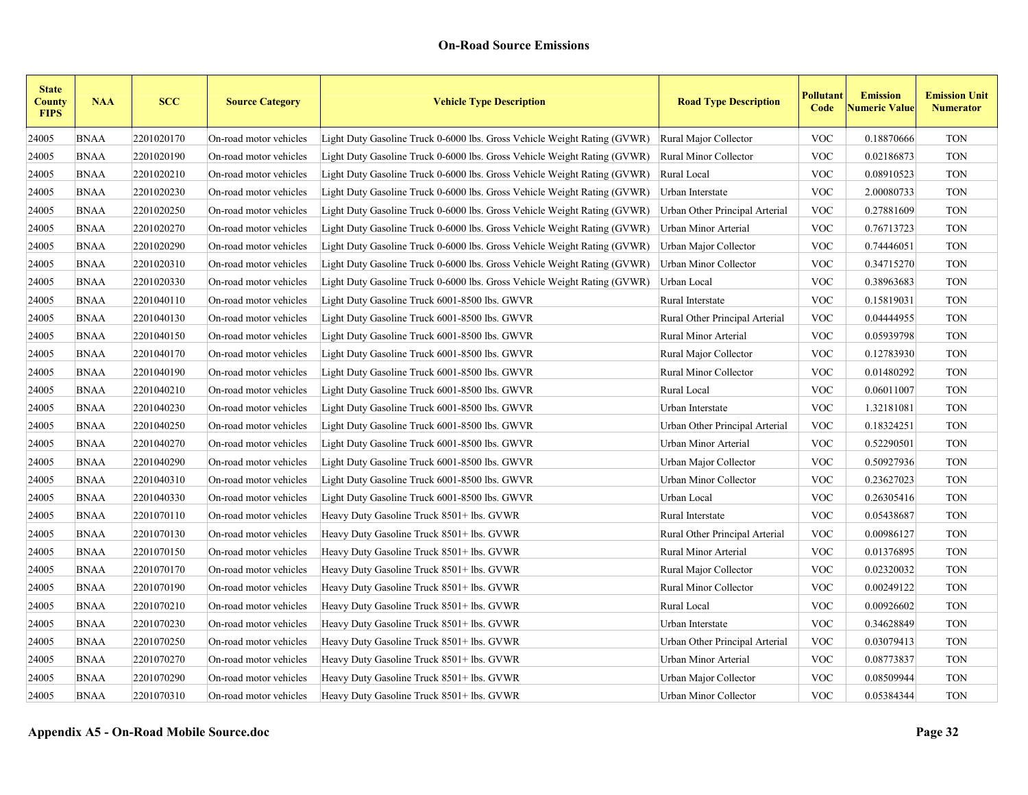## On-Road Source Emissions

| State County FIPS | NAA | SCC | Source Category | Vehicle Type Description | Road Type Description | Pollutant Code | Emission Numeric Value | Emission Unit Numerator |
|---|---|---|---|---|---|---|---|---|
| 24005 | BNAA | 2201020170 | On-road motor vehicles | Light Duty Gasoline Truck 0-6000 lbs. Gross Vehicle Weight Rating (GVWR) | Rural Major Collector | VOC | 0.18870666 | TON |
| 24005 | BNAA | 2201020190 | On-road motor vehicles | Light Duty Gasoline Truck 0-6000 lbs. Gross Vehicle Weight Rating (GVWR) | Rural Minor Collector | VOC | 0.02186873 | TON |
| 24005 | BNAA | 2201020210 | On-road motor vehicles | Light Duty Gasoline Truck 0-6000 lbs. Gross Vehicle Weight Rating (GVWR) | Rural Local | VOC | 0.08910523 | TON |
| 24005 | BNAA | 2201020230 | On-road motor vehicles | Light Duty Gasoline Truck 0-6000 lbs. Gross Vehicle Weight Rating (GVWR) | Urban Interstate | VOC | 2.00080733 | TON |
| 24005 | BNAA | 2201020250 | On-road motor vehicles | Light Duty Gasoline Truck 0-6000 lbs. Gross Vehicle Weight Rating (GVWR) | Urban Other Principal Arterial | VOC | 0.27881609 | TON |
| 24005 | BNAA | 2201020270 | On-road motor vehicles | Light Duty Gasoline Truck 0-6000 lbs. Gross Vehicle Weight Rating (GVWR) | Urban Minor Arterial | VOC | 0.76713723 | TON |
| 24005 | BNAA | 2201020290 | On-road motor vehicles | Light Duty Gasoline Truck 0-6000 lbs. Gross Vehicle Weight Rating (GVWR) | Urban Major Collector | VOC | 0.74446051 | TON |
| 24005 | BNAA | 2201020310 | On-road motor vehicles | Light Duty Gasoline Truck 0-6000 lbs. Gross Vehicle Weight Rating (GVWR) | Urban Minor Collector | VOC | 0.34715270 | TON |
| 24005 | BNAA | 2201020330 | On-road motor vehicles | Light Duty Gasoline Truck 0-6000 lbs. Gross Vehicle Weight Rating (GVWR) | Urban Local | VOC | 0.38963683 | TON |
| 24005 | BNAA | 2201040110 | On-road motor vehicles | Light Duty Gasoline Truck 6001-8500 lbs. GWVR | Rural Interstate | VOC | 0.15819031 | TON |
| 24005 | BNAA | 2201040130 | On-road motor vehicles | Light Duty Gasoline Truck 6001-8500 lbs. GWVR | Rural Other Principal Arterial | VOC | 0.04444955 | TON |
| 24005 | BNAA | 2201040150 | On-road motor vehicles | Light Duty Gasoline Truck 6001-8500 lbs. GWVR | Rural Minor Arterial | VOC | 0.05939798 | TON |
| 24005 | BNAA | 2201040170 | On-road motor vehicles | Light Duty Gasoline Truck 6001-8500 lbs. GWVR | Rural Major Collector | VOC | 0.12783930 | TON |
| 24005 | BNAA | 2201040190 | On-road motor vehicles | Light Duty Gasoline Truck 6001-8500 lbs. GWVR | Rural Minor Collector | VOC | 0.01480292 | TON |
| 24005 | BNAA | 2201040210 | On-road motor vehicles | Light Duty Gasoline Truck 6001-8500 lbs. GWVR | Rural Local | VOC | 0.06011007 | TON |
| 24005 | BNAA | 2201040230 | On-road motor vehicles | Light Duty Gasoline Truck 6001-8500 lbs. GWVR | Urban Interstate | VOC | 1.32181081 | TON |
| 24005 | BNAA | 2201040250 | On-road motor vehicles | Light Duty Gasoline Truck 6001-8500 lbs. GWVR | Urban Other Principal Arterial | VOC | 0.18324251 | TON |
| 24005 | BNAA | 2201040270 | On-road motor vehicles | Light Duty Gasoline Truck 6001-8500 lbs. GWVR | Urban Minor Arterial | VOC | 0.52290501 | TON |
| 24005 | BNAA | 2201040290 | On-road motor vehicles | Light Duty Gasoline Truck 6001-8500 lbs. GWVR | Urban Major Collector | VOC | 0.50927936 | TON |
| 24005 | BNAA | 2201040310 | On-road motor vehicles | Light Duty Gasoline Truck 6001-8500 lbs. GWVR | Urban Minor Collector | VOC | 0.23627023 | TON |
| 24005 | BNAA | 2201040330 | On-road motor vehicles | Light Duty Gasoline Truck 6001-8500 lbs. GWVR | Urban Local | VOC | 0.26305416 | TON |
| 24005 | BNAA | 2201070110 | On-road motor vehicles | Heavy Duty Gasoline Truck 8501+ lbs. GVWR | Rural Interstate | VOC | 0.05438687 | TON |
| 24005 | BNAA | 2201070130 | On-road motor vehicles | Heavy Duty Gasoline Truck 8501+ lbs. GVWR | Rural Other Principal Arterial | VOC | 0.00986127 | TON |
| 24005 | BNAA | 2201070150 | On-road motor vehicles | Heavy Duty Gasoline Truck 8501+ lbs. GVWR | Rural Minor Arterial | VOC | 0.01376895 | TON |
| 24005 | BNAA | 2201070170 | On-road motor vehicles | Heavy Duty Gasoline Truck 8501+ lbs. GVWR | Rural Major Collector | VOC | 0.02320032 | TON |
| 24005 | BNAA | 2201070190 | On-road motor vehicles | Heavy Duty Gasoline Truck 8501+ lbs. GVWR | Rural Minor Collector | VOC | 0.00249122 | TON |
| 24005 | BNAA | 2201070210 | On-road motor vehicles | Heavy Duty Gasoline Truck 8501+ lbs. GVWR | Rural Local | VOC | 0.00926602 | TON |
| 24005 | BNAA | 2201070230 | On-road motor vehicles | Heavy Duty Gasoline Truck 8501+ lbs. GVWR | Urban Interstate | VOC | 0.34628849 | TON |
| 24005 | BNAA | 2201070250 | On-road motor vehicles | Heavy Duty Gasoline Truck 8501+ lbs. GVWR | Urban Other Principal Arterial | VOC | 0.03079413 | TON |
| 24005 | BNAA | 2201070270 | On-road motor vehicles | Heavy Duty Gasoline Truck 8501+ lbs. GVWR | Urban Minor Arterial | VOC | 0.08773837 | TON |
| 24005 | BNAA | 2201070290 | On-road motor vehicles | Heavy Duty Gasoline Truck 8501+ lbs. GVWR | Urban Major Collector | VOC | 0.08509944 | TON |
| 24005 | BNAA | 2201070310 | On-road motor vehicles | Heavy Duty Gasoline Truck 8501+ lbs. GVWR | Urban Minor Collector | VOC | 0.05384344 | TON |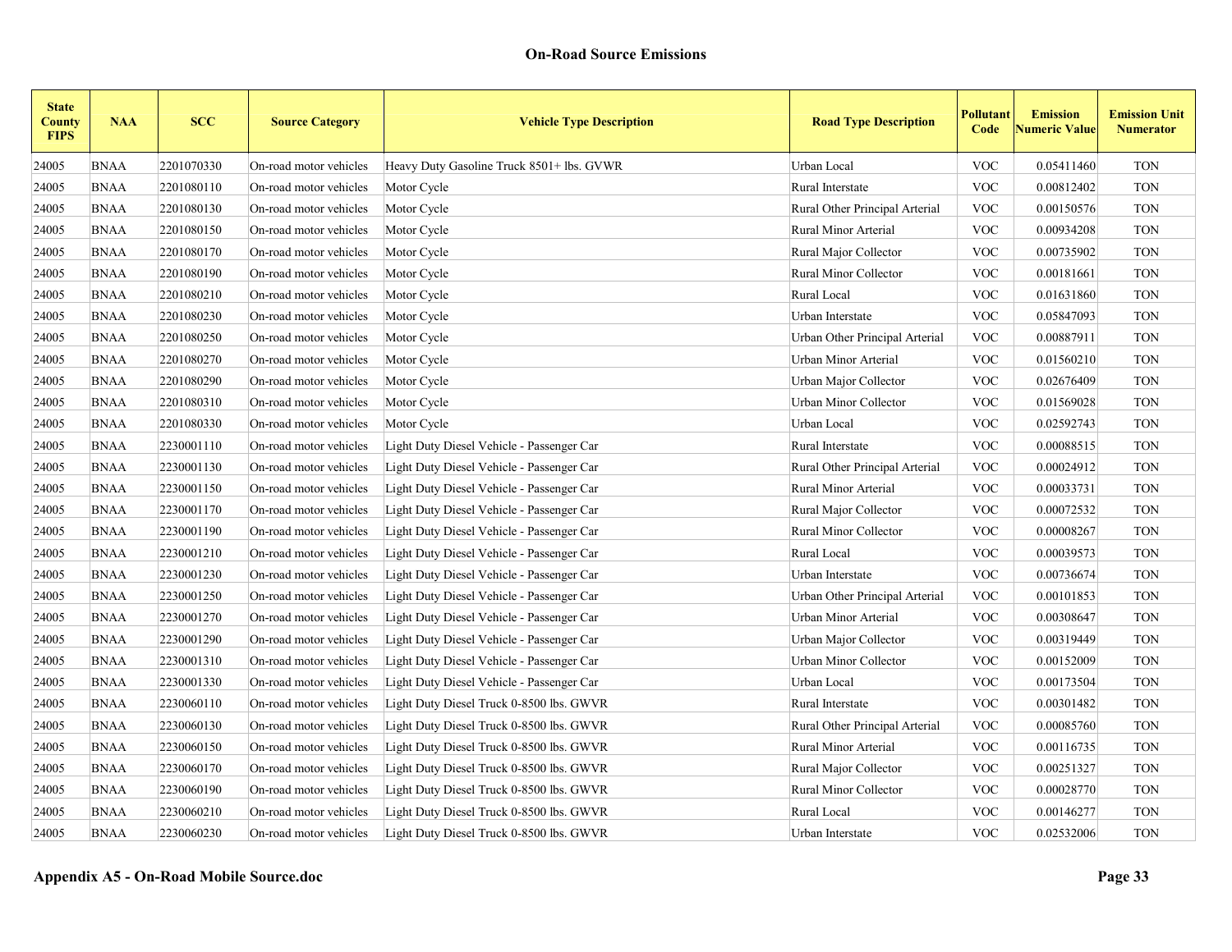## On-Road Source Emissions

| State County FIPS | NAA | SCC | Source Category | Vehicle Type Description | Road Type Description | Pollutant Code | Emission Numeric Value | Emission Unit Numerator |
|---|---|---|---|---|---|---|---|---|
| 24005 | BNAA | 2201070330 | On-road motor vehicles | Heavy Duty Gasoline Truck 8501+ lbs. GVWR | Urban Local | VOC | 0.05411460 | TON |
| 24005 | BNAA | 2201080110 | On-road motor vehicles | Motor Cycle | Rural Interstate | VOC | 0.00812402 | TON |
| 24005 | BNAA | 2201080130 | On-road motor vehicles | Motor Cycle | Rural Other Principal Arterial | VOC | 0.00150576 | TON |
| 24005 | BNAA | 2201080150 | On-road motor vehicles | Motor Cycle | Rural Minor Arterial | VOC | 0.00934208 | TON |
| 24005 | BNAA | 2201080170 | On-road motor vehicles | Motor Cycle | Rural Major Collector | VOC | 0.00735902 | TON |
| 24005 | BNAA | 2201080190 | On-road motor vehicles | Motor Cycle | Rural Minor Collector | VOC | 0.00181661 | TON |
| 24005 | BNAA | 2201080210 | On-road motor vehicles | Motor Cycle | Rural Local | VOC | 0.01631860 | TON |
| 24005 | BNAA | 2201080230 | On-road motor vehicles | Motor Cycle | Urban Interstate | VOC | 0.05847093 | TON |
| 24005 | BNAA | 2201080250 | On-road motor vehicles | Motor Cycle | Urban Other Principal Arterial | VOC | 0.00887911 | TON |
| 24005 | BNAA | 2201080270 | On-road motor vehicles | Motor Cycle | Urban Minor Arterial | VOC | 0.01560210 | TON |
| 24005 | BNAA | 2201080290 | On-road motor vehicles | Motor Cycle | Urban Major Collector | VOC | 0.02676409 | TON |
| 24005 | BNAA | 2201080310 | On-road motor vehicles | Motor Cycle | Urban Minor Collector | VOC | 0.01569028 | TON |
| 24005 | BNAA | 2201080330 | On-road motor vehicles | Motor Cycle | Urban Local | VOC | 0.02592743 | TON |
| 24005 | BNAA | 2230001110 | On-road motor vehicles | Light Duty Diesel Vehicle - Passenger Car | Rural Interstate | VOC | 0.00088515 | TON |
| 24005 | BNAA | 2230001130 | On-road motor vehicles | Light Duty Diesel Vehicle - Passenger Car | Rural Other Principal Arterial | VOC | 0.00024912 | TON |
| 24005 | BNAA | 2230001150 | On-road motor vehicles | Light Duty Diesel Vehicle - Passenger Car | Rural Minor Arterial | VOC | 0.00033731 | TON |
| 24005 | BNAA | 2230001170 | On-road motor vehicles | Light Duty Diesel Vehicle - Passenger Car | Rural Major Collector | VOC | 0.00072532 | TON |
| 24005 | BNAA | 2230001190 | On-road motor vehicles | Light Duty Diesel Vehicle - Passenger Car | Rural Minor Collector | VOC | 0.00008267 | TON |
| 24005 | BNAA | 2230001210 | On-road motor vehicles | Light Duty Diesel Vehicle - Passenger Car | Rural Local | VOC | 0.00039573 | TON |
| 24005 | BNAA | 2230001230 | On-road motor vehicles | Light Duty Diesel Vehicle - Passenger Car | Urban Interstate | VOC | 0.00736674 | TON |
| 24005 | BNAA | 2230001250 | On-road motor vehicles | Light Duty Diesel Vehicle - Passenger Car | Urban Other Principal Arterial | VOC | 0.00101853 | TON |
| 24005 | BNAA | 2230001270 | On-road motor vehicles | Light Duty Diesel Vehicle - Passenger Car | Urban Minor Arterial | VOC | 0.00308647 | TON |
| 24005 | BNAA | 2230001290 | On-road motor vehicles | Light Duty Diesel Vehicle - Passenger Car | Urban Major Collector | VOC | 0.00319449 | TON |
| 24005 | BNAA | 2230001310 | On-road motor vehicles | Light Duty Diesel Vehicle - Passenger Car | Urban Minor Collector | VOC | 0.00152009 | TON |
| 24005 | BNAA | 2230001330 | On-road motor vehicles | Light Duty Diesel Vehicle - Passenger Car | Urban Local | VOC | 0.00173504 | TON |
| 24005 | BNAA | 2230060110 | On-road motor vehicles | Light Duty Diesel Truck 0-8500 lbs. GWVR | Rural Interstate | VOC | 0.00301482 | TON |
| 24005 | BNAA | 2230060130 | On-road motor vehicles | Light Duty Diesel Truck 0-8500 lbs. GWVR | Rural Other Principal Arterial | VOC | 0.00085760 | TON |
| 24005 | BNAA | 2230060150 | On-road motor vehicles | Light Duty Diesel Truck 0-8500 lbs. GWVR | Rural Minor Arterial | VOC | 0.00116735 | TON |
| 24005 | BNAA | 2230060170 | On-road motor vehicles | Light Duty Diesel Truck 0-8500 lbs. GWVR | Rural Major Collector | VOC | 0.00251327 | TON |
| 24005 | BNAA | 2230060190 | On-road motor vehicles | Light Duty Diesel Truck 0-8500 lbs. GWVR | Rural Minor Collector | VOC | 0.00028770 | TON |
| 24005 | BNAA | 2230060210 | On-road motor vehicles | Light Duty Diesel Truck 0-8500 lbs. GWVR | Rural Local | VOC | 0.00146277 | TON |
| 24005 | BNAA | 2230060230 | On-road motor vehicles | Light Duty Diesel Truck 0-8500 lbs. GWVR | Urban Interstate | VOC | 0.02532006 | TON |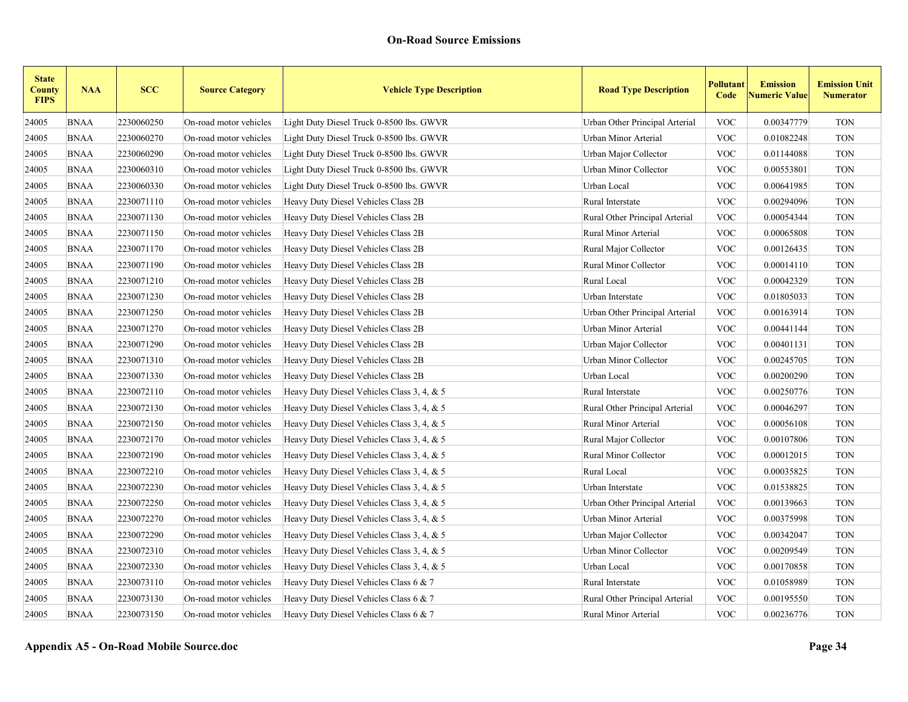## On-Road Source Emissions

| State County FIPS | NAA | SCC | Source Category | Vehicle Type Description | Road Type Description | Pollutant Code | Emission Numeric Value | Emission Unit Numerator |
|---|---|---|---|---|---|---|---|---|
| 24005 | BNAA | 2230060250 | On-road motor vehicles | Light Duty Diesel Truck 0-8500 lbs. GWVR | Urban Other Principal Arterial | VOC | 0.00347779 | TON |
| 24005 | BNAA | 2230060270 | On-road motor vehicles | Light Duty Diesel Truck 0-8500 lbs. GWVR | Urban Minor Arterial | VOC | 0.01082248 | TON |
| 24005 | BNAA | 2230060290 | On-road motor vehicles | Light Duty Diesel Truck 0-8500 lbs. GWVR | Urban Major Collector | VOC | 0.01144088 | TON |
| 24005 | BNAA | 2230060310 | On-road motor vehicles | Light Duty Diesel Truck 0-8500 lbs. GWVR | Urban Minor Collector | VOC | 0.00553801 | TON |
| 24005 | BNAA | 2230060330 | On-road motor vehicles | Light Duty Diesel Truck 0-8500 lbs. GWVR | Urban Local | VOC | 0.00641985 | TON |
| 24005 | BNAA | 2230071110 | On-road motor vehicles | Heavy Duty Diesel Vehicles Class 2B | Rural Interstate | VOC | 0.00294096 | TON |
| 24005 | BNAA | 2230071130 | On-road motor vehicles | Heavy Duty Diesel Vehicles Class 2B | Rural Other Principal Arterial | VOC | 0.00054344 | TON |
| 24005 | BNAA | 2230071150 | On-road motor vehicles | Heavy Duty Diesel Vehicles Class 2B | Rural Minor Arterial | VOC | 0.00065808 | TON |
| 24005 | BNAA | 2230071170 | On-road motor vehicles | Heavy Duty Diesel Vehicles Class 2B | Rural Major Collector | VOC | 0.00126435 | TON |
| 24005 | BNAA | 2230071190 | On-road motor vehicles | Heavy Duty Diesel Vehicles Class 2B | Rural Minor Collector | VOC | 0.00014110 | TON |
| 24005 | BNAA | 2230071210 | On-road motor vehicles | Heavy Duty Diesel Vehicles Class 2B | Rural Local | VOC | 0.00042329 | TON |
| 24005 | BNAA | 2230071230 | On-road motor vehicles | Heavy Duty Diesel Vehicles Class 2B | Urban Interstate | VOC | 0.01805033 | TON |
| 24005 | BNAA | 2230071250 | On-road motor vehicles | Heavy Duty Diesel Vehicles Class 2B | Urban Other Principal Arterial | VOC | 0.00163914 | TON |
| 24005 | BNAA | 2230071270 | On-road motor vehicles | Heavy Duty Diesel Vehicles Class 2B | Urban Minor Arterial | VOC | 0.00441144 | TON |
| 24005 | BNAA | 2230071290 | On-road motor vehicles | Heavy Duty Diesel Vehicles Class 2B | Urban Major Collector | VOC | 0.00401131 | TON |
| 24005 | BNAA | 2230071310 | On-road motor vehicles | Heavy Duty Diesel Vehicles Class 2B | Urban Minor Collector | VOC | 0.00245705 | TON |
| 24005 | BNAA | 2230071330 | On-road motor vehicles | Heavy Duty Diesel Vehicles Class 2B | Urban Local | VOC | 0.00200290 | TON |
| 24005 | BNAA | 2230072110 | On-road motor vehicles | Heavy Duty Diesel Vehicles Class 3, 4, & 5 | Rural Interstate | VOC | 0.00250776 | TON |
| 24005 | BNAA | 2230072130 | On-road motor vehicles | Heavy Duty Diesel Vehicles Class 3, 4, & 5 | Rural Other Principal Arterial | VOC | 0.00046297 | TON |
| 24005 | BNAA | 2230072150 | On-road motor vehicles | Heavy Duty Diesel Vehicles Class 3, 4, & 5 | Rural Minor Arterial | VOC | 0.00056108 | TON |
| 24005 | BNAA | 2230072170 | On-road motor vehicles | Heavy Duty Diesel Vehicles Class 3, 4, & 5 | Rural Major Collector | VOC | 0.00107806 | TON |
| 24005 | BNAA | 2230072190 | On-road motor vehicles | Heavy Duty Diesel Vehicles Class 3, 4, & 5 | Rural Minor Collector | VOC | 0.00012015 | TON |
| 24005 | BNAA | 2230072210 | On-road motor vehicles | Heavy Duty Diesel Vehicles Class 3, 4, & 5 | Rural Local | VOC | 0.00035825 | TON |
| 24005 | BNAA | 2230072230 | On-road motor vehicles | Heavy Duty Diesel Vehicles Class 3, 4, & 5 | Urban Interstate | VOC | 0.01538825 | TON |
| 24005 | BNAA | 2230072250 | On-road motor vehicles | Heavy Duty Diesel Vehicles Class 3, 4, & 5 | Urban Other Principal Arterial | VOC | 0.00139663 | TON |
| 24005 | BNAA | 2230072270 | On-road motor vehicles | Heavy Duty Diesel Vehicles Class 3, 4, & 5 | Urban Minor Arterial | VOC | 0.00375998 | TON |
| 24005 | BNAA | 2230072290 | On-road motor vehicles | Heavy Duty Diesel Vehicles Class 3, 4, & 5 | Urban Major Collector | VOC | 0.00342047 | TON |
| 24005 | BNAA | 2230072310 | On-road motor vehicles | Heavy Duty Diesel Vehicles Class 3, 4, & 5 | Urban Minor Collector | VOC | 0.00209549 | TON |
| 24005 | BNAA | 2230072330 | On-road motor vehicles | Heavy Duty Diesel Vehicles Class 3, 4, & 5 | Urban Local | VOC | 0.00170858 | TON |
| 24005 | BNAA | 2230073110 | On-road motor vehicles | Heavy Duty Diesel Vehicles Class 6 & 7 | Rural Interstate | VOC | 0.01058989 | TON |
| 24005 | BNAA | 2230073130 | On-road motor vehicles | Heavy Duty Diesel Vehicles Class 6 & 7 | Rural Other Principal Arterial | VOC | 0.00195550 | TON |
| 24005 | BNAA | 2230073150 | On-road motor vehicles | Heavy Duty Diesel Vehicles Class 6 & 7 | Rural Minor Arterial | VOC | 0.00236776 | TON |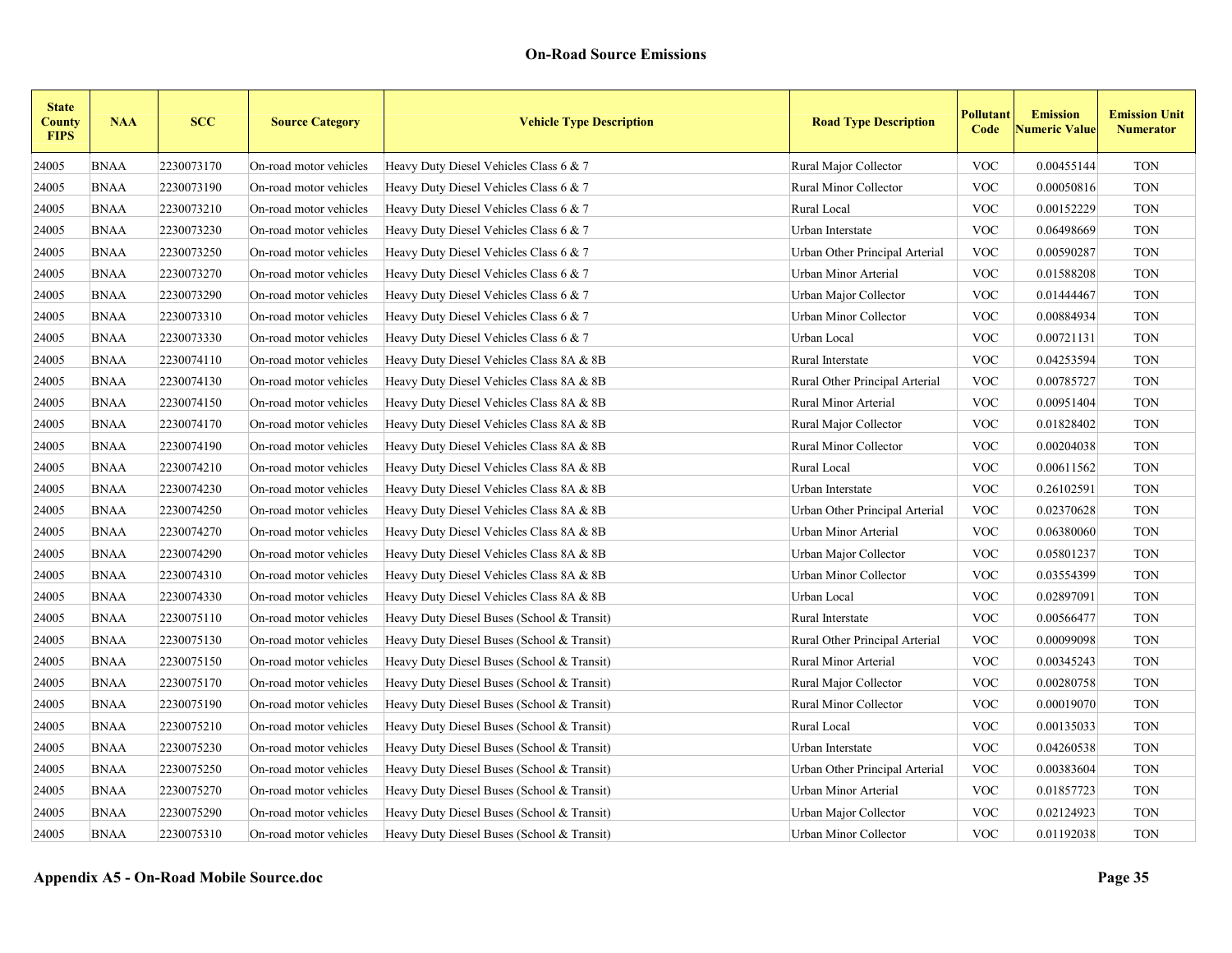## On-Road Source Emissions

| State County FIPS | NAA | SCC | Source Category | Vehicle Type Description | Road Type Description | Pollutant Code | Emission Numeric Value | Emission Unit Numerator |
|---|---|---|---|---|---|---|---|---|
| 24005 | BNAA | 2230073170 | On-road motor vehicles | Heavy Duty Diesel Vehicles Class 6 & 7 | Rural Major Collector | VOC | 0.00455144 | TON |
| 24005 | BNAA | 2230073190 | On-road motor vehicles | Heavy Duty Diesel Vehicles Class 6 & 7 | Rural Minor Collector | VOC | 0.00050816 | TON |
| 24005 | BNAA | 2230073210 | On-road motor vehicles | Heavy Duty Diesel Vehicles Class 6 & 7 | Rural Local | VOC | 0.00152229 | TON |
| 24005 | BNAA | 2230073230 | On-road motor vehicles | Heavy Duty Diesel Vehicles Class 6 & 7 | Urban Interstate | VOC | 0.06498669 | TON |
| 24005 | BNAA | 2230073250 | On-road motor vehicles | Heavy Duty Diesel Vehicles Class 6 & 7 | Urban Other Principal Arterial | VOC | 0.00590287 | TON |
| 24005 | BNAA | 2230073270 | On-road motor vehicles | Heavy Duty Diesel Vehicles Class 6 & 7 | Urban Minor Arterial | VOC | 0.01588208 | TON |
| 24005 | BNAA | 2230073290 | On-road motor vehicles | Heavy Duty Diesel Vehicles Class 6 & 7 | Urban Major Collector | VOC | 0.01444467 | TON |
| 24005 | BNAA | 2230073310 | On-road motor vehicles | Heavy Duty Diesel Vehicles Class 6 & 7 | Urban Minor Collector | VOC | 0.00884934 | TON |
| 24005 | BNAA | 2230073330 | On-road motor vehicles | Heavy Duty Diesel Vehicles Class 6 & 7 | Urban Local | VOC | 0.00721131 | TON |
| 24005 | BNAA | 2230074110 | On-road motor vehicles | Heavy Duty Diesel Vehicles Class 8A & 8B | Rural Interstate | VOC | 0.04253594 | TON |
| 24005 | BNAA | 2230074130 | On-road motor vehicles | Heavy Duty Diesel Vehicles Class 8A & 8B | Rural Other Principal Arterial | VOC | 0.00785727 | TON |
| 24005 | BNAA | 2230074150 | On-road motor vehicles | Heavy Duty Diesel Vehicles Class 8A & 8B | Rural Minor Arterial | VOC | 0.00951404 | TON |
| 24005 | BNAA | 2230074170 | On-road motor vehicles | Heavy Duty Diesel Vehicles Class 8A & 8B | Rural Major Collector | VOC | 0.01828402 | TON |
| 24005 | BNAA | 2230074190 | On-road motor vehicles | Heavy Duty Diesel Vehicles Class 8A & 8B | Rural Minor Collector | VOC | 0.00204038 | TON |
| 24005 | BNAA | 2230074210 | On-road motor vehicles | Heavy Duty Diesel Vehicles Class 8A & 8B | Rural Local | VOC | 0.00611562 | TON |
| 24005 | BNAA | 2230074230 | On-road motor vehicles | Heavy Duty Diesel Vehicles Class 8A & 8B | Urban Interstate | VOC | 0.26102591 | TON |
| 24005 | BNAA | 2230074250 | On-road motor vehicles | Heavy Duty Diesel Vehicles Class 8A & 8B | Urban Other Principal Arterial | VOC | 0.02370628 | TON |
| 24005 | BNAA | 2230074270 | On-road motor vehicles | Heavy Duty Diesel Vehicles Class 8A & 8B | Urban Minor Arterial | VOC | 0.06380060 | TON |
| 24005 | BNAA | 2230074290 | On-road motor vehicles | Heavy Duty Diesel Vehicles Class 8A & 8B | Urban Major Collector | VOC | 0.05801237 | TON |
| 24005 | BNAA | 2230074310 | On-road motor vehicles | Heavy Duty Diesel Vehicles Class 8A & 8B | Urban Minor Collector | VOC | 0.03554399 | TON |
| 24005 | BNAA | 2230074330 | On-road motor vehicles | Heavy Duty Diesel Vehicles Class 8A & 8B | Urban Local | VOC | 0.02897091 | TON |
| 24005 | BNAA | 2230075110 | On-road motor vehicles | Heavy Duty Diesel Buses (School & Transit) | Rural Interstate | VOC | 0.00566477 | TON |
| 24005 | BNAA | 2230075130 | On-road motor vehicles | Heavy Duty Diesel Buses (School & Transit) | Rural Other Principal Arterial | VOC | 0.00099098 | TON |
| 24005 | BNAA | 2230075150 | On-road motor vehicles | Heavy Duty Diesel Buses (School & Transit) | Rural Minor Arterial | VOC | 0.00345243 | TON |
| 24005 | BNAA | 2230075170 | On-road motor vehicles | Heavy Duty Diesel Buses (School & Transit) | Rural Major Collector | VOC | 0.00280758 | TON |
| 24005 | BNAA | 2230075190 | On-road motor vehicles | Heavy Duty Diesel Buses (School & Transit) | Rural Minor Collector | VOC | 0.00019070 | TON |
| 24005 | BNAA | 2230075210 | On-road motor vehicles | Heavy Duty Diesel Buses (School & Transit) | Rural Local | VOC | 0.00135033 | TON |
| 24005 | BNAA | 2230075230 | On-road motor vehicles | Heavy Duty Diesel Buses (School & Transit) | Urban Interstate | VOC | 0.04260538 | TON |
| 24005 | BNAA | 2230075250 | On-road motor vehicles | Heavy Duty Diesel Buses (School & Transit) | Urban Other Principal Arterial | VOC | 0.00383604 | TON |
| 24005 | BNAA | 2230075270 | On-road motor vehicles | Heavy Duty Diesel Buses (School & Transit) | Urban Minor Arterial | VOC | 0.01857723 | TON |
| 24005 | BNAA | 2230075290 | On-road motor vehicles | Heavy Duty Diesel Buses (School & Transit) | Urban Major Collector | VOC | 0.02124923 | TON |
| 24005 | BNAA | 2230075310 | On-road motor vehicles | Heavy Duty Diesel Buses (School & Transit) | Urban Minor Collector | VOC | 0.01192038 | TON |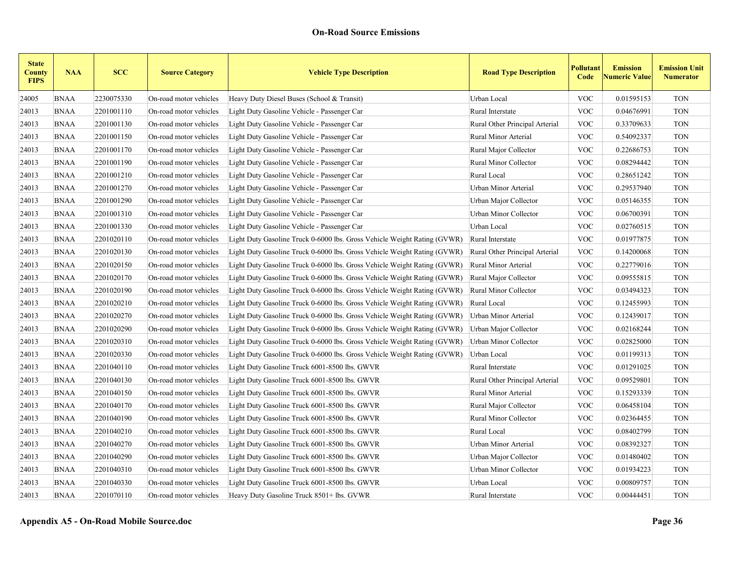## On-Road Source Emissions

| State County FIPS | NAA | SCC | Source Category | Vehicle Type Description | Road Type Description | Pollutant Code | Emission Numeric Value | Emission Unit Numerator |
|---|---|---|---|---|---|---|---|---|
| 24005 | BNAA | 2230075330 | On-road motor vehicles | Heavy Duty Diesel Buses (School & Transit) | Urban Local | VOC | 0.01595153 | TON |
| 24013 | BNAA | 2201001110 | On-road motor vehicles | Light Duty Gasoline Vehicle - Passenger Car | Rural Interstate | VOC | 0.04676991 | TON |
| 24013 | BNAA | 2201001130 | On-road motor vehicles | Light Duty Gasoline Vehicle - Passenger Car | Rural Other Principal Arterial | VOC | 0.33709633 | TON |
| 24013 | BNAA | 2201001150 | On-road motor vehicles | Light Duty Gasoline Vehicle - Passenger Car | Rural Minor Arterial | VOC | 0.54092337 | TON |
| 24013 | BNAA | 2201001170 | On-road motor vehicles | Light Duty Gasoline Vehicle - Passenger Car | Rural Major Collector | VOC | 0.22686753 | TON |
| 24013 | BNAA | 2201001190 | On-road motor vehicles | Light Duty Gasoline Vehicle - Passenger Car | Rural Minor Collector | VOC | 0.08294442 | TON |
| 24013 | BNAA | 2201001210 | On-road motor vehicles | Light Duty Gasoline Vehicle - Passenger Car | Rural Local | VOC | 0.28651242 | TON |
| 24013 | BNAA | 2201001270 | On-road motor vehicles | Light Duty Gasoline Vehicle - Passenger Car | Urban Minor Arterial | VOC | 0.29537940 | TON |
| 24013 | BNAA | 2201001290 | On-road motor vehicles | Light Duty Gasoline Vehicle - Passenger Car | Urban Major Collector | VOC | 0.05146355 | TON |
| 24013 | BNAA | 2201001310 | On-road motor vehicles | Light Duty Gasoline Vehicle - Passenger Car | Urban Minor Collector | VOC | 0.06700391 | TON |
| 24013 | BNAA | 2201001330 | On-road motor vehicles | Light Duty Gasoline Vehicle - Passenger Car | Urban Local | VOC | 0.02760515 | TON |
| 24013 | BNAA | 2201020110 | On-road motor vehicles | Light Duty Gasoline Truck 0-6000 lbs. Gross Vehicle Weight Rating (GVWR) | Rural Interstate | VOC | 0.01977875 | TON |
| 24013 | BNAA | 2201020130 | On-road motor vehicles | Light Duty Gasoline Truck 0-6000 lbs. Gross Vehicle Weight Rating (GVWR) | Rural Other Principal Arterial | VOC | 0.14200068 | TON |
| 24013 | BNAA | 2201020150 | On-road motor vehicles | Light Duty Gasoline Truck 0-6000 lbs. Gross Vehicle Weight Rating (GVWR) | Rural Minor Arterial | VOC | 0.22779016 | TON |
| 24013 | BNAA | 2201020170 | On-road motor vehicles | Light Duty Gasoline Truck 0-6000 lbs. Gross Vehicle Weight Rating (GVWR) | Rural Major Collector | VOC | 0.09555815 | TON |
| 24013 | BNAA | 2201020190 | On-road motor vehicles | Light Duty Gasoline Truck 0-6000 lbs. Gross Vehicle Weight Rating (GVWR) | Rural Minor Collector | VOC | 0.03494323 | TON |
| 24013 | BNAA | 2201020210 | On-road motor vehicles | Light Duty Gasoline Truck 0-6000 lbs. Gross Vehicle Weight Rating (GVWR) | Rural Local | VOC | 0.12455993 | TON |
| 24013 | BNAA | 2201020270 | On-road motor vehicles | Light Duty Gasoline Truck 0-6000 lbs. Gross Vehicle Weight Rating (GVWR) | Urban Minor Arterial | VOC | 0.12439017 | TON |
| 24013 | BNAA | 2201020290 | On-road motor vehicles | Light Duty Gasoline Truck 0-6000 lbs. Gross Vehicle Weight Rating (GVWR) | Urban Major Collector | VOC | 0.02168244 | TON |
| 24013 | BNAA | 2201020310 | On-road motor vehicles | Light Duty Gasoline Truck 0-6000 lbs. Gross Vehicle Weight Rating (GVWR) | Urban Minor Collector | VOC | 0.02825000 | TON |
| 24013 | BNAA | 2201020330 | On-road motor vehicles | Light Duty Gasoline Truck 0-6000 lbs. Gross Vehicle Weight Rating (GVWR) | Urban Local | VOC | 0.01199313 | TON |
| 24013 | BNAA | 2201040110 | On-road motor vehicles | Light Duty Gasoline Truck 6001-8500 lbs. GWVR | Rural Interstate | VOC | 0.01291025 | TON |
| 24013 | BNAA | 2201040130 | On-road motor vehicles | Light Duty Gasoline Truck 6001-8500 lbs. GWVR | Rural Other Principal Arterial | VOC | 0.09529801 | TON |
| 24013 | BNAA | 2201040150 | On-road motor vehicles | Light Duty Gasoline Truck 6001-8500 lbs. GWVR | Rural Minor Arterial | VOC | 0.15293339 | TON |
| 24013 | BNAA | 2201040170 | On-road motor vehicles | Light Duty Gasoline Truck 6001-8500 lbs. GWVR | Rural Major Collector | VOC | 0.06458104 | TON |
| 24013 | BNAA | 2201040190 | On-road motor vehicles | Light Duty Gasoline Truck 6001-8500 lbs. GWVR | Rural Minor Collector | VOC | 0.02364455 | TON |
| 24013 | BNAA | 2201040210 | On-road motor vehicles | Light Duty Gasoline Truck 6001-8500 lbs. GWVR | Rural Local | VOC | 0.08402799 | TON |
| 24013 | BNAA | 2201040270 | On-road motor vehicles | Light Duty Gasoline Truck 6001-8500 lbs. GWVR | Urban Minor Arterial | VOC | 0.08392327 | TON |
| 24013 | BNAA | 2201040290 | On-road motor vehicles | Light Duty Gasoline Truck 6001-8500 lbs. GWVR | Urban Major Collector | VOC | 0.01480402 | TON |
| 24013 | BNAA | 2201040310 | On-road motor vehicles | Light Duty Gasoline Truck 6001-8500 lbs. GWVR | Urban Minor Collector | VOC | 0.01934223 | TON |
| 24013 | BNAA | 2201040330 | On-road motor vehicles | Light Duty Gasoline Truck 6001-8500 lbs. GWVR | Urban Local | VOC | 0.00809757 | TON |
| 24013 | BNAA | 2201070110 | On-road motor vehicles | Heavy Duty Gasoline Truck 8501+ lbs. GVWR | Rural Interstate | VOC | 0.00444451 | TON |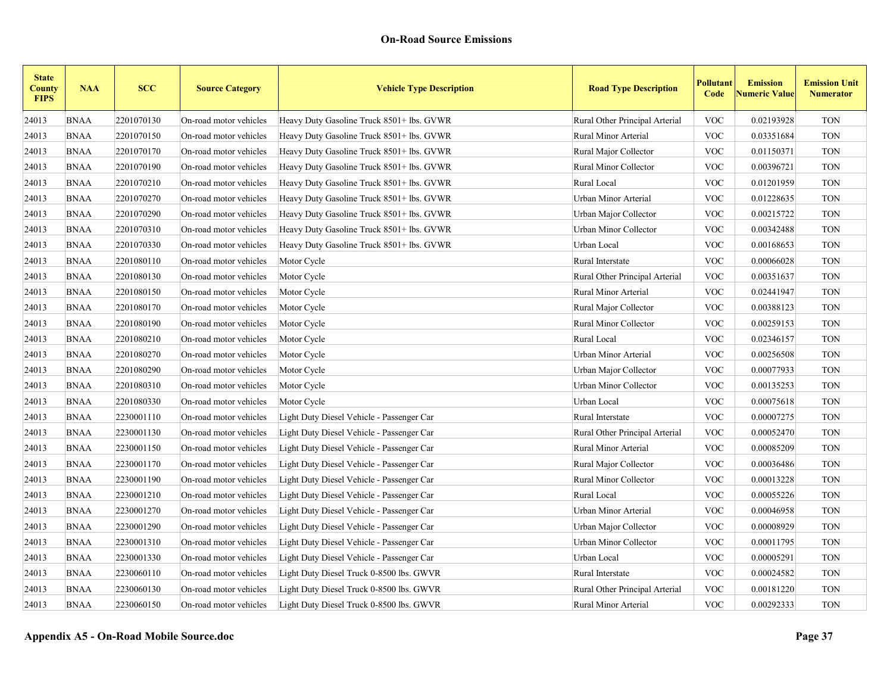## On-Road Source Emissions

| State County FIPS | NAA | SCC | Source Category | Vehicle Type Description | Road Type Description | Pollutant Code | Emission Numeric Value | Emission Unit Numerator |
|---|---|---|---|---|---|---|---|---|
| 24013 | BNAA | 2201070130 | On-road motor vehicles | Heavy Duty Gasoline Truck 8501+ lbs. GVWR | Rural Other Principal Arterial | VOC | 0.02193928 | TON |
| 24013 | BNAA | 2201070150 | On-road motor vehicles | Heavy Duty Gasoline Truck 8501+ lbs. GVWR | Rural Minor Arterial | VOC | 0.03351684 | TON |
| 24013 | BNAA | 2201070170 | On-road motor vehicles | Heavy Duty Gasoline Truck 8501+ lbs. GVWR | Rural Major Collector | VOC | 0.01150371 | TON |
| 24013 | BNAA | 2201070190 | On-road motor vehicles | Heavy Duty Gasoline Truck 8501+ lbs. GVWR | Rural Minor Collector | VOC | 0.00396721 | TON |
| 24013 | BNAA | 2201070210 | On-road motor vehicles | Heavy Duty Gasoline Truck 8501+ lbs. GVWR | Rural Local | VOC | 0.01201959 | TON |
| 24013 | BNAA | 2201070270 | On-road motor vehicles | Heavy Duty Gasoline Truck 8501+ lbs. GVWR | Urban Minor Arterial | VOC | 0.01228635 | TON |
| 24013 | BNAA | 2201070290 | On-road motor vehicles | Heavy Duty Gasoline Truck 8501+ lbs. GVWR | Urban Major Collector | VOC | 0.00215722 | TON |
| 24013 | BNAA | 2201070310 | On-road motor vehicles | Heavy Duty Gasoline Truck 8501+ lbs. GVWR | Urban Minor Collector | VOC | 0.00342488 | TON |
| 24013 | BNAA | 2201070330 | On-road motor vehicles | Heavy Duty Gasoline Truck 8501+ lbs. GVWR | Urban Local | VOC | 0.00168653 | TON |
| 24013 | BNAA | 2201080110 | On-road motor vehicles | Motor Cycle | Rural Interstate | VOC | 0.00066028 | TON |
| 24013 | BNAA | 2201080130 | On-road motor vehicles | Motor Cycle | Rural Other Principal Arterial | VOC | 0.00351637 | TON |
| 24013 | BNAA | 2201080150 | On-road motor vehicles | Motor Cycle | Rural Minor Arterial | VOC | 0.02441947 | TON |
| 24013 | BNAA | 2201080170 | On-road motor vehicles | Motor Cycle | Rural Major Collector | VOC | 0.00388123 | TON |
| 24013 | BNAA | 2201080190 | On-road motor vehicles | Motor Cycle | Rural Minor Collector | VOC | 0.00259153 | TON |
| 24013 | BNAA | 2201080210 | On-road motor vehicles | Motor Cycle | Rural Local | VOC | 0.02346157 | TON |
| 24013 | BNAA | 2201080270 | On-road motor vehicles | Motor Cycle | Urban Minor Arterial | VOC | 0.00256508 | TON |
| 24013 | BNAA | 2201080290 | On-road motor vehicles | Motor Cycle | Urban Major Collector | VOC | 0.00077933 | TON |
| 24013 | BNAA | 2201080310 | On-road motor vehicles | Motor Cycle | Urban Minor Collector | VOC | 0.00135253 | TON |
| 24013 | BNAA | 2201080330 | On-road motor vehicles | Motor Cycle | Urban Local | VOC | 0.00075618 | TON |
| 24013 | BNAA | 2230001110 | On-road motor vehicles | Light Duty Diesel Vehicle - Passenger Car | Rural Interstate | VOC | 0.00007275 | TON |
| 24013 | BNAA | 2230001130 | On-road motor vehicles | Light Duty Diesel Vehicle - Passenger Car | Rural Other Principal Arterial | VOC | 0.00052470 | TON |
| 24013 | BNAA | 2230001150 | On-road motor vehicles | Light Duty Diesel Vehicle - Passenger Car | Rural Minor Arterial | VOC | 0.00085209 | TON |
| 24013 | BNAA | 2230001170 | On-road motor vehicles | Light Duty Diesel Vehicle - Passenger Car | Rural Major Collector | VOC | 0.00036486 | TON |
| 24013 | BNAA | 2230001190 | On-road motor vehicles | Light Duty Diesel Vehicle - Passenger Car | Rural Minor Collector | VOC | 0.00013228 | TON |
| 24013 | BNAA | 2230001210 | On-road motor vehicles | Light Duty Diesel Vehicle - Passenger Car | Rural Local | VOC | 0.00055226 | TON |
| 24013 | BNAA | 2230001270 | On-road motor vehicles | Light Duty Diesel Vehicle - Passenger Car | Urban Minor Arterial | VOC | 0.00046958 | TON |
| 24013 | BNAA | 2230001290 | On-road motor vehicles | Light Duty Diesel Vehicle - Passenger Car | Urban Major Collector | VOC | 0.00008929 | TON |
| 24013 | BNAA | 2230001310 | On-road motor vehicles | Light Duty Diesel Vehicle - Passenger Car | Urban Minor Collector | VOC | 0.00011795 | TON |
| 24013 | BNAA | 2230001330 | On-road motor vehicles | Light Duty Diesel Vehicle - Passenger Car | Urban Local | VOC | 0.00005291 | TON |
| 24013 | BNAA | 2230060110 | On-road motor vehicles | Light Duty Diesel Truck 0-8500 lbs. GWVR | Rural Interstate | VOC | 0.00024582 | TON |
| 24013 | BNAA | 2230060130 | On-road motor vehicles | Light Duty Diesel Truck 0-8500 lbs. GWVR | Rural Other Principal Arterial | VOC | 0.00181220 | TON |
| 24013 | BNAA | 2230060150 | On-road motor vehicles | Light Duty Diesel Truck 0-8500 lbs. GWVR | Rural Minor Arterial | VOC | 0.00292333 | TON |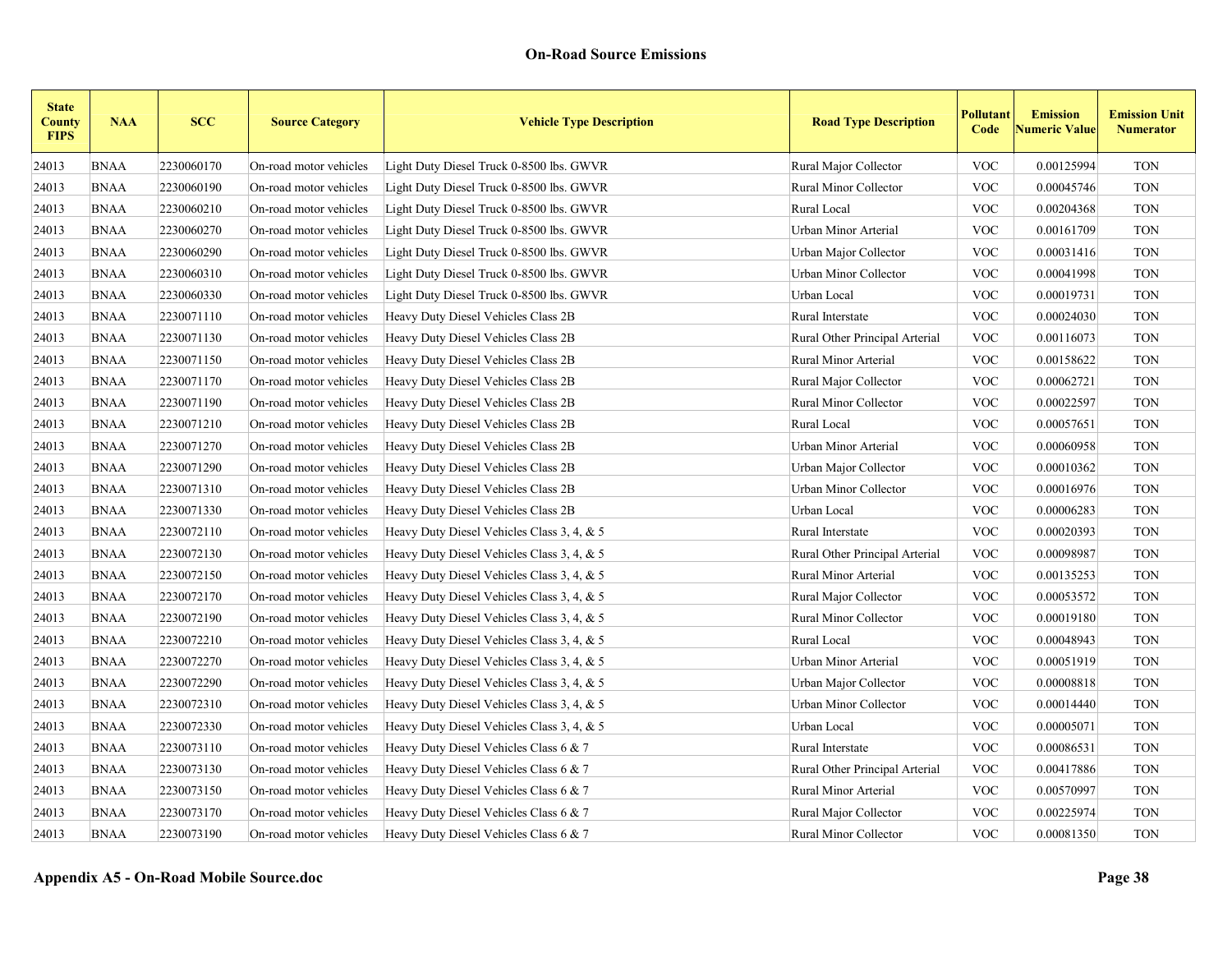## On-Road Source Emissions

| State County FIPS | NAA | SCC | Source Category | Vehicle Type Description | Road Type Description | Pollutant Code | Emission Numeric Value | Emission Unit Numerator |
|---|---|---|---|---|---|---|---|---|
| 24013 | BNAA | 2230060170 | On-road motor vehicles | Light Duty Diesel Truck 0-8500 lbs. GWVR | Rural Major Collector | VOC | 0.00125994 | TON |
| 24013 | BNAA | 2230060190 | On-road motor vehicles | Light Duty Diesel Truck 0-8500 lbs. GWVR | Rural Minor Collector | VOC | 0.00045746 | TON |
| 24013 | BNAA | 2230060210 | On-road motor vehicles | Light Duty Diesel Truck 0-8500 lbs. GWVR | Rural Local | VOC | 0.00204368 | TON |
| 24013 | BNAA | 2230060270 | On-road motor vehicles | Light Duty Diesel Truck 0-8500 lbs. GWVR | Urban Minor Arterial | VOC | 0.00161709 | TON |
| 24013 | BNAA | 2230060290 | On-road motor vehicles | Light Duty Diesel Truck 0-8500 lbs. GWVR | Urban Major Collector | VOC | 0.00031416 | TON |
| 24013 | BNAA | 2230060310 | On-road motor vehicles | Light Duty Diesel Truck 0-8500 lbs. GWVR | Urban Minor Collector | VOC | 0.00041998 | TON |
| 24013 | BNAA | 2230060330 | On-road motor vehicles | Light Duty Diesel Truck 0-8500 lbs. GWVR | Urban Local | VOC | 0.00019731 | TON |
| 24013 | BNAA | 2230071110 | On-road motor vehicles | Heavy Duty Diesel Vehicles Class 2B | Rural Interstate | VOC | 0.00024030 | TON |
| 24013 | BNAA | 2230071130 | On-road motor vehicles | Heavy Duty Diesel Vehicles Class 2B | Rural Other Principal Arterial | VOC | 0.00116073 | TON |
| 24013 | BNAA | 2230071150 | On-road motor vehicles | Heavy Duty Diesel Vehicles Class 2B | Rural Minor Arterial | VOC | 0.00158622 | TON |
| 24013 | BNAA | 2230071170 | On-road motor vehicles | Heavy Duty Diesel Vehicles Class 2B | Rural Major Collector | VOC | 0.00062721 | TON |
| 24013 | BNAA | 2230071190 | On-road motor vehicles | Heavy Duty Diesel Vehicles Class 2B | Rural Minor Collector | VOC | 0.00022597 | TON |
| 24013 | BNAA | 2230071210 | On-road motor vehicles | Heavy Duty Diesel Vehicles Class 2B | Rural Local | VOC | 0.00057651 | TON |
| 24013 | BNAA | 2230071270 | On-road motor vehicles | Heavy Duty Diesel Vehicles Class 2B | Urban Minor Arterial | VOC | 0.00060958 | TON |
| 24013 | BNAA | 2230071290 | On-road motor vehicles | Heavy Duty Diesel Vehicles Class 2B | Urban Major Collector | VOC | 0.00010362 | TON |
| 24013 | BNAA | 2230071310 | On-road motor vehicles | Heavy Duty Diesel Vehicles Class 2B | Urban Minor Collector | VOC | 0.00016976 | TON |
| 24013 | BNAA | 2230071330 | On-road motor vehicles | Heavy Duty Diesel Vehicles Class 2B | Urban Local | VOC | 0.00006283 | TON |
| 24013 | BNAA | 2230072110 | On-road motor vehicles | Heavy Duty Diesel Vehicles Class 3, 4, & 5 | Rural Interstate | VOC | 0.00020393 | TON |
| 24013 | BNAA | 2230072130 | On-road motor vehicles | Heavy Duty Diesel Vehicles Class 3, 4, & 5 | Rural Other Principal Arterial | VOC | 0.00098987 | TON |
| 24013 | BNAA | 2230072150 | On-road motor vehicles | Heavy Duty Diesel Vehicles Class 3, 4, & 5 | Rural Minor Arterial | VOC | 0.00135253 | TON |
| 24013 | BNAA | 2230072170 | On-road motor vehicles | Heavy Duty Diesel Vehicles Class 3, 4, & 5 | Rural Major Collector | VOC | 0.00053572 | TON |
| 24013 | BNAA | 2230072190 | On-road motor vehicles | Heavy Duty Diesel Vehicles Class 3, 4, & 5 | Rural Minor Collector | VOC | 0.00019180 | TON |
| 24013 | BNAA | 2230072210 | On-road motor vehicles | Heavy Duty Diesel Vehicles Class 3, 4, & 5 | Rural Local | VOC | 0.00048943 | TON |
| 24013 | BNAA | 2230072270 | On-road motor vehicles | Heavy Duty Diesel Vehicles Class 3, 4, & 5 | Urban Minor Arterial | VOC | 0.00051919 | TON |
| 24013 | BNAA | 2230072290 | On-road motor vehicles | Heavy Duty Diesel Vehicles Class 3, 4, & 5 | Urban Major Collector | VOC | 0.00008818 | TON |
| 24013 | BNAA | 2230072310 | On-road motor vehicles | Heavy Duty Diesel Vehicles Class 3, 4, & 5 | Urban Minor Collector | VOC | 0.00014440 | TON |
| 24013 | BNAA | 2230072330 | On-road motor vehicles | Heavy Duty Diesel Vehicles Class 3, 4, & 5 | Urban Local | VOC | 0.00005071 | TON |
| 24013 | BNAA | 2230073110 | On-road motor vehicles | Heavy Duty Diesel Vehicles Class 6 & 7 | Rural Interstate | VOC | 0.00086531 | TON |
| 24013 | BNAA | 2230073130 | On-road motor vehicles | Heavy Duty Diesel Vehicles Class 6 & 7 | Rural Other Principal Arterial | VOC | 0.00417886 | TON |
| 24013 | BNAA | 2230073150 | On-road motor vehicles | Heavy Duty Diesel Vehicles Class 6 & 7 | Rural Minor Arterial | VOC | 0.00570997 | TON |
| 24013 | BNAA | 2230073170 | On-road motor vehicles | Heavy Duty Diesel Vehicles Class 6 & 7 | Rural Major Collector | VOC | 0.00225974 | TON |
| 24013 | BNAA | 2230073190 | On-road motor vehicles | Heavy Duty Diesel Vehicles Class 6 & 7 | Rural Minor Collector | VOC | 0.00081350 | TON |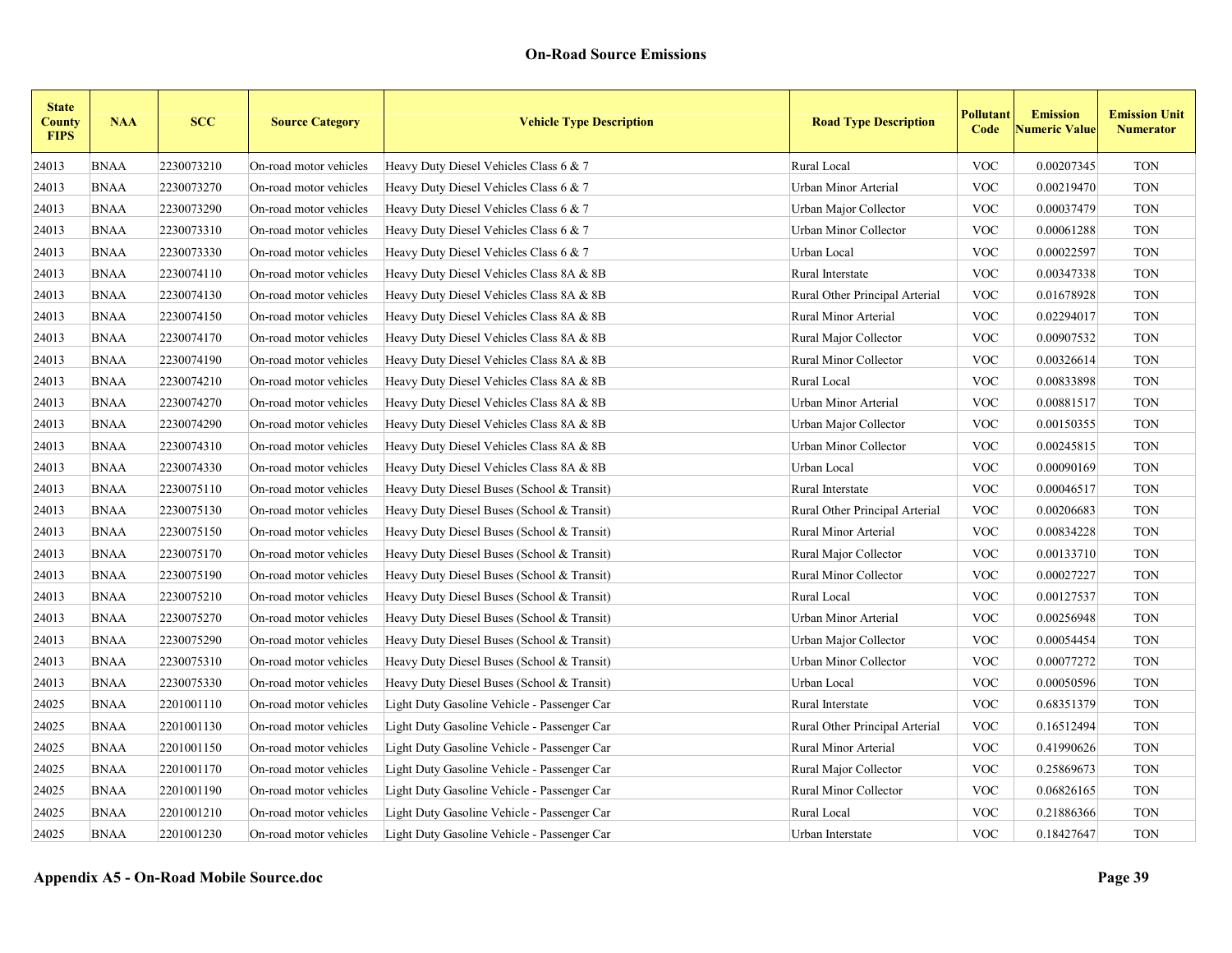## On-Road Source Emissions

| State County FIPS | NAA | SCC | Source Category | Vehicle Type Description | Road Type Description | Pollutant Code | Emission Numeric Value | Emission Unit Numerator |
|---|---|---|---|---|---|---|---|---|
| 24013 | BNAA | 2230073210 | On-road motor vehicles | Heavy Duty Diesel Vehicles Class 6 & 7 | Rural Local | VOC | 0.00207345 | TON |
| 24013 | BNAA | 2230073270 | On-road motor vehicles | Heavy Duty Diesel Vehicles Class 6 & 7 | Urban Minor Arterial | VOC | 0.00219470 | TON |
| 24013 | BNAA | 2230073290 | On-road motor vehicles | Heavy Duty Diesel Vehicles Class 6 & 7 | Urban Major Collector | VOC | 0.00037479 | TON |
| 24013 | BNAA | 2230073310 | On-road motor vehicles | Heavy Duty Diesel Vehicles Class 6 & 7 | Urban Minor Collector | VOC | 0.00061288 | TON |
| 24013 | BNAA | 2230073330 | On-road motor vehicles | Heavy Duty Diesel Vehicles Class 6 & 7 | Urban Local | VOC | 0.00022597 | TON |
| 24013 | BNAA | 2230074110 | On-road motor vehicles | Heavy Duty Diesel Vehicles Class 8A & 8B | Rural Interstate | VOC | 0.00347338 | TON |
| 24013 | BNAA | 2230074130 | On-road motor vehicles | Heavy Duty Diesel Vehicles Class 8A & 8B | Rural Other Principal Arterial | VOC | 0.01678928 | TON |
| 24013 | BNAA | 2230074150 | On-road motor vehicles | Heavy Duty Diesel Vehicles Class 8A & 8B | Rural Minor Arterial | VOC | 0.02294017 | TON |
| 24013 | BNAA | 2230074170 | On-road motor vehicles | Heavy Duty Diesel Vehicles Class 8A & 8B | Rural Major Collector | VOC | 0.00907532 | TON |
| 24013 | BNAA | 2230074190 | On-road motor vehicles | Heavy Duty Diesel Vehicles Class 8A & 8B | Rural Minor Collector | VOC | 0.00326614 | TON |
| 24013 | BNAA | 2230074210 | On-road motor vehicles | Heavy Duty Diesel Vehicles Class 8A & 8B | Rural Local | VOC | 0.00833898 | TON |
| 24013 | BNAA | 2230074270 | On-road motor vehicles | Heavy Duty Diesel Vehicles Class 8A & 8B | Urban Minor Arterial | VOC | 0.00881517 | TON |
| 24013 | BNAA | 2230074290 | On-road motor vehicles | Heavy Duty Diesel Vehicles Class 8A & 8B | Urban Major Collector | VOC | 0.00150355 | TON |
| 24013 | BNAA | 2230074310 | On-road motor vehicles | Heavy Duty Diesel Vehicles Class 8A & 8B | Urban Minor Collector | VOC | 0.00245815 | TON |
| 24013 | BNAA | 2230074330 | On-road motor vehicles | Heavy Duty Diesel Vehicles Class 8A & 8B | Urban Local | VOC | 0.00090169 | TON |
| 24013 | BNAA | 2230075110 | On-road motor vehicles | Heavy Duty Diesel Buses (School & Transit) | Rural Interstate | VOC | 0.00046517 | TON |
| 24013 | BNAA | 2230075130 | On-road motor vehicles | Heavy Duty Diesel Buses (School & Transit) | Rural Other Principal Arterial | VOC | 0.00206683 | TON |
| 24013 | BNAA | 2230075150 | On-road motor vehicles | Heavy Duty Diesel Buses (School & Transit) | Rural Minor Arterial | VOC | 0.00834228 | TON |
| 24013 | BNAA | 2230075170 | On-road motor vehicles | Heavy Duty Diesel Buses (School & Transit) | Rural Major Collector | VOC | 0.00133710 | TON |
| 24013 | BNAA | 2230075190 | On-road motor vehicles | Heavy Duty Diesel Buses (School & Transit) | Rural Minor Collector | VOC | 0.00027227 | TON |
| 24013 | BNAA | 2230075210 | On-road motor vehicles | Heavy Duty Diesel Buses (School & Transit) | Rural Local | VOC | 0.00127537 | TON |
| 24013 | BNAA | 2230075270 | On-road motor vehicles | Heavy Duty Diesel Buses (School & Transit) | Urban Minor Arterial | VOC | 0.00256948 | TON |
| 24013 | BNAA | 2230075290 | On-road motor vehicles | Heavy Duty Diesel Buses (School & Transit) | Urban Major Collector | VOC | 0.00054454 | TON |
| 24013 | BNAA | 2230075310 | On-road motor vehicles | Heavy Duty Diesel Buses (School & Transit) | Urban Minor Collector | VOC | 0.00077272 | TON |
| 24013 | BNAA | 2230075330 | On-road motor vehicles | Heavy Duty Diesel Buses (School & Transit) | Urban Local | VOC | 0.00050596 | TON |
| 24025 | BNAA | 2201001110 | On-road motor vehicles | Light Duty Gasoline Vehicle - Passenger Car | Rural Interstate | VOC | 0.68351379 | TON |
| 24025 | BNAA | 2201001130 | On-road motor vehicles | Light Duty Gasoline Vehicle - Passenger Car | Rural Other Principal Arterial | VOC | 0.16512494 | TON |
| 24025 | BNAA | 2201001150 | On-road motor vehicles | Light Duty Gasoline Vehicle - Passenger Car | Rural Minor Arterial | VOC | 0.41990626 | TON |
| 24025 | BNAA | 2201001170 | On-road motor vehicles | Light Duty Gasoline Vehicle - Passenger Car | Rural Major Collector | VOC | 0.25869673 | TON |
| 24025 | BNAA | 2201001190 | On-road motor vehicles | Light Duty Gasoline Vehicle - Passenger Car | Rural Minor Collector | VOC | 0.06826165 | TON |
| 24025 | BNAA | 2201001210 | On-road motor vehicles | Light Duty Gasoline Vehicle - Passenger Car | Rural Local | VOC | 0.21886366 | TON |
| 24025 | BNAA | 2201001230 | On-road motor vehicles | Light Duty Gasoline Vehicle - Passenger Car | Urban Interstate | VOC | 0.18427647 | TON |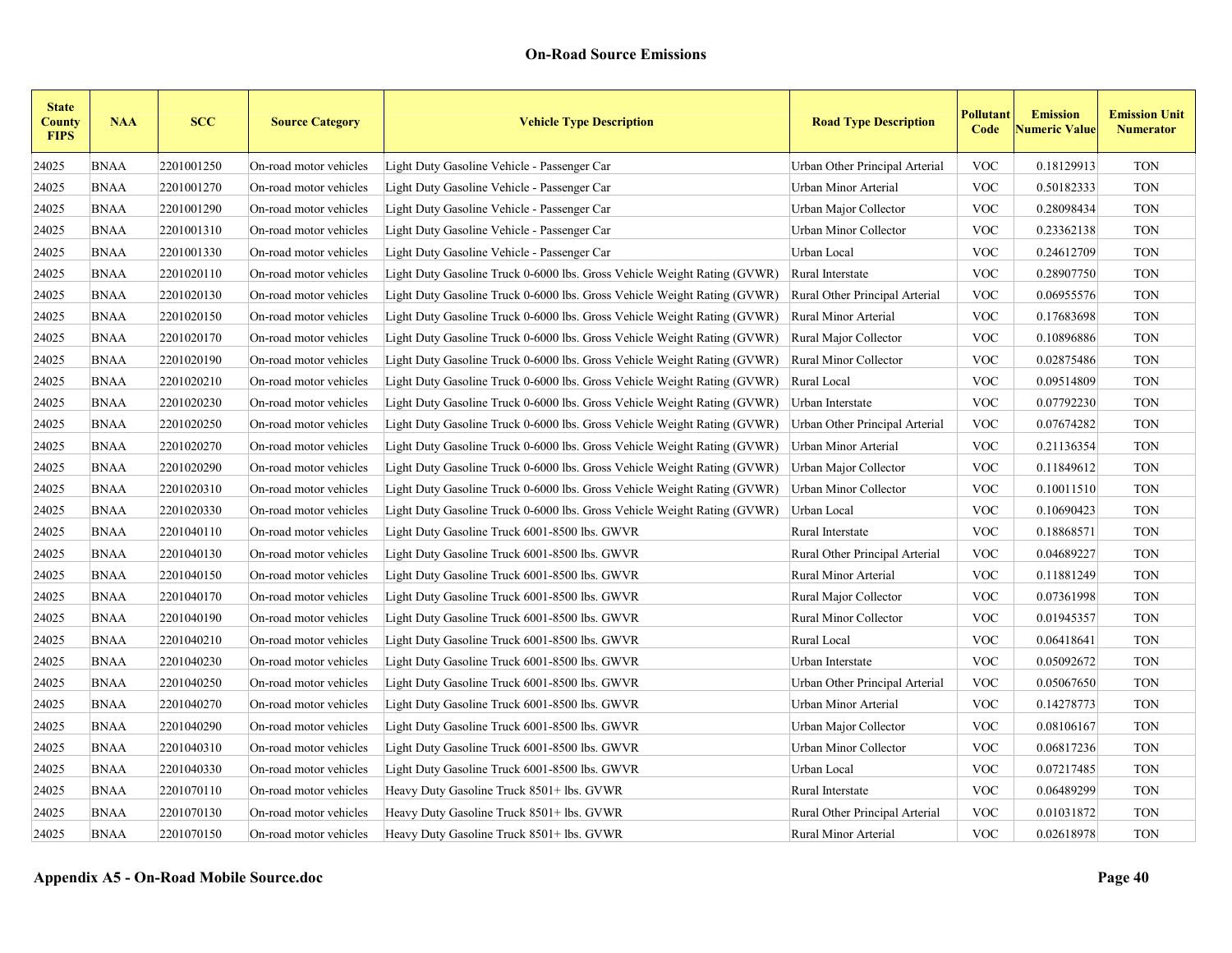## On-Road Source Emissions

| State County FIPS | NAA | SCC | Source Category | Vehicle Type Description | Road Type Description | Pollutant Code | Emission Numeric Value | Emission Unit Numerator |
|---|---|---|---|---|---|---|---|---|
| 24025 | BNAA | 2201001250 | On-road motor vehicles | Light Duty Gasoline Vehicle - Passenger Car | Urban Other Principal Arterial | VOC | 0.18129913 | TON |
| 24025 | BNAA | 2201001270 | On-road motor vehicles | Light Duty Gasoline Vehicle - Passenger Car | Urban Minor Arterial | VOC | 0.50182333 | TON |
| 24025 | BNAA | 2201001290 | On-road motor vehicles | Light Duty Gasoline Vehicle - Passenger Car | Urban Major Collector | VOC | 0.28098434 | TON |
| 24025 | BNAA | 2201001310 | On-road motor vehicles | Light Duty Gasoline Vehicle - Passenger Car | Urban Minor Collector | VOC | 0.23362138 | TON |
| 24025 | BNAA | 2201001330 | On-road motor vehicles | Light Duty Gasoline Vehicle - Passenger Car | Urban Local | VOC | 0.24612709 | TON |
| 24025 | BNAA | 2201020110 | On-road motor vehicles | Light Duty Gasoline Truck 0-6000 lbs. Gross Vehicle Weight Rating (GVWR) | Rural Interstate | VOC | 0.28907750 | TON |
| 24025 | BNAA | 2201020130 | On-road motor vehicles | Light Duty Gasoline Truck 0-6000 lbs. Gross Vehicle Weight Rating (GVWR) | Rural Other Principal Arterial | VOC | 0.06955576 | TON |
| 24025 | BNAA | 2201020150 | On-road motor vehicles | Light Duty Gasoline Truck 0-6000 lbs. Gross Vehicle Weight Rating (GVWR) | Rural Minor Arterial | VOC | 0.17683698 | TON |
| 24025 | BNAA | 2201020170 | On-road motor vehicles | Light Duty Gasoline Truck 0-6000 lbs. Gross Vehicle Weight Rating (GVWR) | Rural Major Collector | VOC | 0.10896886 | TON |
| 24025 | BNAA | 2201020190 | On-road motor vehicles | Light Duty Gasoline Truck 0-6000 lbs. Gross Vehicle Weight Rating (GVWR) | Rural Minor Collector | VOC | 0.02875486 | TON |
| 24025 | BNAA | 2201020210 | On-road motor vehicles | Light Duty Gasoline Truck 0-6000 lbs. Gross Vehicle Weight Rating (GVWR) | Rural Local | VOC | 0.09514809 | TON |
| 24025 | BNAA | 2201020230 | On-road motor vehicles | Light Duty Gasoline Truck 0-6000 lbs. Gross Vehicle Weight Rating (GVWR) | Urban Interstate | VOC | 0.07792230 | TON |
| 24025 | BNAA | 2201020250 | On-road motor vehicles | Light Duty Gasoline Truck 0-6000 lbs. Gross Vehicle Weight Rating (GVWR) | Urban Other Principal Arterial | VOC | 0.07674282 | TON |
| 24025 | BNAA | 2201020270 | On-road motor vehicles | Light Duty Gasoline Truck 0-6000 lbs. Gross Vehicle Weight Rating (GVWR) | Urban Minor Arterial | VOC | 0.21136354 | TON |
| 24025 | BNAA | 2201020290 | On-road motor vehicles | Light Duty Gasoline Truck 0-6000 lbs. Gross Vehicle Weight Rating (GVWR) | Urban Major Collector | VOC | 0.11849612 | TON |
| 24025 | BNAA | 2201020310 | On-road motor vehicles | Light Duty Gasoline Truck 0-6000 lbs. Gross Vehicle Weight Rating (GVWR) | Urban Minor Collector | VOC | 0.10011510 | TON |
| 24025 | BNAA | 2201020330 | On-road motor vehicles | Light Duty Gasoline Truck 0-6000 lbs. Gross Vehicle Weight Rating (GVWR) | Urban Local | VOC | 0.10690423 | TON |
| 24025 | BNAA | 2201040110 | On-road motor vehicles | Light Duty Gasoline Truck 6001-8500 lbs. GWVR | Rural Interstate | VOC | 0.18868571 | TON |
| 24025 | BNAA | 2201040130 | On-road motor vehicles | Light Duty Gasoline Truck 6001-8500 lbs. GWVR | Rural Other Principal Arterial | VOC | 0.04689227 | TON |
| 24025 | BNAA | 2201040150 | On-road motor vehicles | Light Duty Gasoline Truck 6001-8500 lbs. GWVR | Rural Minor Arterial | VOC | 0.11881249 | TON |
| 24025 | BNAA | 2201040170 | On-road motor vehicles | Light Duty Gasoline Truck 6001-8500 lbs. GWVR | Rural Major Collector | VOC | 0.07361998 | TON |
| 24025 | BNAA | 2201040190 | On-road motor vehicles | Light Duty Gasoline Truck 6001-8500 lbs. GWVR | Rural Minor Collector | VOC | 0.01945357 | TON |
| 24025 | BNAA | 2201040210 | On-road motor vehicles | Light Duty Gasoline Truck 6001-8500 lbs. GWVR | Rural Local | VOC | 0.06418641 | TON |
| 24025 | BNAA | 2201040230 | On-road motor vehicles | Light Duty Gasoline Truck 6001-8500 lbs. GWVR | Urban Interstate | VOC | 0.05092672 | TON |
| 24025 | BNAA | 2201040250 | On-road motor vehicles | Light Duty Gasoline Truck 6001-8500 lbs. GWVR | Urban Other Principal Arterial | VOC | 0.05067650 | TON |
| 24025 | BNAA | 2201040270 | On-road motor vehicles | Light Duty Gasoline Truck 6001-8500 lbs. GWVR | Urban Minor Arterial | VOC | 0.14278773 | TON |
| 24025 | BNAA | 2201040290 | On-road motor vehicles | Light Duty Gasoline Truck 6001-8500 lbs. GWVR | Urban Major Collector | VOC | 0.08106167 | TON |
| 24025 | BNAA | 2201040310 | On-road motor vehicles | Light Duty Gasoline Truck 6001-8500 lbs. GWVR | Urban Minor Collector | VOC | 0.06817236 | TON |
| 24025 | BNAA | 2201040330 | On-road motor vehicles | Light Duty Gasoline Truck 6001-8500 lbs. GWVR | Urban Local | VOC | 0.07217485 | TON |
| 24025 | BNAA | 2201070110 | On-road motor vehicles | Heavy Duty Gasoline Truck 8501+ lbs. GVWR | Rural Interstate | VOC | 0.06489299 | TON |
| 24025 | BNAA | 2201070130 | On-road motor vehicles | Heavy Duty Gasoline Truck 8501+ lbs. GVWR | Rural Other Principal Arterial | VOC | 0.01031872 | TON |
| 24025 | BNAA | 2201070150 | On-road motor vehicles | Heavy Duty Gasoline Truck 8501+ lbs. GVWR | Rural Minor Arterial | VOC | 0.02618978 | TON |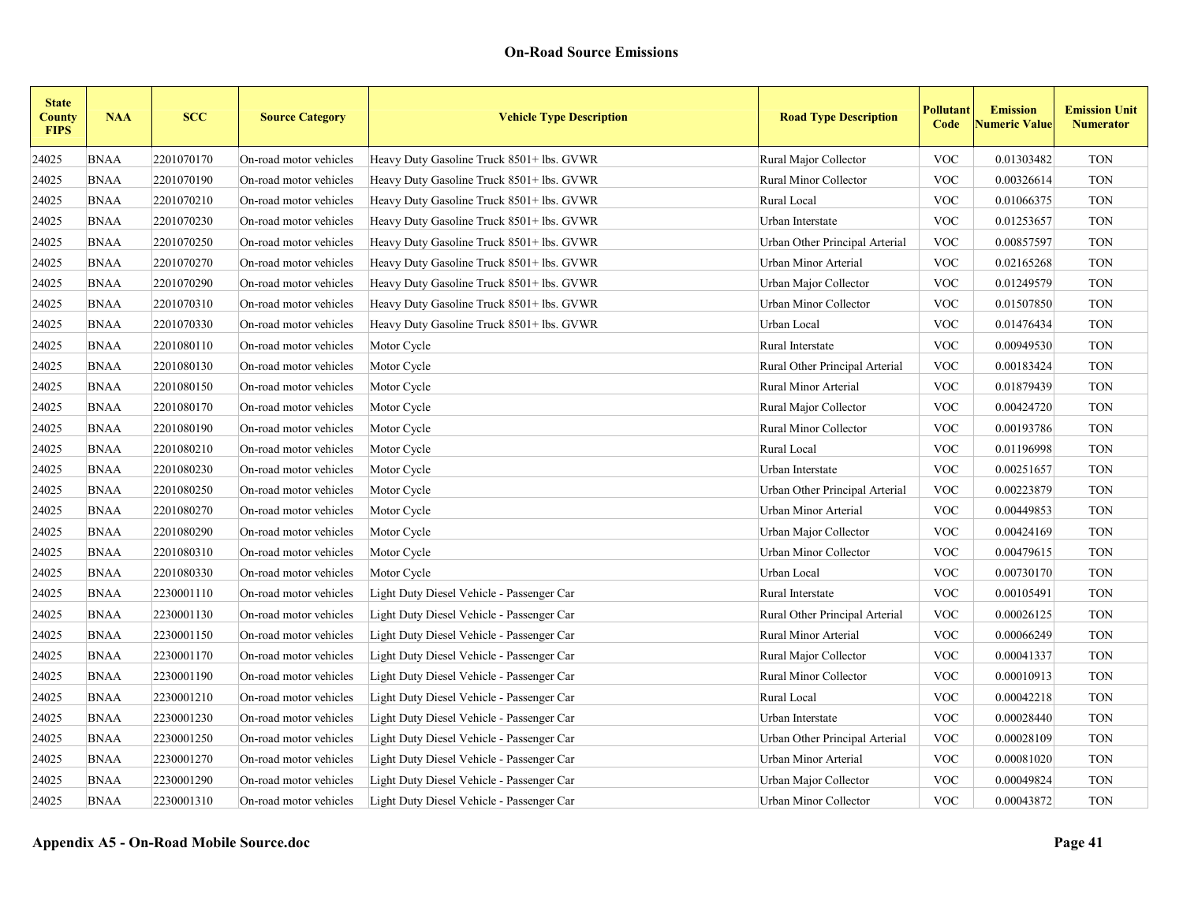## On-Road Source Emissions

| State County FIPS | NAA | SCC | Source Category | Vehicle Type Description | Road Type Description | Pollutant Code | Emission Numeric Value | Emission Unit Numerator |
|---|---|---|---|---|---|---|---|---|
| 24025 | BNAA | 2201070170 | On-road motor vehicles | Heavy Duty Gasoline Truck 8501+ lbs. GVWR | Rural Major Collector | VOC | 0.01303482 | TON |
| 24025 | BNAA | 2201070190 | On-road motor vehicles | Heavy Duty Gasoline Truck 8501+ lbs. GVWR | Rural Minor Collector | VOC | 0.00326614 | TON |
| 24025 | BNAA | 2201070210 | On-road motor vehicles | Heavy Duty Gasoline Truck 8501+ lbs. GVWR | Rural Local | VOC | 0.01066375 | TON |
| 24025 | BNAA | 2201070230 | On-road motor vehicles | Heavy Duty Gasoline Truck 8501+ lbs. GVWR | Urban Interstate | VOC | 0.01253657 | TON |
| 24025 | BNAA | 2201070250 | On-road motor vehicles | Heavy Duty Gasoline Truck 8501+ lbs. GVWR | Urban Other Principal Arterial | VOC | 0.00857597 | TON |
| 24025 | BNAA | 2201070270 | On-road motor vehicles | Heavy Duty Gasoline Truck 8501+ lbs. GVWR | Urban Minor Arterial | VOC | 0.02165268 | TON |
| 24025 | BNAA | 2201070290 | On-road motor vehicles | Heavy Duty Gasoline Truck 8501+ lbs. GVWR | Urban Major Collector | VOC | 0.01249579 | TON |
| 24025 | BNAA | 2201070310 | On-road motor vehicles | Heavy Duty Gasoline Truck 8501+ lbs. GVWR | Urban Minor Collector | VOC | 0.01507850 | TON |
| 24025 | BNAA | 2201070330 | On-road motor vehicles | Heavy Duty Gasoline Truck 8501+ lbs. GVWR | Urban Local | VOC | 0.01476434 | TON |
| 24025 | BNAA | 2201080110 | On-road motor vehicles | Motor Cycle | Rural Interstate | VOC | 0.00949530 | TON |
| 24025 | BNAA | 2201080130 | On-road motor vehicles | Motor Cycle | Rural Other Principal Arterial | VOC | 0.00183424 | TON |
| 24025 | BNAA | 2201080150 | On-road motor vehicles | Motor Cycle | Rural Minor Arterial | VOC | 0.01879439 | TON |
| 24025 | BNAA | 2201080170 | On-road motor vehicles | Motor Cycle | Rural Major Collector | VOC | 0.00424720 | TON |
| 24025 | BNAA | 2201080190 | On-road motor vehicles | Motor Cycle | Rural Minor Collector | VOC | 0.00193786 | TON |
| 24025 | BNAA | 2201080210 | On-road motor vehicles | Motor Cycle | Rural Local | VOC | 0.01196998 | TON |
| 24025 | BNAA | 2201080230 | On-road motor vehicles | Motor Cycle | Urban Interstate | VOC | 0.00251657 | TON |
| 24025 | BNAA | 2201080250 | On-road motor vehicles | Motor Cycle | Urban Other Principal Arterial | VOC | 0.00223879 | TON |
| 24025 | BNAA | 2201080270 | On-road motor vehicles | Motor Cycle | Urban Minor Arterial | VOC | 0.00449853 | TON |
| 24025 | BNAA | 2201080290 | On-road motor vehicles | Motor Cycle | Urban Major Collector | VOC | 0.00424169 | TON |
| 24025 | BNAA | 2201080310 | On-road motor vehicles | Motor Cycle | Urban Minor Collector | VOC | 0.00479615 | TON |
| 24025 | BNAA | 2201080330 | On-road motor vehicles | Motor Cycle | Urban Local | VOC | 0.00730170 | TON |
| 24025 | BNAA | 2230001110 | On-road motor vehicles | Light Duty Diesel Vehicle - Passenger Car | Rural Interstate | VOC | 0.00105491 | TON |
| 24025 | BNAA | 2230001130 | On-road motor vehicles | Light Duty Diesel Vehicle - Passenger Car | Rural Other Principal Arterial | VOC | 0.00026125 | TON |
| 24025 | BNAA | 2230001150 | On-road motor vehicles | Light Duty Diesel Vehicle - Passenger Car | Rural Minor Arterial | VOC | 0.00066249 | TON |
| 24025 | BNAA | 2230001170 | On-road motor vehicles | Light Duty Diesel Vehicle - Passenger Car | Rural Major Collector | VOC | 0.00041337 | TON |
| 24025 | BNAA | 2230001190 | On-road motor vehicles | Light Duty Diesel Vehicle - Passenger Car | Rural Minor Collector | VOC | 0.00010913 | TON |
| 24025 | BNAA | 2230001210 | On-road motor vehicles | Light Duty Diesel Vehicle - Passenger Car | Rural Local | VOC | 0.00042218 | TON |
| 24025 | BNAA | 2230001230 | On-road motor vehicles | Light Duty Diesel Vehicle - Passenger Car | Urban Interstate | VOC | 0.00028440 | TON |
| 24025 | BNAA | 2230001250 | On-road motor vehicles | Light Duty Diesel Vehicle - Passenger Car | Urban Other Principal Arterial | VOC | 0.00028109 | TON |
| 24025 | BNAA | 2230001270 | On-road motor vehicles | Light Duty Diesel Vehicle - Passenger Car | Urban Minor Arterial | VOC | 0.00081020 | TON |
| 24025 | BNAA | 2230001290 | On-road motor vehicles | Light Duty Diesel Vehicle - Passenger Car | Urban Major Collector | VOC | 0.00049824 | TON |
| 24025 | BNAA | 2230001310 | On-road motor vehicles | Light Duty Diesel Vehicle - Passenger Car | Urban Minor Collector | VOC | 0.00043872 | TON |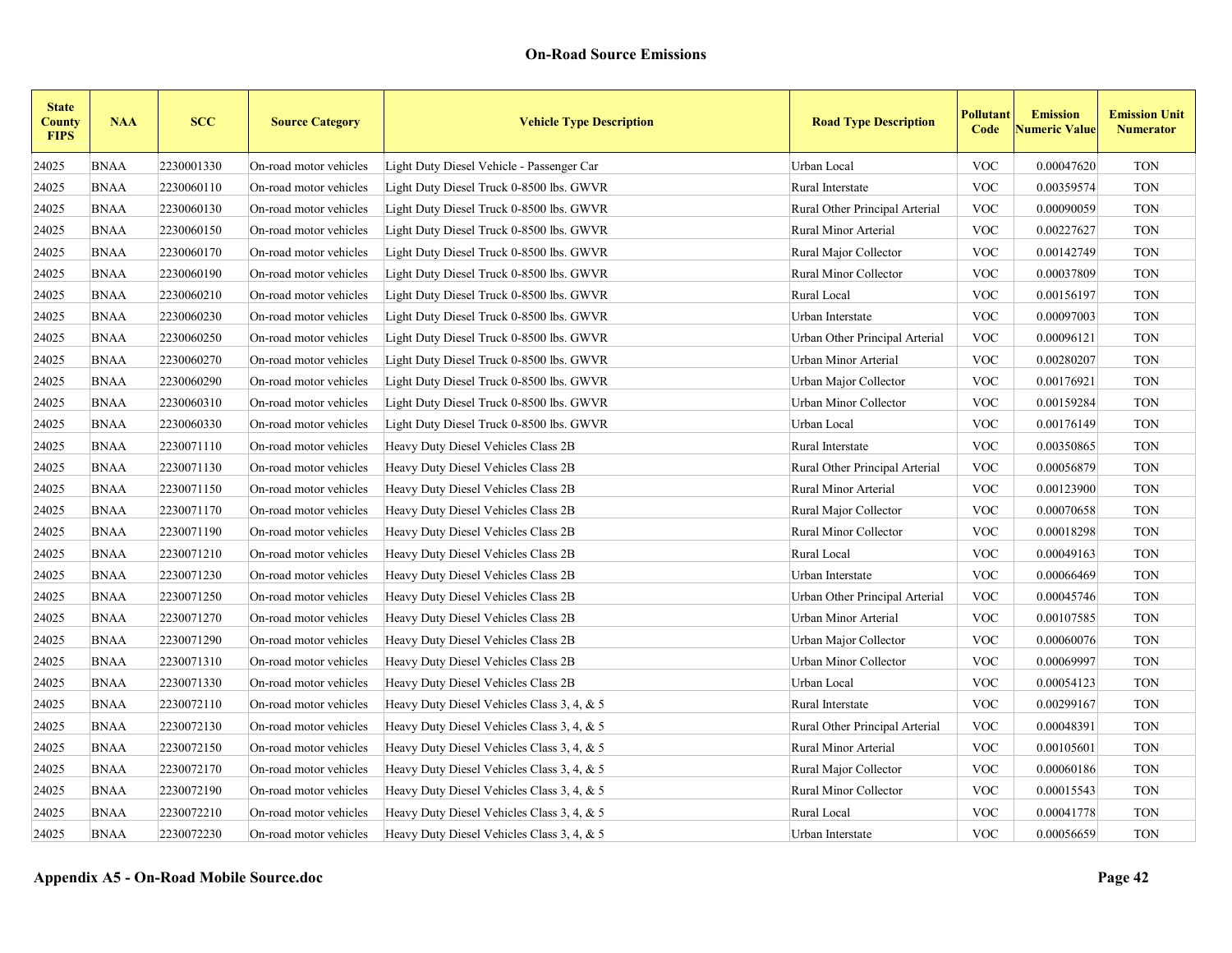## On-Road Source Emissions

| State County FIPS | NAA | SCC | Source Category | Vehicle Type Description | Road Type Description | Pollutant Code | Emission Numeric Value | Emission Unit Numerator |
|---|---|---|---|---|---|---|---|---|
| 24025 | BNAA | 2230001330 | On-road motor vehicles | Light Duty Diesel Vehicle - Passenger Car | Urban Local | VOC | 0.00047620 | TON |
| 24025 | BNAA | 2230060110 | On-road motor vehicles | Light Duty Diesel Truck 0-8500 lbs. GWVR | Rural Interstate | VOC | 0.00359574 | TON |
| 24025 | BNAA | 2230060130 | On-road motor vehicles | Light Duty Diesel Truck 0-8500 lbs. GWVR | Rural Other Principal Arterial | VOC | 0.00090059 | TON |
| 24025 | BNAA | 2230060150 | On-road motor vehicles | Light Duty Diesel Truck 0-8500 lbs. GWVR | Rural Minor Arterial | VOC | 0.00227627 | TON |
| 24025 | BNAA | 2230060170 | On-road motor vehicles | Light Duty Diesel Truck 0-8500 lbs. GWVR | Rural Major Collector | VOC | 0.00142749 | TON |
| 24025 | BNAA | 2230060190 | On-road motor vehicles | Light Duty Diesel Truck 0-8500 lbs. GWVR | Rural Minor Collector | VOC | 0.00037809 | TON |
| 24025 | BNAA | 2230060210 | On-road motor vehicles | Light Duty Diesel Truck 0-8500 lbs. GWVR | Rural Local | VOC | 0.00156197 | TON |
| 24025 | BNAA | 2230060230 | On-road motor vehicles | Light Duty Diesel Truck 0-8500 lbs. GWVR | Urban Interstate | VOC | 0.00097003 | TON |
| 24025 | BNAA | 2230060250 | On-road motor vehicles | Light Duty Diesel Truck 0-8500 lbs. GWVR | Urban Other Principal Arterial | VOC | 0.00096121 | TON |
| 24025 | BNAA | 2230060270 | On-road motor vehicles | Light Duty Diesel Truck 0-8500 lbs. GWVR | Urban Minor Arterial | VOC | 0.00280207 | TON |
| 24025 | BNAA | 2230060290 | On-road motor vehicles | Light Duty Diesel Truck 0-8500 lbs. GWVR | Urban Major Collector | VOC | 0.00176921 | TON |
| 24025 | BNAA | 2230060310 | On-road motor vehicles | Light Duty Diesel Truck 0-8500 lbs. GWVR | Urban Minor Collector | VOC | 0.00159284 | TON |
| 24025 | BNAA | 2230060330 | On-road motor vehicles | Light Duty Diesel Truck 0-8500 lbs. GWVR | Urban Local | VOC | 0.00176149 | TON |
| 24025 | BNAA | 2230071110 | On-road motor vehicles | Heavy Duty Diesel Vehicles Class 2B | Rural Interstate | VOC | 0.00350865 | TON |
| 24025 | BNAA | 2230071130 | On-road motor vehicles | Heavy Duty Diesel Vehicles Class 2B | Rural Other Principal Arterial | VOC | 0.00056879 | TON |
| 24025 | BNAA | 2230071150 | On-road motor vehicles | Heavy Duty Diesel Vehicles Class 2B | Rural Minor Arterial | VOC | 0.00123900 | TON |
| 24025 | BNAA | 2230071170 | On-road motor vehicles | Heavy Duty Diesel Vehicles Class 2B | Rural Major Collector | VOC | 0.00070658 | TON |
| 24025 | BNAA | 2230071190 | On-road motor vehicles | Heavy Duty Diesel Vehicles Class 2B | Rural Minor Collector | VOC | 0.00018298 | TON |
| 24025 | BNAA | 2230071210 | On-road motor vehicles | Heavy Duty Diesel Vehicles Class 2B | Rural Local | VOC | 0.00049163 | TON |
| 24025 | BNAA | 2230071230 | On-road motor vehicles | Heavy Duty Diesel Vehicles Class 2B | Urban Interstate | VOC | 0.00066469 | TON |
| 24025 | BNAA | 2230071250 | On-road motor vehicles | Heavy Duty Diesel Vehicles Class 2B | Urban Other Principal Arterial | VOC | 0.00045746 | TON |
| 24025 | BNAA | 2230071270 | On-road motor vehicles | Heavy Duty Diesel Vehicles Class 2B | Urban Minor Arterial | VOC | 0.00107585 | TON |
| 24025 | BNAA | 2230071290 | On-road motor vehicles | Heavy Duty Diesel Vehicles Class 2B | Urban Major Collector | VOC | 0.00060076 | TON |
| 24025 | BNAA | 2230071310 | On-road motor vehicles | Heavy Duty Diesel Vehicles Class 2B | Urban Minor Collector | VOC | 0.00069997 | TON |
| 24025 | BNAA | 2230071330 | On-road motor vehicles | Heavy Duty Diesel Vehicles Class 2B | Urban Local | VOC | 0.00054123 | TON |
| 24025 | BNAA | 2230072110 | On-road motor vehicles | Heavy Duty Diesel Vehicles Class 3, 4, & 5 | Rural Interstate | VOC | 0.00299167 | TON |
| 24025 | BNAA | 2230072130 | On-road motor vehicles | Heavy Duty Diesel Vehicles Class 3, 4, & 5 | Rural Other Principal Arterial | VOC | 0.00048391 | TON |
| 24025 | BNAA | 2230072150 | On-road motor vehicles | Heavy Duty Diesel Vehicles Class 3, 4, & 5 | Rural Minor Arterial | VOC | 0.00105601 | TON |
| 24025 | BNAA | 2230072170 | On-road motor vehicles | Heavy Duty Diesel Vehicles Class 3, 4, & 5 | Rural Major Collector | VOC | 0.00060186 | TON |
| 24025 | BNAA | 2230072190 | On-road motor vehicles | Heavy Duty Diesel Vehicles Class 3, 4, & 5 | Rural Minor Collector | VOC | 0.00015543 | TON |
| 24025 | BNAA | 2230072210 | On-road motor vehicles | Heavy Duty Diesel Vehicles Class 3, 4, & 5 | Rural Local | VOC | 0.00041778 | TON |
| 24025 | BNAA | 2230072230 | On-road motor vehicles | Heavy Duty Diesel Vehicles Class 3, 4, & 5 | Urban Interstate | VOC | 0.00056659 | TON |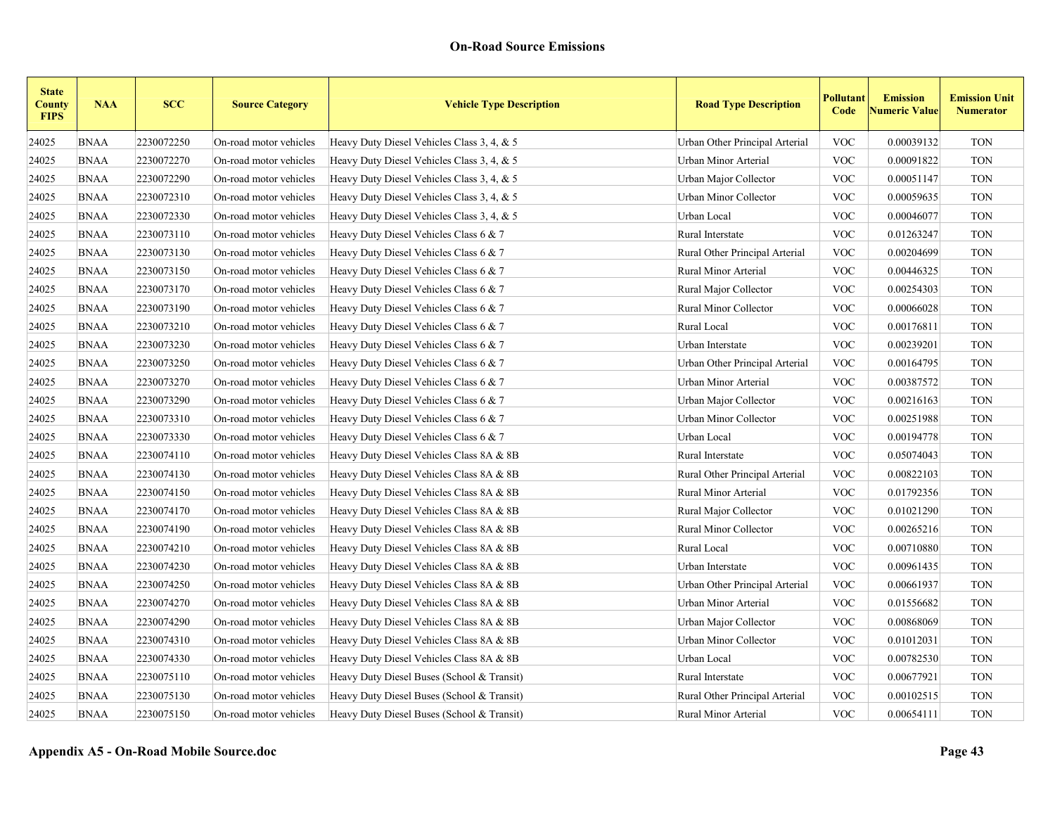## On-Road Source Emissions

| State County FIPS | NAA | SCC | Source Category | Vehicle Type Description | Road Type Description | Pollutant Code | Emission Numeric Value | Emission Unit Numerator |
|---|---|---|---|---|---|---|---|---|
| 24025 | BNAA | 2230072250 | On-road motor vehicles | Heavy Duty Diesel Vehicles Class 3, 4, & 5 | Urban Other Principal Arterial | VOC | 0.00039132 | TON |
| 24025 | BNAA | 2230072270 | On-road motor vehicles | Heavy Duty Diesel Vehicles Class 3, 4, & 5 | Urban Minor Arterial | VOC | 0.00091822 | TON |
| 24025 | BNAA | 2230072290 | On-road motor vehicles | Heavy Duty Diesel Vehicles Class 3, 4, & 5 | Urban Major Collector | VOC | 0.00051147 | TON |
| 24025 | BNAA | 2230072310 | On-road motor vehicles | Heavy Duty Diesel Vehicles Class 3, 4, & 5 | Urban Minor Collector | VOC | 0.00059635 | TON |
| 24025 | BNAA | 2230072330 | On-road motor vehicles | Heavy Duty Diesel Vehicles Class 3, 4, & 5 | Urban Local | VOC | 0.00046077 | TON |
| 24025 | BNAA | 2230073110 | On-road motor vehicles | Heavy Duty Diesel Vehicles Class 6 & 7 | Rural Interstate | VOC | 0.01263247 | TON |
| 24025 | BNAA | 2230073130 | On-road motor vehicles | Heavy Duty Diesel Vehicles Class 6 & 7 | Rural Other Principal Arterial | VOC | 0.00204699 | TON |
| 24025 | BNAA | 2230073150 | On-road motor vehicles | Heavy Duty Diesel Vehicles Class 6 & 7 | Rural Minor Arterial | VOC | 0.00446325 | TON |
| 24025 | BNAA | 2230073170 | On-road motor vehicles | Heavy Duty Diesel Vehicles Class 6 & 7 | Rural Major Collector | VOC | 0.00254303 | TON |
| 24025 | BNAA | 2230073190 | On-road motor vehicles | Heavy Duty Diesel Vehicles Class 6 & 7 | Rural Minor Collector | VOC | 0.00066028 | TON |
| 24025 | BNAA | 2230073210 | On-road motor vehicles | Heavy Duty Diesel Vehicles Class 6 & 7 | Rural Local | VOC | 0.00176811 | TON |
| 24025 | BNAA | 2230073230 | On-road motor vehicles | Heavy Duty Diesel Vehicles Class 6 & 7 | Urban Interstate | VOC | 0.00239201 | TON |
| 24025 | BNAA | 2230073250 | On-road motor vehicles | Heavy Duty Diesel Vehicles Class 6 & 7 | Urban Other Principal Arterial | VOC | 0.00164795 | TON |
| 24025 | BNAA | 2230073270 | On-road motor vehicles | Heavy Duty Diesel Vehicles Class 6 & 7 | Urban Minor Arterial | VOC | 0.00387572 | TON |
| 24025 | BNAA | 2230073290 | On-road motor vehicles | Heavy Duty Diesel Vehicles Class 6 & 7 | Urban Major Collector | VOC | 0.00216163 | TON |
| 24025 | BNAA | 2230073310 | On-road motor vehicles | Heavy Duty Diesel Vehicles Class 6 & 7 | Urban Minor Collector | VOC | 0.00251988 | TON |
| 24025 | BNAA | 2230073330 | On-road motor vehicles | Heavy Duty Diesel Vehicles Class 6 & 7 | Urban Local | VOC | 0.00194778 | TON |
| 24025 | BNAA | 2230074110 | On-road motor vehicles | Heavy Duty Diesel Vehicles Class 8A & 8B | Rural Interstate | VOC | 0.05074043 | TON |
| 24025 | BNAA | 2230074130 | On-road motor vehicles | Heavy Duty Diesel Vehicles Class 8A & 8B | Rural Other Principal Arterial | VOC | 0.00822103 | TON |
| 24025 | BNAA | 2230074150 | On-road motor vehicles | Heavy Duty Diesel Vehicles Class 8A & 8B | Rural Minor Arterial | VOC | 0.01792356 | TON |
| 24025 | BNAA | 2230074170 | On-road motor vehicles | Heavy Duty Diesel Vehicles Class 8A & 8B | Rural Major Collector | VOC | 0.01021290 | TON |
| 24025 | BNAA | 2230074190 | On-road motor vehicles | Heavy Duty Diesel Vehicles Class 8A & 8B | Rural Minor Collector | VOC | 0.00265216 | TON |
| 24025 | BNAA | 2230074210 | On-road motor vehicles | Heavy Duty Diesel Vehicles Class 8A & 8B | Rural Local | VOC | 0.00710880 | TON |
| 24025 | BNAA | 2230074230 | On-road motor vehicles | Heavy Duty Diesel Vehicles Class 8A & 8B | Urban Interstate | VOC | 0.00961435 | TON |
| 24025 | BNAA | 2230074250 | On-road motor vehicles | Heavy Duty Diesel Vehicles Class 8A & 8B | Urban Other Principal Arterial | VOC | 0.00661937 | TON |
| 24025 | BNAA | 2230074270 | On-road motor vehicles | Heavy Duty Diesel Vehicles Class 8A & 8B | Urban Minor Arterial | VOC | 0.01556682 | TON |
| 24025 | BNAA | 2230074290 | On-road motor vehicles | Heavy Duty Diesel Vehicles Class 8A & 8B | Urban Major Collector | VOC | 0.00868069 | TON |
| 24025 | BNAA | 2230074310 | On-road motor vehicles | Heavy Duty Diesel Vehicles Class 8A & 8B | Urban Minor Collector | VOC | 0.01012031 | TON |
| 24025 | BNAA | 2230074330 | On-road motor vehicles | Heavy Duty Diesel Vehicles Class 8A & 8B | Urban Local | VOC | 0.00782530 | TON |
| 24025 | BNAA | 2230075110 | On-road motor vehicles | Heavy Duty Diesel Buses (School & Transit) | Rural Interstate | VOC | 0.00677921 | TON |
| 24025 | BNAA | 2230075130 | On-road motor vehicles | Heavy Duty Diesel Buses (School & Transit) | Rural Other Principal Arterial | VOC | 0.00102515 | TON |
| 24025 | BNAA | 2230075150 | On-road motor vehicles | Heavy Duty Diesel Buses (School & Transit) | Rural Minor Arterial | VOC | 0.00654111 | TON |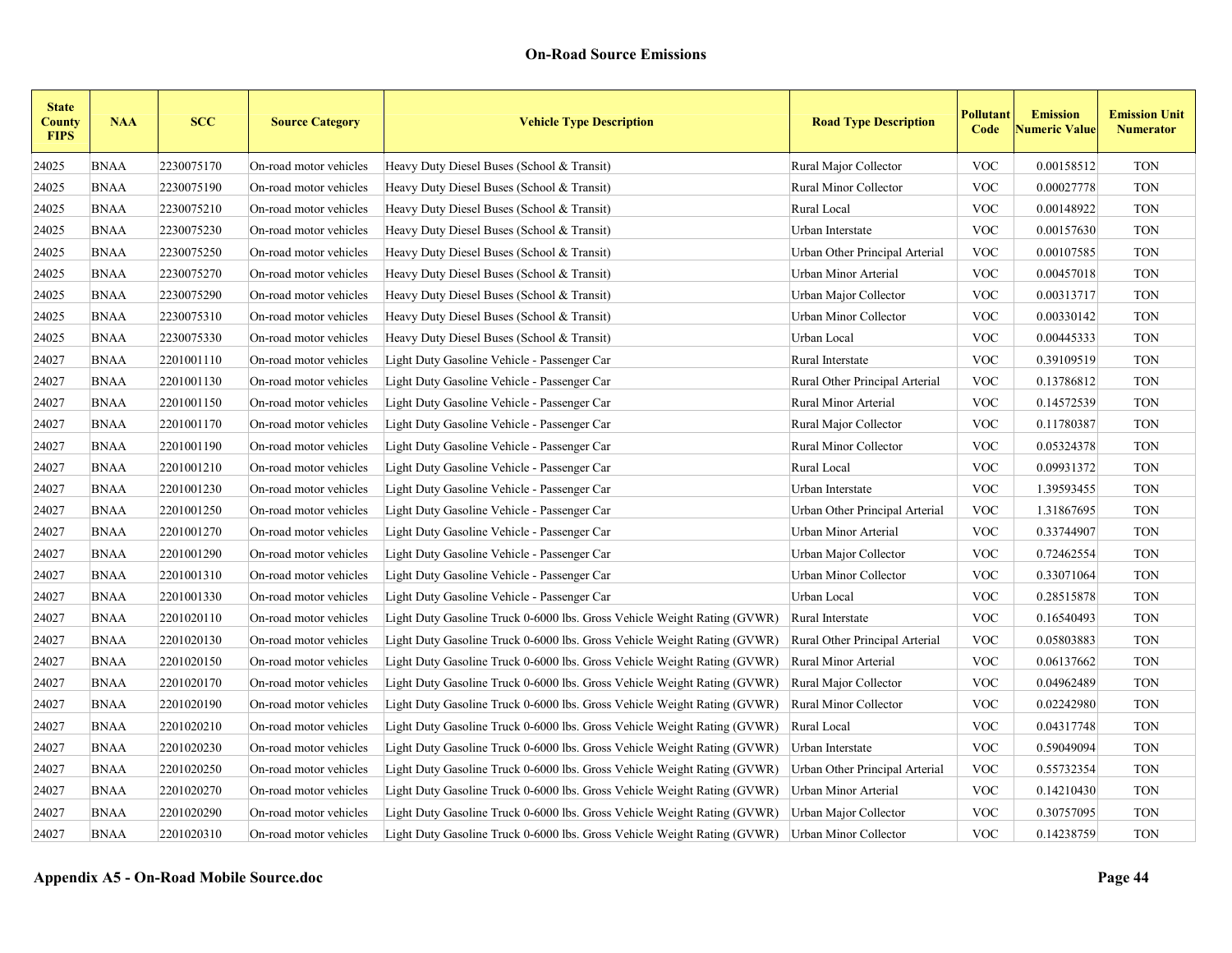## On-Road Source Emissions

| State County FIPS | NAA | SCC | Source Category | Vehicle Type Description | Road Type Description | Pollutant Code | Emission Numeric Value | Emission Unit Numerator |
|---|---|---|---|---|---|---|---|---|
| 24025 | BNAA | 2230075170 | On-road motor vehicles | Heavy Duty Diesel Buses (School & Transit) | Rural Major Collector | VOC | 0.00158512 | TON |
| 24025 | BNAA | 2230075190 | On-road motor vehicles | Heavy Duty Diesel Buses (School & Transit) | Rural Minor Collector | VOC | 0.00027778 | TON |
| 24025 | BNAA | 2230075210 | On-road motor vehicles | Heavy Duty Diesel Buses (School & Transit) | Rural Local | VOC | 0.00148922 | TON |
| 24025 | BNAA | 2230075230 | On-road motor vehicles | Heavy Duty Diesel Buses (School & Transit) | Urban Interstate | VOC | 0.00157630 | TON |
| 24025 | BNAA | 2230075250 | On-road motor vehicles | Heavy Duty Diesel Buses (School & Transit) | Urban Other Principal Arterial | VOC | 0.00107585 | TON |
| 24025 | BNAA | 2230075270 | On-road motor vehicles | Heavy Duty Diesel Buses (School & Transit) | Urban Minor Arterial | VOC | 0.00457018 | TON |
| 24025 | BNAA | 2230075290 | On-road motor vehicles | Heavy Duty Diesel Buses (School & Transit) | Urban Major Collector | VOC | 0.00313717 | TON |
| 24025 | BNAA | 2230075310 | On-road motor vehicles | Heavy Duty Diesel Buses (School & Transit) | Urban Minor Collector | VOC | 0.00330142 | TON |
| 24025 | BNAA | 2230075330 | On-road motor vehicles | Heavy Duty Diesel Buses (School & Transit) | Urban Local | VOC | 0.00445333 | TON |
| 24027 | BNAA | 2201001110 | On-road motor vehicles | Light Duty Gasoline Vehicle - Passenger Car | Rural Interstate | VOC | 0.39109519 | TON |
| 24027 | BNAA | 2201001130 | On-road motor vehicles | Light Duty Gasoline Vehicle - Passenger Car | Rural Other Principal Arterial | VOC | 0.13786812 | TON |
| 24027 | BNAA | 2201001150 | On-road motor vehicles | Light Duty Gasoline Vehicle - Passenger Car | Rural Minor Arterial | VOC | 0.14572539 | TON |
| 24027 | BNAA | 2201001170 | On-road motor vehicles | Light Duty Gasoline Vehicle - Passenger Car | Rural Major Collector | VOC | 0.11780387 | TON |
| 24027 | BNAA | 2201001190 | On-road motor vehicles | Light Duty Gasoline Vehicle - Passenger Car | Rural Minor Collector | VOC | 0.05324378 | TON |
| 24027 | BNAA | 2201001210 | On-road motor vehicles | Light Duty Gasoline Vehicle - Passenger Car | Rural Local | VOC | 0.09931372 | TON |
| 24027 | BNAA | 2201001230 | On-road motor vehicles | Light Duty Gasoline Vehicle - Passenger Car | Urban Interstate | VOC | 1.39593455 | TON |
| 24027 | BNAA | 2201001250 | On-road motor vehicles | Light Duty Gasoline Vehicle - Passenger Car | Urban Other Principal Arterial | VOC | 1.31867695 | TON |
| 24027 | BNAA | 2201001270 | On-road motor vehicles | Light Duty Gasoline Vehicle - Passenger Car | Urban Minor Arterial | VOC | 0.33744907 | TON |
| 24027 | BNAA | 2201001290 | On-road motor vehicles | Light Duty Gasoline Vehicle - Passenger Car | Urban Major Collector | VOC | 0.72462554 | TON |
| 24027 | BNAA | 2201001310 | On-road motor vehicles | Light Duty Gasoline Vehicle - Passenger Car | Urban Minor Collector | VOC | 0.33071064 | TON |
| 24027 | BNAA | 2201001330 | On-road motor vehicles | Light Duty Gasoline Vehicle - Passenger Car | Urban Local | VOC | 0.28515878 | TON |
| 24027 | BNAA | 2201020110 | On-road motor vehicles | Light Duty Gasoline Truck 0-6000 lbs. Gross Vehicle Weight Rating (GVWR) | Rural Interstate | VOC | 0.16540493 | TON |
| 24027 | BNAA | 2201020130 | On-road motor vehicles | Light Duty Gasoline Truck 0-6000 lbs. Gross Vehicle Weight Rating (GVWR) | Rural Other Principal Arterial | VOC | 0.05803883 | TON |
| 24027 | BNAA | 2201020150 | On-road motor vehicles | Light Duty Gasoline Truck 0-6000 lbs. Gross Vehicle Weight Rating (GVWR) | Rural Minor Arterial | VOC | 0.06137662 | TON |
| 24027 | BNAA | 2201020170 | On-road motor vehicles | Light Duty Gasoline Truck 0-6000 lbs. Gross Vehicle Weight Rating (GVWR) | Rural Major Collector | VOC | 0.04962489 | TON |
| 24027 | BNAA | 2201020190 | On-road motor vehicles | Light Duty Gasoline Truck 0-6000 lbs. Gross Vehicle Weight Rating (GVWR) | Rural Minor Collector | VOC | 0.02242980 | TON |
| 24027 | BNAA | 2201020210 | On-road motor vehicles | Light Duty Gasoline Truck 0-6000 lbs. Gross Vehicle Weight Rating (GVWR) | Rural Local | VOC | 0.04317748 | TON |
| 24027 | BNAA | 2201020230 | On-road motor vehicles | Light Duty Gasoline Truck 0-6000 lbs. Gross Vehicle Weight Rating (GVWR) | Urban Interstate | VOC | 0.59049094 | TON |
| 24027 | BNAA | 2201020250 | On-road motor vehicles | Light Duty Gasoline Truck 0-6000 lbs. Gross Vehicle Weight Rating (GVWR) | Urban Other Principal Arterial | VOC | 0.55732354 | TON |
| 24027 | BNAA | 2201020270 | On-road motor vehicles | Light Duty Gasoline Truck 0-6000 lbs. Gross Vehicle Weight Rating (GVWR) | Urban Minor Arterial | VOC | 0.14210430 | TON |
| 24027 | BNAA | 2201020290 | On-road motor vehicles | Light Duty Gasoline Truck 0-6000 lbs. Gross Vehicle Weight Rating (GVWR) | Urban Major Collector | VOC | 0.30757095 | TON |
| 24027 | BNAA | 2201020310 | On-road motor vehicles | Light Duty Gasoline Truck 0-6000 lbs. Gross Vehicle Weight Rating (GVWR) | Urban Minor Collector | VOC | 0.14238759 | TON |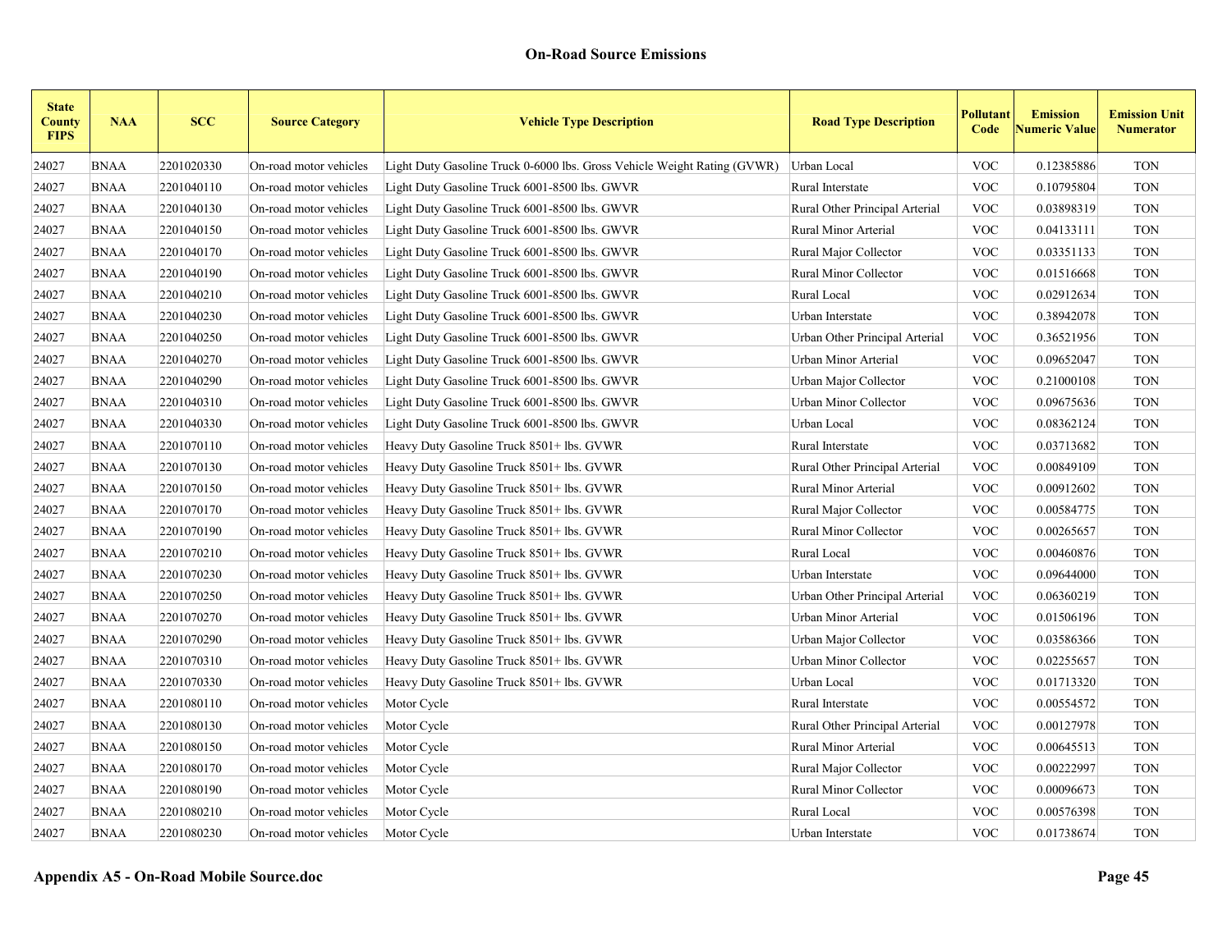## On-Road Source Emissions

| State County FIPS | NAA | SCC | Source Category | Vehicle Type Description | Road Type Description | Pollutant Code | Emission Numeric Value | Emission Unit Numerator |
|---|---|---|---|---|---|---|---|---|
| 24027 | BNAA | 2201020330 | On-road motor vehicles | Light Duty Gasoline Truck 0-6000 lbs. Gross Vehicle Weight Rating (GVWR) | Urban Local | VOC | 0.12385886 | TON |
| 24027 | BNAA | 2201040110 | On-road motor vehicles | Light Duty Gasoline Truck 6001-8500 lbs. GWVR | Rural Interstate | VOC | 0.10795804 | TON |
| 24027 | BNAA | 2201040130 | On-road motor vehicles | Light Duty Gasoline Truck 6001-8500 lbs. GWVR | Rural Other Principal Arterial | VOC | 0.03898319 | TON |
| 24027 | BNAA | 2201040150 | On-road motor vehicles | Light Duty Gasoline Truck 6001-8500 lbs. GWVR | Rural Minor Arterial | VOC | 0.04133111 | TON |
| 24027 | BNAA | 2201040170 | On-road motor vehicles | Light Duty Gasoline Truck 6001-8500 lbs. GWVR | Rural Major Collector | VOC | 0.03351133 | TON |
| 24027 | BNAA | 2201040190 | On-road motor vehicles | Light Duty Gasoline Truck 6001-8500 lbs. GWVR | Rural Minor Collector | VOC | 0.01516668 | TON |
| 24027 | BNAA | 2201040210 | On-road motor vehicles | Light Duty Gasoline Truck 6001-8500 lbs. GWVR | Rural Local | VOC | 0.02912634 | TON |
| 24027 | BNAA | 2201040230 | On-road motor vehicles | Light Duty Gasoline Truck 6001-8500 lbs. GWVR | Urban Interstate | VOC | 0.38942078 | TON |
| 24027 | BNAA | 2201040250 | On-road motor vehicles | Light Duty Gasoline Truck 6001-8500 lbs. GWVR | Urban Other Principal Arterial | VOC | 0.36521956 | TON |
| 24027 | BNAA | 2201040270 | On-road motor vehicles | Light Duty Gasoline Truck 6001-8500 lbs. GWVR | Urban Minor Arterial | VOC | 0.09652047 | TON |
| 24027 | BNAA | 2201040290 | On-road motor vehicles | Light Duty Gasoline Truck 6001-8500 lbs. GWVR | Urban Major Collector | VOC | 0.21000108 | TON |
| 24027 | BNAA | 2201040310 | On-road motor vehicles | Light Duty Gasoline Truck 6001-8500 lbs. GWVR | Urban Minor Collector | VOC | 0.09675636 | TON |
| 24027 | BNAA | 2201040330 | On-road motor vehicles | Light Duty Gasoline Truck 6001-8500 lbs. GWVR | Urban Local | VOC | 0.08362124 | TON |
| 24027 | BNAA | 2201070110 | On-road motor vehicles | Heavy Duty Gasoline Truck 8501+ lbs. GVWR | Rural Interstate | VOC | 0.03713682 | TON |
| 24027 | BNAA | 2201070130 | On-road motor vehicles | Heavy Duty Gasoline Truck 8501+ lbs. GVWR | Rural Other Principal Arterial | VOC | 0.00849109 | TON |
| 24027 | BNAA | 2201070150 | On-road motor vehicles | Heavy Duty Gasoline Truck 8501+ lbs. GVWR | Rural Minor Arterial | VOC | 0.00912602 | TON |
| 24027 | BNAA | 2201070170 | On-road motor vehicles | Heavy Duty Gasoline Truck 8501+ lbs. GVWR | Rural Major Collector | VOC | 0.00584775 | TON |
| 24027 | BNAA | 2201070190 | On-road motor vehicles | Heavy Duty Gasoline Truck 8501+ lbs. GVWR | Rural Minor Collector | VOC | 0.00265657 | TON |
| 24027 | BNAA | 2201070210 | On-road motor vehicles | Heavy Duty Gasoline Truck 8501+ lbs. GVWR | Rural Local | VOC | 0.00460876 | TON |
| 24027 | BNAA | 2201070230 | On-road motor vehicles | Heavy Duty Gasoline Truck 8501+ lbs. GVWR | Urban Interstate | VOC | 0.09644000 | TON |
| 24027 | BNAA | 2201070250 | On-road motor vehicles | Heavy Duty Gasoline Truck 8501+ lbs. GVWR | Urban Other Principal Arterial | VOC | 0.06360219 | TON |
| 24027 | BNAA | 2201070270 | On-road motor vehicles | Heavy Duty Gasoline Truck 8501+ lbs. GVWR | Urban Minor Arterial | VOC | 0.01506196 | TON |
| 24027 | BNAA | 2201070290 | On-road motor vehicles | Heavy Duty Gasoline Truck 8501+ lbs. GVWR | Urban Major Collector | VOC | 0.03586366 | TON |
| 24027 | BNAA | 2201070310 | On-road motor vehicles | Heavy Duty Gasoline Truck 8501+ lbs. GVWR | Urban Minor Collector | VOC | 0.02255657 | TON |
| 24027 | BNAA | 2201070330 | On-road motor vehicles | Heavy Duty Gasoline Truck 8501+ lbs. GVWR | Urban Local | VOC | 0.01713320 | TON |
| 24027 | BNAA | 2201080110 | On-road motor vehicles | Motor Cycle | Rural Interstate | VOC | 0.00554572 | TON |
| 24027 | BNAA | 2201080130 | On-road motor vehicles | Motor Cycle | Rural Other Principal Arterial | VOC | 0.00127978 | TON |
| 24027 | BNAA | 2201080150 | On-road motor vehicles | Motor Cycle | Rural Minor Arterial | VOC | 0.00645513 | TON |
| 24027 | BNAA | 2201080170 | On-road motor vehicles | Motor Cycle | Rural Major Collector | VOC | 0.00222997 | TON |
| 24027 | BNAA | 2201080190 | On-road motor vehicles | Motor Cycle | Rural Minor Collector | VOC | 0.00096673 | TON |
| 24027 | BNAA | 2201080210 | On-road motor vehicles | Motor Cycle | Rural Local | VOC | 0.00576398 | TON |
| 24027 | BNAA | 2201080230 | On-road motor vehicles | Motor Cycle | Urban Interstate | VOC | 0.01738674 | TON |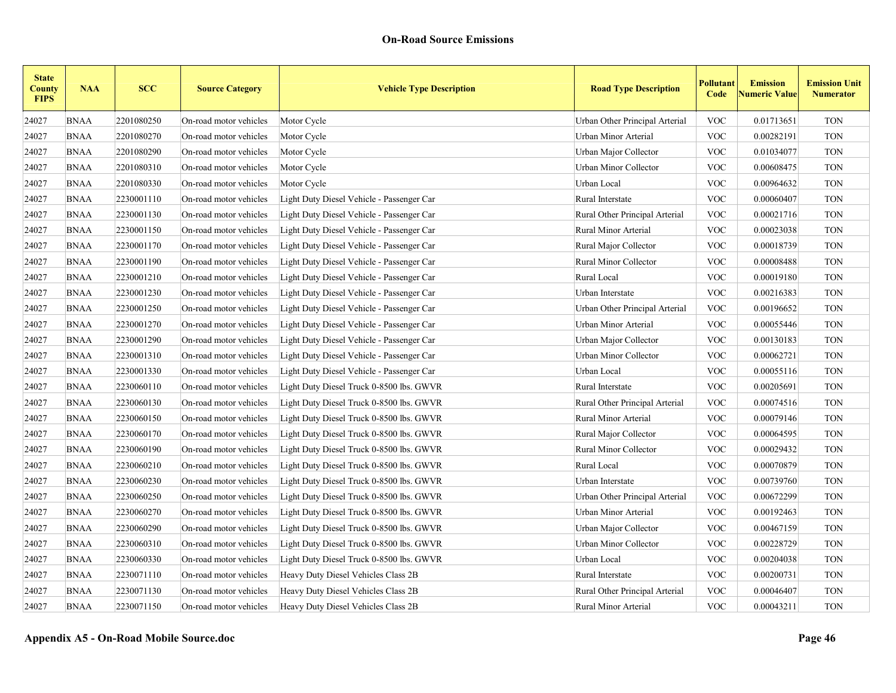## On-Road Source Emissions

| State County FIPS | NAA | SCC | Source Category | Vehicle Type Description | Road Type Description | Pollutant Code | Emission Numeric Value | Emission Unit Numerator |
|---|---|---|---|---|---|---|---|---|
| 24027 | BNAA | 2201080250 | On-road motor vehicles | Motor Cycle | Urban Other Principal Arterial | VOC | 0.01713651 | TON |
| 24027 | BNAA | 2201080270 | On-road motor vehicles | Motor Cycle | Urban Minor Arterial | VOC | 0.00282191 | TON |
| 24027 | BNAA | 2201080290 | On-road motor vehicles | Motor Cycle | Urban Major Collector | VOC | 0.01034077 | TON |
| 24027 | BNAA | 2201080310 | On-road motor vehicles | Motor Cycle | Urban Minor Collector | VOC | 0.00608475 | TON |
| 24027 | BNAA | 2201080330 | On-road motor vehicles | Motor Cycle | Urban Local | VOC | 0.00964632 | TON |
| 24027 | BNAA | 2230001110 | On-road motor vehicles | Light Duty Diesel Vehicle - Passenger Car | Rural Interstate | VOC | 0.00060407 | TON |
| 24027 | BNAA | 2230001130 | On-road motor vehicles | Light Duty Diesel Vehicle - Passenger Car | Rural Other Principal Arterial | VOC | 0.00021716 | TON |
| 24027 | BNAA | 2230001150 | On-road motor vehicles | Light Duty Diesel Vehicle - Passenger Car | Rural Minor Arterial | VOC | 0.00023038 | TON |
| 24027 | BNAA | 2230001170 | On-road motor vehicles | Light Duty Diesel Vehicle - Passenger Car | Rural Major Collector | VOC | 0.00018739 | TON |
| 24027 | BNAA | 2230001190 | On-road motor vehicles | Light Duty Diesel Vehicle - Passenger Car | Rural Minor Collector | VOC | 0.00008488 | TON |
| 24027 | BNAA | 2230001210 | On-road motor vehicles | Light Duty Diesel Vehicle - Passenger Car | Rural Local | VOC | 0.00019180 | TON |
| 24027 | BNAA | 2230001230 | On-road motor vehicles | Light Duty Diesel Vehicle - Passenger Car | Urban Interstate | VOC | 0.00216383 | TON |
| 24027 | BNAA | 2230001250 | On-road motor vehicles | Light Duty Diesel Vehicle - Passenger Car | Urban Other Principal Arterial | VOC | 0.00196652 | TON |
| 24027 | BNAA | 2230001270 | On-road motor vehicles | Light Duty Diesel Vehicle - Passenger Car | Urban Minor Arterial | VOC | 0.00055446 | TON |
| 24027 | BNAA | 2230001290 | On-road motor vehicles | Light Duty Diesel Vehicle - Passenger Car | Urban Major Collector | VOC | 0.00130183 | TON |
| 24027 | BNAA | 2230001310 | On-road motor vehicles | Light Duty Diesel Vehicle - Passenger Car | Urban Minor Collector | VOC | 0.00062721 | TON |
| 24027 | BNAA | 2230001330 | On-road motor vehicles | Light Duty Diesel Vehicle - Passenger Car | Urban Local | VOC | 0.00055116 | TON |
| 24027 | BNAA | 2230060110 | On-road motor vehicles | Light Duty Diesel Truck 0-8500 lbs. GWVR | Rural Interstate | VOC | 0.00205691 | TON |
| 24027 | BNAA | 2230060130 | On-road motor vehicles | Light Duty Diesel Truck 0-8500 lbs. GWVR | Rural Other Principal Arterial | VOC | 0.00074516 | TON |
| 24027 | BNAA | 2230060150 | On-road motor vehicles | Light Duty Diesel Truck 0-8500 lbs. GWVR | Rural Minor Arterial | VOC | 0.00079146 | TON |
| 24027 | BNAA | 2230060170 | On-road motor vehicles | Light Duty Diesel Truck 0-8500 lbs. GWVR | Rural Major Collector | VOC | 0.00064595 | TON |
| 24027 | BNAA | 2230060190 | On-road motor vehicles | Light Duty Diesel Truck 0-8500 lbs. GWVR | Rural Minor Collector | VOC | 0.00029432 | TON |
| 24027 | BNAA | 2230060210 | On-road motor vehicles | Light Duty Diesel Truck 0-8500 lbs. GWVR | Rural Local | VOC | 0.00070879 | TON |
| 24027 | BNAA | 2230060230 | On-road motor vehicles | Light Duty Diesel Truck 0-8500 lbs. GWVR | Urban Interstate | VOC | 0.00739760 | TON |
| 24027 | BNAA | 2230060250 | On-road motor vehicles | Light Duty Diesel Truck 0-8500 lbs. GWVR | Urban Other Principal Arterial | VOC | 0.00672299 | TON |
| 24027 | BNAA | 2230060270 | On-road motor vehicles | Light Duty Diesel Truck 0-8500 lbs. GWVR | Urban Minor Arterial | VOC | 0.00192463 | TON |
| 24027 | BNAA | 2230060290 | On-road motor vehicles | Light Duty Diesel Truck 0-8500 lbs. GWVR | Urban Major Collector | VOC | 0.00467159 | TON |
| 24027 | BNAA | 2230060310 | On-road motor vehicles | Light Duty Diesel Truck 0-8500 lbs. GWVR | Urban Minor Collector | VOC | 0.00228729 | TON |
| 24027 | BNAA | 2230060330 | On-road motor vehicles | Light Duty Diesel Truck 0-8500 lbs. GWVR | Urban Local | VOC | 0.00204038 | TON |
| 24027 | BNAA | 2230071110 | On-road motor vehicles | Heavy Duty Diesel Vehicles Class 2B | Rural Interstate | VOC | 0.00200731 | TON |
| 24027 | BNAA | 2230071130 | On-road motor vehicles | Heavy Duty Diesel Vehicles Class 2B | Rural Other Principal Arterial | VOC | 0.00046407 | TON |
| 24027 | BNAA | 2230071150 | On-road motor vehicles | Heavy Duty Diesel Vehicles Class 2B | Rural Minor Arterial | VOC | 0.00043211 | TON |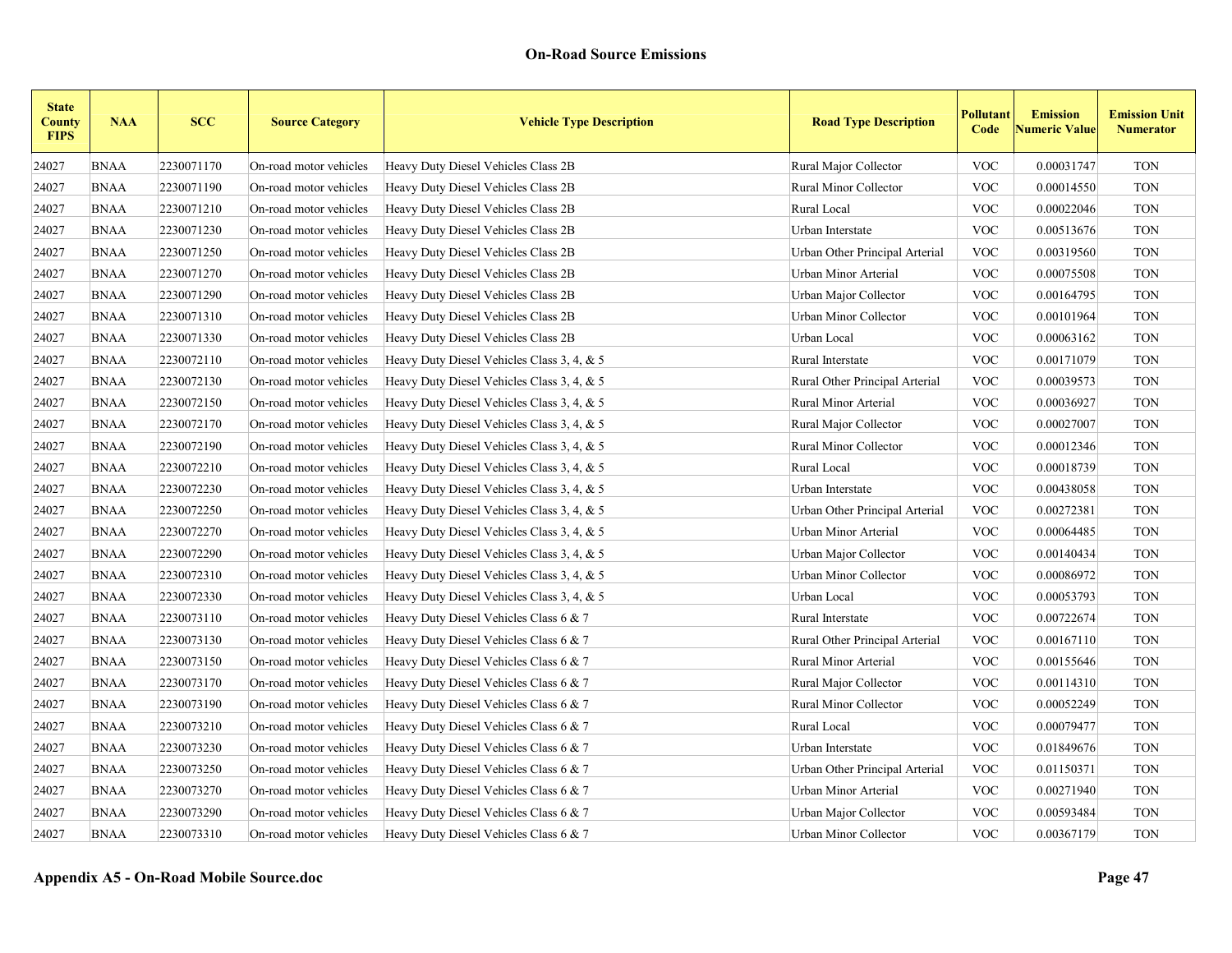## On-Road Source Emissions

| State County FIPS | NAA | SCC | Source Category | Vehicle Type Description | Road Type Description | Pollutant Code | Emission Numeric Value | Emission Unit Numerator |
|---|---|---|---|---|---|---|---|---|
| 24027 | BNAA | 2230071170 | On-road motor vehicles | Heavy Duty Diesel Vehicles Class 2B | Rural Major Collector | VOC | 0.00031747 | TON |
| 24027 | BNAA | 2230071190 | On-road motor vehicles | Heavy Duty Diesel Vehicles Class 2B | Rural Minor Collector | VOC | 0.00014550 | TON |
| 24027 | BNAA | 2230071210 | On-road motor vehicles | Heavy Duty Diesel Vehicles Class 2B | Rural Local | VOC | 0.00022046 | TON |
| 24027 | BNAA | 2230071230 | On-road motor vehicles | Heavy Duty Diesel Vehicles Class 2B | Urban Interstate | VOC | 0.00513676 | TON |
| 24027 | BNAA | 2230071250 | On-road motor vehicles | Heavy Duty Diesel Vehicles Class 2B | Urban Other Principal Arterial | VOC | 0.00319560 | TON |
| 24027 | BNAA | 2230071270 | On-road motor vehicles | Heavy Duty Diesel Vehicles Class 2B | Urban Minor Arterial | VOC | 0.00075508 | TON |
| 24027 | BNAA | 2230071290 | On-road motor vehicles | Heavy Duty Diesel Vehicles Class 2B | Urban Major Collector | VOC | 0.00164795 | TON |
| 24027 | BNAA | 2230071310 | On-road motor vehicles | Heavy Duty Diesel Vehicles Class 2B | Urban Minor Collector | VOC | 0.00101964 | TON |
| 24027 | BNAA | 2230071330 | On-road motor vehicles | Heavy Duty Diesel Vehicles Class 2B | Urban Local | VOC | 0.00063162 | TON |
| 24027 | BNAA | 2230072110 | On-road motor vehicles | Heavy Duty Diesel Vehicles Class 3, 4, & 5 | Rural Interstate | VOC | 0.00171079 | TON |
| 24027 | BNAA | 2230072130 | On-road motor vehicles | Heavy Duty Diesel Vehicles Class 3, 4, & 5 | Rural Other Principal Arterial | VOC | 0.00039573 | TON |
| 24027 | BNAA | 2230072150 | On-road motor vehicles | Heavy Duty Diesel Vehicles Class 3, 4, & 5 | Rural Minor Arterial | VOC | 0.00036927 | TON |
| 24027 | BNAA | 2230072170 | On-road motor vehicles | Heavy Duty Diesel Vehicles Class 3, 4, & 5 | Rural Major Collector | VOC | 0.00027007 | TON |
| 24027 | BNAA | 2230072190 | On-road motor vehicles | Heavy Duty Diesel Vehicles Class 3, 4, & 5 | Rural Minor Collector | VOC | 0.00012346 | TON |
| 24027 | BNAA | 2230072210 | On-road motor vehicles | Heavy Duty Diesel Vehicles Class 3, 4, & 5 | Rural Local | VOC | 0.00018739 | TON |
| 24027 | BNAA | 2230072230 | On-road motor vehicles | Heavy Duty Diesel Vehicles Class 3, 4, & 5 | Urban Interstate | VOC | 0.00438058 | TON |
| 24027 | BNAA | 2230072250 | On-road motor vehicles | Heavy Duty Diesel Vehicles Class 3, 4, & 5 | Urban Other Principal Arterial | VOC | 0.00272381 | TON |
| 24027 | BNAA | 2230072270 | On-road motor vehicles | Heavy Duty Diesel Vehicles Class 3, 4, & 5 | Urban Minor Arterial | VOC | 0.00064485 | TON |
| 24027 | BNAA | 2230072290 | On-road motor vehicles | Heavy Duty Diesel Vehicles Class 3, 4, & 5 | Urban Major Collector | VOC | 0.00140434 | TON |
| 24027 | BNAA | 2230072310 | On-road motor vehicles | Heavy Duty Diesel Vehicles Class 3, 4, & 5 | Urban Minor Collector | VOC | 0.00086972 | TON |
| 24027 | BNAA | 2230072330 | On-road motor vehicles | Heavy Duty Diesel Vehicles Class 3, 4, & 5 | Urban Local | VOC | 0.00053793 | TON |
| 24027 | BNAA | 2230073110 | On-road motor vehicles | Heavy Duty Diesel Vehicles Class 6 & 7 | Rural Interstate | VOC | 0.00722674 | TON |
| 24027 | BNAA | 2230073130 | On-road motor vehicles | Heavy Duty Diesel Vehicles Class 6 & 7 | Rural Other Principal Arterial | VOC | 0.00167110 | TON |
| 24027 | BNAA | 2230073150 | On-road motor vehicles | Heavy Duty Diesel Vehicles Class 6 & 7 | Rural Minor Arterial | VOC | 0.00155646 | TON |
| 24027 | BNAA | 2230073170 | On-road motor vehicles | Heavy Duty Diesel Vehicles Class 6 & 7 | Rural Major Collector | VOC | 0.00114310 | TON |
| 24027 | BNAA | 2230073190 | On-road motor vehicles | Heavy Duty Diesel Vehicles Class 6 & 7 | Rural Minor Collector | VOC | 0.00052249 | TON |
| 24027 | BNAA | 2230073210 | On-road motor vehicles | Heavy Duty Diesel Vehicles Class 6 & 7 | Rural Local | VOC | 0.00079477 | TON |
| 24027 | BNAA | 2230073230 | On-road motor vehicles | Heavy Duty Diesel Vehicles Class 6 & 7 | Urban Interstate | VOC | 0.01849676 | TON |
| 24027 | BNAA | 2230073250 | On-road motor vehicles | Heavy Duty Diesel Vehicles Class 6 & 7 | Urban Other Principal Arterial | VOC | 0.01150371 | TON |
| 24027 | BNAA | 2230073270 | On-road motor vehicles | Heavy Duty Diesel Vehicles Class 6 & 7 | Urban Minor Arterial | VOC | 0.00271940 | TON |
| 24027 | BNAA | 2230073290 | On-road motor vehicles | Heavy Duty Diesel Vehicles Class 6 & 7 | Urban Major Collector | VOC | 0.00593484 | TON |
| 24027 | BNAA | 2230073310 | On-road motor vehicles | Heavy Duty Diesel Vehicles Class 6 & 7 | Urban Minor Collector | VOC | 0.00367179 | TON |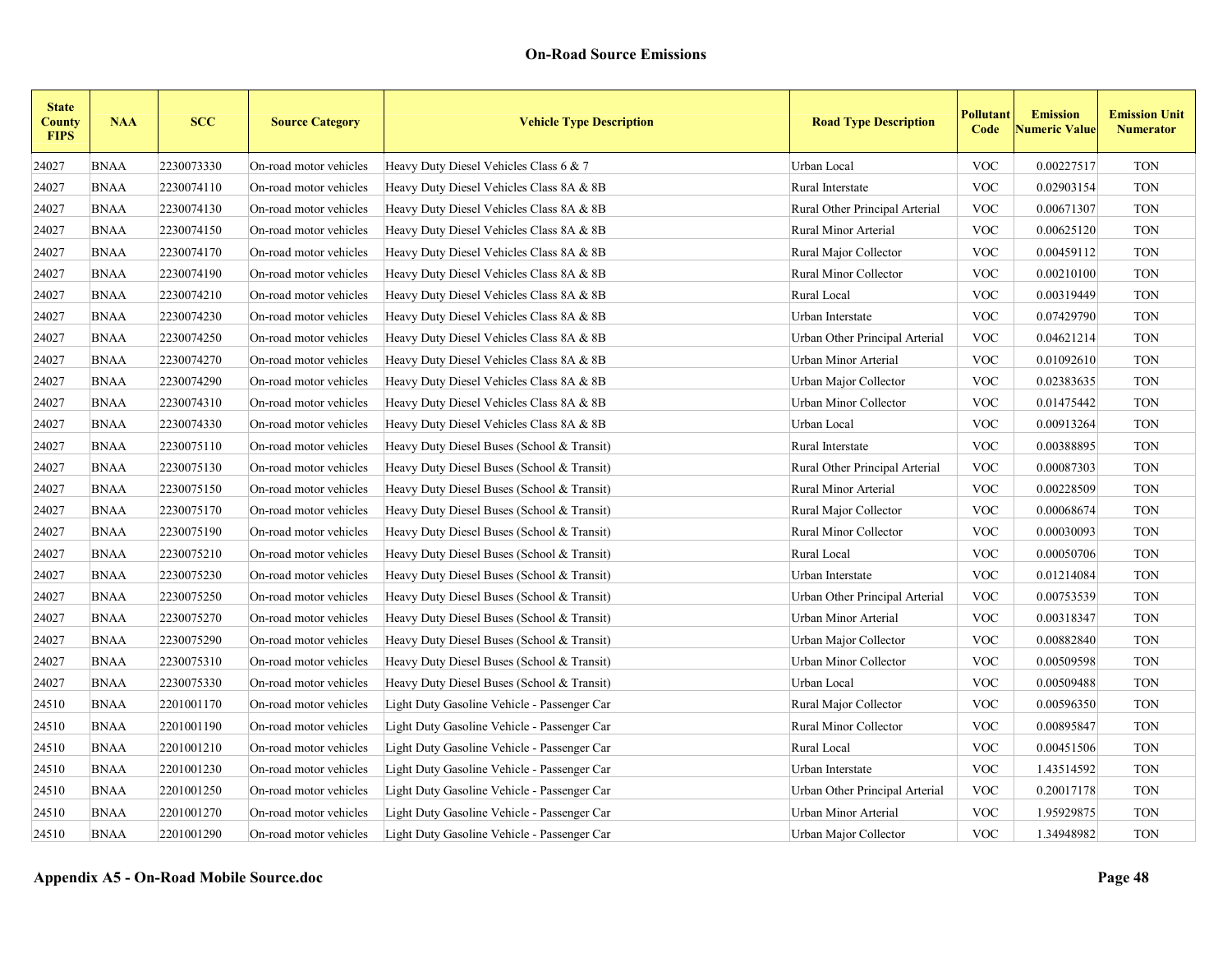## On-Road Source Emissions

| State County FIPS | NAA | SCC | Source Category | Vehicle Type Description | Road Type Description | Pollutant Code | Emission Numeric Value | Emission Unit Numerator |
|---|---|---|---|---|---|---|---|---|
| 24027 | BNAA | 2230073330 | On-road motor vehicles | Heavy Duty Diesel Vehicles Class 6 & 7 | Urban Local | VOC | 0.00227517 | TON |
| 24027 | BNAA | 2230074110 | On-road motor vehicles | Heavy Duty Diesel Vehicles Class 8A & 8B | Rural Interstate | VOC | 0.02903154 | TON |
| 24027 | BNAA | 2230074130 | On-road motor vehicles | Heavy Duty Diesel Vehicles Class 8A & 8B | Rural Other Principal Arterial | VOC | 0.00671307 | TON |
| 24027 | BNAA | 2230074150 | On-road motor vehicles | Heavy Duty Diesel Vehicles Class 8A & 8B | Rural Minor Arterial | VOC | 0.00625120 | TON |
| 24027 | BNAA | 2230074170 | On-road motor vehicles | Heavy Duty Diesel Vehicles Class 8A & 8B | Rural Major Collector | VOC | 0.00459112 | TON |
| 24027 | BNAA | 2230074190 | On-road motor vehicles | Heavy Duty Diesel Vehicles Class 8A & 8B | Rural Minor Collector | VOC | 0.00210100 | TON |
| 24027 | BNAA | 2230074210 | On-road motor vehicles | Heavy Duty Diesel Vehicles Class 8A & 8B | Rural Local | VOC | 0.00319449 | TON |
| 24027 | BNAA | 2230074230 | On-road motor vehicles | Heavy Duty Diesel Vehicles Class 8A & 8B | Urban Interstate | VOC | 0.07429790 | TON |
| 24027 | BNAA | 2230074250 | On-road motor vehicles | Heavy Duty Diesel Vehicles Class 8A & 8B | Urban Other Principal Arterial | VOC | 0.04621214 | TON |
| 24027 | BNAA | 2230074270 | On-road motor vehicles | Heavy Duty Diesel Vehicles Class 8A & 8B | Urban Minor Arterial | VOC | 0.01092610 | TON |
| 24027 | BNAA | 2230074290 | On-road motor vehicles | Heavy Duty Diesel Vehicles Class 8A & 8B | Urban Major Collector | VOC | 0.02383635 | TON |
| 24027 | BNAA | 2230074310 | On-road motor vehicles | Heavy Duty Diesel Vehicles Class 8A & 8B | Urban Minor Collector | VOC | 0.01475442 | TON |
| 24027 | BNAA | 2230074330 | On-road motor vehicles | Heavy Duty Diesel Vehicles Class 8A & 8B | Urban Local | VOC | 0.00913264 | TON |
| 24027 | BNAA | 2230075110 | On-road motor vehicles | Heavy Duty Diesel Buses (School & Transit) | Rural Interstate | VOC | 0.00388895 | TON |
| 24027 | BNAA | 2230075130 | On-road motor vehicles | Heavy Duty Diesel Buses (School & Transit) | Rural Other Principal Arterial | VOC | 0.00087303 | TON |
| 24027 | BNAA | 2230075150 | On-road motor vehicles | Heavy Duty Diesel Buses (School & Transit) | Rural Minor Arterial | VOC | 0.00228509 | TON |
| 24027 | BNAA | 2230075170 | On-road motor vehicles | Heavy Duty Diesel Buses (School & Transit) | Rural Major Collector | VOC | 0.00068674 | TON |
| 24027 | BNAA | 2230075190 | On-road motor vehicles | Heavy Duty Diesel Buses (School & Transit) | Rural Minor Collector | VOC | 0.00030093 | TON |
| 24027 | BNAA | 2230075210 | On-road motor vehicles | Heavy Duty Diesel Buses (School & Transit) | Rural Local | VOC | 0.00050706 | TON |
| 24027 | BNAA | 2230075230 | On-road motor vehicles | Heavy Duty Diesel Buses (School & Transit) | Urban Interstate | VOC | 0.01214084 | TON |
| 24027 | BNAA | 2230075250 | On-road motor vehicles | Heavy Duty Diesel Buses (School & Transit) | Urban Other Principal Arterial | VOC | 0.00753539 | TON |
| 24027 | BNAA | 2230075270 | On-road motor vehicles | Heavy Duty Diesel Buses (School & Transit) | Urban Minor Arterial | VOC | 0.00318347 | TON |
| 24027 | BNAA | 2230075290 | On-road motor vehicles | Heavy Duty Diesel Buses (School & Transit) | Urban Major Collector | VOC | 0.00882840 | TON |
| 24027 | BNAA | 2230075310 | On-road motor vehicles | Heavy Duty Diesel Buses (School & Transit) | Urban Minor Collector | VOC | 0.00509598 | TON |
| 24027 | BNAA | 2230075330 | On-road motor vehicles | Heavy Duty Diesel Buses (School & Transit) | Urban Local | VOC | 0.00509488 | TON |
| 24510 | BNAA | 2201001170 | On-road motor vehicles | Light Duty Gasoline Vehicle - Passenger Car | Rural Major Collector | VOC | 0.00596350 | TON |
| 24510 | BNAA | 2201001190 | On-road motor vehicles | Light Duty Gasoline Vehicle - Passenger Car | Rural Minor Collector | VOC | 0.00895847 | TON |
| 24510 | BNAA | 2201001210 | On-road motor vehicles | Light Duty Gasoline Vehicle - Passenger Car | Rural Local | VOC | 0.00451506 | TON |
| 24510 | BNAA | 2201001230 | On-road motor vehicles | Light Duty Gasoline Vehicle - Passenger Car | Urban Interstate | VOC | 1.43514592 | TON |
| 24510 | BNAA | 2201001250 | On-road motor vehicles | Light Duty Gasoline Vehicle - Passenger Car | Urban Other Principal Arterial | VOC | 0.20017178 | TON |
| 24510 | BNAA | 2201001270 | On-road motor vehicles | Light Duty Gasoline Vehicle - Passenger Car | Urban Minor Arterial | VOC | 1.95929875 | TON |
| 24510 | BNAA | 2201001290 | On-road motor vehicles | Light Duty Gasoline Vehicle - Passenger Car | Urban Major Collector | VOC | 1.34948982 | TON |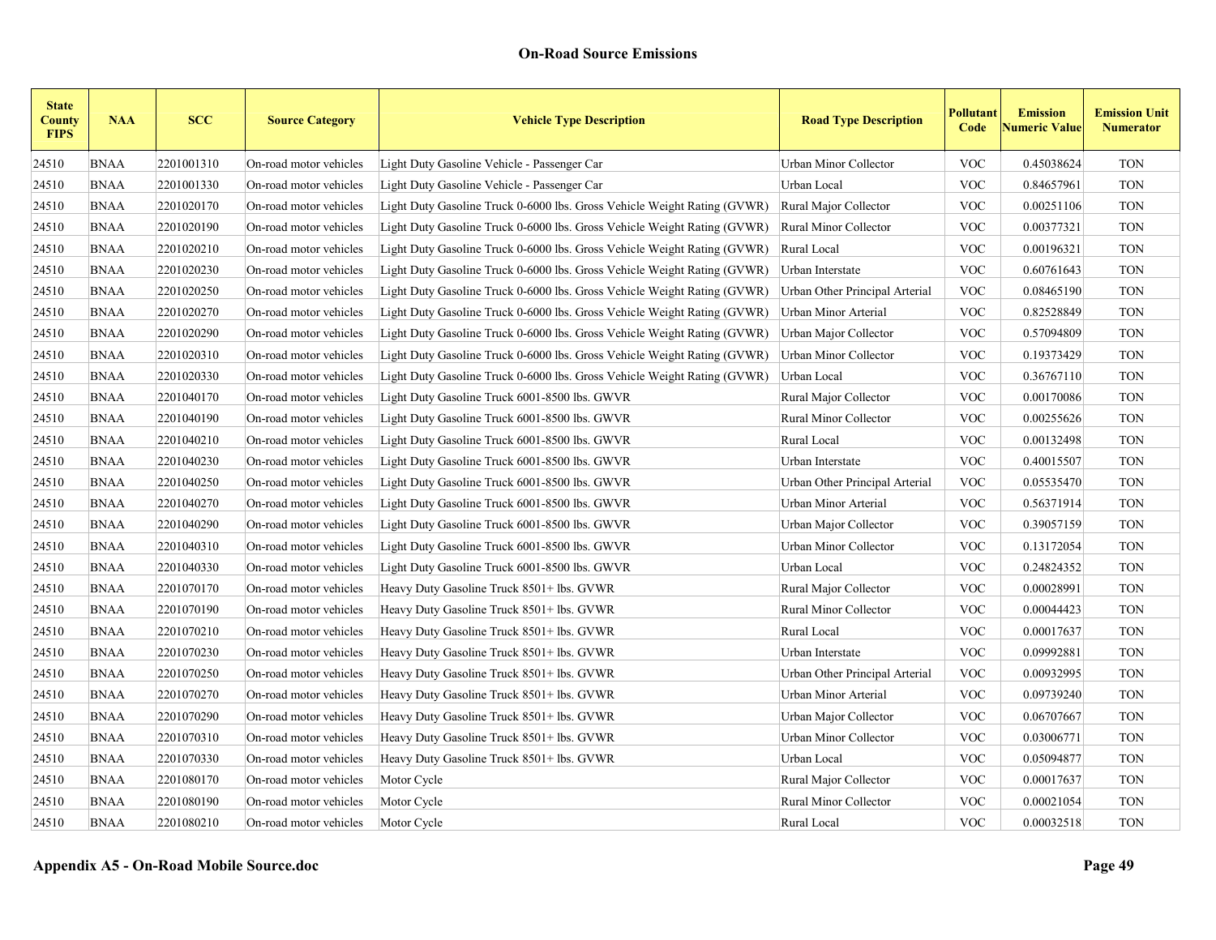## On-Road Source Emissions

| State County FIPS | NAA | SCC | Source Category | Vehicle Type Description | Road Type Description | Pollutant Code | Emission Numeric Value | Emission Unit Numerator |
|---|---|---|---|---|---|---|---|---|
| 24510 | BNAA | 2201001310 | On-road motor vehicles | Light Duty Gasoline Vehicle - Passenger Car | Urban Minor Collector | VOC | 0.45038624 | TON |
| 24510 | BNAA | 2201001330 | On-road motor vehicles | Light Duty Gasoline Vehicle - Passenger Car | Urban Local | VOC | 0.84657961 | TON |
| 24510 | BNAA | 2201020170 | On-road motor vehicles | Light Duty Gasoline Truck 0-6000 lbs. Gross Vehicle Weight Rating (GVWR) | Rural Major Collector | VOC | 0.00251106 | TON |
| 24510 | BNAA | 2201020190 | On-road motor vehicles | Light Duty Gasoline Truck 0-6000 lbs. Gross Vehicle Weight Rating (GVWR) | Rural Minor Collector | VOC | 0.00377321 | TON |
| 24510 | BNAA | 2201020210 | On-road motor vehicles | Light Duty Gasoline Truck 0-6000 lbs. Gross Vehicle Weight Rating (GVWR) | Rural Local | VOC | 0.00196321 | TON |
| 24510 | BNAA | 2201020230 | On-road motor vehicles | Light Duty Gasoline Truck 0-6000 lbs. Gross Vehicle Weight Rating (GVWR) | Urban Interstate | VOC | 0.60761643 | TON |
| 24510 | BNAA | 2201020250 | On-road motor vehicles | Light Duty Gasoline Truck 0-6000 lbs. Gross Vehicle Weight Rating (GVWR) | Urban Other Principal Arterial | VOC | 0.08465190 | TON |
| 24510 | BNAA | 2201020270 | On-road motor vehicles | Light Duty Gasoline Truck 0-6000 lbs. Gross Vehicle Weight Rating (GVWR) | Urban Minor Arterial | VOC | 0.82528849 | TON |
| 24510 | BNAA | 2201020290 | On-road motor vehicles | Light Duty Gasoline Truck 0-6000 lbs. Gross Vehicle Weight Rating (GVWR) | Urban Major Collector | VOC | 0.57094809 | TON |
| 24510 | BNAA | 2201020310 | On-road motor vehicles | Light Duty Gasoline Truck 0-6000 lbs. Gross Vehicle Weight Rating (GVWR) | Urban Minor Collector | VOC | 0.19373429 | TON |
| 24510 | BNAA | 2201020330 | On-road motor vehicles | Light Duty Gasoline Truck 0-6000 lbs. Gross Vehicle Weight Rating (GVWR) | Urban Local | VOC | 0.36767110 | TON |
| 24510 | BNAA | 2201040170 | On-road motor vehicles | Light Duty Gasoline Truck 6001-8500 lbs. GWVR | Rural Major Collector | VOC | 0.00170086 | TON |
| 24510 | BNAA | 2201040190 | On-road motor vehicles | Light Duty Gasoline Truck 6001-8500 lbs. GWVR | Rural Minor Collector | VOC | 0.00255626 | TON |
| 24510 | BNAA | 2201040210 | On-road motor vehicles | Light Duty Gasoline Truck 6001-8500 lbs. GWVR | Rural Local | VOC | 0.00132498 | TON |
| 24510 | BNAA | 2201040230 | On-road motor vehicles | Light Duty Gasoline Truck 6001-8500 lbs. GWVR | Urban Interstate | VOC | 0.40015507 | TON |
| 24510 | BNAA | 2201040250 | On-road motor vehicles | Light Duty Gasoline Truck 6001-8500 lbs. GWVR | Urban Other Principal Arterial | VOC | 0.05535470 | TON |
| 24510 | BNAA | 2201040270 | On-road motor vehicles | Light Duty Gasoline Truck 6001-8500 lbs. GWVR | Urban Minor Arterial | VOC | 0.56371914 | TON |
| 24510 | BNAA | 2201040290 | On-road motor vehicles | Light Duty Gasoline Truck 6001-8500 lbs. GWVR | Urban Major Collector | VOC | 0.39057159 | TON |
| 24510 | BNAA | 2201040310 | On-road motor vehicles | Light Duty Gasoline Truck 6001-8500 lbs. GWVR | Urban Minor Collector | VOC | 0.13172054 | TON |
| 24510 | BNAA | 2201040330 | On-road motor vehicles | Light Duty Gasoline Truck 6001-8500 lbs. GWVR | Urban Local | VOC | 0.24824352 | TON |
| 24510 | BNAA | 2201070170 | On-road motor vehicles | Heavy Duty Gasoline Truck 8501+ lbs. GVWR | Rural Major Collector | VOC | 0.00028991 | TON |
| 24510 | BNAA | 2201070190 | On-road motor vehicles | Heavy Duty Gasoline Truck 8501+ lbs. GVWR | Rural Minor Collector | VOC | 0.00044423 | TON |
| 24510 | BNAA | 2201070210 | On-road motor vehicles | Heavy Duty Gasoline Truck 8501+ lbs. GVWR | Rural Local | VOC | 0.00017637 | TON |
| 24510 | BNAA | 2201070230 | On-road motor vehicles | Heavy Duty Gasoline Truck 8501+ lbs. GVWR | Urban Interstate | VOC | 0.09992881 | TON |
| 24510 | BNAA | 2201070250 | On-road motor vehicles | Heavy Duty Gasoline Truck 8501+ lbs. GVWR | Urban Other Principal Arterial | VOC | 0.00932995 | TON |
| 24510 | BNAA | 2201070270 | On-road motor vehicles | Heavy Duty Gasoline Truck 8501+ lbs. GVWR | Urban Minor Arterial | VOC | 0.09739240 | TON |
| 24510 | BNAA | 2201070290 | On-road motor vehicles | Heavy Duty Gasoline Truck 8501+ lbs. GVWR | Urban Major Collector | VOC | 0.06707667 | TON |
| 24510 | BNAA | 2201070310 | On-road motor vehicles | Heavy Duty Gasoline Truck 8501+ lbs. GVWR | Urban Minor Collector | VOC | 0.03006771 | TON |
| 24510 | BNAA | 2201070330 | On-road motor vehicles | Heavy Duty Gasoline Truck 8501+ lbs. GVWR | Urban Local | VOC | 0.05094877 | TON |
| 24510 | BNAA | 2201080170 | On-road motor vehicles | Motor Cycle | Rural Major Collector | VOC | 0.00017637 | TON |
| 24510 | BNAA | 2201080190 | On-road motor vehicles | Motor Cycle | Rural Minor Collector | VOC | 0.00021054 | TON |
| 24510 | BNAA | 2201080210 | On-road motor vehicles | Motor Cycle | Rural Local | VOC | 0.00032518 | TON |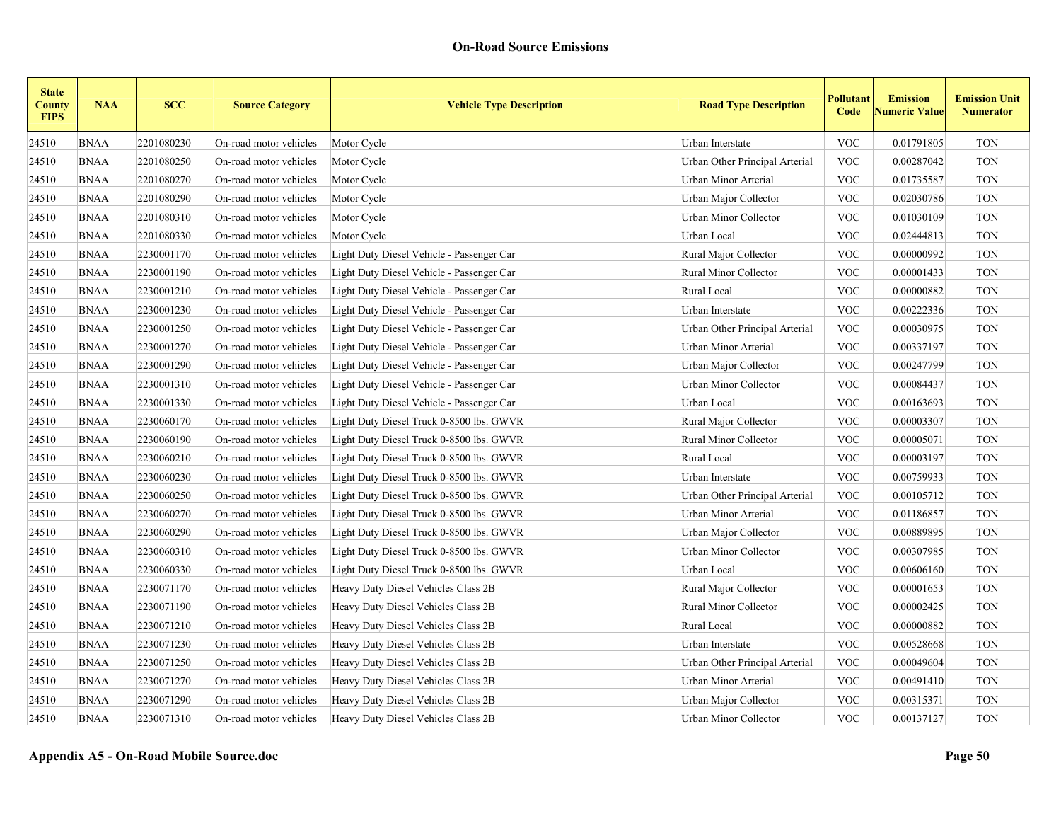## On-Road Source Emissions

| State County FIPS | NAA | SCC | Source Category | Vehicle Type Description | Road Type Description | Pollutant Code | Emission Numeric Value | Emission Unit Numerator |
|---|---|---|---|---|---|---|---|---|
| 24510 | BNAA | 2201080230 | On-road motor vehicles | Motor Cycle | Urban Interstate | VOC | 0.01791805 | TON |
| 24510 | BNAA | 2201080250 | On-road motor vehicles | Motor Cycle | Urban Other Principal Arterial | VOC | 0.00287042 | TON |
| 24510 | BNAA | 2201080270 | On-road motor vehicles | Motor Cycle | Urban Minor Arterial | VOC | 0.01735587 | TON |
| 24510 | BNAA | 2201080290 | On-road motor vehicles | Motor Cycle | Urban Major Collector | VOC | 0.02030786 | TON |
| 24510 | BNAA | 2201080310 | On-road motor vehicles | Motor Cycle | Urban Minor Collector | VOC | 0.01030109 | TON |
| 24510 | BNAA | 2201080330 | On-road motor vehicles | Motor Cycle | Urban Local | VOC | 0.02444813 | TON |
| 24510 | BNAA | 2230001170 | On-road motor vehicles | Light Duty Diesel Vehicle - Passenger Car | Rural Major Collector | VOC | 0.00000992 | TON |
| 24510 | BNAA | 2230001190 | On-road motor vehicles | Light Duty Diesel Vehicle - Passenger Car | Rural Minor Collector | VOC | 0.00001433 | TON |
| 24510 | BNAA | 2230001210 | On-road motor vehicles | Light Duty Diesel Vehicle - Passenger Car | Rural Local | VOC | 0.00000882 | TON |
| 24510 | BNAA | 2230001230 | On-road motor vehicles | Light Duty Diesel Vehicle - Passenger Car | Urban Interstate | VOC | 0.00222336 | TON |
| 24510 | BNAA | 2230001250 | On-road motor vehicles | Light Duty Diesel Vehicle - Passenger Car | Urban Other Principal Arterial | VOC | 0.00030975 | TON |
| 24510 | BNAA | 2230001270 | On-road motor vehicles | Light Duty Diesel Vehicle - Passenger Car | Urban Minor Arterial | VOC | 0.00337197 | TON |
| 24510 | BNAA | 2230001290 | On-road motor vehicles | Light Duty Diesel Vehicle - Passenger Car | Urban Major Collector | VOC | 0.00247799 | TON |
| 24510 | BNAA | 2230001310 | On-road motor vehicles | Light Duty Diesel Vehicle - Passenger Car | Urban Minor Collector | VOC | 0.00084437 | TON |
| 24510 | BNAA | 2230001330 | On-road motor vehicles | Light Duty Diesel Vehicle - Passenger Car | Urban Local | VOC | 0.00163693 | TON |
| 24510 | BNAA | 2230060170 | On-road motor vehicles | Light Duty Diesel Truck 0-8500 lbs. GWVR | Rural Major Collector | VOC | 0.00003307 | TON |
| 24510 | BNAA | 2230060190 | On-road motor vehicles | Light Duty Diesel Truck 0-8500 lbs. GWVR | Rural Minor Collector | VOC | 0.00005071 | TON |
| 24510 | BNAA | 2230060210 | On-road motor vehicles | Light Duty Diesel Truck 0-8500 lbs. GWVR | Rural Local | VOC | 0.00003197 | TON |
| 24510 | BNAA | 2230060230 | On-road motor vehicles | Light Duty Diesel Truck 0-8500 lbs. GWVR | Urban Interstate | VOC | 0.00759933 | TON |
| 24510 | BNAA | 2230060250 | On-road motor vehicles | Light Duty Diesel Truck 0-8500 lbs. GWVR | Urban Other Principal Arterial | VOC | 0.00105712 | TON |
| 24510 | BNAA | 2230060270 | On-road motor vehicles | Light Duty Diesel Truck 0-8500 lbs. GWVR | Urban Minor Arterial | VOC | 0.01186857 | TON |
| 24510 | BNAA | 2230060290 | On-road motor vehicles | Light Duty Diesel Truck 0-8500 lbs. GWVR | Urban Major Collector | VOC | 0.00889895 | TON |
| 24510 | BNAA | 2230060310 | On-road motor vehicles | Light Duty Diesel Truck 0-8500 lbs. GWVR | Urban Minor Collector | VOC | 0.00307985 | TON |
| 24510 | BNAA | 2230060330 | On-road motor vehicles | Light Duty Diesel Truck 0-8500 lbs. GWVR | Urban Local | VOC | 0.00606160 | TON |
| 24510 | BNAA | 2230071170 | On-road motor vehicles | Heavy Duty Diesel Vehicles Class 2B | Rural Major Collector | VOC | 0.00001653 | TON |
| 24510 | BNAA | 2230071190 | On-road motor vehicles | Heavy Duty Diesel Vehicles Class 2B | Rural Minor Collector | VOC | 0.00002425 | TON |
| 24510 | BNAA | 2230071210 | On-road motor vehicles | Heavy Duty Diesel Vehicles Class 2B | Rural Local | VOC | 0.00000882 | TON |
| 24510 | BNAA | 2230071230 | On-road motor vehicles | Heavy Duty Diesel Vehicles Class 2B | Urban Interstate | VOC | 0.00528668 | TON |
| 24510 | BNAA | 2230071250 | On-road motor vehicles | Heavy Duty Diesel Vehicles Class 2B | Urban Other Principal Arterial | VOC | 0.00049604 | TON |
| 24510 | BNAA | 2230071270 | On-road motor vehicles | Heavy Duty Diesel Vehicles Class 2B | Urban Minor Arterial | VOC | 0.00491410 | TON |
| 24510 | BNAA | 2230071290 | On-road motor vehicles | Heavy Duty Diesel Vehicles Class 2B | Urban Major Collector | VOC | 0.00315371 | TON |
| 24510 | BNAA | 2230071310 | On-road motor vehicles | Heavy Duty Diesel Vehicles Class 2B | Urban Minor Collector | VOC | 0.00137127 | TON |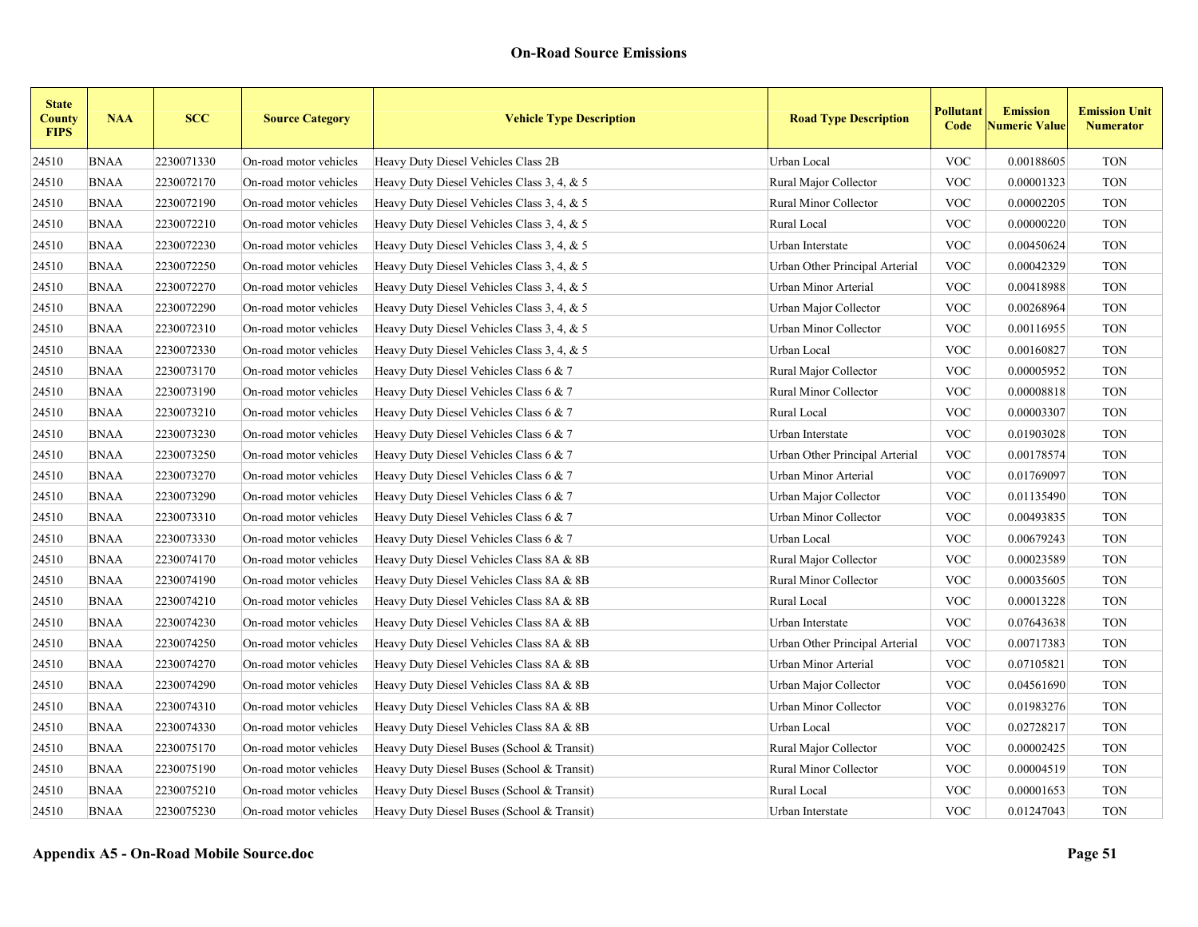## On-Road Source Emissions

| State County FIPS | NAA | SCC | Source Category | Vehicle Type Description | Road Type Description | Pollutant Code | Emission Numeric Value | Emission Unit Numerator |
|---|---|---|---|---|---|---|---|---|
| 24510 | BNAA | 2230071330 | On-road motor vehicles | Heavy Duty Diesel Vehicles Class 2B | Urban Local | VOC | 0.00188605 | TON |
| 24510 | BNAA | 2230072170 | On-road motor vehicles | Heavy Duty Diesel Vehicles Class 3, 4, & 5 | Rural Major Collector | VOC | 0.00001323 | TON |
| 24510 | BNAA | 2230072190 | On-road motor vehicles | Heavy Duty Diesel Vehicles Class 3, 4, & 5 | Rural Minor Collector | VOC | 0.00002205 | TON |
| 24510 | BNAA | 2230072210 | On-road motor vehicles | Heavy Duty Diesel Vehicles Class 3, 4, & 5 | Rural Local | VOC | 0.00000220 | TON |
| 24510 | BNAA | 2230072230 | On-road motor vehicles | Heavy Duty Diesel Vehicles Class 3, 4, & 5 | Urban Interstate | VOC | 0.00450624 | TON |
| 24510 | BNAA | 2230072250 | On-road motor vehicles | Heavy Duty Diesel Vehicles Class 3, 4, & 5 | Urban Other Principal Arterial | VOC | 0.00042329 | TON |
| 24510 | BNAA | 2230072270 | On-road motor vehicles | Heavy Duty Diesel Vehicles Class 3, 4, & 5 | Urban Minor Arterial | VOC | 0.00418988 | TON |
| 24510 | BNAA | 2230072290 | On-road motor vehicles | Heavy Duty Diesel Vehicles Class 3, 4, & 5 | Urban Major Collector | VOC | 0.00268964 | TON |
| 24510 | BNAA | 2230072310 | On-road motor vehicles | Heavy Duty Diesel Vehicles Class 3, 4, & 5 | Urban Minor Collector | VOC | 0.00116955 | TON |
| 24510 | BNAA | 2230072330 | On-road motor vehicles | Heavy Duty Diesel Vehicles Class 3, 4, & 5 | Urban Local | VOC | 0.00160827 | TON |
| 24510 | BNAA | 2230073170 | On-road motor vehicles | Heavy Duty Diesel Vehicles Class 6 & 7 | Rural Major Collector | VOC | 0.00005952 | TON |
| 24510 | BNAA | 2230073190 | On-road motor vehicles | Heavy Duty Diesel Vehicles Class 6 & 7 | Rural Minor Collector | VOC | 0.00008818 | TON |
| 24510 | BNAA | 2230073210 | On-road motor vehicles | Heavy Duty Diesel Vehicles Class 6 & 7 | Rural Local | VOC | 0.00003307 | TON |
| 24510 | BNAA | 2230073230 | On-road motor vehicles | Heavy Duty Diesel Vehicles Class 6 & 7 | Urban Interstate | VOC | 0.01903028 | TON |
| 24510 | BNAA | 2230073250 | On-road motor vehicles | Heavy Duty Diesel Vehicles Class 6 & 7 | Urban Other Principal Arterial | VOC | 0.00178574 | TON |
| 24510 | BNAA | 2230073270 | On-road motor vehicles | Heavy Duty Diesel Vehicles Class 6 & 7 | Urban Minor Arterial | VOC | 0.01769097 | TON |
| 24510 | BNAA | 2230073290 | On-road motor vehicles | Heavy Duty Diesel Vehicles Class 6 & 7 | Urban Major Collector | VOC | 0.01135490 | TON |
| 24510 | BNAA | 2230073310 | On-road motor vehicles | Heavy Duty Diesel Vehicles Class 6 & 7 | Urban Minor Collector | VOC | 0.00493835 | TON |
| 24510 | BNAA | 2230073330 | On-road motor vehicles | Heavy Duty Diesel Vehicles Class 6 & 7 | Urban Local | VOC | 0.00679243 | TON |
| 24510 | BNAA | 2230074170 | On-road motor vehicles | Heavy Duty Diesel Vehicles Class 8A & 8B | Rural Major Collector | VOC | 0.00023589 | TON |
| 24510 | BNAA | 2230074190 | On-road motor vehicles | Heavy Duty Diesel Vehicles Class 8A & 8B | Rural Minor Collector | VOC | 0.00035605 | TON |
| 24510 | BNAA | 2230074210 | On-road motor vehicles | Heavy Duty Diesel Vehicles Class 8A & 8B | Rural Local | VOC | 0.00013228 | TON |
| 24510 | BNAA | 2230074230 | On-road motor vehicles | Heavy Duty Diesel Vehicles Class 8A & 8B | Urban Interstate | VOC | 0.07643638 | TON |
| 24510 | BNAA | 2230074250 | On-road motor vehicles | Heavy Duty Diesel Vehicles Class 8A & 8B | Urban Other Principal Arterial | VOC | 0.00717383 | TON |
| 24510 | BNAA | 2230074270 | On-road motor vehicles | Heavy Duty Diesel Vehicles Class 8A & 8B | Urban Minor Arterial | VOC | 0.07105821 | TON |
| 24510 | BNAA | 2230074290 | On-road motor vehicles | Heavy Duty Diesel Vehicles Class 8A & 8B | Urban Major Collector | VOC | 0.04561690 | TON |
| 24510 | BNAA | 2230074310 | On-road motor vehicles | Heavy Duty Diesel Vehicles Class 8A & 8B | Urban Minor Collector | VOC | 0.01983276 | TON |
| 24510 | BNAA | 2230074330 | On-road motor vehicles | Heavy Duty Diesel Vehicles Class 8A & 8B | Urban Local | VOC | 0.02728217 | TON |
| 24510 | BNAA | 2230075170 | On-road motor vehicles | Heavy Duty Diesel Buses (School & Transit) | Rural Major Collector | VOC | 0.00002425 | TON |
| 24510 | BNAA | 2230075190 | On-road motor vehicles | Heavy Duty Diesel Buses (School & Transit) | Rural Minor Collector | VOC | 0.00004519 | TON |
| 24510 | BNAA | 2230075210 | On-road motor vehicles | Heavy Duty Diesel Buses (School & Transit) | Rural Local | VOC | 0.00001653 | TON |
| 24510 | BNAA | 2230075230 | On-road motor vehicles | Heavy Duty Diesel Buses (School & Transit) | Urban Interstate | VOC | 0.01247043 | TON |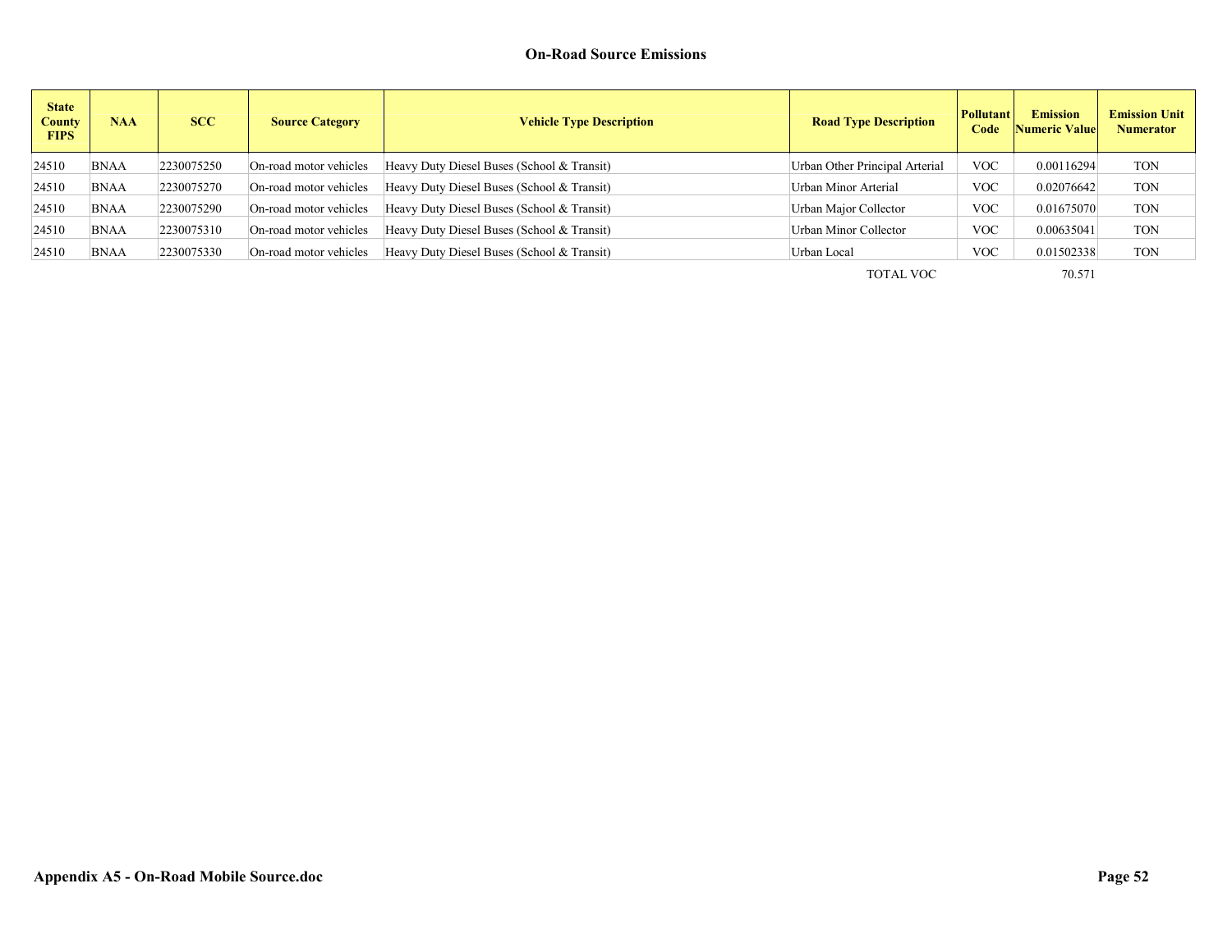## On-Road Source Emissions

| State County FIPS | NAA | SCC | Source Category | Vehicle Type Description | Road Type Description | Pollutant Code | Emission Numeric Value | Emission Unit Numerator |
|---|---|---|---|---|---|---|---|---|
| 24510 | BNAA | 2230075250 | On-road motor vehicles | Heavy Duty Diesel Buses (School & Transit) | Urban Other Principal Arterial | VOC | 0.00116294 | TON |
| 24510 | BNAA | 2230075270 | On-road motor vehicles | Heavy Duty Diesel Buses (School & Transit) | Urban Minor Arterial | VOC | 0.02076642 | TON |
| 24510 | BNAA | 2230075290 | On-road motor vehicles | Heavy Duty Diesel Buses (School & Transit) | Urban Major Collector | VOC | 0.01675070 | TON |
| 24510 | BNAA | 2230075310 | On-road motor vehicles | Heavy Duty Diesel Buses (School & Transit) | Urban Minor Collector | VOC | 0.00635041 | TON |
| 24510 | BNAA | 2230075330 | On-road motor vehicles | Heavy Duty Diesel Buses (School & Transit) | Urban Local | VOC | 0.01502338 | TON |
| | | | | | TOTAL VOC | | 70.571 | |

**Appendix A5 - On-Road Mobile Source.doc**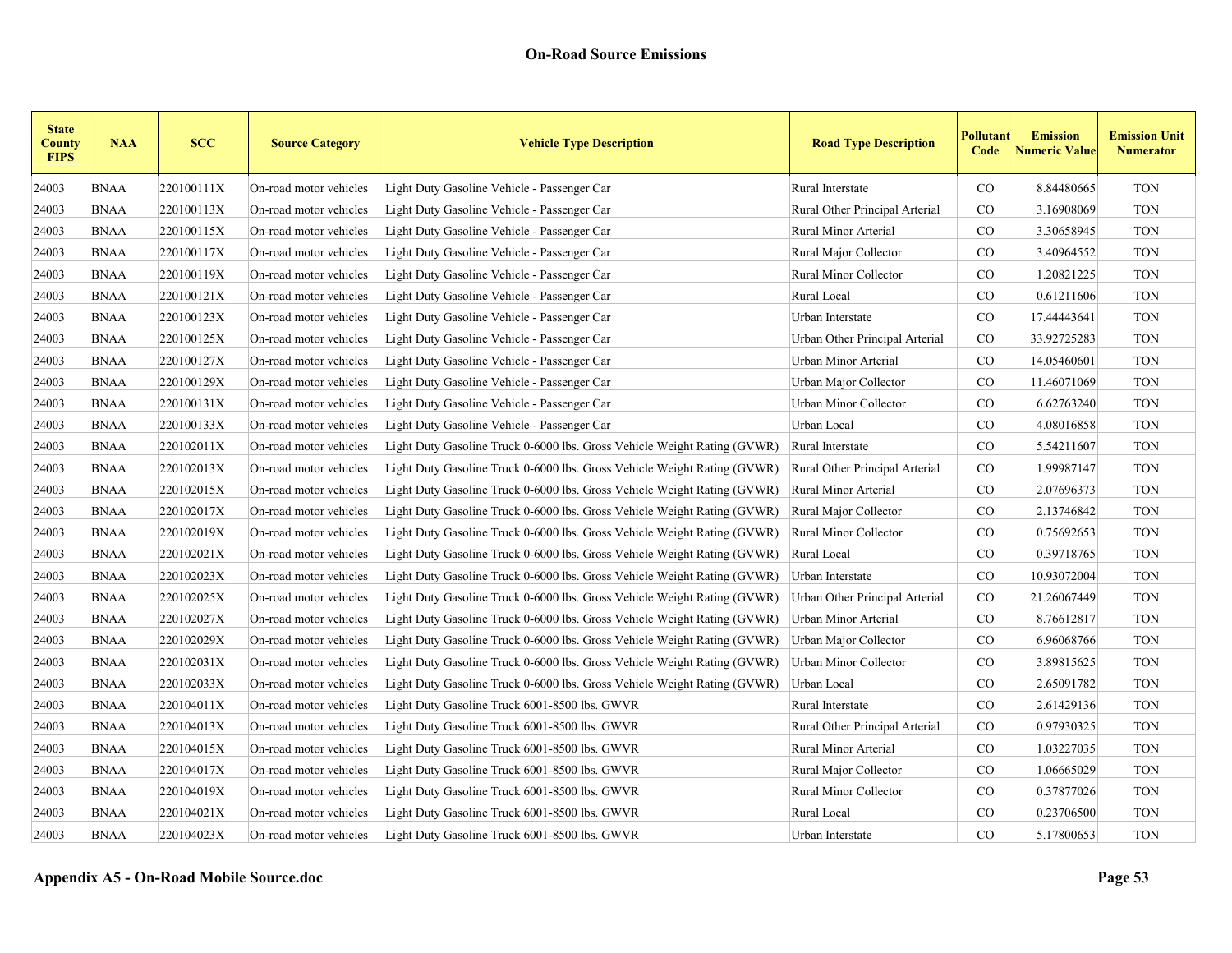## On-Road Source Emissions

| State County FIPS | NAA | SCC | Source Category | Vehicle Type Description | Road Type Description | Pollutant Code | Emission Numeric Value | Emission Unit Numerator |
|---|---|---|---|---|---|---|---|---|
| 24003 | BNAA | 220100111X | On-road motor vehicles | Light Duty Gasoline Vehicle - Passenger Car | Rural Interstate | CO | 8.84480665 | TON |
| 24003 | BNAA | 220100113X | On-road motor vehicles | Light Duty Gasoline Vehicle - Passenger Car | Rural Other Principal Arterial | CO | 3.16908069 | TON |
| 24003 | BNAA | 220100115X | On-road motor vehicles | Light Duty Gasoline Vehicle - Passenger Car | Rural Minor Arterial | CO | 3.30658945 | TON |
| 24003 | BNAA | 220100117X | On-road motor vehicles | Light Duty Gasoline Vehicle - Passenger Car | Rural Major Collector | CO | 3.40964552 | TON |
| 24003 | BNAA | 220100119X | On-road motor vehicles | Light Duty Gasoline Vehicle - Passenger Car | Rural Minor Collector | CO | 1.20821225 | TON |
| 24003 | BNAA | 220100121X | On-road motor vehicles | Light Duty Gasoline Vehicle - Passenger Car | Rural Local | CO | 0.61211606 | TON |
| 24003 | BNAA | 220100123X | On-road motor vehicles | Light Duty Gasoline Vehicle - Passenger Car | Urban Interstate | CO | 17.44443641 | TON |
| 24003 | BNAA | 220100125X | On-road motor vehicles | Light Duty Gasoline Vehicle - Passenger Car | Urban Other Principal Arterial | CO | 33.92725283 | TON |
| 24003 | BNAA | 220100127X | On-road motor vehicles | Light Duty Gasoline Vehicle - Passenger Car | Urban Minor Arterial | CO | 14.05460601 | TON |
| 24003 | BNAA | 220100129X | On-road motor vehicles | Light Duty Gasoline Vehicle - Passenger Car | Urban Major Collector | CO | 11.46071069 | TON |
| 24003 | BNAA | 220100131X | On-road motor vehicles | Light Duty Gasoline Vehicle - Passenger Car | Urban Minor Collector | CO | 6.62763240 | TON |
| 24003 | BNAA | 220100133X | On-road motor vehicles | Light Duty Gasoline Vehicle - Passenger Car | Urban Local | CO | 4.08016858 | TON |
| 24003 | BNAA | 220102011X | On-road motor vehicles | Light Duty Gasoline Truck 0-6000 lbs. Gross Vehicle Weight Rating (GVWR) | Rural Interstate | CO | 5.54211607 | TON |
| 24003 | BNAA | 220102013X | On-road motor vehicles | Light Duty Gasoline Truck 0-6000 lbs. Gross Vehicle Weight Rating (GVWR) | Rural Other Principal Arterial | CO | 1.99987147 | TON |
| 24003 | BNAA | 220102015X | On-road motor vehicles | Light Duty Gasoline Truck 0-6000 lbs. Gross Vehicle Weight Rating (GVWR) | Rural Minor Arterial | CO | 2.07696373 | TON |
| 24003 | BNAA | 220102017X | On-road motor vehicles | Light Duty Gasoline Truck 0-6000 lbs. Gross Vehicle Weight Rating (GVWR) | Rural Major Collector | CO | 2.13746842 | TON |
| 24003 | BNAA | 220102019X | On-road motor vehicles | Light Duty Gasoline Truck 0-6000 lbs. Gross Vehicle Weight Rating (GVWR) | Rural Minor Collector | CO | 0.75692653 | TON |
| 24003 | BNAA | 220102021X | On-road motor vehicles | Light Duty Gasoline Truck 0-6000 lbs. Gross Vehicle Weight Rating (GVWR) | Rural Local | CO | 0.39718765 | TON |
| 24003 | BNAA | 220102023X | On-road motor vehicles | Light Duty Gasoline Truck 0-6000 lbs. Gross Vehicle Weight Rating (GVWR) | Urban Interstate | CO | 10.93072004 | TON |
| 24003 | BNAA | 220102025X | On-road motor vehicles | Light Duty Gasoline Truck 0-6000 lbs. Gross Vehicle Weight Rating (GVWR) | Urban Other Principal Arterial | CO | 21.26067449 | TON |
| 24003 | BNAA | 220102027X | On-road motor vehicles | Light Duty Gasoline Truck 0-6000 lbs. Gross Vehicle Weight Rating (GVWR) | Urban Minor Arterial | CO | 8.76612817 | TON |
| 24003 | BNAA | 220102029X | On-road motor vehicles | Light Duty Gasoline Truck 0-6000 lbs. Gross Vehicle Weight Rating (GVWR) | Urban Major Collector | CO | 6.96068766 | TON |
| 24003 | BNAA | 220102031X | On-road motor vehicles | Light Duty Gasoline Truck 0-6000 lbs. Gross Vehicle Weight Rating (GVWR) | Urban Minor Collector | CO | 3.89815625 | TON |
| 24003 | BNAA | 220102033X | On-road motor vehicles | Light Duty Gasoline Truck 0-6000 lbs. Gross Vehicle Weight Rating (GVWR) | Urban Local | CO | 2.65091782 | TON |
| 24003 | BNAA | 220104011X | On-road motor vehicles | Light Duty Gasoline Truck 6001-8500 lbs. GWVR | Rural Interstate | CO | 2.61429136 | TON |
| 24003 | BNAA | 220104013X | On-road motor vehicles | Light Duty Gasoline Truck 6001-8500 lbs. GWVR | Rural Other Principal Arterial | CO | 0.97930325 | TON |
| 24003 | BNAA | 220104015X | On-road motor vehicles | Light Duty Gasoline Truck 6001-8500 lbs. GWVR | Rural Minor Arterial | CO | 1.03227035 | TON |
| 24003 | BNAA | 220104017X | On-road motor vehicles | Light Duty Gasoline Truck 6001-8500 lbs. GWVR | Rural Major Collector | CO | 1.06665029 | TON |
| 24003 | BNAA | 220104019X | On-road motor vehicles | Light Duty Gasoline Truck 6001-8500 lbs. GWVR | Rural Minor Collector | CO | 0.37877026 | TON |
| 24003 | BNAA | 220104021X | On-road motor vehicles | Light Duty Gasoline Truck 6001-8500 lbs. GWVR | Rural Local | CO | 0.23706500 | TON |
| 24003 | BNAA | 220104023X | On-road motor vehicles | Light Duty Gasoline Truck 6001-8500 lbs. GWVR | Urban Interstate | CO | 5.17800653 | TON |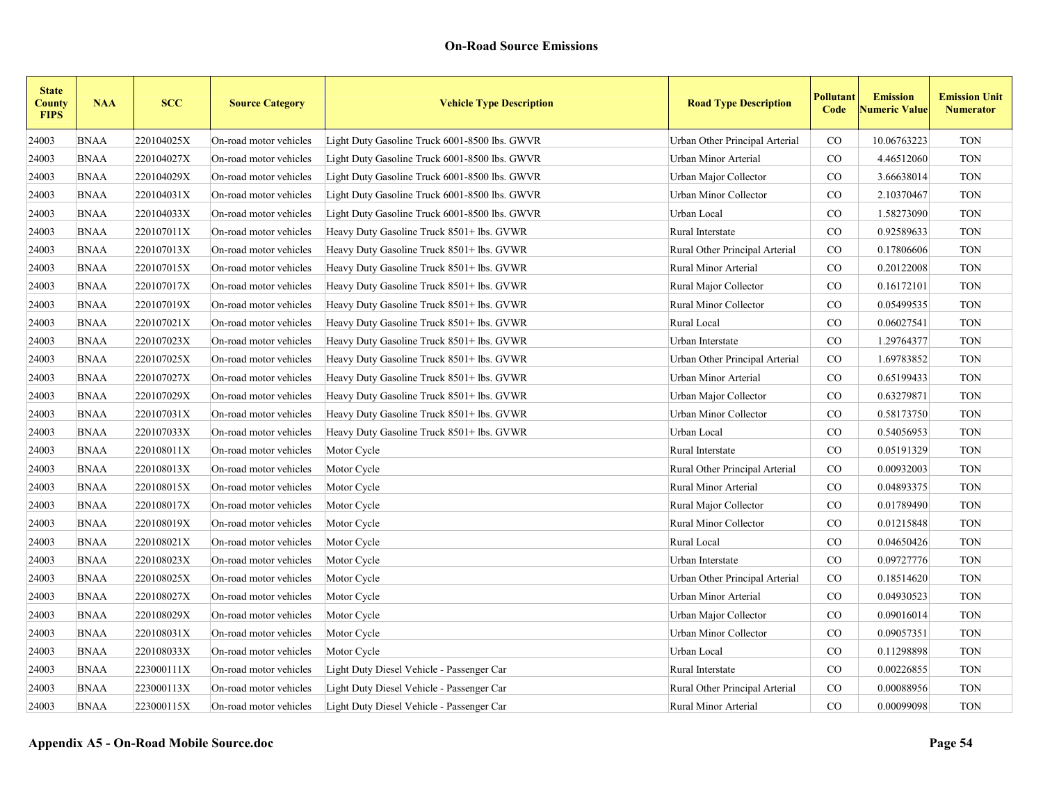## On-Road Source Emissions

| State County FIPS | NAA | SCC | Source Category | Vehicle Type Description | Road Type Description | Pollutant Code | Emission Numeric Value | Emission Unit Numerator |
|---|---|---|---|---|---|---|---|---|
| 24003 | BNAA | 220104025X | On-road motor vehicles | Light Duty Gasoline Truck 6001-8500 lbs. GWVR | Urban Other Principal Arterial | CO | 10.06763223 | TON |
| 24003 | BNAA | 220104027X | On-road motor vehicles | Light Duty Gasoline Truck 6001-8500 lbs. GWVR | Urban Minor Arterial | CO | 4.46512060 | TON |
| 24003 | BNAA | 220104029X | On-road motor vehicles | Light Duty Gasoline Truck 6001-8500 lbs. GWVR | Urban Major Collector | CO | 3.66638014 | TON |
| 24003 | BNAA | 220104031X | On-road motor vehicles | Light Duty Gasoline Truck 6001-8500 lbs. GWVR | Urban Minor Collector | CO | 2.10370467 | TON |
| 24003 | BNAA | 220104033X | On-road motor vehicles | Light Duty Gasoline Truck 6001-8500 lbs. GWVR | Urban Local | CO | 1.58273090 | TON |
| 24003 | BNAA | 220107011X | On-road motor vehicles | Heavy Duty Gasoline Truck 8501+ lbs. GVWR | Rural Interstate | CO | 0.92589633 | TON |
| 24003 | BNAA | 220107013X | On-road motor vehicles | Heavy Duty Gasoline Truck 8501+ lbs. GVWR | Rural Other Principal Arterial | CO | 0.17806606 | TON |
| 24003 | BNAA | 220107015X | On-road motor vehicles | Heavy Duty Gasoline Truck 8501+ lbs. GVWR | Rural Minor Arterial | CO | 0.20122008 | TON |
| 24003 | BNAA | 220107017X | On-road motor vehicles | Heavy Duty Gasoline Truck 8501+ lbs. GVWR | Rural Major Collector | CO | 0.16172101 | TON |
| 24003 | BNAA | 220107019X | On-road motor vehicles | Heavy Duty Gasoline Truck 8501+ lbs. GVWR | Rural Minor Collector | CO | 0.05499535 | TON |
| 24003 | BNAA | 220107021X | On-road motor vehicles | Heavy Duty Gasoline Truck 8501+ lbs. GVWR | Rural Local | CO | 0.06027541 | TON |
| 24003 | BNAA | 220107023X | On-road motor vehicles | Heavy Duty Gasoline Truck 8501+ lbs. GVWR | Urban Interstate | CO | 1.29764377 | TON |
| 24003 | BNAA | 220107025X | On-road motor vehicles | Heavy Duty Gasoline Truck 8501+ lbs. GVWR | Urban Other Principal Arterial | CO | 1.69783852 | TON |
| 24003 | BNAA | 220107027X | On-road motor vehicles | Heavy Duty Gasoline Truck 8501+ lbs. GVWR | Urban Minor Arterial | CO | 0.65199433 | TON |
| 24003 | BNAA | 220107029X | On-road motor vehicles | Heavy Duty Gasoline Truck 8501+ lbs. GVWR | Urban Major Collector | CO | 0.63279871 | TON |
| 24003 | BNAA | 220107031X | On-road motor vehicles | Heavy Duty Gasoline Truck 8501+ lbs. GVWR | Urban Minor Collector | CO | 0.58173750 | TON |
| 24003 | BNAA | 220107033X | On-road motor vehicles | Heavy Duty Gasoline Truck 8501+ lbs. GVWR | Urban Local | CO | 0.54056953 | TON |
| 24003 | BNAA | 220108011X | On-road motor vehicles | Motor Cycle | Rural Interstate | CO | 0.05191329 | TON |
| 24003 | BNAA | 220108013X | On-road motor vehicles | Motor Cycle | Rural Other Principal Arterial | CO | 0.00932003 | TON |
| 24003 | BNAA | 220108015X | On-road motor vehicles | Motor Cycle | Rural Minor Arterial | CO | 0.04893375 | TON |
| 24003 | BNAA | 220108017X | On-road motor vehicles | Motor Cycle | Rural Major Collector | CO | 0.01789490 | TON |
| 24003 | BNAA | 220108019X | On-road motor vehicles | Motor Cycle | Rural Minor Collector | CO | 0.01215848 | TON |
| 24003 | BNAA | 220108021X | On-road motor vehicles | Motor Cycle | Rural Local | CO | 0.04650426 | TON |
| 24003 | BNAA | 220108023X | On-road motor vehicles | Motor Cycle | Urban Interstate | CO | 0.09727776 | TON |
| 24003 | BNAA | 220108025X | On-road motor vehicles | Motor Cycle | Urban Other Principal Arterial | CO | 0.18514620 | TON |
| 24003 | BNAA | 220108027X | On-road motor vehicles | Motor Cycle | Urban Minor Arterial | CO | 0.04930523 | TON |
| 24003 | BNAA | 220108029X | On-road motor vehicles | Motor Cycle | Urban Major Collector | CO | 0.09016014 | TON |
| 24003 | BNAA | 220108031X | On-road motor vehicles | Motor Cycle | Urban Minor Collector | CO | 0.09057351 | TON |
| 24003 | BNAA | 220108033X | On-road motor vehicles | Motor Cycle | Urban Local | CO | 0.11298898 | TON |
| 24003 | BNAA | 223000111X | On-road motor vehicles | Light Duty Diesel Vehicle - Passenger Car | Rural Interstate | CO | 0.00226855 | TON |
| 24003 | BNAA | 223000113X | On-road motor vehicles | Light Duty Diesel Vehicle - Passenger Car | Rural Other Principal Arterial | CO | 0.00088956 | TON |
| 24003 | BNAA | 223000115X | On-road motor vehicles | Light Duty Diesel Vehicle - Passenger Car | Rural Minor Arterial | CO | 0.00099098 | TON |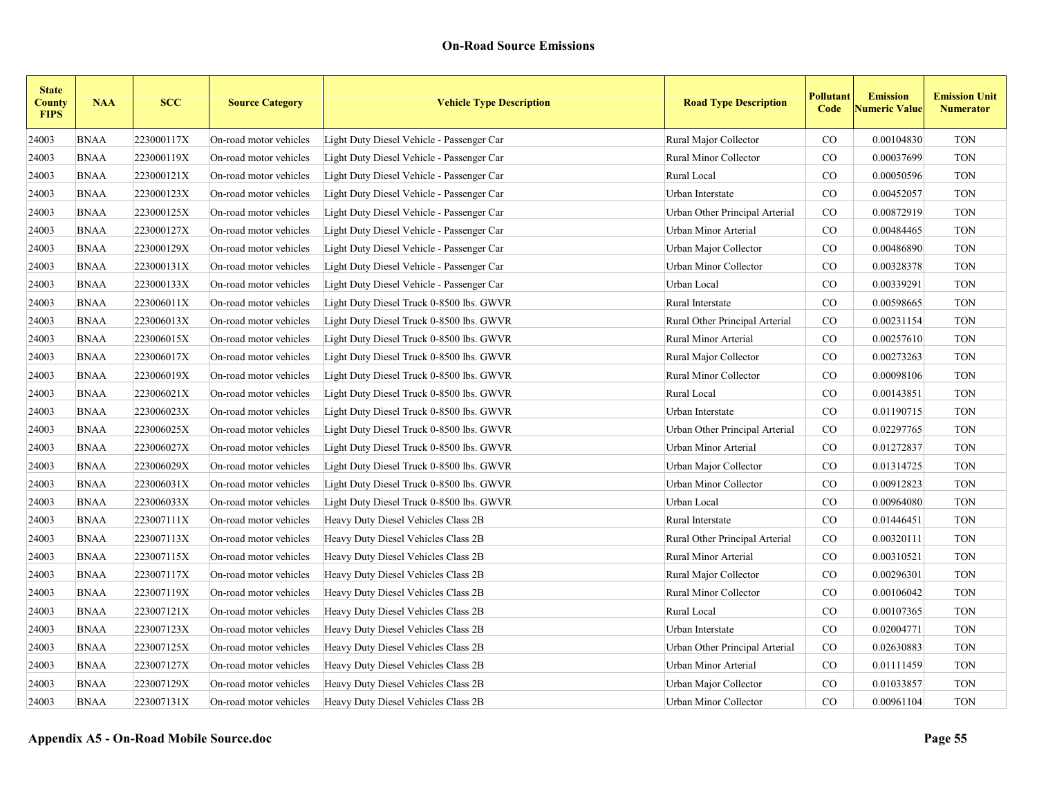## On-Road Source Emissions

| State County FIPS | NAA | SCC | Source Category | Vehicle Type Description | Road Type Description | Pollutant Code | Emission Numeric Value | Emission Unit Numerator |
|---|---|---|---|---|---|---|---|---|
| 24003 | BNAA | 223000117X | On-road motor vehicles | Light Duty Diesel Vehicle - Passenger Car | Rural Major Collector | CO | 0.00104830 | TON |
| 24003 | BNAA | 223000119X | On-road motor vehicles | Light Duty Diesel Vehicle - Passenger Car | Rural Minor Collector | CO | 0.00037699 | TON |
| 24003 | BNAA | 223000121X | On-road motor vehicles | Light Duty Diesel Vehicle - Passenger Car | Rural Local | CO | 0.00050596 | TON |
| 24003 | BNAA | 223000123X | On-road motor vehicles | Light Duty Diesel Vehicle - Passenger Car | Urban Interstate | CO | 0.00452057 | TON |
| 24003 | BNAA | 223000125X | On-road motor vehicles | Light Duty Diesel Vehicle - Passenger Car | Urban Other Principal Arterial | CO | 0.00872919 | TON |
| 24003 | BNAA | 223000127X | On-road motor vehicles | Light Duty Diesel Vehicle - Passenger Car | Urban Minor Arterial | CO | 0.00484465 | TON |
| 24003 | BNAA | 223000129X | On-road motor vehicles | Light Duty Diesel Vehicle - Passenger Car | Urban Major Collector | CO | 0.00486890 | TON |
| 24003 | BNAA | 223000131X | On-road motor vehicles | Light Duty Diesel Vehicle - Passenger Car | Urban Minor Collector | CO | 0.00328378 | TON |
| 24003 | BNAA | 223000133X | On-road motor vehicles | Light Duty Diesel Vehicle - Passenger Car | Urban Local | CO | 0.00339291 | TON |
| 24003 | BNAA | 223006011X | On-road motor vehicles | Light Duty Diesel Truck 0-8500 lbs. GWVR | Rural Interstate | CO | 0.00598665 | TON |
| 24003 | BNAA | 223006013X | On-road motor vehicles | Light Duty Diesel Truck 0-8500 lbs. GWVR | Rural Other Principal Arterial | CO | 0.00231154 | TON |
| 24003 | BNAA | 223006015X | On-road motor vehicles | Light Duty Diesel Truck 0-8500 lbs. GWVR | Rural Minor Arterial | CO | 0.00257610 | TON |
| 24003 | BNAA | 223006017X | On-road motor vehicles | Light Duty Diesel Truck 0-8500 lbs. GWVR | Rural Major Collector | CO | 0.00273263 | TON |
| 24003 | BNAA | 223006019X | On-road motor vehicles | Light Duty Diesel Truck 0-8500 lbs. GWVR | Rural Minor Collector | CO | 0.00098106 | TON |
| 24003 | BNAA | 223006021X | On-road motor vehicles | Light Duty Diesel Truck 0-8500 lbs. GWVR | Rural Local | CO | 0.00143851 | TON |
| 24003 | BNAA | 223006023X | On-road motor vehicles | Light Duty Diesel Truck 0-8500 lbs. GWVR | Urban Interstate | CO | 0.01190715 | TON |
| 24003 | BNAA | 223006025X | On-road motor vehicles | Light Duty Diesel Truck 0-8500 lbs. GWVR | Urban Other Principal Arterial | CO | 0.02297765 | TON |
| 24003 | BNAA | 223006027X | On-road motor vehicles | Light Duty Diesel Truck 0-8500 lbs. GWVR | Urban Minor Arterial | CO | 0.01272837 | TON |
| 24003 | BNAA | 223006029X | On-road motor vehicles | Light Duty Diesel Truck 0-8500 lbs. GWVR | Urban Major Collector | CO | 0.01314725 | TON |
| 24003 | BNAA | 223006031X | On-road motor vehicles | Light Duty Diesel Truck 0-8500 lbs. GWVR | Urban Minor Collector | CO | 0.00912823 | TON |
| 24003 | BNAA | 223006033X | On-road motor vehicles | Light Duty Diesel Truck 0-8500 lbs. GWVR | Urban Local | CO | 0.00964080 | TON |
| 24003 | BNAA | 223007111X | On-road motor vehicles | Heavy Duty Diesel Vehicles Class 2B | Rural Interstate | CO | 0.01446451 | TON |
| 24003 | BNAA | 223007113X | On-road motor vehicles | Heavy Duty Diesel Vehicles Class 2B | Rural Other Principal Arterial | CO | 0.00320111 | TON |
| 24003 | BNAA | 223007115X | On-road motor vehicles | Heavy Duty Diesel Vehicles Class 2B | Rural Minor Arterial | CO | 0.00310521 | TON |
| 24003 | BNAA | 223007117X | On-road motor vehicles | Heavy Duty Diesel Vehicles Class 2B | Rural Major Collector | CO | 0.00296301 | TON |
| 24003 | BNAA | 223007119X | On-road motor vehicles | Heavy Duty Diesel Vehicles Class 2B | Rural Minor Collector | CO | 0.00106042 | TON |
| 24003 | BNAA | 223007121X | On-road motor vehicles | Heavy Duty Diesel Vehicles Class 2B | Rural Local | CO | 0.00107365 | TON |
| 24003 | BNAA | 223007123X | On-road motor vehicles | Heavy Duty Diesel Vehicles Class 2B | Urban Interstate | CO | 0.02004771 | TON |
| 24003 | BNAA | 223007125X | On-road motor vehicles | Heavy Duty Diesel Vehicles Class 2B | Urban Other Principal Arterial | CO | 0.02630883 | TON |
| 24003 | BNAA | 223007127X | On-road motor vehicles | Heavy Duty Diesel Vehicles Class 2B | Urban Minor Arterial | CO | 0.01111459 | TON |
| 24003 | BNAA | 223007129X | On-road motor vehicles | Heavy Duty Diesel Vehicles Class 2B | Urban Major Collector | CO | 0.01033857 | TON |
| 24003 | BNAA | 223007131X | On-road motor vehicles | Heavy Duty Diesel Vehicles Class 2B | Urban Minor Collector | CO | 0.00961104 | TON |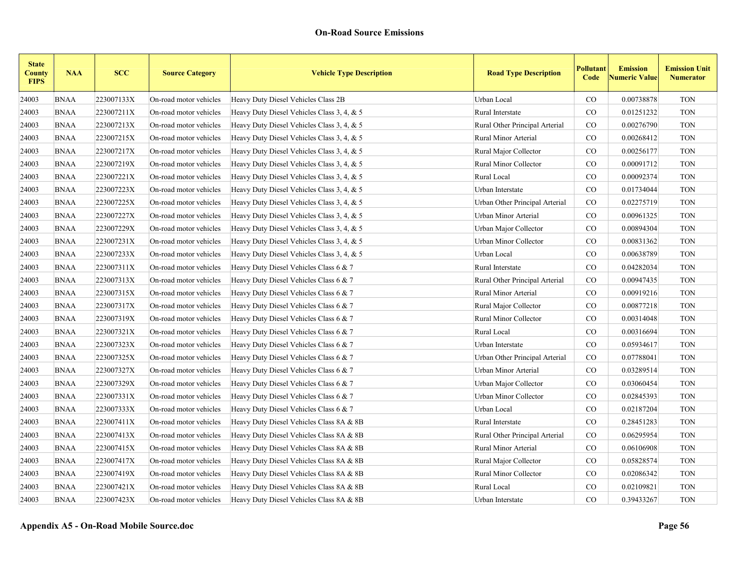## On-Road Source Emissions

| State County FIPS | NAA | SCC | Source Category | Vehicle Type Description | Road Type Description | Pollutant Code | Emission Numeric Value | Emission Unit Numerator |
|---|---|---|---|---|---|---|---|---|
| 24003 | BNAA | 223007133X | On-road motor vehicles | Heavy Duty Diesel Vehicles Class 2B | Urban Local | CO | 0.00738878 | TON |
| 24003 | BNAA | 223007211X | On-road motor vehicles | Heavy Duty Diesel Vehicles Class 3, 4, & 5 | Rural Interstate | CO | 0.01251232 | TON |
| 24003 | BNAA | 223007213X | On-road motor vehicles | Heavy Duty Diesel Vehicles Class 3, 4, & 5 | Rural Other Principal Arterial | CO | 0.00276790 | TON |
| 24003 | BNAA | 223007215X | On-road motor vehicles | Heavy Duty Diesel Vehicles Class 3, 4, & 5 | Rural Minor Arterial | CO | 0.00268412 | TON |
| 24003 | BNAA | 223007217X | On-road motor vehicles | Heavy Duty Diesel Vehicles Class 3, 4, & 5 | Rural Major Collector | CO | 0.00256177 | TON |
| 24003 | BNAA | 223007219X | On-road motor vehicles | Heavy Duty Diesel Vehicles Class 3, 4, & 5 | Rural Minor Collector | CO | 0.00091712 | TON |
| 24003 | BNAA | 223007221X | On-road motor vehicles | Heavy Duty Diesel Vehicles Class 3, 4, & 5 | Rural Local | CO | 0.00092374 | TON |
| 24003 | BNAA | 223007223X | On-road motor vehicles | Heavy Duty Diesel Vehicles Class 3, 4, & 5 | Urban Interstate | CO | 0.01734044 | TON |
| 24003 | BNAA | 223007225X | On-road motor vehicles | Heavy Duty Diesel Vehicles Class 3, 4, & 5 | Urban Other Principal Arterial | CO | 0.02275719 | TON |
| 24003 | BNAA | 223007227X | On-road motor vehicles | Heavy Duty Diesel Vehicles Class 3, 4, & 5 | Urban Minor Arterial | CO | 0.00961325 | TON |
| 24003 | BNAA | 223007229X | On-road motor vehicles | Heavy Duty Diesel Vehicles Class 3, 4, & 5 | Urban Major Collector | CO | 0.00894304 | TON |
| 24003 | BNAA | 223007231X | On-road motor vehicles | Heavy Duty Diesel Vehicles Class 3, 4, & 5 | Urban Minor Collector | CO | 0.00831362 | TON |
| 24003 | BNAA | 223007233X | On-road motor vehicles | Heavy Duty Diesel Vehicles Class 3, 4, & 5 | Urban Local | CO | 0.00638789 | TON |
| 24003 | BNAA | 223007311X | On-road motor vehicles | Heavy Duty Diesel Vehicles Class 6 & 7 | Rural Interstate | CO | 0.04282034 | TON |
| 24003 | BNAA | 223007313X | On-road motor vehicles | Heavy Duty Diesel Vehicles Class 6 & 7 | Rural Other Principal Arterial | CO | 0.00947435 | TON |
| 24003 | BNAA | 223007315X | On-road motor vehicles | Heavy Duty Diesel Vehicles Class 6 & 7 | Rural Minor Arterial | CO | 0.00919216 | TON |
| 24003 | BNAA | 223007317X | On-road motor vehicles | Heavy Duty Diesel Vehicles Class 6 & 7 | Rural Major Collector | CO | 0.00877218 | TON |
| 24003 | BNAA | 223007319X | On-road motor vehicles | Heavy Duty Diesel Vehicles Class 6 & 7 | Rural Minor Collector | CO | 0.00314048 | TON |
| 24003 | BNAA | 223007321X | On-road motor vehicles | Heavy Duty Diesel Vehicles Class 6 & 7 | Rural Local | CO | 0.00316694 | TON |
| 24003 | BNAA | 223007323X | On-road motor vehicles | Heavy Duty Diesel Vehicles Class 6 & 7 | Urban Interstate | CO | 0.05934617 | TON |
| 24003 | BNAA | 223007325X | On-road motor vehicles | Heavy Duty Diesel Vehicles Class 6 & 7 | Urban Other Principal Arterial | CO | 0.07788041 | TON |
| 24003 | BNAA | 223007327X | On-road motor vehicles | Heavy Duty Diesel Vehicles Class 6 & 7 | Urban Minor Arterial | CO | 0.03289514 | TON |
| 24003 | BNAA | 223007329X | On-road motor vehicles | Heavy Duty Diesel Vehicles Class 6 & 7 | Urban Major Collector | CO | 0.03060454 | TON |
| 24003 | BNAA | 223007331X | On-road motor vehicles | Heavy Duty Diesel Vehicles Class 6 & 7 | Urban Minor Collector | CO | 0.02845393 | TON |
| 24003 | BNAA | 223007333X | On-road motor vehicles | Heavy Duty Diesel Vehicles Class 6 & 7 | Urban Local | CO | 0.02187204 | TON |
| 24003 | BNAA | 223007411X | On-road motor vehicles | Heavy Duty Diesel Vehicles Class 8A & 8B | Rural Interstate | CO | 0.28451283 | TON |
| 24003 | BNAA | 223007413X | On-road motor vehicles | Heavy Duty Diesel Vehicles Class 8A & 8B | Rural Other Principal Arterial | CO | 0.06295954 | TON |
| 24003 | BNAA | 223007415X | On-road motor vehicles | Heavy Duty Diesel Vehicles Class 8A & 8B | Rural Minor Arterial | CO | 0.06106908 | TON |
| 24003 | BNAA | 223007417X | On-road motor vehicles | Heavy Duty Diesel Vehicles Class 8A & 8B | Rural Major Collector | CO | 0.05828574 | TON |
| 24003 | BNAA | 223007419X | On-road motor vehicles | Heavy Duty Diesel Vehicles Class 8A & 8B | Rural Minor Collector | CO | 0.02086342 | TON |
| 24003 | BNAA | 223007421X | On-road motor vehicles | Heavy Duty Diesel Vehicles Class 8A & 8B | Rural Local | CO | 0.02109821 | TON |
| 24003 | BNAA | 223007423X | On-road motor vehicles | Heavy Duty Diesel Vehicles Class 8A & 8B | Urban Interstate | CO | 0.39433267 | TON |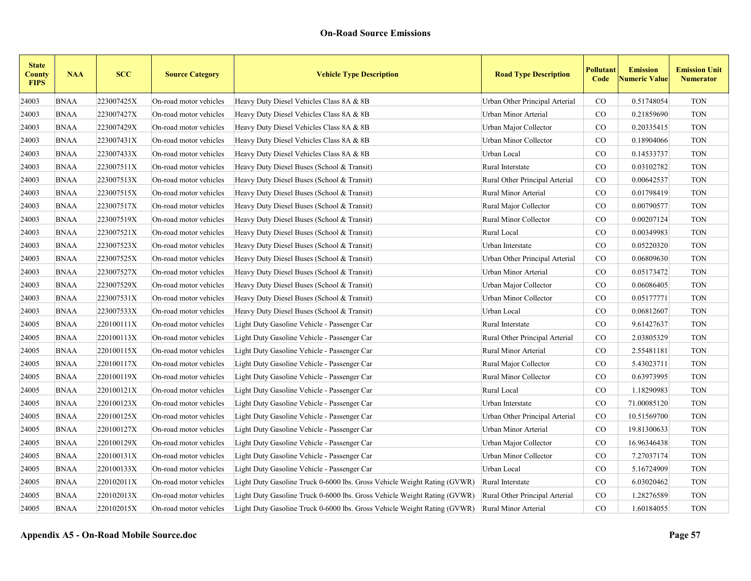## On-Road Source Emissions

| State County FIPS | NAA | SCC | Source Category | Vehicle Type Description | Road Type Description | Pollutant Code | Emission Numeric Value | Emission Unit Numerator |
|---|---|---|---|---|---|---|---|---|
| 24003 | BNAA | 223007425X | On-road motor vehicles | Heavy Duty Diesel Vehicles Class 8A & 8B | Urban Other Principal Arterial | CO | 0.51748054 | TON |
| 24003 | BNAA | 223007427X | On-road motor vehicles | Heavy Duty Diesel Vehicles Class 8A & 8B | Urban Minor Arterial | CO | 0.21859690 | TON |
| 24003 | BNAA | 223007429X | On-road motor vehicles | Heavy Duty Diesel Vehicles Class 8A & 8B | Urban Major Collector | CO | 0.20335415 | TON |
| 24003 | BNAA | 223007431X | On-road motor vehicles | Heavy Duty Diesel Vehicles Class 8A & 8B | Urban Minor Collector | CO | 0.18904066 | TON |
| 24003 | BNAA | 223007433X | On-road motor vehicles | Heavy Duty Diesel Vehicles Class 8A & 8B | Urban Local | CO | 0.14533737 | TON |
| 24003 | BNAA | 223007511X | On-road motor vehicles | Heavy Duty Diesel Buses (School & Transit) | Rural Interstate | CO | 0.03102782 | TON |
| 24003 | BNAA | 223007513X | On-road motor vehicles | Heavy Duty Diesel Buses (School & Transit) | Rural Other Principal Arterial | CO | 0.00642537 | TON |
| 24003 | BNAA | 223007515X | On-road motor vehicles | Heavy Duty Diesel Buses (School & Transit) | Rural Minor Arterial | CO | 0.01798419 | TON |
| 24003 | BNAA | 223007517X | On-road motor vehicles | Heavy Duty Diesel Buses (School & Transit) | Rural Major Collector | CO | 0.00790577 | TON |
| 24003 | BNAA | 223007519X | On-road motor vehicles | Heavy Duty Diesel Buses (School & Transit) | Rural Minor Collector | CO | 0.00207124 | TON |
| 24003 | BNAA | 223007521X | On-road motor vehicles | Heavy Duty Diesel Buses (School & Transit) | Rural Local | CO | 0.00349983 | TON |
| 24003 | BNAA | 223007523X | On-road motor vehicles | Heavy Duty Diesel Buses (School & Transit) | Urban Interstate | CO | 0.05220320 | TON |
| 24003 | BNAA | 223007525X | On-road motor vehicles | Heavy Duty Diesel Buses (School & Transit) | Urban Other Principal Arterial | CO | 0.06809630 | TON |
| 24003 | BNAA | 223007527X | On-road motor vehicles | Heavy Duty Diesel Buses (School & Transit) | Urban Minor Arterial | CO | 0.05173472 | TON |
| 24003 | BNAA | 223007529X | On-road motor vehicles | Heavy Duty Diesel Buses (School & Transit) | Urban Major Collector | CO | 0.06086405 | TON |
| 24003 | BNAA | 223007531X | On-road motor vehicles | Heavy Duty Diesel Buses (School & Transit) | Urban Minor Collector | CO | 0.05177771 | TON |
| 24003 | BNAA | 223007533X | On-road motor vehicles | Heavy Duty Diesel Buses (School & Transit) | Urban Local | CO | 0.06812607 | TON |
| 24005 | BNAA | 220100111X | On-road motor vehicles | Light Duty Gasoline Vehicle - Passenger Car | Rural Interstate | CO | 9.61427637 | TON |
| 24005 | BNAA | 220100113X | On-road motor vehicles | Light Duty Gasoline Vehicle - Passenger Car | Rural Other Principal Arterial | CO | 2.03805329 | TON |
| 24005 | BNAA | 220100115X | On-road motor vehicles | Light Duty Gasoline Vehicle - Passenger Car | Rural Minor Arterial | CO | 2.55481181 | TON |
| 24005 | BNAA | 220100117X | On-road motor vehicles | Light Duty Gasoline Vehicle - Passenger Car | Rural Major Collector | CO | 5.43023711 | TON |
| 24005 | BNAA | 220100119X | On-road motor vehicles | Light Duty Gasoline Vehicle - Passenger Car | Rural Minor Collector | CO | 0.63973995 | TON |
| 24005 | BNAA | 220100121X | On-road motor vehicles | Light Duty Gasoline Vehicle - Passenger Car | Rural Local | CO | 1.18290983 | TON |
| 24005 | BNAA | 220100123X | On-road motor vehicles | Light Duty Gasoline Vehicle - Passenger Car | Urban Interstate | CO | 71.00085120 | TON |
| 24005 | BNAA | 220100125X | On-road motor vehicles | Light Duty Gasoline Vehicle - Passenger Car | Urban Other Principal Arterial | CO | 10.51569700 | TON |
| 24005 | BNAA | 220100127X | On-road motor vehicles | Light Duty Gasoline Vehicle - Passenger Car | Urban Minor Arterial | CO | 19.81300633 | TON |
| 24005 | BNAA | 220100129X | On-road motor vehicles | Light Duty Gasoline Vehicle - Passenger Car | Urban Major Collector | CO | 16.96346438 | TON |
| 24005 | BNAA | 220100131X | On-road motor vehicles | Light Duty Gasoline Vehicle - Passenger Car | Urban Minor Collector | CO | 7.27037174 | TON |
| 24005 | BNAA | 220100133X | On-road motor vehicles | Light Duty Gasoline Vehicle - Passenger Car | Urban Local | CO | 5.16724909 | TON |
| 24005 | BNAA | 220102011X | On-road motor vehicles | Light Duty Gasoline Truck 0-6000 lbs. Gross Vehicle Weight Rating (GVWR) | Rural Interstate | CO | 6.03020462 | TON |
| 24005 | BNAA | 220102013X | On-road motor vehicles | Light Duty Gasoline Truck 0-6000 lbs. Gross Vehicle Weight Rating (GVWR) | Rural Other Principal Arterial | CO | 1.28276589 | TON |
| 24005 | BNAA | 220102015X | On-road motor vehicles | Light Duty Gasoline Truck 0-6000 lbs. Gross Vehicle Weight Rating (GVWR) | Rural Minor Arterial | CO | 1.60184055 | TON |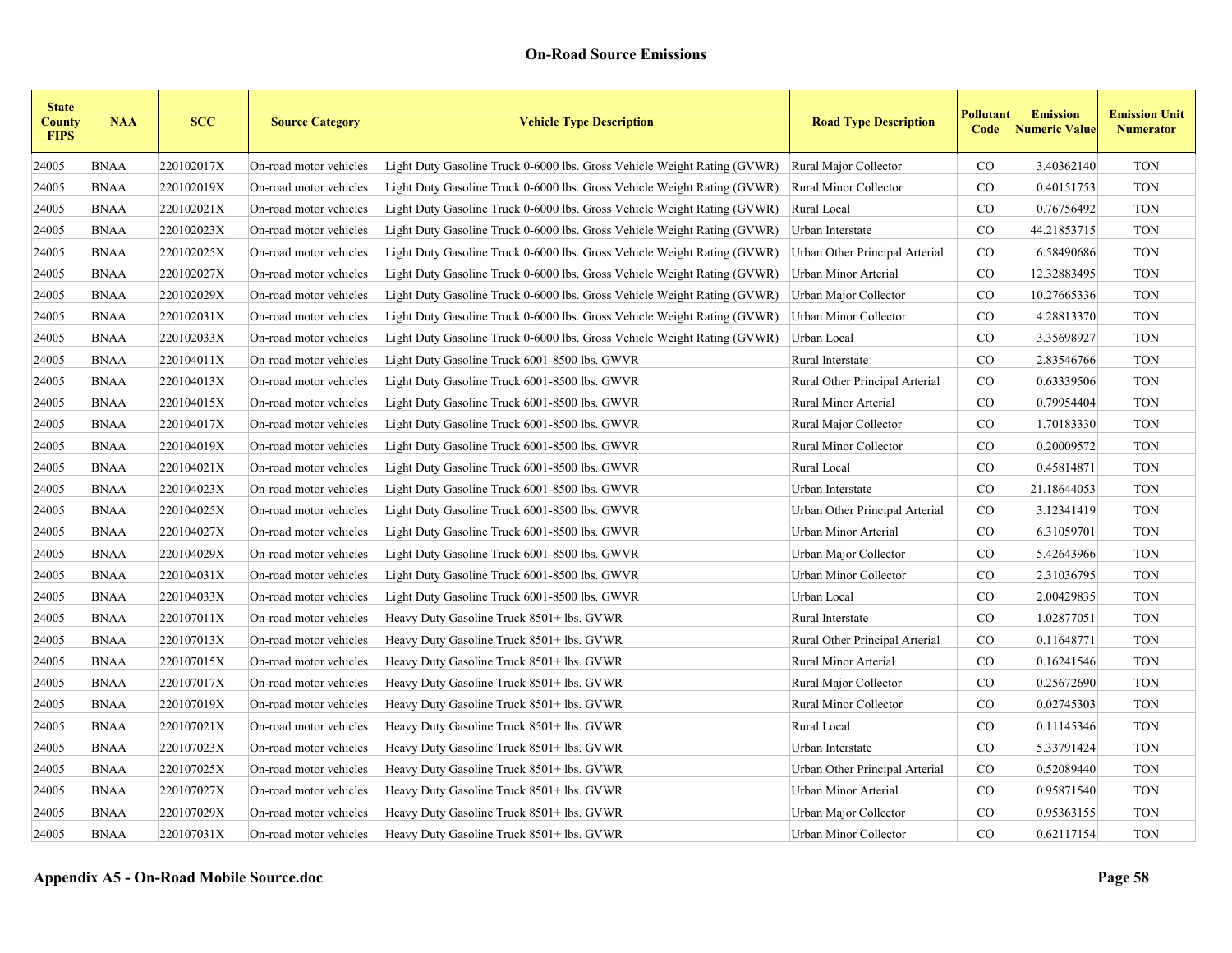## On-Road Source Emissions

| State County FIPS | NAA | SCC | Source Category | Vehicle Type Description | Road Type Description | Pollutant Code | Emission Numeric Value | Emission Unit Numerator |
|---|---|---|---|---|---|---|---|---|
| 24005 | BNAA | 220102017X | On-road motor vehicles | Light Duty Gasoline Truck 0-6000 lbs. Gross Vehicle Weight Rating (GVWR) | Rural Major Collector | CO | 3.40362140 | TON |
| 24005 | BNAA | 220102019X | On-road motor vehicles | Light Duty Gasoline Truck 0-6000 lbs. Gross Vehicle Weight Rating (GVWR) | Rural Minor Collector | CO | 0.40151753 | TON |
| 24005 | BNAA | 220102021X | On-road motor vehicles | Light Duty Gasoline Truck 0-6000 lbs. Gross Vehicle Weight Rating (GVWR) | Rural Local | CO | 0.76756492 | TON |
| 24005 | BNAA | 220102023X | On-road motor vehicles | Light Duty Gasoline Truck 0-6000 lbs. Gross Vehicle Weight Rating (GVWR) | Urban Interstate | CO | 44.21853715 | TON |
| 24005 | BNAA | 220102025X | On-road motor vehicles | Light Duty Gasoline Truck 0-6000 lbs. Gross Vehicle Weight Rating (GVWR) | Urban Other Principal Arterial | CO | 6.58490686 | TON |
| 24005 | BNAA | 220102027X | On-road motor vehicles | Light Duty Gasoline Truck 0-6000 lbs. Gross Vehicle Weight Rating (GVWR) | Urban Minor Arterial | CO | 12.32883495 | TON |
| 24005 | BNAA | 220102029X | On-road motor vehicles | Light Duty Gasoline Truck 0-6000 lbs. Gross Vehicle Weight Rating (GVWR) | Urban Major Collector | CO | 10.27665336 | TON |
| 24005 | BNAA | 220102031X | On-road motor vehicles | Light Duty Gasoline Truck 0-6000 lbs. Gross Vehicle Weight Rating (GVWR) | Urban Minor Collector | CO | 4.28813370 | TON |
| 24005 | BNAA | 220102033X | On-road motor vehicles | Light Duty Gasoline Truck 0-6000 lbs. Gross Vehicle Weight Rating (GVWR) | Urban Local | CO | 3.35698927 | TON |
| 24005 | BNAA | 220104011X | On-road motor vehicles | Light Duty Gasoline Truck 6001-8500 lbs. GWVR | Rural Interstate | CO | 2.83546766 | TON |
| 24005 | BNAA | 220104013X | On-road motor vehicles | Light Duty Gasoline Truck 6001-8500 lbs. GWVR | Rural Other Principal Arterial | CO | 0.63339506 | TON |
| 24005 | BNAA | 220104015X | On-road motor vehicles | Light Duty Gasoline Truck 6001-8500 lbs. GWVR | Rural Minor Arterial | CO | 0.79954404 | TON |
| 24005 | BNAA | 220104017X | On-road motor vehicles | Light Duty Gasoline Truck 6001-8500 lbs. GWVR | Rural Major Collector | CO | 1.70183330 | TON |
| 24005 | BNAA | 220104019X | On-road motor vehicles | Light Duty Gasoline Truck 6001-8500 lbs. GWVR | Rural Minor Collector | CO | 0.20009572 | TON |
| 24005 | BNAA | 220104021X | On-road motor vehicles | Light Duty Gasoline Truck 6001-8500 lbs. GWVR | Rural Local | CO | 0.45814871 | TON |
| 24005 | BNAA | 220104023X | On-road motor vehicles | Light Duty Gasoline Truck 6001-8500 lbs. GWVR | Urban Interstate | CO | 21.18644053 | TON |
| 24005 | BNAA | 220104025X | On-road motor vehicles | Light Duty Gasoline Truck 6001-8500 lbs. GWVR | Urban Other Principal Arterial | CO | 3.12341419 | TON |
| 24005 | BNAA | 220104027X | On-road motor vehicles | Light Duty Gasoline Truck 6001-8500 lbs. GWVR | Urban Minor Arterial | CO | 6.31059701 | TON |
| 24005 | BNAA | 220104029X | On-road motor vehicles | Light Duty Gasoline Truck 6001-8500 lbs. GWVR | Urban Major Collector | CO | 5.42643966 | TON |
| 24005 | BNAA | 220104031X | On-road motor vehicles | Light Duty Gasoline Truck 6001-8500 lbs. GWVR | Urban Minor Collector | CO | 2.31036795 | TON |
| 24005 | BNAA | 220104033X | On-road motor vehicles | Light Duty Gasoline Truck 6001-8500 lbs. GWVR | Urban Local | CO | 2.00429835 | TON |
| 24005 | BNAA | 220107011X | On-road motor vehicles | Heavy Duty Gasoline Truck 8501+ lbs. GVWR | Rural Interstate | CO | 1.02877051 | TON |
| 24005 | BNAA | 220107013X | On-road motor vehicles | Heavy Duty Gasoline Truck 8501+ lbs. GVWR | Rural Other Principal Arterial | CO | 0.11648771 | TON |
| 24005 | BNAA | 220107015X | On-road motor vehicles | Heavy Duty Gasoline Truck 8501+ lbs. GVWR | Rural Minor Arterial | CO | 0.16241546 | TON |
| 24005 | BNAA | 220107017X | On-road motor vehicles | Heavy Duty Gasoline Truck 8501+ lbs. GVWR | Rural Major Collector | CO | 0.25672690 | TON |
| 24005 | BNAA | 220107019X | On-road motor vehicles | Heavy Duty Gasoline Truck 8501+ lbs. GVWR | Rural Minor Collector | CO | 0.02745303 | TON |
| 24005 | BNAA | 220107021X | On-road motor vehicles | Heavy Duty Gasoline Truck 8501+ lbs. GVWR | Rural Local | CO | 0.11145346 | TON |
| 24005 | BNAA | 220107023X | On-road motor vehicles | Heavy Duty Gasoline Truck 8501+ lbs. GVWR | Urban Interstate | CO | 5.33791424 | TON |
| 24005 | BNAA | 220107025X | On-road motor vehicles | Heavy Duty Gasoline Truck 8501+ lbs. GVWR | Urban Other Principal Arterial | CO | 0.52089440 | TON |
| 24005 | BNAA | 220107027X | On-road motor vehicles | Heavy Duty Gasoline Truck 8501+ lbs. GVWR | Urban Minor Arterial | CO | 0.95871540 | TON |
| 24005 | BNAA | 220107029X | On-road motor vehicles | Heavy Duty Gasoline Truck 8501+ lbs. GVWR | Urban Major Collector | CO | 0.95363155 | TON |
| 24005 | BNAA | 220107031X | On-road motor vehicles | Heavy Duty Gasoline Truck 8501+ lbs. GVWR | Urban Minor Collector | CO | 0.62117154 | TON |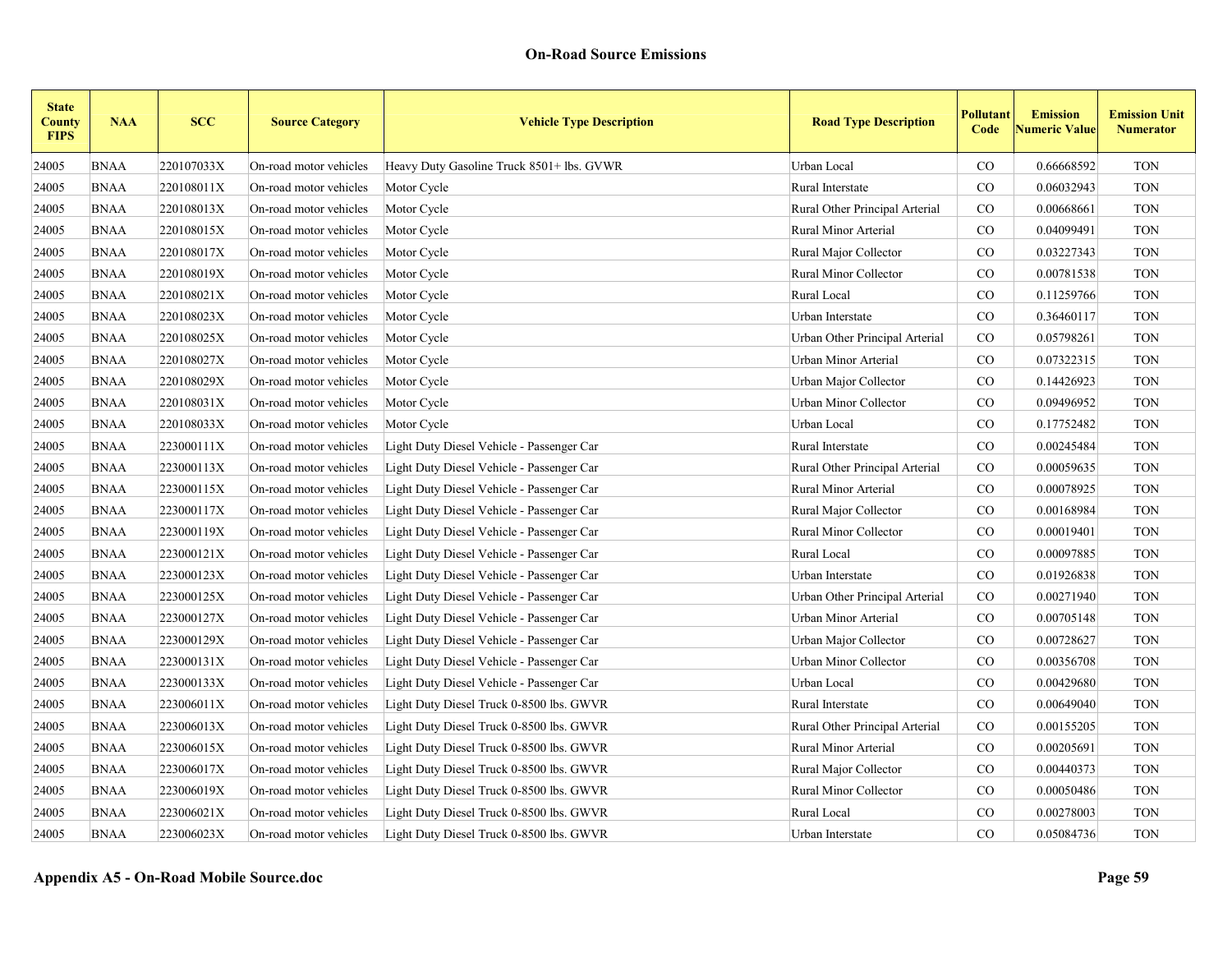## On-Road Source Emissions

| State County FIPS | NAA | SCC | Source Category | Vehicle Type Description | Road Type Description | Pollutant Code | Emission Numeric Value | Emission Unit Numerator |
|---|---|---|---|---|---|---|---|---|
| 24005 | BNAA | 220107033X | On-road motor vehicles | Heavy Duty Gasoline Truck 8501+ lbs. GVWR | Urban Local | CO | 0.66668592 | TON |
| 24005 | BNAA | 220108011X | On-road motor vehicles | Motor Cycle | Rural Interstate | CO | 0.06032943 | TON |
| 24005 | BNAA | 220108013X | On-road motor vehicles | Motor Cycle | Rural Other Principal Arterial | CO | 0.00668661 | TON |
| 24005 | BNAA | 220108015X | On-road motor vehicles | Motor Cycle | Rural Minor Arterial | CO | 0.04099491 | TON |
| 24005 | BNAA | 220108017X | On-road motor vehicles | Motor Cycle | Rural Major Collector | CO | 0.03227343 | TON |
| 24005 | BNAA | 220108019X | On-road motor vehicles | Motor Cycle | Rural Minor Collector | CO | 0.00781538 | TON |
| 24005 | BNAA | 220108021X | On-road motor vehicles | Motor Cycle | Rural Local | CO | 0.11259766 | TON |
| 24005 | BNAA | 220108023X | On-road motor vehicles | Motor Cycle | Urban Interstate | CO | 0.36460117 | TON |
| 24005 | BNAA | 220108025X | On-road motor vehicles | Motor Cycle | Urban Other Principal Arterial | CO | 0.05798261 | TON |
| 24005 | BNAA | 220108027X | On-road motor vehicles | Motor Cycle | Urban Minor Arterial | CO | 0.07322315 | TON |
| 24005 | BNAA | 220108029X | On-road motor vehicles | Motor Cycle | Urban Major Collector | CO | 0.14426923 | TON |
| 24005 | BNAA | 220108031X | On-road motor vehicles | Motor Cycle | Urban Minor Collector | CO | 0.09496952 | TON |
| 24005 | BNAA | 220108033X | On-road motor vehicles | Motor Cycle | Urban Local | CO | 0.17752482 | TON |
| 24005 | BNAA | 223000111X | On-road motor vehicles | Light Duty Diesel Vehicle - Passenger Car | Rural Interstate | CO | 0.00245484 | TON |
| 24005 | BNAA | 223000113X | On-road motor vehicles | Light Duty Diesel Vehicle - Passenger Car | Rural Other Principal Arterial | CO | 0.00059635 | TON |
| 24005 | BNAA | 223000115X | On-road motor vehicles | Light Duty Diesel Vehicle - Passenger Car | Rural Minor Arterial | CO | 0.00078925 | TON |
| 24005 | BNAA | 223000117X | On-road motor vehicles | Light Duty Diesel Vehicle - Passenger Car | Rural Major Collector | CO | 0.00168984 | TON |
| 24005 | BNAA | 223000119X | On-road motor vehicles | Light Duty Diesel Vehicle - Passenger Car | Rural Minor Collector | CO | 0.00019401 | TON |
| 24005 | BNAA | 223000121X | On-road motor vehicles | Light Duty Diesel Vehicle - Passenger Car | Rural Local | CO | 0.00097885 | TON |
| 24005 | BNAA | 223000123X | On-road motor vehicles | Light Duty Diesel Vehicle - Passenger Car | Urban Interstate | CO | 0.01926838 | TON |
| 24005 | BNAA | 223000125X | On-road motor vehicles | Light Duty Diesel Vehicle - Passenger Car | Urban Other Principal Arterial | CO | 0.00271940 | TON |
| 24005 | BNAA | 223000127X | On-road motor vehicles | Light Duty Diesel Vehicle - Passenger Car | Urban Minor Arterial | CO | 0.00705148 | TON |
| 24005 | BNAA | 223000129X | On-road motor vehicles | Light Duty Diesel Vehicle - Passenger Car | Urban Major Collector | CO | 0.00728627 | TON |
| 24005 | BNAA | 223000131X | On-road motor vehicles | Light Duty Diesel Vehicle - Passenger Car | Urban Minor Collector | CO | 0.00356708 | TON |
| 24005 | BNAA | 223000133X | On-road motor vehicles | Light Duty Diesel Vehicle - Passenger Car | Urban Local | CO | 0.00429680 | TON |
| 24005 | BNAA | 223006011X | On-road motor vehicles | Light Duty Diesel Truck 0-8500 lbs. GWVR | Rural Interstate | CO | 0.00649040 | TON |
| 24005 | BNAA | 223006013X | On-road motor vehicles | Light Duty Diesel Truck 0-8500 lbs. GWVR | Rural Other Principal Arterial | CO | 0.00155205 | TON |
| 24005 | BNAA | 223006015X | On-road motor vehicles | Light Duty Diesel Truck 0-8500 lbs. GWVR | Rural Minor Arterial | CO | 0.00205691 | TON |
| 24005 | BNAA | 223006017X | On-road motor vehicles | Light Duty Diesel Truck 0-8500 lbs. GWVR | Rural Major Collector | CO | 0.00440373 | TON |
| 24005 | BNAA | 223006019X | On-road motor vehicles | Light Duty Diesel Truck 0-8500 lbs. GWVR | Rural Minor Collector | CO | 0.00050486 | TON |
| 24005 | BNAA | 223006021X | On-road motor vehicles | Light Duty Diesel Truck 0-8500 lbs. GWVR | Rural Local | CO | 0.00278003 | TON |
| 24005 | BNAA | 223006023X | On-road motor vehicles | Light Duty Diesel Truck 0-8500 lbs. GWVR | Urban Interstate | CO | 0.05084736 | TON |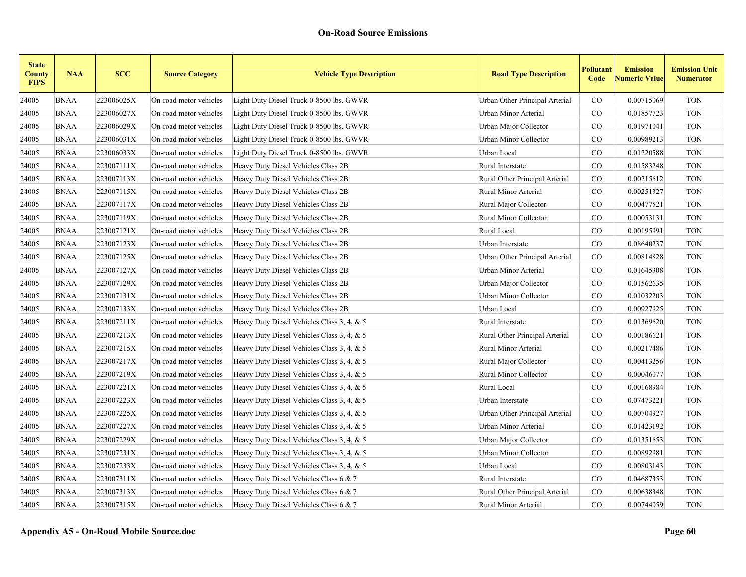## On-Road Source Emissions

| State County FIPS | NAA | SCC | Source Category | Vehicle Type Description | Road Type Description | Pollutant Code | Emission Numeric Value | Emission Unit Numerator |
|---|---|---|---|---|---|---|---|---|
| 24005 | BNAA | 223006025X | On-road motor vehicles | Light Duty Diesel Truck 0-8500 lbs. GWVR | Urban Other Principal Arterial | CO | 0.00715069 | TON |
| 24005 | BNAA | 223006027X | On-road motor vehicles | Light Duty Diesel Truck 0-8500 lbs. GWVR | Urban Minor Arterial | CO | 0.01857723 | TON |
| 24005 | BNAA | 223006029X | On-road motor vehicles | Light Duty Diesel Truck 0-8500 lbs. GWVR | Urban Major Collector | CO | 0.01971041 | TON |
| 24005 | BNAA | 223006031X | On-road motor vehicles | Light Duty Diesel Truck 0-8500 lbs. GWVR | Urban Minor Collector | CO | 0.00989213 | TON |
| 24005 | BNAA | 223006033X | On-road motor vehicles | Light Duty Diesel Truck 0-8500 lbs. GWVR | Urban Local | CO | 0.01220588 | TON |
| 24005 | BNAA | 223007111X | On-road motor vehicles | Heavy Duty Diesel Vehicles Class 2B | Rural Interstate | CO | 0.01583248 | TON |
| 24005 | BNAA | 223007113X | On-road motor vehicles | Heavy Duty Diesel Vehicles Class 2B | Rural Other Principal Arterial | CO | 0.00215612 | TON |
| 24005 | BNAA | 223007115X | On-road motor vehicles | Heavy Duty Diesel Vehicles Class 2B | Rural Minor Arterial | CO | 0.00251327 | TON |
| 24005 | BNAA | 223007117X | On-road motor vehicles | Heavy Duty Diesel Vehicles Class 2B | Rural Major Collector | CO | 0.00477521 | TON |
| 24005 | BNAA | 223007119X | On-road motor vehicles | Heavy Duty Diesel Vehicles Class 2B | Rural Minor Collector | CO | 0.00053131 | TON |
| 24005 | BNAA | 223007121X | On-road motor vehicles | Heavy Duty Diesel Vehicles Class 2B | Rural Local | CO | 0.00195991 | TON |
| 24005 | BNAA | 223007123X | On-road motor vehicles | Heavy Duty Diesel Vehicles Class 2B | Urban Interstate | CO | 0.08640237 | TON |
| 24005 | BNAA | 223007125X | On-road motor vehicles | Heavy Duty Diesel Vehicles Class 2B | Urban Other Principal Arterial | CO | 0.00814828 | TON |
| 24005 | BNAA | 223007127X | On-road motor vehicles | Heavy Duty Diesel Vehicles Class 2B | Urban Minor Arterial | CO | 0.01645308 | TON |
| 24005 | BNAA | 223007129X | On-road motor vehicles | Heavy Duty Diesel Vehicles Class 2B | Urban Major Collector | CO | 0.01562635 | TON |
| 24005 | BNAA | 223007131X | On-road motor vehicles | Heavy Duty Diesel Vehicles Class 2B | Urban Minor Collector | CO | 0.01032203 | TON |
| 24005 | BNAA | 223007133X | On-road motor vehicles | Heavy Duty Diesel Vehicles Class 2B | Urban Local | CO | 0.00927925 | TON |
| 24005 | BNAA | 223007211X | On-road motor vehicles | Heavy Duty Diesel Vehicles Class 3, 4, & 5 | Rural Interstate | CO | 0.01369620 | TON |
| 24005 | BNAA | 223007213X | On-road motor vehicles | Heavy Duty Diesel Vehicles Class 3, 4, & 5 | Rural Other Principal Arterial | CO | 0.00186621 | TON |
| 24005 | BNAA | 223007215X | On-road motor vehicles | Heavy Duty Diesel Vehicles Class 3, 4, & 5 | Rural Minor Arterial | CO | 0.00217486 | TON |
| 24005 | BNAA | 223007217X | On-road motor vehicles | Heavy Duty Diesel Vehicles Class 3, 4, & 5 | Rural Major Collector | CO | 0.00413256 | TON |
| 24005 | BNAA | 223007219X | On-road motor vehicles | Heavy Duty Diesel Vehicles Class 3, 4, & 5 | Rural Minor Collector | CO | 0.00046077 | TON |
| 24005 | BNAA | 223007221X | On-road motor vehicles | Heavy Duty Diesel Vehicles Class 3, 4, & 5 | Rural Local | CO | 0.00168984 | TON |
| 24005 | BNAA | 223007223X | On-road motor vehicles | Heavy Duty Diesel Vehicles Class 3, 4, & 5 | Urban Interstate | CO | 0.07473221 | TON |
| 24005 | BNAA | 223007225X | On-road motor vehicles | Heavy Duty Diesel Vehicles Class 3, 4, & 5 | Urban Other Principal Arterial | CO | 0.00704927 | TON |
| 24005 | BNAA | 223007227X | On-road motor vehicles | Heavy Duty Diesel Vehicles Class 3, 4, & 5 | Urban Minor Arterial | CO | 0.01423192 | TON |
| 24005 | BNAA | 223007229X | On-road motor vehicles | Heavy Duty Diesel Vehicles Class 3, 4, & 5 | Urban Major Collector | CO | 0.01351653 | TON |
| 24005 | BNAA | 223007231X | On-road motor vehicles | Heavy Duty Diesel Vehicles Class 3, 4, & 5 | Urban Minor Collector | CO | 0.00892981 | TON |
| 24005 | BNAA | 223007233X | On-road motor vehicles | Heavy Duty Diesel Vehicles Class 3, 4, & 5 | Urban Local | CO | 0.00803143 | TON |
| 24005 | BNAA | 223007311X | On-road motor vehicles | Heavy Duty Diesel Vehicles Class 6 & 7 | Rural Interstate | CO | 0.04687353 | TON |
| 24005 | BNAA | 223007313X | On-road motor vehicles | Heavy Duty Diesel Vehicles Class 6 & 7 | Rural Other Principal Arterial | CO | 0.00638348 | TON |
| 24005 | BNAA | 223007315X | On-road motor vehicles | Heavy Duty Diesel Vehicles Class 6 & 7 | Rural Minor Arterial | CO | 0.00744059 | TON |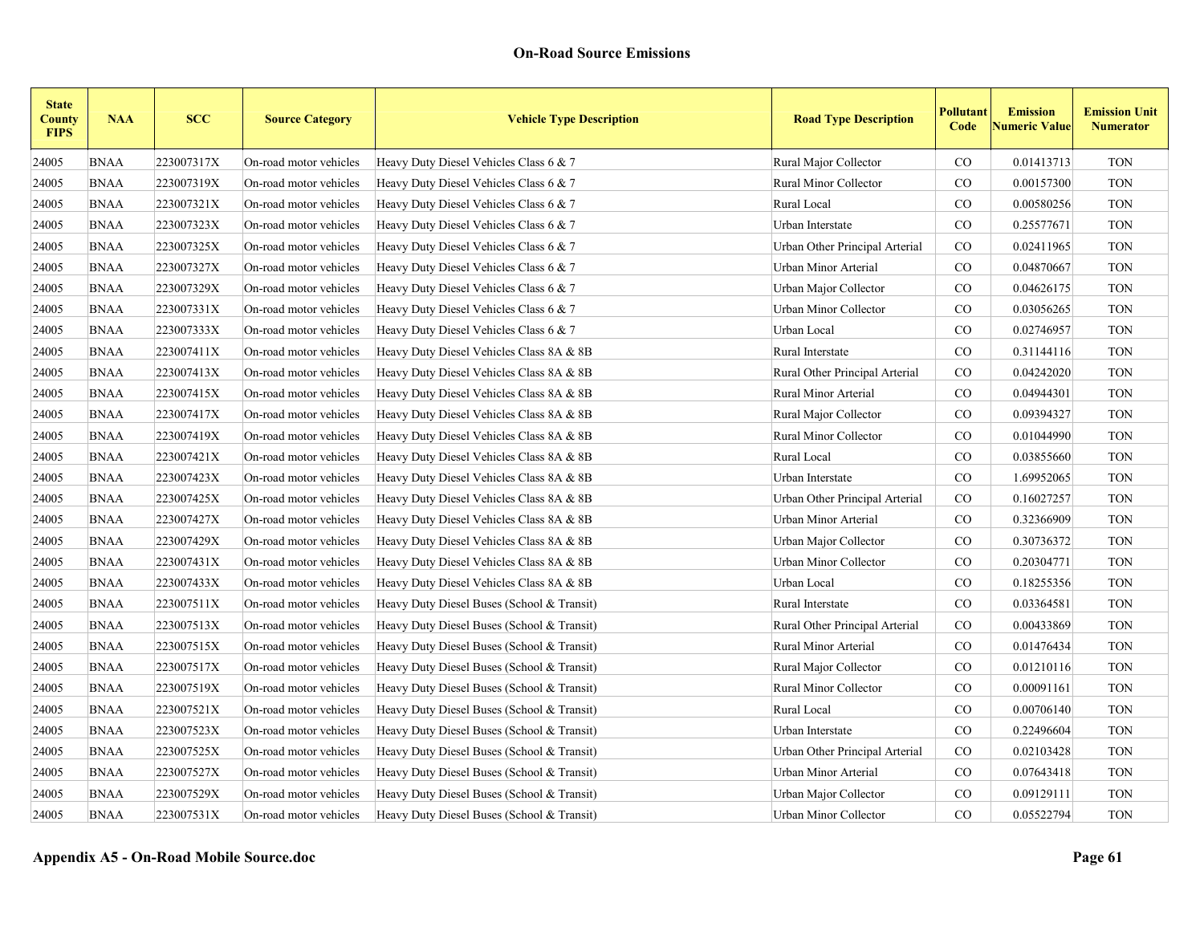## On-Road Source Emissions

| State County FIPS | NAA | SCC | Source Category | Vehicle Type Description | Road Type Description | Pollutant Code | Emission Numeric Value | Emission Unit Numerator |
|---|---|---|---|---|---|---|---|---|
| 24005 | BNAA | 223007317X | On-road motor vehicles | Heavy Duty Diesel Vehicles Class 6 & 7 | Rural Major Collector | CO | 0.01413713 | TON |
| 24005 | BNAA | 223007319X | On-road motor vehicles | Heavy Duty Diesel Vehicles Class 6 & 7 | Rural Minor Collector | CO | 0.00157300 | TON |
| 24005 | BNAA | 223007321X | On-road motor vehicles | Heavy Duty Diesel Vehicles Class 6 & 7 | Rural Local | CO | 0.00580256 | TON |
| 24005 | BNAA | 223007323X | On-road motor vehicles | Heavy Duty Diesel Vehicles Class 6 & 7 | Urban Interstate | CO | 0.25577671 | TON |
| 24005 | BNAA | 223007325X | On-road motor vehicles | Heavy Duty Diesel Vehicles Class 6 & 7 | Urban Other Principal Arterial | CO | 0.02411965 | TON |
| 24005 | BNAA | 223007327X | On-road motor vehicles | Heavy Duty Diesel Vehicles Class 6 & 7 | Urban Minor Arterial | CO | 0.04870667 | TON |
| 24005 | BNAA | 223007329X | On-road motor vehicles | Heavy Duty Diesel Vehicles Class 6 & 7 | Urban Major Collector | CO | 0.04626175 | TON |
| 24005 | BNAA | 223007331X | On-road motor vehicles | Heavy Duty Diesel Vehicles Class 6 & 7 | Urban Minor Collector | CO | 0.03056265 | TON |
| 24005 | BNAA | 223007333X | On-road motor vehicles | Heavy Duty Diesel Vehicles Class 6 & 7 | Urban Local | CO | 0.02746957 | TON |
| 24005 | BNAA | 223007411X | On-road motor vehicles | Heavy Duty Diesel Vehicles Class 8A & 8B | Rural Interstate | CO | 0.31144116 | TON |
| 24005 | BNAA | 223007413X | On-road motor vehicles | Heavy Duty Diesel Vehicles Class 8A & 8B | Rural Other Principal Arterial | CO | 0.04242020 | TON |
| 24005 | BNAA | 223007415X | On-road motor vehicles | Heavy Duty Diesel Vehicles Class 8A & 8B | Rural Minor Arterial | CO | 0.04944301 | TON |
| 24005 | BNAA | 223007417X | On-road motor vehicles | Heavy Duty Diesel Vehicles Class 8A & 8B | Rural Major Collector | CO | 0.09394327 | TON |
| 24005 | BNAA | 223007419X | On-road motor vehicles | Heavy Duty Diesel Vehicles Class 8A & 8B | Rural Minor Collector | CO | 0.01044990 | TON |
| 24005 | BNAA | 223007421X | On-road motor vehicles | Heavy Duty Diesel Vehicles Class 8A & 8B | Rural Local | CO | 0.03855660 | TON |
| 24005 | BNAA | 223007423X | On-road motor vehicles | Heavy Duty Diesel Vehicles Class 8A & 8B | Urban Interstate | CO | 1.69952065 | TON |
| 24005 | BNAA | 223007425X | On-road motor vehicles | Heavy Duty Diesel Vehicles Class 8A & 8B | Urban Other Principal Arterial | CO | 0.16027257 | TON |
| 24005 | BNAA | 223007427X | On-road motor vehicles | Heavy Duty Diesel Vehicles Class 8A & 8B | Urban Minor Arterial | CO | 0.32366909 | TON |
| 24005 | BNAA | 223007429X | On-road motor vehicles | Heavy Duty Diesel Vehicles Class 8A & 8B | Urban Major Collector | CO | 0.30736372 | TON |
| 24005 | BNAA | 223007431X | On-road motor vehicles | Heavy Duty Diesel Vehicles Class 8A & 8B | Urban Minor Collector | CO | 0.20304771 | TON |
| 24005 | BNAA | 223007433X | On-road motor vehicles | Heavy Duty Diesel Vehicles Class 8A & 8B | Urban Local | CO | 0.18255356 | TON |
| 24005 | BNAA | 223007511X | On-road motor vehicles | Heavy Duty Diesel Buses (School & Transit) | Rural Interstate | CO | 0.03364581 | TON |
| 24005 | BNAA | 223007513X | On-road motor vehicles | Heavy Duty Diesel Buses (School & Transit) | Rural Other Principal Arterial | CO | 0.00433869 | TON |
| 24005 | BNAA | 223007515X | On-road motor vehicles | Heavy Duty Diesel Buses (School & Transit) | Rural Minor Arterial | CO | 0.01476434 | TON |
| 24005 | BNAA | 223007517X | On-road motor vehicles | Heavy Duty Diesel Buses (School & Transit) | Rural Major Collector | CO | 0.01210116 | TON |
| 24005 | BNAA | 223007519X | On-road motor vehicles | Heavy Duty Diesel Buses (School & Transit) | Rural Minor Collector | CO | 0.00091161 | TON |
| 24005 | BNAA | 223007521X | On-road motor vehicles | Heavy Duty Diesel Buses (School & Transit) | Rural Local | CO | 0.00706140 | TON |
| 24005 | BNAA | 223007523X | On-road motor vehicles | Heavy Duty Diesel Buses (School & Transit) | Urban Interstate | CO | 0.22496604 | TON |
| 24005 | BNAA | 223007525X | On-road motor vehicles | Heavy Duty Diesel Buses (School & Transit) | Urban Other Principal Arterial | CO | 0.02103428 | TON |
| 24005 | BNAA | 223007527X | On-road motor vehicles | Heavy Duty Diesel Buses (School & Transit) | Urban Minor Arterial | CO | 0.07643418 | TON |
| 24005 | BNAA | 223007529X | On-road motor vehicles | Heavy Duty Diesel Buses (School & Transit) | Urban Major Collector | CO | 0.09129111 | TON |
| 24005 | BNAA | 223007531X | On-road motor vehicles | Heavy Duty Diesel Buses (School & Transit) | Urban Minor Collector | CO | 0.05522794 | TON |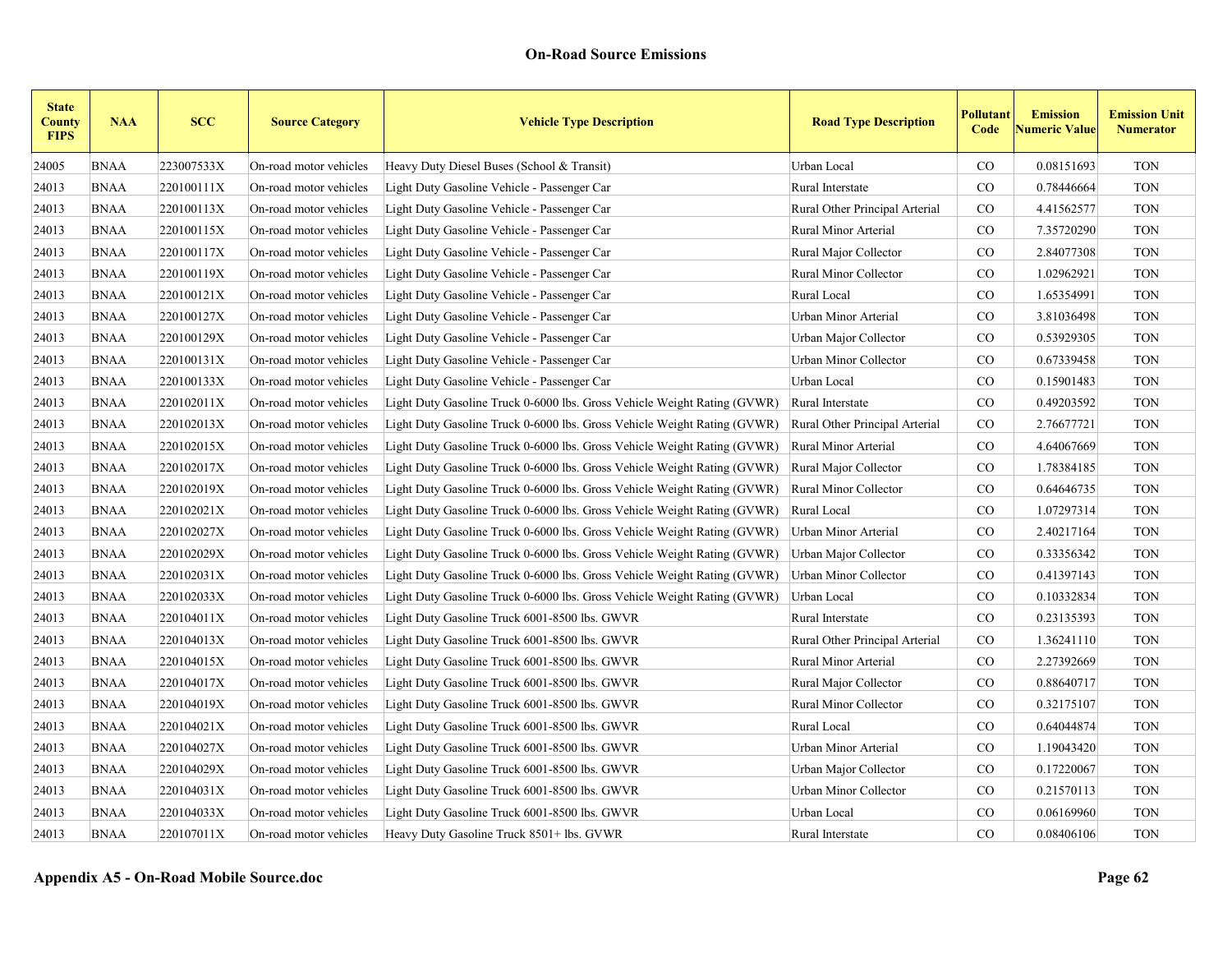## On-Road Source Emissions

| State County FIPS | NAA | SCC | Source Category | Vehicle Type Description | Road Type Description | Pollutant Code | Emission Numeric Value | Emission Unit Numerator |
|---|---|---|---|---|---|---|---|---|
| 24005 | BNAA | 223007533X | On-road motor vehicles | Heavy Duty Diesel Buses (School & Transit) | Urban Local | CO | 0.08151693 | TON |
| 24013 | BNAA | 220100111X | On-road motor vehicles | Light Duty Gasoline Vehicle - Passenger Car | Rural Interstate | CO | 0.78446664 | TON |
| 24013 | BNAA | 220100113X | On-road motor vehicles | Light Duty Gasoline Vehicle - Passenger Car | Rural Other Principal Arterial | CO | 4.41562577 | TON |
| 24013 | BNAA | 220100115X | On-road motor vehicles | Light Duty Gasoline Vehicle - Passenger Car | Rural Minor Arterial | CO | 7.35720290 | TON |
| 24013 | BNAA | 220100117X | On-road motor vehicles | Light Duty Gasoline Vehicle - Passenger Car | Rural Major Collector | CO | 2.84077308 | TON |
| 24013 | BNAA | 220100119X | On-road motor vehicles | Light Duty Gasoline Vehicle - Passenger Car | Rural Minor Collector | CO | 1.02962921 | TON |
| 24013 | BNAA | 220100121X | On-road motor vehicles | Light Duty Gasoline Vehicle - Passenger Car | Rural Local | CO | 1.65354991 | TON |
| 24013 | BNAA | 220100127X | On-road motor vehicles | Light Duty Gasoline Vehicle - Passenger Car | Urban Minor Arterial | CO | 3.81036498 | TON |
| 24013 | BNAA | 220100129X | On-road motor vehicles | Light Duty Gasoline Vehicle - Passenger Car | Urban Major Collector | CO | 0.53929305 | TON |
| 24013 | BNAA | 220100131X | On-road motor vehicles | Light Duty Gasoline Vehicle - Passenger Car | Urban Minor Collector | CO | 0.67339458 | TON |
| 24013 | BNAA | 220100133X | On-road motor vehicles | Light Duty Gasoline Vehicle - Passenger Car | Urban Local | CO | 0.15901483 | TON |
| 24013 | BNAA | 220102011X | On-road motor vehicles | Light Duty Gasoline Truck 0-6000 lbs. Gross Vehicle Weight Rating (GVWR) | Rural Interstate | CO | 0.49203592 | TON |
| 24013 | BNAA | 220102013X | On-road motor vehicles | Light Duty Gasoline Truck 0-6000 lbs. Gross Vehicle Weight Rating (GVWR) | Rural Other Principal Arterial | CO | 2.76677721 | TON |
| 24013 | BNAA | 220102015X | On-road motor vehicles | Light Duty Gasoline Truck 0-6000 lbs. Gross Vehicle Weight Rating (GVWR) | Rural Minor Arterial | CO | 4.64067669 | TON |
| 24013 | BNAA | 220102017X | On-road motor vehicles | Light Duty Gasoline Truck 0-6000 lbs. Gross Vehicle Weight Rating (GVWR) | Rural Major Collector | CO | 1.78384185 | TON |
| 24013 | BNAA | 220102019X | On-road motor vehicles | Light Duty Gasoline Truck 0-6000 lbs. Gross Vehicle Weight Rating (GVWR) | Rural Minor Collector | CO | 0.64646735 | TON |
| 24013 | BNAA | 220102021X | On-road motor vehicles | Light Duty Gasoline Truck 0-6000 lbs. Gross Vehicle Weight Rating (GVWR) | Rural Local | CO | 1.07297314 | TON |
| 24013 | BNAA | 220102027X | On-road motor vehicles | Light Duty Gasoline Truck 0-6000 lbs. Gross Vehicle Weight Rating (GVWR) | Urban Minor Arterial | CO | 2.40217164 | TON |
| 24013 | BNAA | 220102029X | On-road motor vehicles | Light Duty Gasoline Truck 0-6000 lbs. Gross Vehicle Weight Rating (GVWR) | Urban Major Collector | CO | 0.33356342 | TON |
| 24013 | BNAA | 220102031X | On-road motor vehicles | Light Duty Gasoline Truck 0-6000 lbs. Gross Vehicle Weight Rating (GVWR) | Urban Minor Collector | CO | 0.41397143 | TON |
| 24013 | BNAA | 220102033X | On-road motor vehicles | Light Duty Gasoline Truck 0-6000 lbs. Gross Vehicle Weight Rating (GVWR) | Urban Local | CO | 0.10332834 | TON |
| 24013 | BNAA | 220104011X | On-road motor vehicles | Light Duty Gasoline Truck 6001-8500 lbs. GWVR | Rural Interstate | CO | 0.23135393 | TON |
| 24013 | BNAA | 220104013X | On-road motor vehicles | Light Duty Gasoline Truck 6001-8500 lbs. GWVR | Rural Other Principal Arterial | CO | 1.36241110 | TON |
| 24013 | BNAA | 220104015X | On-road motor vehicles | Light Duty Gasoline Truck 6001-8500 lbs. GWVR | Rural Minor Arterial | CO | 2.27392669 | TON |
| 24013 | BNAA | 220104017X | On-road motor vehicles | Light Duty Gasoline Truck 6001-8500 lbs. GWVR | Rural Major Collector | CO | 0.88640717 | TON |
| 24013 | BNAA | 220104019X | On-road motor vehicles | Light Duty Gasoline Truck 6001-8500 lbs. GWVR | Rural Minor Collector | CO | 0.32175107 | TON |
| 24013 | BNAA | 220104021X | On-road motor vehicles | Light Duty Gasoline Truck 6001-8500 lbs. GWVR | Rural Local | CO | 0.64044874 | TON |
| 24013 | BNAA | 220104027X | On-road motor vehicles | Light Duty Gasoline Truck 6001-8500 lbs. GWVR | Urban Minor Arterial | CO | 1.19043420 | TON |
| 24013 | BNAA | 220104029X | On-road motor vehicles | Light Duty Gasoline Truck 6001-8500 lbs. GWVR | Urban Major Collector | CO | 0.17220067 | TON |
| 24013 | BNAA | 220104031X | On-road motor vehicles | Light Duty Gasoline Truck 6001-8500 lbs. GWVR | Urban Minor Collector | CO | 0.21570113 | TON |
| 24013 | BNAA | 220104033X | On-road motor vehicles | Light Duty Gasoline Truck 6001-8500 lbs. GWVR | Urban Local | CO | 0.06169960 | TON |
| 24013 | BNAA | 220107011X | On-road motor vehicles | Heavy Duty Gasoline Truck 8501+ lbs. GVWR | Rural Interstate | CO | 0.08406106 | TON |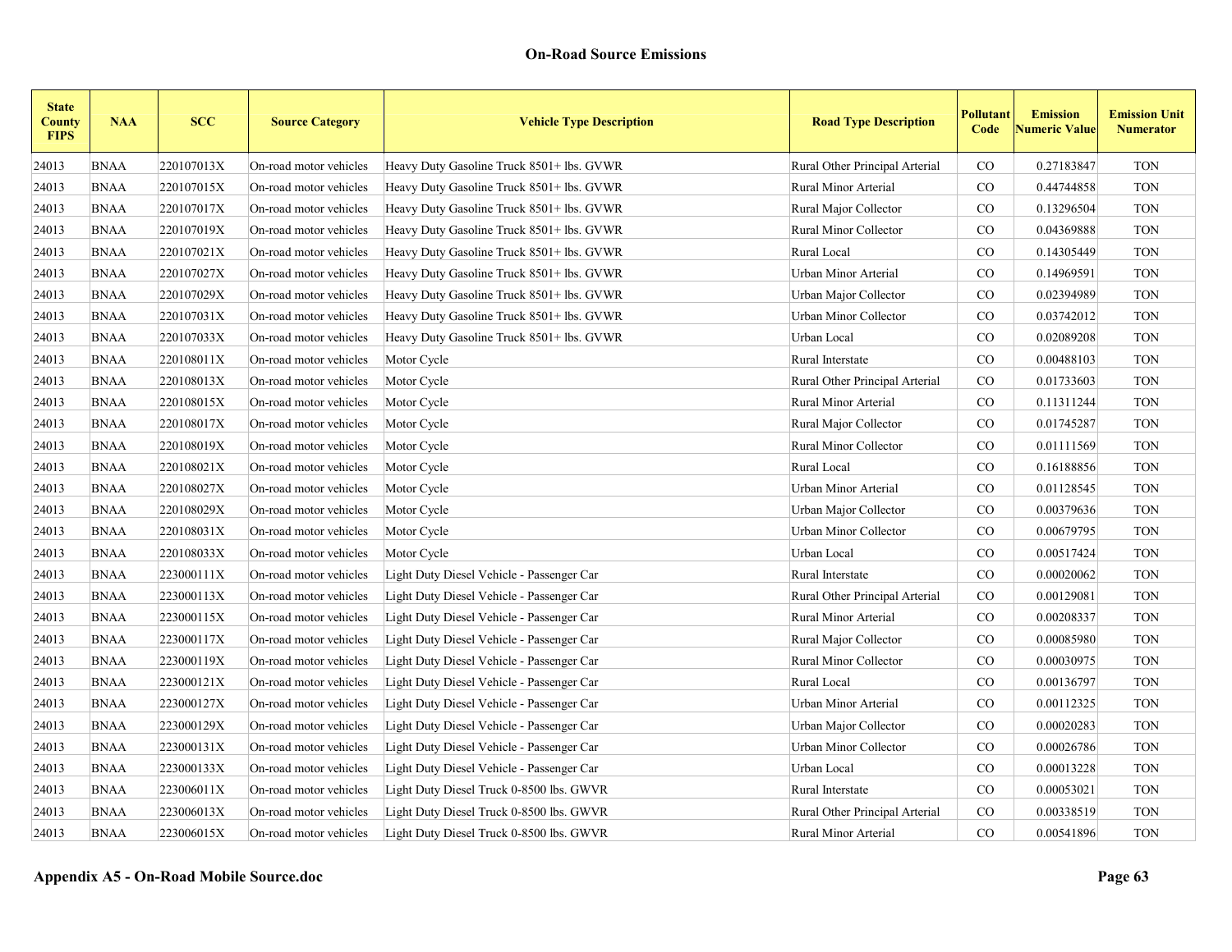## On-Road Source Emissions

| State County FIPS | NAA | SCC | Source Category | Vehicle Type Description | Road Type Description | Pollutant Code | Emission Numeric Value | Emission Unit Numerator |
|---|---|---|---|---|---|---|---|---|
| 24013 | BNAA | 220107013X | On-road motor vehicles | Heavy Duty Gasoline Truck 8501+ lbs. GVWR | Rural Other Principal Arterial | CO | 0.27183847 | TON |
| 24013 | BNAA | 220107015X | On-road motor vehicles | Heavy Duty Gasoline Truck 8501+ lbs. GVWR | Rural Minor Arterial | CO | 0.44744858 | TON |
| 24013 | BNAA | 220107017X | On-road motor vehicles | Heavy Duty Gasoline Truck 8501+ lbs. GVWR | Rural Major Collector | CO | 0.13296504 | TON |
| 24013 | BNAA | 220107019X | On-road motor vehicles | Heavy Duty Gasoline Truck 8501+ lbs. GVWR | Rural Minor Collector | CO | 0.04369888 | TON |
| 24013 | BNAA | 220107021X | On-road motor vehicles | Heavy Duty Gasoline Truck 8501+ lbs. GVWR | Rural Local | CO | 0.14305449 | TON |
| 24013 | BNAA | 220107027X | On-road motor vehicles | Heavy Duty Gasoline Truck 8501+ lbs. GVWR | Urban Minor Arterial | CO | 0.14969591 | TON |
| 24013 | BNAA | 220107029X | On-road motor vehicles | Heavy Duty Gasoline Truck 8501+ lbs. GVWR | Urban Major Collector | CO | 0.02394989 | TON |
| 24013 | BNAA | 220107031X | On-road motor vehicles | Heavy Duty Gasoline Truck 8501+ lbs. GVWR | Urban Minor Collector | CO | 0.03742012 | TON |
| 24013 | BNAA | 220107033X | On-road motor vehicles | Heavy Duty Gasoline Truck 8501+ lbs. GVWR | Urban Local | CO | 0.02089208 | TON |
| 24013 | BNAA | 220108011X | On-road motor vehicles | Motor Cycle | Rural Interstate | CO | 0.00488103 | TON |
| 24013 | BNAA | 220108013X | On-road motor vehicles | Motor Cycle | Rural Other Principal Arterial | CO | 0.01733603 | TON |
| 24013 | BNAA | 220108015X | On-road motor vehicles | Motor Cycle | Rural Minor Arterial | CO | 0.11311244 | TON |
| 24013 | BNAA | 220108017X | On-road motor vehicles | Motor Cycle | Rural Major Collector | CO | 0.01745287 | TON |
| 24013 | BNAA | 220108019X | On-road motor vehicles | Motor Cycle | Rural Minor Collector | CO | 0.01111569 | TON |
| 24013 | BNAA | 220108021X | On-road motor vehicles | Motor Cycle | Rural Local | CO | 0.16188856 | TON |
| 24013 | BNAA | 220108027X | On-road motor vehicles | Motor Cycle | Urban Minor Arterial | CO | 0.01128545 | TON |
| 24013 | BNAA | 220108029X | On-road motor vehicles | Motor Cycle | Urban Major Collector | CO | 0.00379636 | TON |
| 24013 | BNAA | 220108031X | On-road motor vehicles | Motor Cycle | Urban Minor Collector | CO | 0.00679795 | TON |
| 24013 | BNAA | 220108033X | On-road motor vehicles | Motor Cycle | Urban Local | CO | 0.00517424 | TON |
| 24013 | BNAA | 223000111X | On-road motor vehicles | Light Duty Diesel Vehicle - Passenger Car | Rural Interstate | CO | 0.00020062 | TON |
| 24013 | BNAA | 223000113X | On-road motor vehicles | Light Duty Diesel Vehicle - Passenger Car | Rural Other Principal Arterial | CO | 0.00129081 | TON |
| 24013 | BNAA | 223000115X | On-road motor vehicles | Light Duty Diesel Vehicle - Passenger Car | Rural Minor Arterial | CO | 0.00208337 | TON |
| 24013 | BNAA | 223000117X | On-road motor vehicles | Light Duty Diesel Vehicle - Passenger Car | Rural Major Collector | CO | 0.00085980 | TON |
| 24013 | BNAA | 223000119X | On-road motor vehicles | Light Duty Diesel Vehicle - Passenger Car | Rural Minor Collector | CO | 0.00030975 | TON |
| 24013 | BNAA | 223000121X | On-road motor vehicles | Light Duty Diesel Vehicle - Passenger Car | Rural Local | CO | 0.00136797 | TON |
| 24013 | BNAA | 223000127X | On-road motor vehicles | Light Duty Diesel Vehicle - Passenger Car | Urban Minor Arterial | CO | 0.00112325 | TON |
| 24013 | BNAA | 223000129X | On-road motor vehicles | Light Duty Diesel Vehicle - Passenger Car | Urban Major Collector | CO | 0.00020283 | TON |
| 24013 | BNAA | 223000131X | On-road motor vehicles | Light Duty Diesel Vehicle - Passenger Car | Urban Minor Collector | CO | 0.00026786 | TON |
| 24013 | BNAA | 223000133X | On-road motor vehicles | Light Duty Diesel Vehicle - Passenger Car | Urban Local | CO | 0.00013228 | TON |
| 24013 | BNAA | 223006011X | On-road motor vehicles | Light Duty Diesel Truck 0-8500 lbs. GWVR | Rural Interstate | CO | 0.00053021 | TON |
| 24013 | BNAA | 223006013X | On-road motor vehicles | Light Duty Diesel Truck 0-8500 lbs. GWVR | Rural Other Principal Arterial | CO | 0.00338519 | TON |
| 24013 | BNAA | 223006015X | On-road motor vehicles | Light Duty Diesel Truck 0-8500 lbs. GWVR | Rural Minor Arterial | CO | 0.00541896 | TON |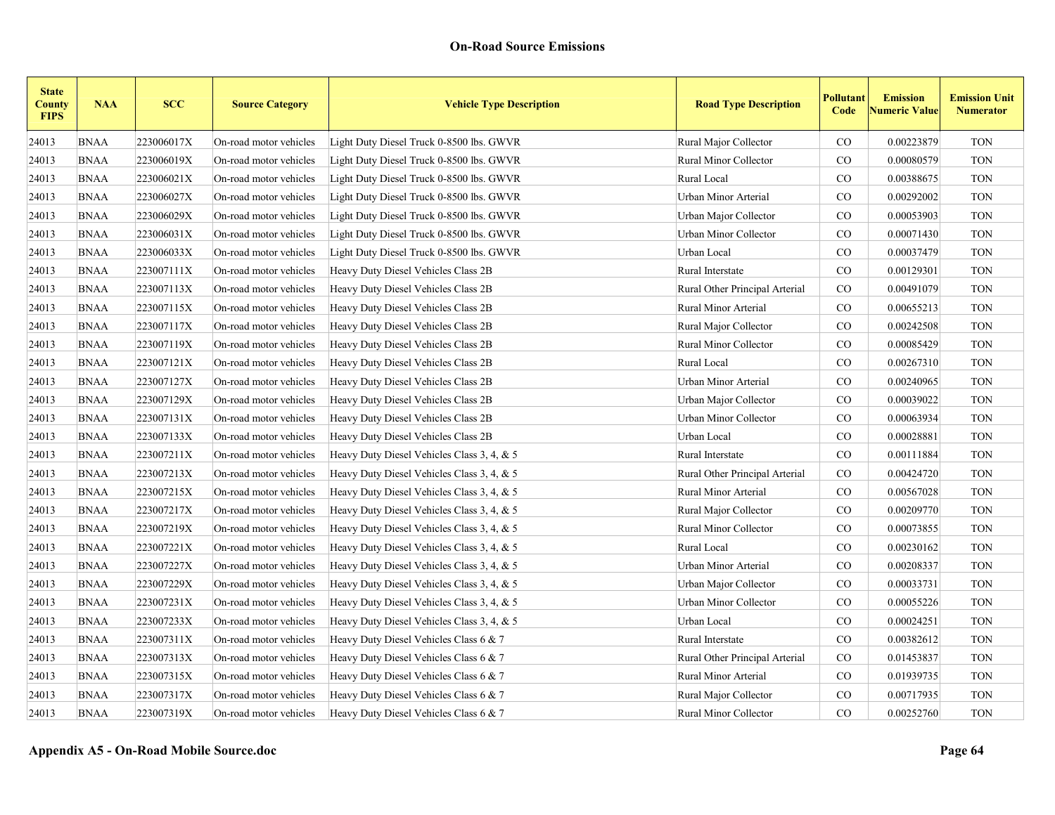## On-Road Source Emissions

| State County FIPS | NAA | SCC | Source Category | Vehicle Type Description | Road Type Description | Pollutant Code | Emission Numeric Value | Emission Unit Numerator |
|---|---|---|---|---|---|---|---|---|
| 24013 | BNAA | 223006017X | On-road motor vehicles | Light Duty Diesel Truck 0-8500 lbs. GWVR | Rural Major Collector | CO | 0.00223879 | TON |
| 24013 | BNAA | 223006019X | On-road motor vehicles | Light Duty Diesel Truck 0-8500 lbs. GWVR | Rural Minor Collector | CO | 0.00080579 | TON |
| 24013 | BNAA | 223006021X | On-road motor vehicles | Light Duty Diesel Truck 0-8500 lbs. GWVR | Rural Local | CO | 0.00388675 | TON |
| 24013 | BNAA | 223006027X | On-road motor vehicles | Light Duty Diesel Truck 0-8500 lbs. GWVR | Urban Minor Arterial | CO | 0.00292002 | TON |
| 24013 | BNAA | 223006029X | On-road motor vehicles | Light Duty Diesel Truck 0-8500 lbs. GWVR | Urban Major Collector | CO | 0.00053903 | TON |
| 24013 | BNAA | 223006031X | On-road motor vehicles | Light Duty Diesel Truck 0-8500 lbs. GWVR | Urban Minor Collector | CO | 0.00071430 | TON |
| 24013 | BNAA | 223006033X | On-road motor vehicles | Light Duty Diesel Truck 0-8500 lbs. GWVR | Urban Local | CO | 0.00037479 | TON |
| 24013 | BNAA | 223007111X | On-road motor vehicles | Heavy Duty Diesel Vehicles Class 2B | Rural Interstate | CO | 0.00129301 | TON |
| 24013 | BNAA | 223007113X | On-road motor vehicles | Heavy Duty Diesel Vehicles Class 2B | Rural Other Principal Arterial | CO | 0.00491079 | TON |
| 24013 | BNAA | 223007115X | On-road motor vehicles | Heavy Duty Diesel Vehicles Class 2B | Rural Minor Arterial | CO | 0.00655213 | TON |
| 24013 | BNAA | 223007117X | On-road motor vehicles | Heavy Duty Diesel Vehicles Class 2B | Rural Major Collector | CO | 0.00242508 | TON |
| 24013 | BNAA | 223007119X | On-road motor vehicles | Heavy Duty Diesel Vehicles Class 2B | Rural Minor Collector | CO | 0.00085429 | TON |
| 24013 | BNAA | 223007121X | On-road motor vehicles | Heavy Duty Diesel Vehicles Class 2B | Rural Local | CO | 0.00267310 | TON |
| 24013 | BNAA | 223007127X | On-road motor vehicles | Heavy Duty Diesel Vehicles Class 2B | Urban Minor Arterial | CO | 0.00240965 | TON |
| 24013 | BNAA | 223007129X | On-road motor vehicles | Heavy Duty Diesel Vehicles Class 2B | Urban Major Collector | CO | 0.00039022 | TON |
| 24013 | BNAA | 223007131X | On-road motor vehicles | Heavy Duty Diesel Vehicles Class 2B | Urban Minor Collector | CO | 0.00063934 | TON |
| 24013 | BNAA | 223007133X | On-road motor vehicles | Heavy Duty Diesel Vehicles Class 2B | Urban Local | CO | 0.00028881 | TON |
| 24013 | BNAA | 223007211X | On-road motor vehicles | Heavy Duty Diesel Vehicles Class 3, 4, & 5 | Rural Interstate | CO | 0.00111884 | TON |
| 24013 | BNAA | 223007213X | On-road motor vehicles | Heavy Duty Diesel Vehicles Class 3, 4, & 5 | Rural Other Principal Arterial | CO | 0.00424720 | TON |
| 24013 | BNAA | 223007215X | On-road motor vehicles | Heavy Duty Diesel Vehicles Class 3, 4, & 5 | Rural Minor Arterial | CO | 0.00567028 | TON |
| 24013 | BNAA | 223007217X | On-road motor vehicles | Heavy Duty Diesel Vehicles Class 3, 4, & 5 | Rural Major Collector | CO | 0.00209770 | TON |
| 24013 | BNAA | 223007219X | On-road motor vehicles | Heavy Duty Diesel Vehicles Class 3, 4, & 5 | Rural Minor Collector | CO | 0.00073855 | TON |
| 24013 | BNAA | 223007221X | On-road motor vehicles | Heavy Duty Diesel Vehicles Class 3, 4, & 5 | Rural Local | CO | 0.00230162 | TON |
| 24013 | BNAA | 223007227X | On-road motor vehicles | Heavy Duty Diesel Vehicles Class 3, 4, & 5 | Urban Minor Arterial | CO | 0.00208337 | TON |
| 24013 | BNAA | 223007229X | On-road motor vehicles | Heavy Duty Diesel Vehicles Class 3, 4, & 5 | Urban Major Collector | CO | 0.00033731 | TON |
| 24013 | BNAA | 223007231X | On-road motor vehicles | Heavy Duty Diesel Vehicles Class 3, 4, & 5 | Urban Minor Collector | CO | 0.00055226 | TON |
| 24013 | BNAA | 223007233X | On-road motor vehicles | Heavy Duty Diesel Vehicles Class 3, 4, & 5 | Urban Local | CO | 0.00024251 | TON |
| 24013 | BNAA | 223007311X | On-road motor vehicles | Heavy Duty Diesel Vehicles Class 6 & 7 | Rural Interstate | CO | 0.00382612 | TON |
| 24013 | BNAA | 223007313X | On-road motor vehicles | Heavy Duty Diesel Vehicles Class 6 & 7 | Rural Other Principal Arterial | CO | 0.01453837 | TON |
| 24013 | BNAA | 223007315X | On-road motor vehicles | Heavy Duty Diesel Vehicles Class 6 & 7 | Rural Minor Arterial | CO | 0.01939735 | TON |
| 24013 | BNAA | 223007317X | On-road motor vehicles | Heavy Duty Diesel Vehicles Class 6 & 7 | Rural Major Collector | CO | 0.00717935 | TON |
| 24013 | BNAA | 223007319X | On-road motor vehicles | Heavy Duty Diesel Vehicles Class 6 & 7 | Rural Minor Collector | CO | 0.00252760 | TON |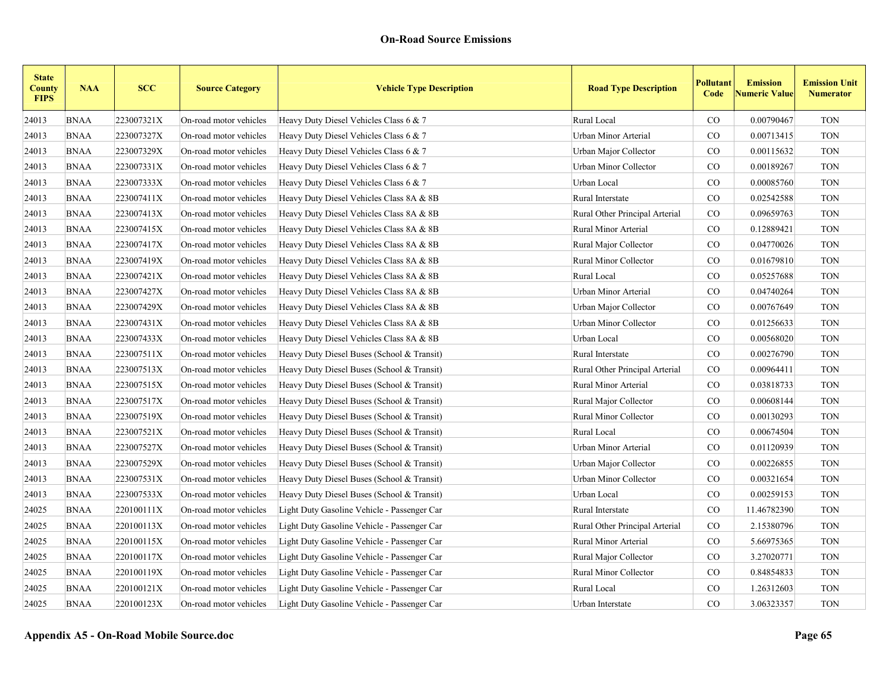## On-Road Source Emissions

| State County FIPS | NAA | SCC | Source Category | Vehicle Type Description | Road Type Description | Pollutant Code | Emission Numeric Value | Emission Unit Numerator |
|---|---|---|---|---|---|---|---|---|
| 24013 | BNAA | 223007321X | On-road motor vehicles | Heavy Duty Diesel Vehicles Class 6 & 7 | Rural Local | CO | 0.00790467 | TON |
| 24013 | BNAA | 223007327X | On-road motor vehicles | Heavy Duty Diesel Vehicles Class 6 & 7 | Urban Minor Arterial | CO | 0.00713415 | TON |
| 24013 | BNAA | 223007329X | On-road motor vehicles | Heavy Duty Diesel Vehicles Class 6 & 7 | Urban Major Collector | CO | 0.00115632 | TON |
| 24013 | BNAA | 223007331X | On-road motor vehicles | Heavy Duty Diesel Vehicles Class 6 & 7 | Urban Minor Collector | CO | 0.00189267 | TON |
| 24013 | BNAA | 223007333X | On-road motor vehicles | Heavy Duty Diesel Vehicles Class 6 & 7 | Urban Local | CO | 0.00085760 | TON |
| 24013 | BNAA | 223007411X | On-road motor vehicles | Heavy Duty Diesel Vehicles Class 8A & 8B | Rural Interstate | CO | 0.02542588 | TON |
| 24013 | BNAA | 223007413X | On-road motor vehicles | Heavy Duty Diesel Vehicles Class 8A & 8B | Rural Other Principal Arterial | CO | 0.09659763 | TON |
| 24013 | BNAA | 223007415X | On-road motor vehicles | Heavy Duty Diesel Vehicles Class 8A & 8B | Rural Minor Arterial | CO | 0.12889421 | TON |
| 24013 | BNAA | 223007417X | On-road motor vehicles | Heavy Duty Diesel Vehicles Class 8A & 8B | Rural Major Collector | CO | 0.04770026 | TON |
| 24013 | BNAA | 223007419X | On-road motor vehicles | Heavy Duty Diesel Vehicles Class 8A & 8B | Rural Minor Collector | CO | 0.01679810 | TON |
| 24013 | BNAA | 223007421X | On-road motor vehicles | Heavy Duty Diesel Vehicles Class 8A & 8B | Rural Local | CO | 0.05257688 | TON |
| 24013 | BNAA | 223007427X | On-road motor vehicles | Heavy Duty Diesel Vehicles Class 8A & 8B | Urban Minor Arterial | CO | 0.04740264 | TON |
| 24013 | BNAA | 223007429X | On-road motor vehicles | Heavy Duty Diesel Vehicles Class 8A & 8B | Urban Major Collector | CO | 0.00767649 | TON |
| 24013 | BNAA | 223007431X | On-road motor vehicles | Heavy Duty Diesel Vehicles Class 8A & 8B | Urban Minor Collector | CO | 0.01256633 | TON |
| 24013 | BNAA | 223007433X | On-road motor vehicles | Heavy Duty Diesel Vehicles Class 8A & 8B | Urban Local | CO | 0.00568020 | TON |
| 24013 | BNAA | 223007511X | On-road motor vehicles | Heavy Duty Diesel Buses (School & Transit) | Rural Interstate | CO | 0.00276790 | TON |
| 24013 | BNAA | 223007513X | On-road motor vehicles | Heavy Duty Diesel Buses (School & Transit) | Rural Other Principal Arterial | CO | 0.00964411 | TON |
| 24013 | BNAA | 223007515X | On-road motor vehicles | Heavy Duty Diesel Buses (School & Transit) | Rural Minor Arterial | CO | 0.03818733 | TON |
| 24013 | BNAA | 223007517X | On-road motor vehicles | Heavy Duty Diesel Buses (School & Transit) | Rural Major Collector | CO | 0.00608144 | TON |
| 24013 | BNAA | 223007519X | On-road motor vehicles | Heavy Duty Diesel Buses (School & Transit) | Rural Minor Collector | CO | 0.00130293 | TON |
| 24013 | BNAA | 223007521X | On-road motor vehicles | Heavy Duty Diesel Buses (School & Transit) | Rural Local | CO | 0.00674504 | TON |
| 24013 | BNAA | 223007527X | On-road motor vehicles | Heavy Duty Diesel Buses (School & Transit) | Urban Minor Arterial | CO | 0.01120939 | TON |
| 24013 | BNAA | 223007529X | On-road motor vehicles | Heavy Duty Diesel Buses (School & Transit) | Urban Major Collector | CO | 0.00226855 | TON |
| 24013 | BNAA | 223007531X | On-road motor vehicles | Heavy Duty Diesel Buses (School & Transit) | Urban Minor Collector | CO | 0.00321654 | TON |
| 24013 | BNAA | 223007533X | On-road motor vehicles | Heavy Duty Diesel Buses (School & Transit) | Urban Local | CO | 0.00259153 | TON |
| 24025 | BNAA | 220100111X | On-road motor vehicles | Light Duty Gasoline Vehicle - Passenger Car | Rural Interstate | CO | 11.46782390 | TON |
| 24025 | BNAA | 220100113X | On-road motor vehicles | Light Duty Gasoline Vehicle - Passenger Car | Rural Other Principal Arterial | CO | 2.15380796 | TON |
| 24025 | BNAA | 220100115X | On-road motor vehicles | Light Duty Gasoline Vehicle - Passenger Car | Rural Minor Arterial | CO | 5.66975365 | TON |
| 24025 | BNAA | 220100117X | On-road motor vehicles | Light Duty Gasoline Vehicle - Passenger Car | Rural Major Collector | CO | 3.27020771 | TON |
| 24025 | BNAA | 220100119X | On-road motor vehicles | Light Duty Gasoline Vehicle - Passenger Car | Rural Minor Collector | CO | 0.84854833 | TON |
| 24025 | BNAA | 220100121X | On-road motor vehicles | Light Duty Gasoline Vehicle - Passenger Car | Rural Local | CO | 1.26312603 | TON |
| 24025 | BNAA | 220100123X | On-road motor vehicles | Light Duty Gasoline Vehicle - Passenger Car | Urban Interstate | CO | 3.06323357 | TON |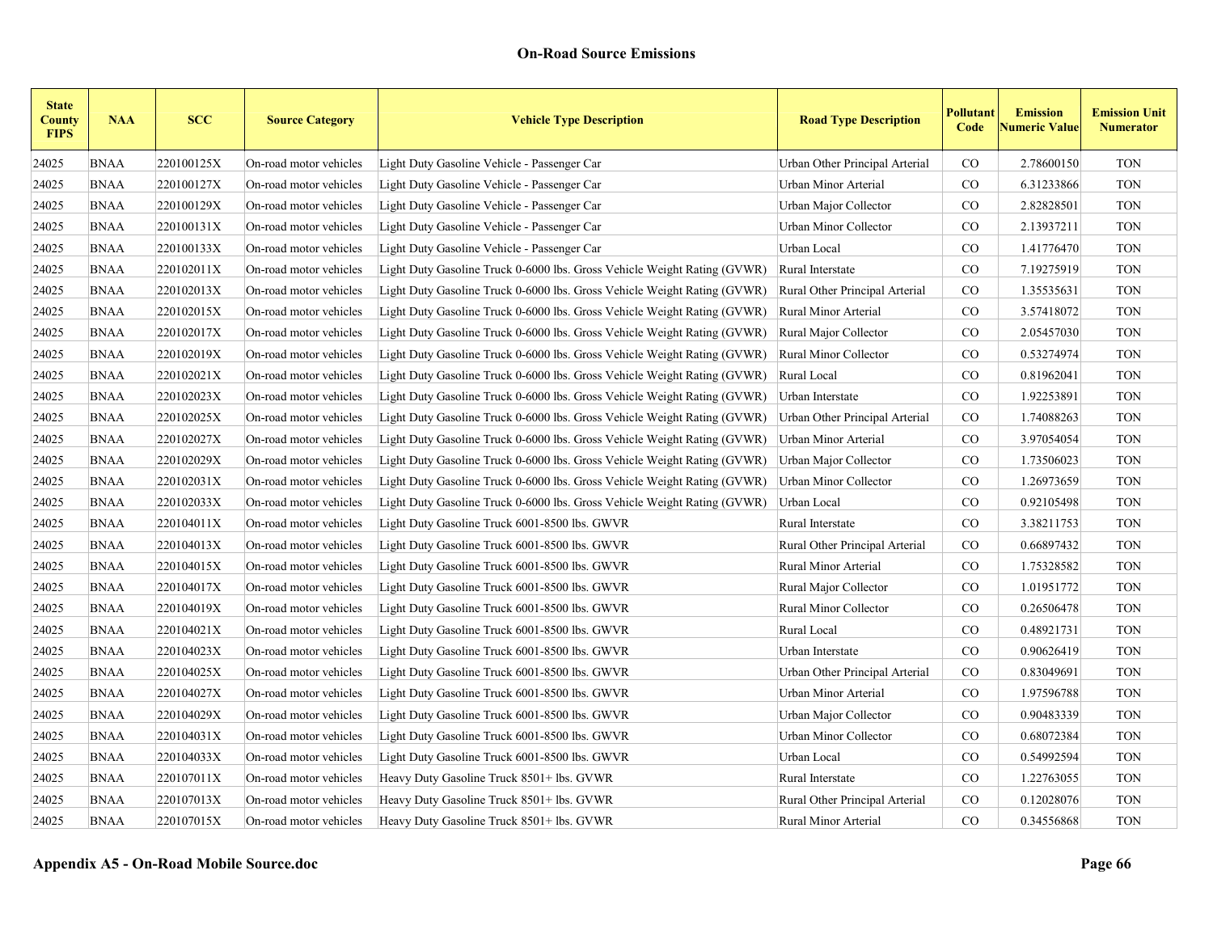## On-Road Source Emissions

| State County FIPS | NAA | SCC | Source Category | Vehicle Type Description | Road Type Description | Pollutant Code | Emission Numeric Value | Emission Unit Numerator |
|---|---|---|---|---|---|---|---|---|
| 24025 | BNAA | 220100125X | On-road motor vehicles | Light Duty Gasoline Vehicle - Passenger Car | Urban Other Principal Arterial | CO | 2.78600150 | TON |
| 24025 | BNAA | 220100127X | On-road motor vehicles | Light Duty Gasoline Vehicle - Passenger Car | Urban Minor Arterial | CO | 6.31233866 | TON |
| 24025 | BNAA | 220100129X | On-road motor vehicles | Light Duty Gasoline Vehicle - Passenger Car | Urban Major Collector | CO | 2.82828501 | TON |
| 24025 | BNAA | 220100131X | On-road motor vehicles | Light Duty Gasoline Vehicle - Passenger Car | Urban Minor Collector | CO | 2.13937211 | TON |
| 24025 | BNAA | 220100133X | On-road motor vehicles | Light Duty Gasoline Vehicle - Passenger Car | Urban Local | CO | 1.41776470 | TON |
| 24025 | BNAA | 220102011X | On-road motor vehicles | Light Duty Gasoline Truck 0-6000 lbs. Gross Vehicle Weight Rating (GVWR) | Rural Interstate | CO | 7.19275919 | TON |
| 24025 | BNAA | 220102013X | On-road motor vehicles | Light Duty Gasoline Truck 0-6000 lbs. Gross Vehicle Weight Rating (GVWR) | Rural Other Principal Arterial | CO | 1.35535631 | TON |
| 24025 | BNAA | 220102015X | On-road motor vehicles | Light Duty Gasoline Truck 0-6000 lbs. Gross Vehicle Weight Rating (GVWR) | Rural Minor Arterial | CO | 3.57418072 | TON |
| 24025 | BNAA | 220102017X | On-road motor vehicles | Light Duty Gasoline Truck 0-6000 lbs. Gross Vehicle Weight Rating (GVWR) | Rural Major Collector | CO | 2.05457030 | TON |
| 24025 | BNAA | 220102019X | On-road motor vehicles | Light Duty Gasoline Truck 0-6000 lbs. Gross Vehicle Weight Rating (GVWR) | Rural Minor Collector | CO | 0.53274974 | TON |
| 24025 | BNAA | 220102021X | On-road motor vehicles | Light Duty Gasoline Truck 0-6000 lbs. Gross Vehicle Weight Rating (GVWR) | Rural Local | CO | 0.81962041 | TON |
| 24025 | BNAA | 220102023X | On-road motor vehicles | Light Duty Gasoline Truck 0-6000 lbs. Gross Vehicle Weight Rating (GVWR) | Urban Interstate | CO | 1.92253891 | TON |
| 24025 | BNAA | 220102025X | On-road motor vehicles | Light Duty Gasoline Truck 0-6000 lbs. Gross Vehicle Weight Rating (GVWR) | Urban Other Principal Arterial | CO | 1.74088263 | TON |
| 24025 | BNAA | 220102027X | On-road motor vehicles | Light Duty Gasoline Truck 0-6000 lbs. Gross Vehicle Weight Rating (GVWR) | Urban Minor Arterial | CO | 3.97054054 | TON |
| 24025 | BNAA | 220102029X | On-road motor vehicles | Light Duty Gasoline Truck 0-6000 lbs. Gross Vehicle Weight Rating (GVWR) | Urban Major Collector | CO | 1.73506023 | TON |
| 24025 | BNAA | 220102031X | On-road motor vehicles | Light Duty Gasoline Truck 0-6000 lbs. Gross Vehicle Weight Rating (GVWR) | Urban Minor Collector | CO | 1.26973659 | TON |
| 24025 | BNAA | 220102033X | On-road motor vehicles | Light Duty Gasoline Truck 0-6000 lbs. Gross Vehicle Weight Rating (GVWR) | Urban Local | CO | 0.92105498 | TON |
| 24025 | BNAA | 220104011X | On-road motor vehicles | Light Duty Gasoline Truck 6001-8500 lbs. GWVR | Rural Interstate | CO | 3.38211753 | TON |
| 24025 | BNAA | 220104013X | On-road motor vehicles | Light Duty Gasoline Truck 6001-8500 lbs. GWVR | Rural Other Principal Arterial | CO | 0.66897432 | TON |
| 24025 | BNAA | 220104015X | On-road motor vehicles | Light Duty Gasoline Truck 6001-8500 lbs. GWVR | Rural Minor Arterial | CO | 1.75328582 | TON |
| 24025 | BNAA | 220104017X | On-road motor vehicles | Light Duty Gasoline Truck 6001-8500 lbs. GWVR | Rural Major Collector | CO | 1.01951772 | TON |
| 24025 | BNAA | 220104019X | On-road motor vehicles | Light Duty Gasoline Truck 6001-8500 lbs. GWVR | Rural Minor Collector | CO | 0.26506478 | TON |
| 24025 | BNAA | 220104021X | On-road motor vehicles | Light Duty Gasoline Truck 6001-8500 lbs. GWVR | Rural Local | CO | 0.48921731 | TON |
| 24025 | BNAA | 220104023X | On-road motor vehicles | Light Duty Gasoline Truck 6001-8500 lbs. GWVR | Urban Interstate | CO | 0.90626419 | TON |
| 24025 | BNAA | 220104025X | On-road motor vehicles | Light Duty Gasoline Truck 6001-8500 lbs. GWVR | Urban Other Principal Arterial | CO | 0.83049691 | TON |
| 24025 | BNAA | 220104027X | On-road motor vehicles | Light Duty Gasoline Truck 6001-8500 lbs. GWVR | Urban Minor Arterial | CO | 1.97596788 | TON |
| 24025 | BNAA | 220104029X | On-road motor vehicles | Light Duty Gasoline Truck 6001-8500 lbs. GWVR | Urban Major Collector | CO | 0.90483339 | TON |
| 24025 | BNAA | 220104031X | On-road motor vehicles | Light Duty Gasoline Truck 6001-8500 lbs. GWVR | Urban Minor Collector | CO | 0.68072384 | TON |
| 24025 | BNAA | 220104033X | On-road motor vehicles | Light Duty Gasoline Truck 6001-8500 lbs. GWVR | Urban Local | CO | 0.54992594 | TON |
| 24025 | BNAA | 220107011X | On-road motor vehicles | Heavy Duty Gasoline Truck 8501+ lbs. GVWR | Rural Interstate | CO | 1.22763055 | TON |
| 24025 | BNAA | 220107013X | On-road motor vehicles | Heavy Duty Gasoline Truck 8501+ lbs. GVWR | Rural Other Principal Arterial | CO | 0.12028076 | TON |
| 24025 | BNAA | 220107015X | On-road motor vehicles | Heavy Duty Gasoline Truck 8501+ lbs. GVWR | Rural Minor Arterial | CO | 0.34556868 | TON |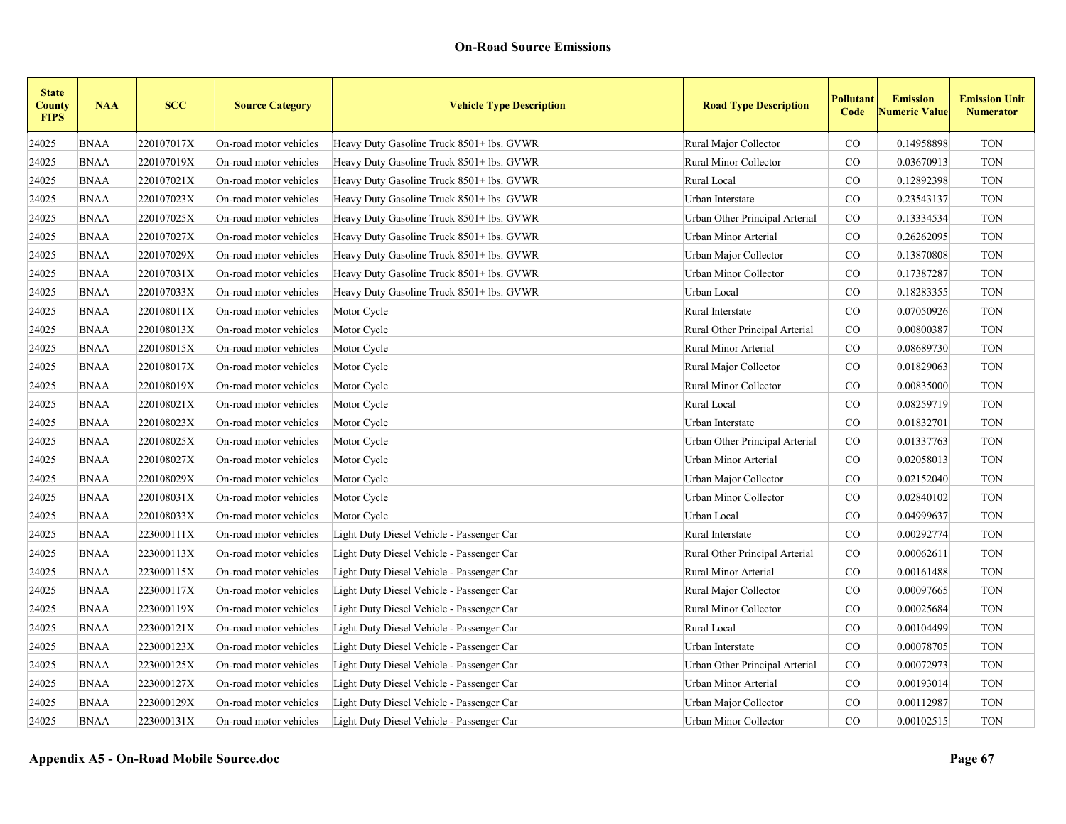## On-Road Source Emissions

| State County FIPS | NAA | SCC | Source Category | Vehicle Type Description | Road Type Description | Pollutant Code | Emission Numeric Value | Emission Unit Numerator |
|---|---|---|---|---|---|---|---|---|
| 24025 | BNAA | 220107017X | On-road motor vehicles | Heavy Duty Gasoline Truck 8501+ lbs. GVWR | Rural Major Collector | CO | 0.14958898 | TON |
| 24025 | BNAA | 220107019X | On-road motor vehicles | Heavy Duty Gasoline Truck 8501+ lbs. GVWR | Rural Minor Collector | CO | 0.03670913 | TON |
| 24025 | BNAA | 220107021X | On-road motor vehicles | Heavy Duty Gasoline Truck 8501+ lbs. GVWR | Rural Local | CO | 0.12892398 | TON |
| 24025 | BNAA | 220107023X | On-road motor vehicles | Heavy Duty Gasoline Truck 8501+ lbs. GVWR | Urban Interstate | CO | 0.23543137 | TON |
| 24025 | BNAA | 220107025X | On-road motor vehicles | Heavy Duty Gasoline Truck 8501+ lbs. GVWR | Urban Other Principal Arterial | CO | 0.13334534 | TON |
| 24025 | BNAA | 220107027X | On-road motor vehicles | Heavy Duty Gasoline Truck 8501+ lbs. GVWR | Urban Minor Arterial | CO | 0.26262095 | TON |
| 24025 | BNAA | 220107029X | On-road motor vehicles | Heavy Duty Gasoline Truck 8501+ lbs. GVWR | Urban Major Collector | CO | 0.13870808 | TON |
| 24025 | BNAA | 220107031X | On-road motor vehicles | Heavy Duty Gasoline Truck 8501+ lbs. GVWR | Urban Minor Collector | CO | 0.17387287 | TON |
| 24025 | BNAA | 220107033X | On-road motor vehicles | Heavy Duty Gasoline Truck 8501+ lbs. GVWR | Urban Local | CO | 0.18283355 | TON |
| 24025 | BNAA | 220108011X | On-road motor vehicles | Motor Cycle | Rural Interstate | CO | 0.07050926 | TON |
| 24025 | BNAA | 220108013X | On-road motor vehicles | Motor Cycle | Rural Other Principal Arterial | CO | 0.00800387 | TON |
| 24025 | BNAA | 220108015X | On-road motor vehicles | Motor Cycle | Rural Minor Arterial | CO | 0.08689730 | TON |
| 24025 | BNAA | 220108017X | On-road motor vehicles | Motor Cycle | Rural Major Collector | CO | 0.01829063 | TON |
| 24025 | BNAA | 220108019X | On-road motor vehicles | Motor Cycle | Rural Minor Collector | CO | 0.00835000 | TON |
| 24025 | BNAA | 220108021X | On-road motor vehicles | Motor Cycle | Rural Local | CO | 0.08259719 | TON |
| 24025 | BNAA | 220108023X | On-road motor vehicles | Motor Cycle | Urban Interstate | CO | 0.01832701 | TON |
| 24025 | BNAA | 220108025X | On-road motor vehicles | Motor Cycle | Urban Other Principal Arterial | CO | 0.01337763 | TON |
| 24025 | BNAA | 220108027X | On-road motor vehicles | Motor Cycle | Urban Minor Arterial | CO | 0.02058013 | TON |
| 24025 | BNAA | 220108029X | On-road motor vehicles | Motor Cycle | Urban Major Collector | CO | 0.02152040 | TON |
| 24025 | BNAA | 220108031X | On-road motor vehicles | Motor Cycle | Urban Minor Collector | CO | 0.02840102 | TON |
| 24025 | BNAA | 220108033X | On-road motor vehicles | Motor Cycle | Urban Local | CO | 0.04999637 | TON |
| 24025 | BNAA | 223000111X | On-road motor vehicles | Light Duty Diesel Vehicle - Passenger Car | Rural Interstate | CO | 0.00292774 | TON |
| 24025 | BNAA | 223000113X | On-road motor vehicles | Light Duty Diesel Vehicle - Passenger Car | Rural Other Principal Arterial | CO | 0.00062611 | TON |
| 24025 | BNAA | 223000115X | On-road motor vehicles | Light Duty Diesel Vehicle - Passenger Car | Rural Minor Arterial | CO | 0.00161488 | TON |
| 24025 | BNAA | 223000117X | On-road motor vehicles | Light Duty Diesel Vehicle - Passenger Car | Rural Major Collector | CO | 0.00097665 | TON |
| 24025 | BNAA | 223000119X | On-road motor vehicles | Light Duty Diesel Vehicle - Passenger Car | Rural Minor Collector | CO | 0.00025684 | TON |
| 24025 | BNAA | 223000121X | On-road motor vehicles | Light Duty Diesel Vehicle - Passenger Car | Rural Local | CO | 0.00104499 | TON |
| 24025 | BNAA | 223000123X | On-road motor vehicles | Light Duty Diesel Vehicle - Passenger Car | Urban Interstate | CO | 0.00078705 | TON |
| 24025 | BNAA | 223000125X | On-road motor vehicles | Light Duty Diesel Vehicle - Passenger Car | Urban Other Principal Arterial | CO | 0.00072973 | TON |
| 24025 | BNAA | 223000127X | On-road motor vehicles | Light Duty Diesel Vehicle - Passenger Car | Urban Minor Arterial | CO | 0.00193014 | TON |
| 24025 | BNAA | 223000129X | On-road motor vehicles | Light Duty Diesel Vehicle - Passenger Car | Urban Major Collector | CO | 0.00112987 | TON |
| 24025 | BNAA | 223000131X | On-road motor vehicles | Light Duty Diesel Vehicle - Passenger Car | Urban Minor Collector | CO | 0.00102515 | TON |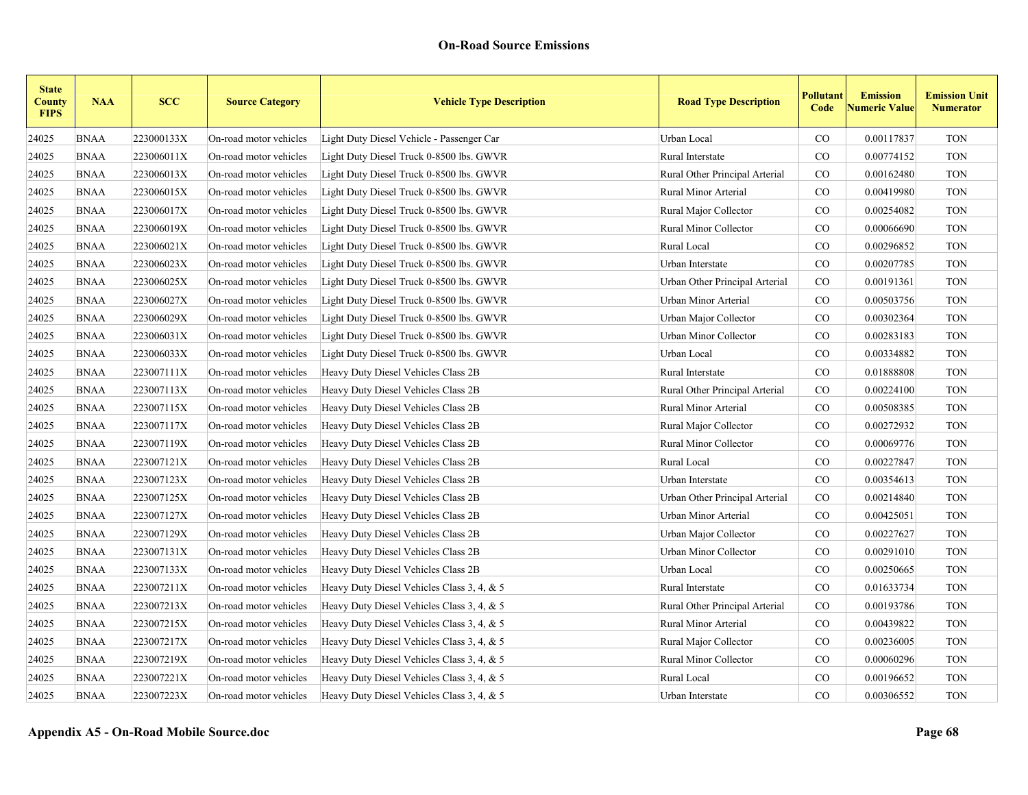## On-Road Source Emissions

| State County FIPS | NAA | SCC | Source Category | Vehicle Type Description | Road Type Description | Pollutant Code | Emission Numeric Value | Emission Unit Numerator |
|---|---|---|---|---|---|---|---|---|
| 24025 | BNAA | 223000133X | On-road motor vehicles | Light Duty Diesel Vehicle - Passenger Car | Urban Local | CO | 0.00117837 | TON |
| 24025 | BNAA | 223006011X | On-road motor vehicles | Light Duty Diesel Truck 0-8500 lbs. GWVR | Rural Interstate | CO | 0.00774152 | TON |
| 24025 | BNAA | 223006013X | On-road motor vehicles | Light Duty Diesel Truck 0-8500 lbs. GWVR | Rural Other Principal Arterial | CO | 0.00162480 | TON |
| 24025 | BNAA | 223006015X | On-road motor vehicles | Light Duty Diesel Truck 0-8500 lbs. GWVR | Rural Minor Arterial | CO | 0.00419980 | TON |
| 24025 | BNAA | 223006017X | On-road motor vehicles | Light Duty Diesel Truck 0-8500 lbs. GWVR | Rural Major Collector | CO | 0.00254082 | TON |
| 24025 | BNAA | 223006019X | On-road motor vehicles | Light Duty Diesel Truck 0-8500 lbs. GWVR | Rural Minor Collector | CO | 0.00066690 | TON |
| 24025 | BNAA | 223006021X | On-road motor vehicles | Light Duty Diesel Truck 0-8500 lbs. GWVR | Rural Local | CO | 0.00296852 | TON |
| 24025 | BNAA | 223006023X | On-road motor vehicles | Light Duty Diesel Truck 0-8500 lbs. GWVR | Urban Interstate | CO | 0.00207785 | TON |
| 24025 | BNAA | 223006025X | On-road motor vehicles | Light Duty Diesel Truck 0-8500 lbs. GWVR | Urban Other Principal Arterial | CO | 0.00191361 | TON |
| 24025 | BNAA | 223006027X | On-road motor vehicles | Light Duty Diesel Truck 0-8500 lbs. GWVR | Urban Minor Arterial | CO | 0.00503756 | TON |
| 24025 | BNAA | 223006029X | On-road motor vehicles | Light Duty Diesel Truck 0-8500 lbs. GWVR | Urban Major Collector | CO | 0.00302364 | TON |
| 24025 | BNAA | 223006031X | On-road motor vehicles | Light Duty Diesel Truck 0-8500 lbs. GWVR | Urban Minor Collector | CO | 0.00283183 | TON |
| 24025 | BNAA | 223006033X | On-road motor vehicles | Light Duty Diesel Truck 0-8500 lbs. GWVR | Urban Local | CO | 0.00334882 | TON |
| 24025 | BNAA | 223007111X | On-road motor vehicles | Heavy Duty Diesel Vehicles Class 2B | Rural Interstate | CO | 0.01888808 | TON |
| 24025 | BNAA | 223007113X | On-road motor vehicles | Heavy Duty Diesel Vehicles Class 2B | Rural Other Principal Arterial | CO | 0.00224100 | TON |
| 24025 | BNAA | 223007115X | On-road motor vehicles | Heavy Duty Diesel Vehicles Class 2B | Rural Minor Arterial | CO | 0.00508385 | TON |
| 24025 | BNAA | 223007117X | On-road motor vehicles | Heavy Duty Diesel Vehicles Class 2B | Rural Major Collector | CO | 0.00272932 | TON |
| 24025 | BNAA | 223007119X | On-road motor vehicles | Heavy Duty Diesel Vehicles Class 2B | Rural Minor Collector | CO | 0.00069776 | TON |
| 24025 | BNAA | 223007121X | On-road motor vehicles | Heavy Duty Diesel Vehicles Class 2B | Rural Local | CO | 0.00227847 | TON |
| 24025 | BNAA | 223007123X | On-road motor vehicles | Heavy Duty Diesel Vehicles Class 2B | Urban Interstate | CO | 0.00354613 | TON |
| 24025 | BNAA | 223007125X | On-road motor vehicles | Heavy Duty Diesel Vehicles Class 2B | Urban Other Principal Arterial | CO | 0.00214840 | TON |
| 24025 | BNAA | 223007127X | On-road motor vehicles | Heavy Duty Diesel Vehicles Class 2B | Urban Minor Arterial | CO | 0.00425051 | TON |
| 24025 | BNAA | 223007129X | On-road motor vehicles | Heavy Duty Diesel Vehicles Class 2B | Urban Major Collector | CO | 0.00227627 | TON |
| 24025 | BNAA | 223007131X | On-road motor vehicles | Heavy Duty Diesel Vehicles Class 2B | Urban Minor Collector | CO | 0.00291010 | TON |
| 24025 | BNAA | 223007133X | On-road motor vehicles | Heavy Duty Diesel Vehicles Class 2B | Urban Local | CO | 0.00250665 | TON |
| 24025 | BNAA | 223007211X | On-road motor vehicles | Heavy Duty Diesel Vehicles Class 3, 4, & 5 | Rural Interstate | CO | 0.01633734 | TON |
| 24025 | BNAA | 223007213X | On-road motor vehicles | Heavy Duty Diesel Vehicles Class 3, 4, & 5 | Rural Other Principal Arterial | CO | 0.00193786 | TON |
| 24025 | BNAA | 223007215X | On-road motor vehicles | Heavy Duty Diesel Vehicles Class 3, 4, & 5 | Rural Minor Arterial | CO | 0.00439822 | TON |
| 24025 | BNAA | 223007217X | On-road motor vehicles | Heavy Duty Diesel Vehicles Class 3, 4, & 5 | Rural Major Collector | CO | 0.00236005 | TON |
| 24025 | BNAA | 223007219X | On-road motor vehicles | Heavy Duty Diesel Vehicles Class 3, 4, & 5 | Rural Minor Collector | CO | 0.00060296 | TON |
| 24025 | BNAA | 223007221X | On-road motor vehicles | Heavy Duty Diesel Vehicles Class 3, 4, & 5 | Rural Local | CO | 0.00196652 | TON |
| 24025 | BNAA | 223007223X | On-road motor vehicles | Heavy Duty Diesel Vehicles Class 3, 4, & 5 | Urban Interstate | CO | 0.00306552 | TON |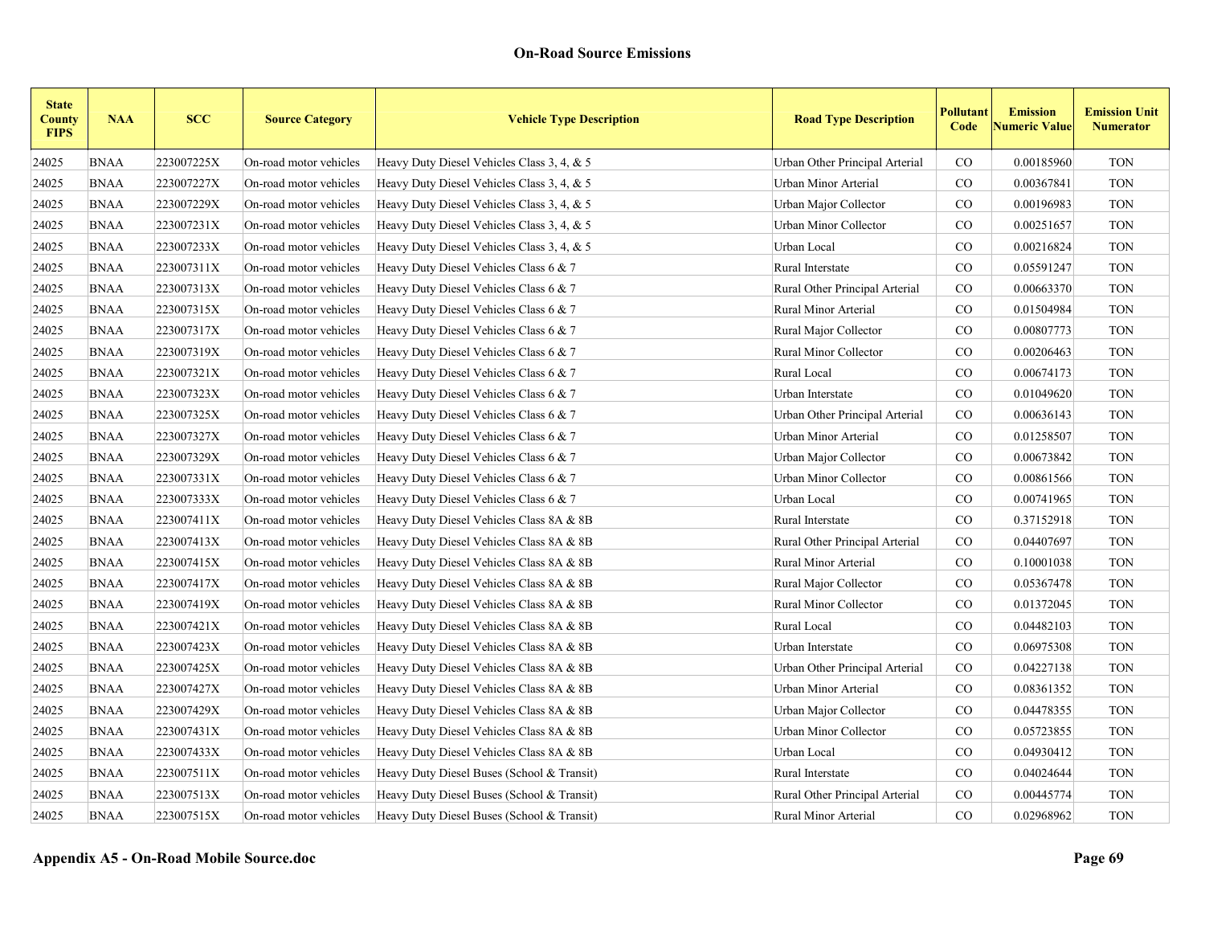## On-Road Source Emissions

| State County FIPS | NAA | SCC | Source Category | Vehicle Type Description | Road Type Description | Pollutant Code | Emission Numeric Value | Emission Unit Numerator |
|---|---|---|---|---|---|---|---|---|
| 24025 | BNAA | 223007225X | On-road motor vehicles | Heavy Duty Diesel Vehicles Class 3, 4, & 5 | Urban Other Principal Arterial | CO | 0.00185960 | TON |
| 24025 | BNAA | 223007227X | On-road motor vehicles | Heavy Duty Diesel Vehicles Class 3, 4, & 5 | Urban Minor Arterial | CO | 0.00367841 | TON |
| 24025 | BNAA | 223007229X | On-road motor vehicles | Heavy Duty Diesel Vehicles Class 3, 4, & 5 | Urban Major Collector | CO | 0.00196983 | TON |
| 24025 | BNAA | 223007231X | On-road motor vehicles | Heavy Duty Diesel Vehicles Class 3, 4, & 5 | Urban Minor Collector | CO | 0.00251657 | TON |
| 24025 | BNAA | 223007233X | On-road motor vehicles | Heavy Duty Diesel Vehicles Class 3, 4, & 5 | Urban Local | CO | 0.00216824 | TON |
| 24025 | BNAA | 223007311X | On-road motor vehicles | Heavy Duty Diesel Vehicles Class 6 & 7 | Rural Interstate | CO | 0.05591247 | TON |
| 24025 | BNAA | 223007313X | On-road motor vehicles | Heavy Duty Diesel Vehicles Class 6 & 7 | Rural Other Principal Arterial | CO | 0.00663370 | TON |
| 24025 | BNAA | 223007315X | On-road motor vehicles | Heavy Duty Diesel Vehicles Class 6 & 7 | Rural Minor Arterial | CO | 0.01504984 | TON |
| 24025 | BNAA | 223007317X | On-road motor vehicles | Heavy Duty Diesel Vehicles Class 6 & 7 | Rural Major Collector | CO | 0.00807773 | TON |
| 24025 | BNAA | 223007319X | On-road motor vehicles | Heavy Duty Diesel Vehicles Class 6 & 7 | Rural Minor Collector | CO | 0.00206463 | TON |
| 24025 | BNAA | 223007321X | On-road motor vehicles | Heavy Duty Diesel Vehicles Class 6 & 7 | Rural Local | CO | 0.00674173 | TON |
| 24025 | BNAA | 223007323X | On-road motor vehicles | Heavy Duty Diesel Vehicles Class 6 & 7 | Urban Interstate | CO | 0.01049620 | TON |
| 24025 | BNAA | 223007325X | On-road motor vehicles | Heavy Duty Diesel Vehicles Class 6 & 7 | Urban Other Principal Arterial | CO | 0.00636143 | TON |
| 24025 | BNAA | 223007327X | On-road motor vehicles | Heavy Duty Diesel Vehicles Class 6 & 7 | Urban Minor Arterial | CO | 0.01258507 | TON |
| 24025 | BNAA | 223007329X | On-road motor vehicles | Heavy Duty Diesel Vehicles Class 6 & 7 | Urban Major Collector | CO | 0.00673842 | TON |
| 24025 | BNAA | 223007331X | On-road motor vehicles | Heavy Duty Diesel Vehicles Class 6 & 7 | Urban Minor Collector | CO | 0.00861566 | TON |
| 24025 | BNAA | 223007333X | On-road motor vehicles | Heavy Duty Diesel Vehicles Class 6 & 7 | Urban Local | CO | 0.00741965 | TON |
| 24025 | BNAA | 223007411X | On-road motor vehicles | Heavy Duty Diesel Vehicles Class 8A & 8B | Rural Interstate | CO | 0.37152918 | TON |
| 24025 | BNAA | 223007413X | On-road motor vehicles | Heavy Duty Diesel Vehicles Class 8A & 8B | Rural Other Principal Arterial | CO | 0.04407697 | TON |
| 24025 | BNAA | 223007415X | On-road motor vehicles | Heavy Duty Diesel Vehicles Class 8A & 8B | Rural Minor Arterial | CO | 0.10001038 | TON |
| 24025 | BNAA | 223007417X | On-road motor vehicles | Heavy Duty Diesel Vehicles Class 8A & 8B | Rural Major Collector | CO | 0.05367478 | TON |
| 24025 | BNAA | 223007419X | On-road motor vehicles | Heavy Duty Diesel Vehicles Class 8A & 8B | Rural Minor Collector | CO | 0.01372045 | TON |
| 24025 | BNAA | 223007421X | On-road motor vehicles | Heavy Duty Diesel Vehicles Class 8A & 8B | Rural Local | CO | 0.04482103 | TON |
| 24025 | BNAA | 223007423X | On-road motor vehicles | Heavy Duty Diesel Vehicles Class 8A & 8B | Urban Interstate | CO | 0.06975308 | TON |
| 24025 | BNAA | 223007425X | On-road motor vehicles | Heavy Duty Diesel Vehicles Class 8A & 8B | Urban Other Principal Arterial | CO | 0.04227138 | TON |
| 24025 | BNAA | 223007427X | On-road motor vehicles | Heavy Duty Diesel Vehicles Class 8A & 8B | Urban Minor Arterial | CO | 0.08361352 | TON |
| 24025 | BNAA | 223007429X | On-road motor vehicles | Heavy Duty Diesel Vehicles Class 8A & 8B | Urban Major Collector | CO | 0.04478355 | TON |
| 24025 | BNAA | 223007431X | On-road motor vehicles | Heavy Duty Diesel Vehicles Class 8A & 8B | Urban Minor Collector | CO | 0.05723855 | TON |
| 24025 | BNAA | 223007433X | On-road motor vehicles | Heavy Duty Diesel Vehicles Class 8A & 8B | Urban Local | CO | 0.04930412 | TON |
| 24025 | BNAA | 223007511X | On-road motor vehicles | Heavy Duty Diesel Buses (School & Transit) | Rural Interstate | CO | 0.04024644 | TON |
| 24025 | BNAA | 223007513X | On-road motor vehicles | Heavy Duty Diesel Buses (School & Transit) | Rural Other Principal Arterial | CO | 0.00445774 | TON |
| 24025 | BNAA | 223007515X | On-road motor vehicles | Heavy Duty Diesel Buses (School & Transit) | Rural Minor Arterial | CO | 0.02968962 | TON |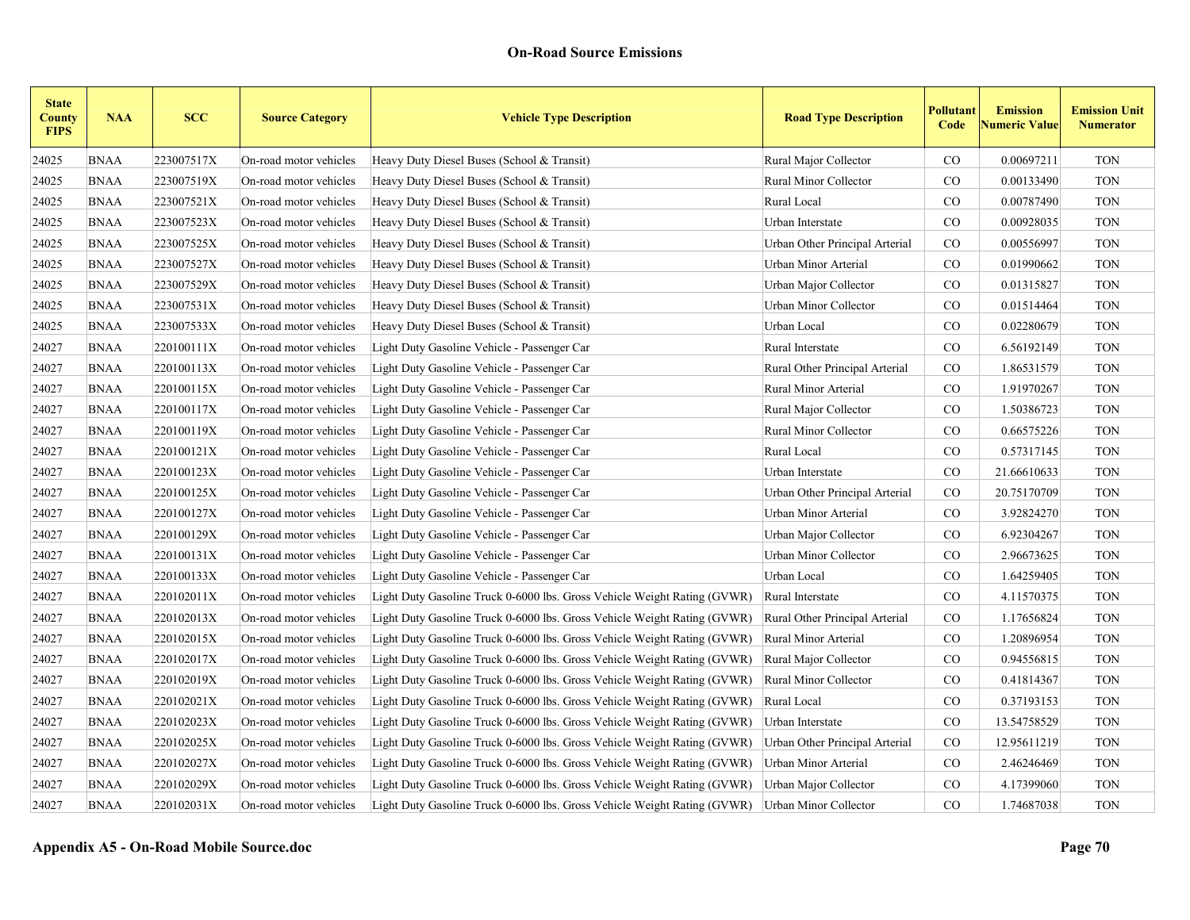## On-Road Source Emissions

| State County FIPS | NAA | SCC | Source Category | Vehicle Type Description | Road Type Description | Pollutant Code | Emission Numeric Value | Emission Unit Numerator |
|---|---|---|---|---|---|---|---|---|
| 24025 | BNAA | 223007517X | On-road motor vehicles | Heavy Duty Diesel Buses (School & Transit) | Rural Major Collector | CO | 0.00697211 | TON |
| 24025 | BNAA | 223007519X | On-road motor vehicles | Heavy Duty Diesel Buses (School & Transit) | Rural Minor Collector | CO | 0.00133490 | TON |
| 24025 | BNAA | 223007521X | On-road motor vehicles | Heavy Duty Diesel Buses (School & Transit) | Rural Local | CO | 0.00787490 | TON |
| 24025 | BNAA | 223007523X | On-road motor vehicles | Heavy Duty Diesel Buses (School & Transit) | Urban Interstate | CO | 0.00928035 | TON |
| 24025 | BNAA | 223007525X | On-road motor vehicles | Heavy Duty Diesel Buses (School & Transit) | Urban Other Principal Arterial | CO | 0.00556997 | TON |
| 24025 | BNAA | 223007527X | On-road motor vehicles | Heavy Duty Diesel Buses (School & Transit) | Urban Minor Arterial | CO | 0.01990662 | TON |
| 24025 | BNAA | 223007529X | On-road motor vehicles | Heavy Duty Diesel Buses (School & Transit) | Urban Major Collector | CO | 0.01315827 | TON |
| 24025 | BNAA | 223007531X | On-road motor vehicles | Heavy Duty Diesel Buses (School & Transit) | Urban Minor Collector | CO | 0.01514464 | TON |
| 24025 | BNAA | 223007533X | On-road motor vehicles | Heavy Duty Diesel Buses (School & Transit) | Urban Local | CO | 0.02280679 | TON |
| 24027 | BNAA | 220100111X | On-road motor vehicles | Light Duty Gasoline Vehicle - Passenger Car | Rural Interstate | CO | 6.56192149 | TON |
| 24027 | BNAA | 220100113X | On-road motor vehicles | Light Duty Gasoline Vehicle - Passenger Car | Rural Other Principal Arterial | CO | 1.86531579 | TON |
| 24027 | BNAA | 220100115X | On-road motor vehicles | Light Duty Gasoline Vehicle - Passenger Car | Rural Minor Arterial | CO | 1.91970267 | TON |
| 24027 | BNAA | 220100117X | On-road motor vehicles | Light Duty Gasoline Vehicle - Passenger Car | Rural Major Collector | CO | 1.50386723 | TON |
| 24027 | BNAA | 220100119X | On-road motor vehicles | Light Duty Gasoline Vehicle - Passenger Car | Rural Minor Collector | CO | 0.66575226 | TON |
| 24027 | BNAA | 220100121X | On-road motor vehicles | Light Duty Gasoline Vehicle - Passenger Car | Rural Local | CO | 0.57317145 | TON |
| 24027 | BNAA | 220100123X | On-road motor vehicles | Light Duty Gasoline Vehicle - Passenger Car | Urban Interstate | CO | 21.66610633 | TON |
| 24027 | BNAA | 220100125X | On-road motor vehicles | Light Duty Gasoline Vehicle - Passenger Car | Urban Other Principal Arterial | CO | 20.75170709 | TON |
| 24027 | BNAA | 220100127X | On-road motor vehicles | Light Duty Gasoline Vehicle - Passenger Car | Urban Minor Arterial | CO | 3.92824270 | TON |
| 24027 | BNAA | 220100129X | On-road motor vehicles | Light Duty Gasoline Vehicle - Passenger Car | Urban Major Collector | CO | 6.92304267 | TON |
| 24027 | BNAA | 220100131X | On-road motor vehicles | Light Duty Gasoline Vehicle - Passenger Car | Urban Minor Collector | CO | 2.96673625 | TON |
| 24027 | BNAA | 220100133X | On-road motor vehicles | Light Duty Gasoline Vehicle - Passenger Car | Urban Local | CO | 1.64259405 | TON |
| 24027 | BNAA | 220102011X | On-road motor vehicles | Light Duty Gasoline Truck 0-6000 lbs. Gross Vehicle Weight Rating (GVWR) | Rural Interstate | CO | 4.11570375 | TON |
| 24027 | BNAA | 220102013X | On-road motor vehicles | Light Duty Gasoline Truck 0-6000 lbs. Gross Vehicle Weight Rating (GVWR) | Rural Other Principal Arterial | CO | 1.17656824 | TON |
| 24027 | BNAA | 220102015X | On-road motor vehicles | Light Duty Gasoline Truck 0-6000 lbs. Gross Vehicle Weight Rating (GVWR) | Rural Minor Arterial | CO | 1.20896954 | TON |
| 24027 | BNAA | 220102017X | On-road motor vehicles | Light Duty Gasoline Truck 0-6000 lbs. Gross Vehicle Weight Rating (GVWR) | Rural Major Collector | CO | 0.94556815 | TON |
| 24027 | BNAA | 220102019X | On-road motor vehicles | Light Duty Gasoline Truck 0-6000 lbs. Gross Vehicle Weight Rating (GVWR) | Rural Minor Collector | CO | 0.41814367 | TON |
| 24027 | BNAA | 220102021X | On-road motor vehicles | Light Duty Gasoline Truck 0-6000 lbs. Gross Vehicle Weight Rating (GVWR) | Rural Local | CO | 0.37193153 | TON |
| 24027 | BNAA | 220102023X | On-road motor vehicles | Light Duty Gasoline Truck 0-6000 lbs. Gross Vehicle Weight Rating (GVWR) | Urban Interstate | CO | 13.54758529 | TON |
| 24027 | BNAA | 220102025X | On-road motor vehicles | Light Duty Gasoline Truck 0-6000 lbs. Gross Vehicle Weight Rating (GVWR) | Urban Other Principal Arterial | CO | 12.95611219 | TON |
| 24027 | BNAA | 220102027X | On-road motor vehicles | Light Duty Gasoline Truck 0-6000 lbs. Gross Vehicle Weight Rating (GVWR) | Urban Minor Arterial | CO | 2.46246469 | TON |
| 24027 | BNAA | 220102029X | On-road motor vehicles | Light Duty Gasoline Truck 0-6000 lbs. Gross Vehicle Weight Rating (GVWR) | Urban Major Collector | CO | 4.17399060 | TON |
| 24027 | BNAA | 220102031X | On-road motor vehicles | Light Duty Gasoline Truck 0-6000 lbs. Gross Vehicle Weight Rating (GVWR) | Urban Minor Collector | CO | 1.74687038 | TON |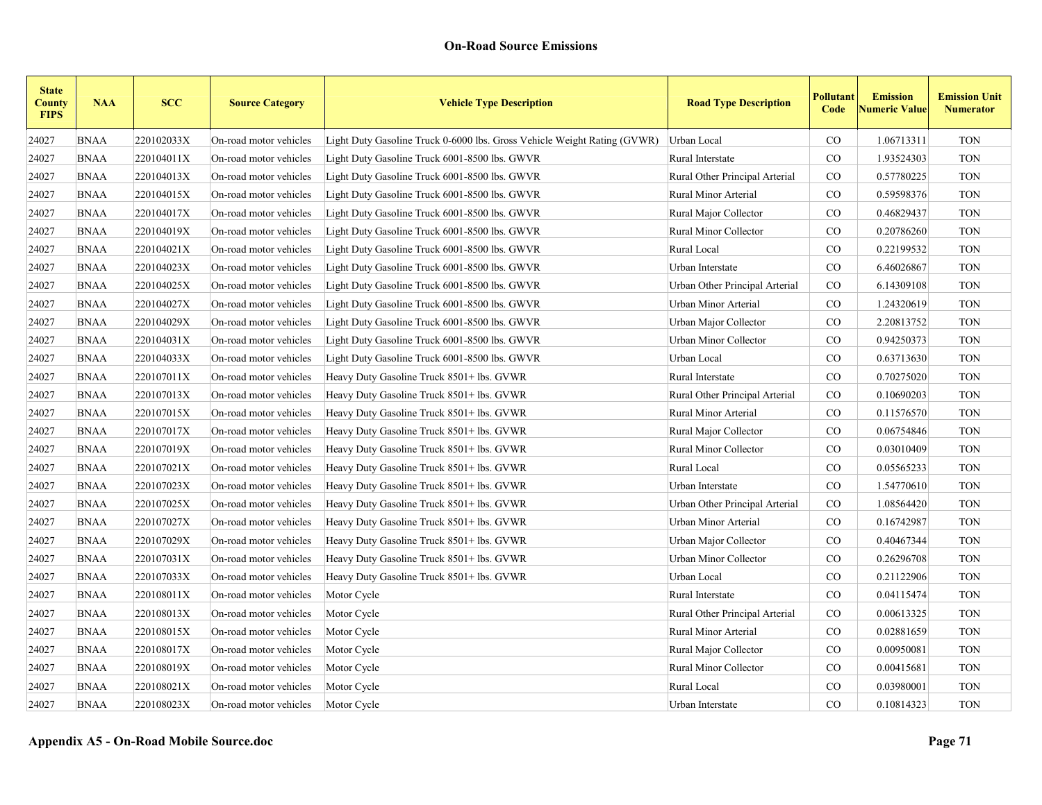## On-Road Source Emissions

| State County FIPS | NAA | SCC | Source Category | Vehicle Type Description | Road Type Description | Pollutant Code | Emission Numeric Value | Emission Unit Numerator |
|---|---|---|---|---|---|---|---|---|
| 24027 | BNAA | 220102033X | On-road motor vehicles | Light Duty Gasoline Truck 0-6000 lbs. Gross Vehicle Weight Rating (GVWR) | Urban Local | CO | 1.06713311 | TON |
| 24027 | BNAA | 220104011X | On-road motor vehicles | Light Duty Gasoline Truck 6001-8500 lbs. GWVR | Rural Interstate | CO | 1.93524303 | TON |
| 24027 | BNAA | 220104013X | On-road motor vehicles | Light Duty Gasoline Truck 6001-8500 lbs. GWVR | Rural Other Principal Arterial | CO | 0.57780225 | TON |
| 24027 | BNAA | 220104015X | On-road motor vehicles | Light Duty Gasoline Truck 6001-8500 lbs. GWVR | Rural Minor Arterial | CO | 0.59598376 | TON |
| 24027 | BNAA | 220104017X | On-road motor vehicles | Light Duty Gasoline Truck 6001-8500 lbs. GWVR | Rural Major Collector | CO | 0.46829437 | TON |
| 24027 | BNAA | 220104019X | On-road motor vehicles | Light Duty Gasoline Truck 6001-8500 lbs. GWVR | Rural Minor Collector | CO | 0.20786260 | TON |
| 24027 | BNAA | 220104021X | On-road motor vehicles | Light Duty Gasoline Truck 6001-8500 lbs. GWVR | Rural Local | CO | 0.22199532 | TON |
| 24027 | BNAA | 220104023X | On-road motor vehicles | Light Duty Gasoline Truck 6001-8500 lbs. GWVR | Urban Interstate | CO | 6.46026867 | TON |
| 24027 | BNAA | 220104025X | On-road motor vehicles | Light Duty Gasoline Truck 6001-8500 lbs. GWVR | Urban Other Principal Arterial | CO | 6.14309108 | TON |
| 24027 | BNAA | 220104027X | On-road motor vehicles | Light Duty Gasoline Truck 6001-8500 lbs. GWVR | Urban Minor Arterial | CO | 1.24320619 | TON |
| 24027 | BNAA | 220104029X | On-road motor vehicles | Light Duty Gasoline Truck 6001-8500 lbs. GWVR | Urban Major Collector | CO | 2.20813752 | TON |
| 24027 | BNAA | 220104031X | On-road motor vehicles | Light Duty Gasoline Truck 6001-8500 lbs. GWVR | Urban Minor Collector | CO | 0.94250373 | TON |
| 24027 | BNAA | 220104033X | On-road motor vehicles | Light Duty Gasoline Truck 6001-8500 lbs. GWVR | Urban Local | CO | 0.63713630 | TON |
| 24027 | BNAA | 220107011X | On-road motor vehicles | Heavy Duty Gasoline Truck 8501+ lbs. GVWR | Rural Interstate | CO | 0.70275020 | TON |
| 24027 | BNAA | 220107013X | On-road motor vehicles | Heavy Duty Gasoline Truck 8501+ lbs. GVWR | Rural Other Principal Arterial | CO | 0.10690203 | TON |
| 24027 | BNAA | 220107015X | On-road motor vehicles | Heavy Duty Gasoline Truck 8501+ lbs. GVWR | Rural Minor Arterial | CO | 0.11576570 | TON |
| 24027 | BNAA | 220107017X | On-road motor vehicles | Heavy Duty Gasoline Truck 8501+ lbs. GVWR | Rural Major Collector | CO | 0.06754846 | TON |
| 24027 | BNAA | 220107019X | On-road motor vehicles | Heavy Duty Gasoline Truck 8501+ lbs. GVWR | Rural Minor Collector | CO | 0.03010409 | TON |
| 24027 | BNAA | 220107021X | On-road motor vehicles | Heavy Duty Gasoline Truck 8501+ lbs. GVWR | Rural Local | CO | 0.05565233 | TON |
| 24027 | BNAA | 220107023X | On-road motor vehicles | Heavy Duty Gasoline Truck 8501+ lbs. GVWR | Urban Interstate | CO | 1.54770610 | TON |
| 24027 | BNAA | 220107025X | On-road motor vehicles | Heavy Duty Gasoline Truck 8501+ lbs. GVWR | Urban Other Principal Arterial | CO | 1.08564420 | TON |
| 24027 | BNAA | 220107027X | On-road motor vehicles | Heavy Duty Gasoline Truck 8501+ lbs. GVWR | Urban Minor Arterial | CO | 0.16742987 | TON |
| 24027 | BNAA | 220107029X | On-road motor vehicles | Heavy Duty Gasoline Truck 8501+ lbs. GVWR | Urban Major Collector | CO | 0.40467344 | TON |
| 24027 | BNAA | 220107031X | On-road motor vehicles | Heavy Duty Gasoline Truck 8501+ lbs. GVWR | Urban Minor Collector | CO | 0.26296708 | TON |
| 24027 | BNAA | 220107033X | On-road motor vehicles | Heavy Duty Gasoline Truck 8501+ lbs. GVWR | Urban Local | CO | 0.21122906 | TON |
| 24027 | BNAA | 220108011X | On-road motor vehicles | Motor Cycle | Rural Interstate | CO | 0.04115474 | TON |
| 24027 | BNAA | 220108013X | On-road motor vehicles | Motor Cycle | Rural Other Principal Arterial | CO | 0.00613325 | TON |
| 24027 | BNAA | 220108015X | On-road motor vehicles | Motor Cycle | Rural Minor Arterial | CO | 0.02881659 | TON |
| 24027 | BNAA | 220108017X | On-road motor vehicles | Motor Cycle | Rural Major Collector | CO | 0.00950081 | TON |
| 24027 | BNAA | 220108019X | On-road motor vehicles | Motor Cycle | Rural Minor Collector | CO | 0.00415681 | TON |
| 24027 | BNAA | 220108021X | On-road motor vehicles | Motor Cycle | Rural Local | CO | 0.03980001 | TON |
| 24027 | BNAA | 220108023X | On-road motor vehicles | Motor Cycle | Urban Interstate | CO | 0.10814323 | TON |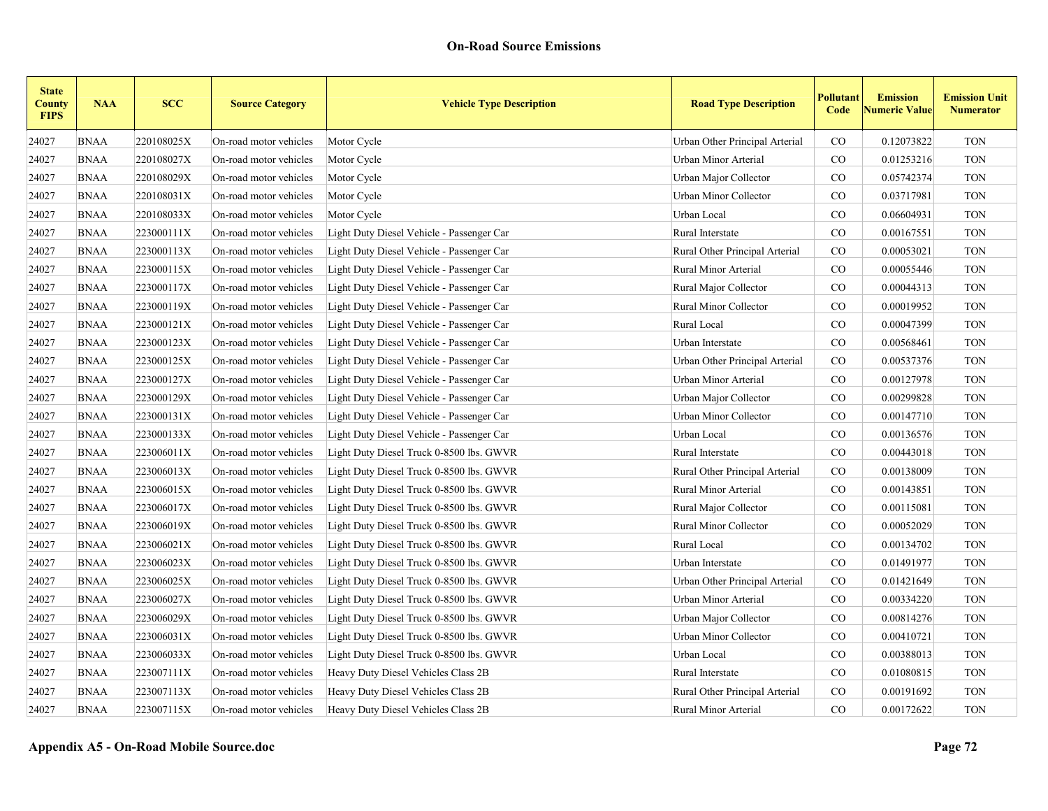## On-Road Source Emissions

| State County FIPS | NAA | SCC | Source Category | Vehicle Type Description | Road Type Description | Pollutant Code | Emission Numeric Value | Emission Unit Numerator |
|---|---|---|---|---|---|---|---|---|
| 24027 | BNAA | 220108025X | On-road motor vehicles | Motor Cycle | Urban Other Principal Arterial | CO | 0.12073822 | TON |
| 24027 | BNAA | 220108027X | On-road motor vehicles | Motor Cycle | Urban Minor Arterial | CO | 0.01253216 | TON |
| 24027 | BNAA | 220108029X | On-road motor vehicles | Motor Cycle | Urban Major Collector | CO | 0.05742374 | TON |
| 24027 | BNAA | 220108031X | On-road motor vehicles | Motor Cycle | Urban Minor Collector | CO | 0.03717981 | TON |
| 24027 | BNAA | 220108033X | On-road motor vehicles | Motor Cycle | Urban Local | CO | 0.06604931 | TON |
| 24027 | BNAA | 223000111X | On-road motor vehicles | Light Duty Diesel Vehicle - Passenger Car | Rural Interstate | CO | 0.00167551 | TON |
| 24027 | BNAA | 223000113X | On-road motor vehicles | Light Duty Diesel Vehicle - Passenger Car | Rural Other Principal Arterial | CO | 0.00053021 | TON |
| 24027 | BNAA | 223000115X | On-road motor vehicles | Light Duty Diesel Vehicle - Passenger Car | Rural Minor Arterial | CO | 0.00055446 | TON |
| 24027 | BNAA | 223000117X | On-road motor vehicles | Light Duty Diesel Vehicle - Passenger Car | Rural Major Collector | CO | 0.00044313 | TON |
| 24027 | BNAA | 223000119X | On-road motor vehicles | Light Duty Diesel Vehicle - Passenger Car | Rural Minor Collector | CO | 0.00019952 | TON |
| 24027 | BNAA | 223000121X | On-road motor vehicles | Light Duty Diesel Vehicle - Passenger Car | Rural Local | CO | 0.00047399 | TON |
| 24027 | BNAA | 223000123X | On-road motor vehicles | Light Duty Diesel Vehicle - Passenger Car | Urban Interstate | CO | 0.00568461 | TON |
| 24027 | BNAA | 223000125X | On-road motor vehicles | Light Duty Diesel Vehicle - Passenger Car | Urban Other Principal Arterial | CO | 0.00537376 | TON |
| 24027 | BNAA | 223000127X | On-road motor vehicles | Light Duty Diesel Vehicle - Passenger Car | Urban Minor Arterial | CO | 0.00127978 | TON |
| 24027 | BNAA | 223000129X | On-road motor vehicles | Light Duty Diesel Vehicle - Passenger Car | Urban Major Collector | CO | 0.00299828 | TON |
| 24027 | BNAA | 223000131X | On-road motor vehicles | Light Duty Diesel Vehicle - Passenger Car | Urban Minor Collector | CO | 0.00147710 | TON |
| 24027 | BNAA | 223000133X | On-road motor vehicles | Light Duty Diesel Vehicle - Passenger Car | Urban Local | CO | 0.00136576 | TON |
| 24027 | BNAA | 223006011X | On-road motor vehicles | Light Duty Diesel Truck 0-8500 lbs. GWVR | Rural Interstate | CO | 0.00443018 | TON |
| 24027 | BNAA | 223006013X | On-road motor vehicles | Light Duty Diesel Truck 0-8500 lbs. GWVR | Rural Other Principal Arterial | CO | 0.00138009 | TON |
| 24027 | BNAA | 223006015X | On-road motor vehicles | Light Duty Diesel Truck 0-8500 lbs. GWVR | Rural Minor Arterial | CO | 0.00143851 | TON |
| 24027 | BNAA | 223006017X | On-road motor vehicles | Light Duty Diesel Truck 0-8500 lbs. GWVR | Rural Major Collector | CO | 0.00115081 | TON |
| 24027 | BNAA | 223006019X | On-road motor vehicles | Light Duty Diesel Truck 0-8500 lbs. GWVR | Rural Minor Collector | CO | 0.00052029 | TON |
| 24027 | BNAA | 223006021X | On-road motor vehicles | Light Duty Diesel Truck 0-8500 lbs. GWVR | Rural Local | CO | 0.00134702 | TON |
| 24027 | BNAA | 223006023X | On-road motor vehicles | Light Duty Diesel Truck 0-8500 lbs. GWVR | Urban Interstate | CO | 0.01491977 | TON |
| 24027 | BNAA | 223006025X | On-road motor vehicles | Light Duty Diesel Truck 0-8500 lbs. GWVR | Urban Other Principal Arterial | CO | 0.01421649 | TON |
| 24027 | BNAA | 223006027X | On-road motor vehicles | Light Duty Diesel Truck 0-8500 lbs. GWVR | Urban Minor Arterial | CO | 0.00334220 | TON |
| 24027 | BNAA | 223006029X | On-road motor vehicles | Light Duty Diesel Truck 0-8500 lbs. GWVR | Urban Major Collector | CO | 0.00814276 | TON |
| 24027 | BNAA | 223006031X | On-road motor vehicles | Light Duty Diesel Truck 0-8500 lbs. GWVR | Urban Minor Collector | CO | 0.00410721 | TON |
| 24027 | BNAA | 223006033X | On-road motor vehicles | Light Duty Diesel Truck 0-8500 lbs. GWVR | Urban Local | CO | 0.00388013 | TON |
| 24027 | BNAA | 223007111X | On-road motor vehicles | Heavy Duty Diesel Vehicles Class 2B | Rural Interstate | CO | 0.01080815 | TON |
| 24027 | BNAA | 223007113X | On-road motor vehicles | Heavy Duty Diesel Vehicles Class 2B | Rural Other Principal Arterial | CO | 0.00191692 | TON |
| 24027 | BNAA | 223007115X | On-road motor vehicles | Heavy Duty Diesel Vehicles Class 2B | Rural Minor Arterial | CO | 0.00172622 | TON |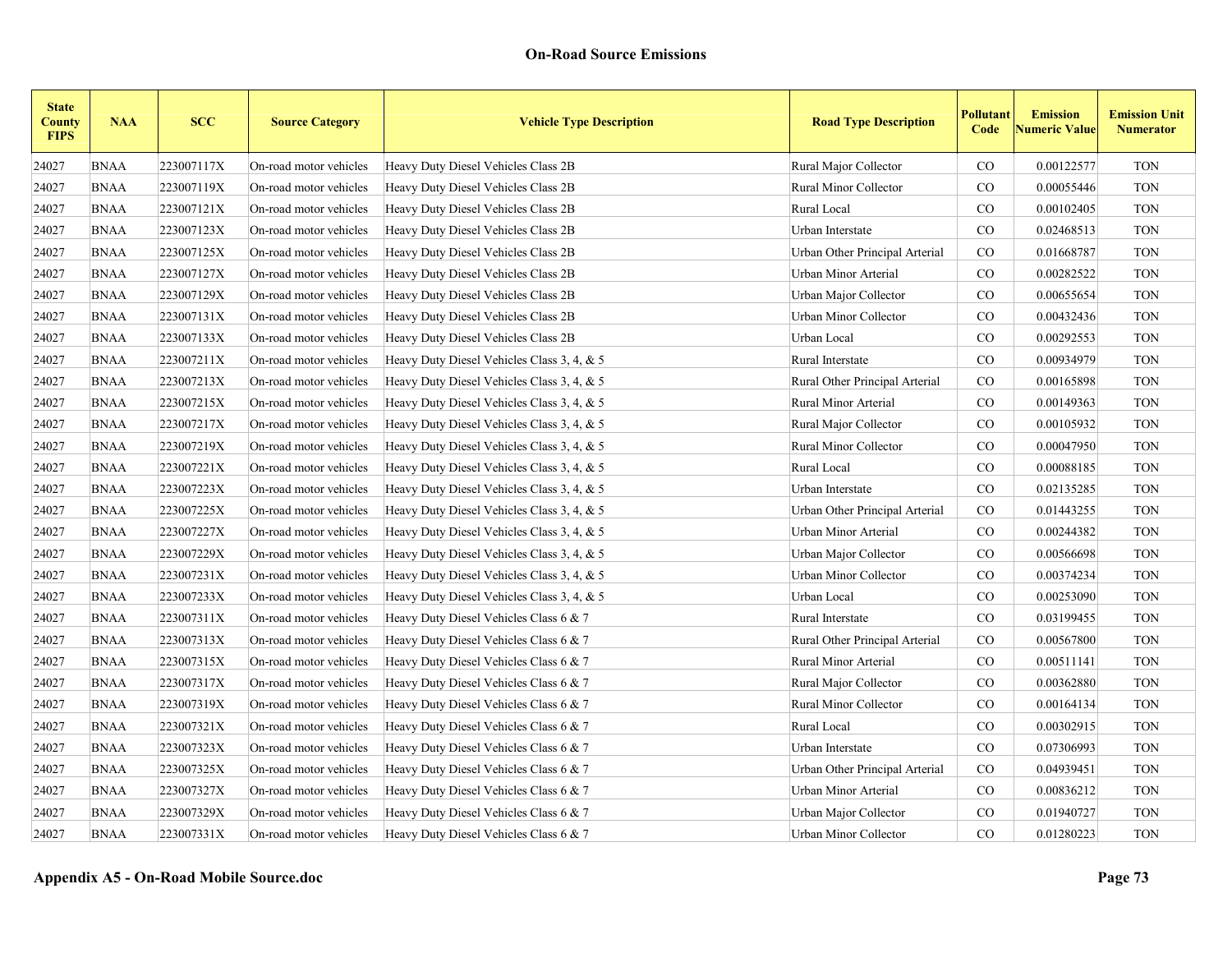**On-Road Source Emissions**

| State County FIPS | NAA | SCC | Source Category | Vehicle Type Description | Road Type Description | Pollutant Code | Emission Numeric Value | Emission Unit Numerator |
|---|---|---|---|---|---|---|---|---|
| 24027 | BNAA | 223007117X | On-road motor vehicles | Heavy Duty Diesel Vehicles Class 2B | Rural Major Collector | CO | 0.00122577 | TON |
| 24027 | BNAA | 223007119X | On-road motor vehicles | Heavy Duty Diesel Vehicles Class 2B | Rural Minor Collector | CO | 0.00055446 | TON |
| 24027 | BNAA | 223007121X | On-road motor vehicles | Heavy Duty Diesel Vehicles Class 2B | Rural Local | CO | 0.00102405 | TON |
| 24027 | BNAA | 223007123X | On-road motor vehicles | Heavy Duty Diesel Vehicles Class 2B | Urban Interstate | CO | 0.02468513 | TON |
| 24027 | BNAA | 223007125X | On-road motor vehicles | Heavy Duty Diesel Vehicles Class 2B | Urban Other Principal Arterial | CO | 0.01668787 | TON |
| 24027 | BNAA | 223007127X | On-road motor vehicles | Heavy Duty Diesel Vehicles Class 2B | Urban Minor Arterial | CO | 0.00282522 | TON |
| 24027 | BNAA | 223007129X | On-road motor vehicles | Heavy Duty Diesel Vehicles Class 2B | Urban Major Collector | CO | 0.00655654 | TON |
| 24027 | BNAA | 223007131X | On-road motor vehicles | Heavy Duty Diesel Vehicles Class 2B | Urban Minor Collector | CO | 0.00432436 | TON |
| 24027 | BNAA | 223007133X | On-road motor vehicles | Heavy Duty Diesel Vehicles Class 2B | Urban Local | CO | 0.00292553 | TON |
| 24027 | BNAA | 223007211X | On-road motor vehicles | Heavy Duty Diesel Vehicles Class 3, 4, & 5 | Rural Interstate | CO | 0.00934979 | TON |
| 24027 | BNAA | 223007213X | On-road motor vehicles | Heavy Duty Diesel Vehicles Class 3, 4, & 5 | Rural Other Principal Arterial | CO | 0.00165898 | TON |
| 24027 | BNAA | 223007215X | On-road motor vehicles | Heavy Duty Diesel Vehicles Class 3, 4, & 5 | Rural Minor Arterial | CO | 0.00149363 | TON |
| 24027 | BNAA | 223007217X | On-road motor vehicles | Heavy Duty Diesel Vehicles Class 3, 4, & 5 | Rural Major Collector | CO | 0.00105932 | TON |
| 24027 | BNAA | 223007219X | On-road motor vehicles | Heavy Duty Diesel Vehicles Class 3, 4, & 5 | Rural Minor Collector | CO | 0.00047950 | TON |
| 24027 | BNAA | 223007221X | On-road motor vehicles | Heavy Duty Diesel Vehicles Class 3, 4, & 5 | Rural Local | CO | 0.00088185 | TON |
| 24027 | BNAA | 223007223X | On-road motor vehicles | Heavy Duty Diesel Vehicles Class 3, 4, & 5 | Urban Interstate | CO | 0.02135285 | TON |
| 24027 | BNAA | 223007225X | On-road motor vehicles | Heavy Duty Diesel Vehicles Class 3, 4, & 5 | Urban Other Principal Arterial | CO | 0.01443255 | TON |
| 24027 | BNAA | 223007227X | On-road motor vehicles | Heavy Duty Diesel Vehicles Class 3, 4, & 5 | Urban Minor Arterial | CO | 0.00244382 | TON |
| 24027 | BNAA | 223007229X | On-road motor vehicles | Heavy Duty Diesel Vehicles Class 3, 4, & 5 | Urban Major Collector | CO | 0.00566698 | TON |
| 24027 | BNAA | 223007231X | On-road motor vehicles | Heavy Duty Diesel Vehicles Class 3, 4, & 5 | Urban Minor Collector | CO | 0.00374234 | TON |
| 24027 | BNAA | 223007233X | On-road motor vehicles | Heavy Duty Diesel Vehicles Class 3, 4, & 5 | Urban Local | CO | 0.00253090 | TON |
| 24027 | BNAA | 223007311X | On-road motor vehicles | Heavy Duty Diesel Vehicles Class 6 & 7 | Rural Interstate | CO | 0.03199455 | TON |
| 24027 | BNAA | 223007313X | On-road motor vehicles | Heavy Duty Diesel Vehicles Class 6 & 7 | Rural Other Principal Arterial | CO | 0.00567800 | TON |
| 24027 | BNAA | 223007315X | On-road motor vehicles | Heavy Duty Diesel Vehicles Class 6 & 7 | Rural Minor Arterial | CO | 0.00511141 | TON |
| 24027 | BNAA | 223007317X | On-road motor vehicles | Heavy Duty Diesel Vehicles Class 6 & 7 | Rural Major Collector | CO | 0.00362880 | TON |
| 24027 | BNAA | 223007319X | On-road motor vehicles | Heavy Duty Diesel Vehicles Class 6 & 7 | Rural Minor Collector | CO | 0.00164134 | TON |
| 24027 | BNAA | 223007321X | On-road motor vehicles | Heavy Duty Diesel Vehicles Class 6 & 7 | Rural Local | CO | 0.00302915 | TON |
| 24027 | BNAA | 223007323X | On-road motor vehicles | Heavy Duty Diesel Vehicles Class 6 & 7 | Urban Interstate | CO | 0.07306993 | TON |
| 24027 | BNAA | 223007325X | On-road motor vehicles | Heavy Duty Diesel Vehicles Class 6 & 7 | Urban Other Principal Arterial | CO | 0.04939451 | TON |
| 24027 | BNAA | 223007327X | On-road motor vehicles | Heavy Duty Diesel Vehicles Class 6 & 7 | Urban Minor Arterial | CO | 0.00836212 | TON |
| 24027 | BNAA | 223007329X | On-road motor vehicles | Heavy Duty Diesel Vehicles Class 6 & 7 | Urban Major Collector | CO | 0.01940727 | TON |
| 24027 | BNAA | 223007331X | On-road motor vehicles | Heavy Duty Diesel Vehicles Class 6 & 7 | Urban Minor Collector | CO | 0.01280223 | TON |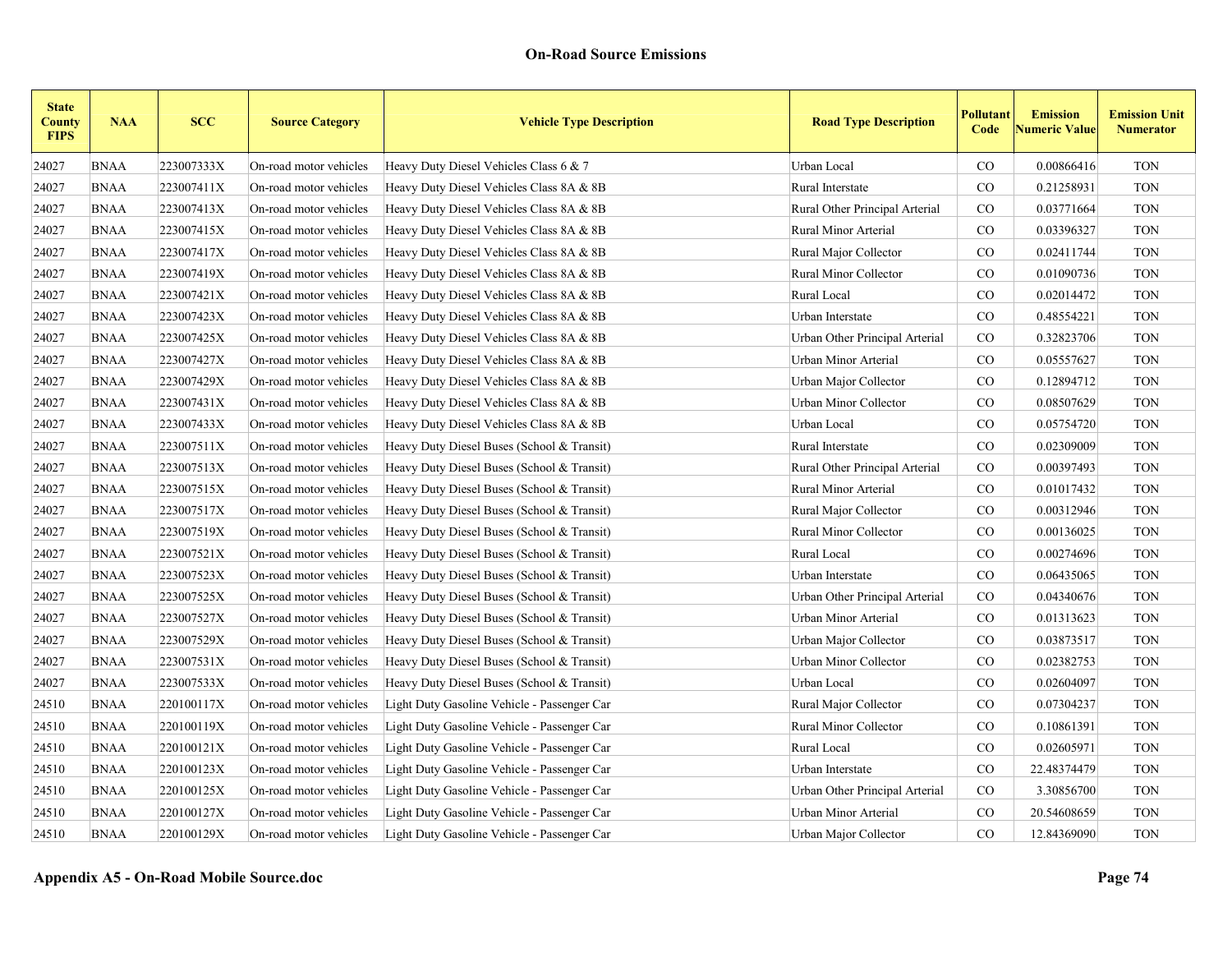**On-Road Source Emissions**

| State County FIPS | NAA | SCC | Source Category | Vehicle Type Description | Road Type Description | Pollutant Code | Emission Numeric Value | Emission Unit Numerator |
|---|---|---|---|---|---|---|---|---|
| 24027 | BNAA | 223007333X | On-road motor vehicles | Heavy Duty Diesel Vehicles Class 6 & 7 | Urban Local | CO | 0.00866416 | TON |
| 24027 | BNAA | 223007411X | On-road motor vehicles | Heavy Duty Diesel Vehicles Class 8A & 8B | Rural Interstate | CO | 0.21258931 | TON |
| 24027 | BNAA | 223007413X | On-road motor vehicles | Heavy Duty Diesel Vehicles Class 8A & 8B | Rural Other Principal Arterial | CO | 0.03771664 | TON |
| 24027 | BNAA | 223007415X | On-road motor vehicles | Heavy Duty Diesel Vehicles Class 8A & 8B | Rural Minor Arterial | CO | 0.03396327 | TON |
| 24027 | BNAA | 223007417X | On-road motor vehicles | Heavy Duty Diesel Vehicles Class 8A & 8B | Rural Major Collector | CO | 0.02411744 | TON |
| 24027 | BNAA | 223007419X | On-road motor vehicles | Heavy Duty Diesel Vehicles Class 8A & 8B | Rural Minor Collector | CO | 0.01090736 | TON |
| 24027 | BNAA | 223007421X | On-road motor vehicles | Heavy Duty Diesel Vehicles Class 8A & 8B | Rural Local | CO | 0.02014472 | TON |
| 24027 | BNAA | 223007423X | On-road motor vehicles | Heavy Duty Diesel Vehicles Class 8A & 8B | Urban Interstate | CO | 0.48554221 | TON |
| 24027 | BNAA | 223007425X | On-road motor vehicles | Heavy Duty Diesel Vehicles Class 8A & 8B | Urban Other Principal Arterial | CO | 0.32823706 | TON |
| 24027 | BNAA | 223007427X | On-road motor vehicles | Heavy Duty Diesel Vehicles Class 8A & 8B | Urban Minor Arterial | CO | 0.05557627 | TON |
| 24027 | BNAA | 223007429X | On-road motor vehicles | Heavy Duty Diesel Vehicles Class 8A & 8B | Urban Major Collector | CO | 0.12894712 | TON |
| 24027 | BNAA | 223007431X | On-road motor vehicles | Heavy Duty Diesel Vehicles Class 8A & 8B | Urban Minor Collector | CO | 0.08507629 | TON |
| 24027 | BNAA | 223007433X | On-road motor vehicles | Heavy Duty Diesel Vehicles Class 8A & 8B | Urban Local | CO | 0.05754720 | TON |
| 24027 | BNAA | 223007511X | On-road motor vehicles | Heavy Duty Diesel Buses (School & Transit) | Rural Interstate | CO | 0.02309009 | TON |
| 24027 | BNAA | 223007513X | On-road motor vehicles | Heavy Duty Diesel Buses (School & Transit) | Rural Other Principal Arterial | CO | 0.00397493 | TON |
| 24027 | BNAA | 223007515X | On-road motor vehicles | Heavy Duty Diesel Buses (School & Transit) | Rural Minor Arterial | CO | 0.01017432 | TON |
| 24027 | BNAA | 223007517X | On-road motor vehicles | Heavy Duty Diesel Buses (School & Transit) | Rural Major Collector | CO | 0.00312946 | TON |
| 24027 | BNAA | 223007519X | On-road motor vehicles | Heavy Duty Diesel Buses (School & Transit) | Rural Minor Collector | CO | 0.00136025 | TON |
| 24027 | BNAA | 223007521X | On-road motor vehicles | Heavy Duty Diesel Buses (School & Transit) | Rural Local | CO | 0.00274696 | TON |
| 24027 | BNAA | 223007523X | On-road motor vehicles | Heavy Duty Diesel Buses (School & Transit) | Urban Interstate | CO | 0.06435065 | TON |
| 24027 | BNAA | 223007525X | On-road motor vehicles | Heavy Duty Diesel Buses (School & Transit) | Urban Other Principal Arterial | CO | 0.04340676 | TON |
| 24027 | BNAA | 223007527X | On-road motor vehicles | Heavy Duty Diesel Buses (School & Transit) | Urban Minor Arterial | CO | 0.01313623 | TON |
| 24027 | BNAA | 223007529X | On-road motor vehicles | Heavy Duty Diesel Buses (School & Transit) | Urban Major Collector | CO | 0.03873517 | TON |
| 24027 | BNAA | 223007531X | On-road motor vehicles | Heavy Duty Diesel Buses (School & Transit) | Urban Minor Collector | CO | 0.02382753 | TON |
| 24027 | BNAA | 223007533X | On-road motor vehicles | Heavy Duty Diesel Buses (School & Transit) | Urban Local | CO | 0.02604097 | TON |
| 24510 | BNAA | 220100117X | On-road motor vehicles | Light Duty Gasoline Vehicle - Passenger Car | Rural Major Collector | CO | 0.07304237 | TON |
| 24510 | BNAA | 220100119X | On-road motor vehicles | Light Duty Gasoline Vehicle - Passenger Car | Rural Minor Collector | CO | 0.10861391 | TON |
| 24510 | BNAA | 220100121X | On-road motor vehicles | Light Duty Gasoline Vehicle - Passenger Car | Rural Local | CO | 0.02605971 | TON |
| 24510 | BNAA | 220100123X | On-road motor vehicles | Light Duty Gasoline Vehicle - Passenger Car | Urban Interstate | CO | 22.48374479 | TON |
| 24510 | BNAA | 220100125X | On-road motor vehicles | Light Duty Gasoline Vehicle - Passenger Car | Urban Other Principal Arterial | CO | 3.30856700 | TON |
| 24510 | BNAA | 220100127X | On-road motor vehicles | Light Duty Gasoline Vehicle - Passenger Car | Urban Minor Arterial | CO | 20.54608659 | TON |
| 24510 | BNAA | 220100129X | On-road motor vehicles | Light Duty Gasoline Vehicle - Passenger Car | Urban Major Collector | CO | 12.84369090 | TON |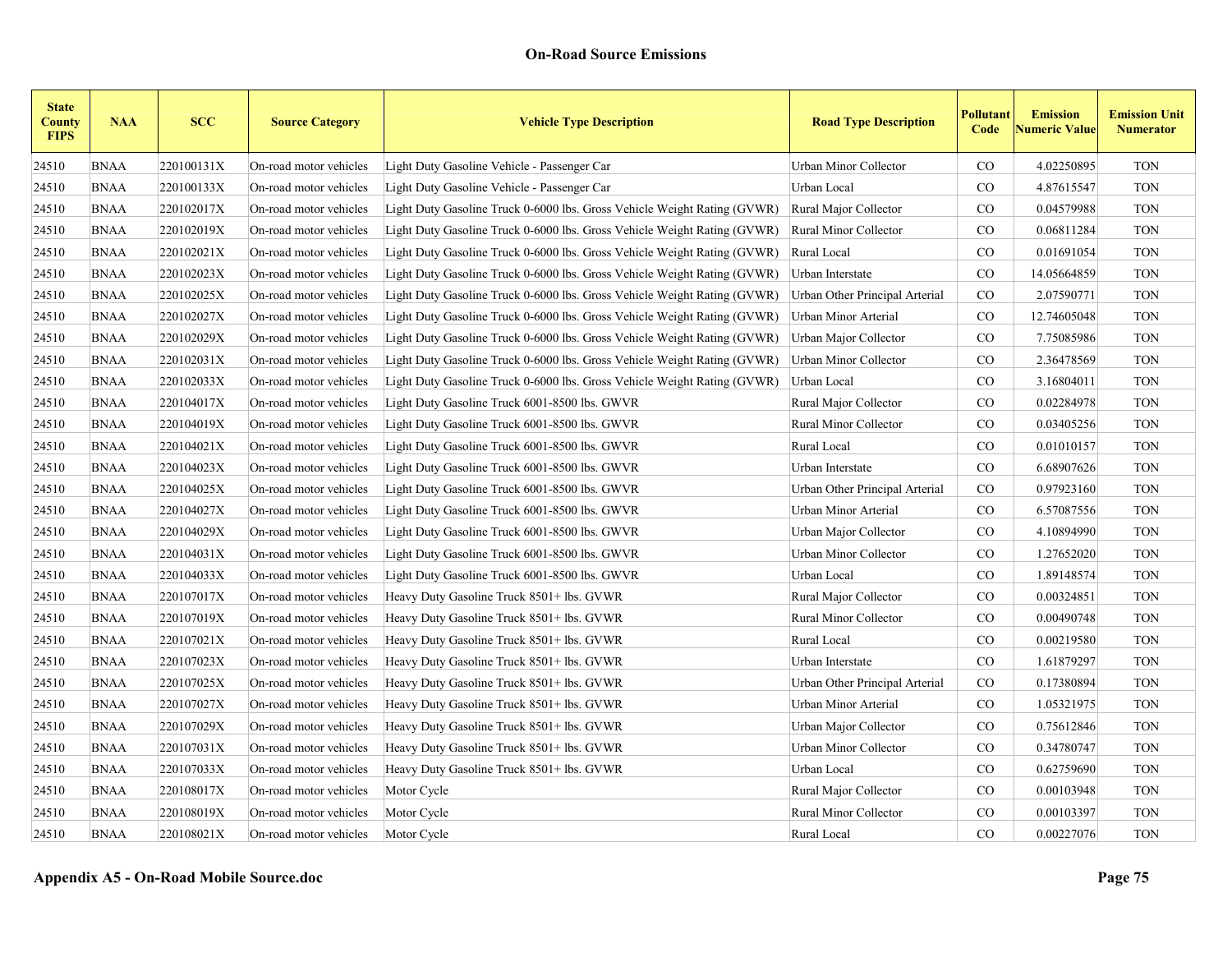## On-Road Source Emissions

| State County FIPS | NAA | SCC | Source Category | Vehicle Type Description | Road Type Description | Pollutant Code | Emission Numeric Value | Emission Unit Numerator |
|---|---|---|---|---|---|---|---|---|
| 24510 | BNAA | 220100131X | On-road motor vehicles | Light Duty Gasoline Vehicle - Passenger Car | Urban Minor Collector | CO | 4.02250895 | TON |
| 24510 | BNAA | 220100133X | On-road motor vehicles | Light Duty Gasoline Vehicle - Passenger Car | Urban Local | CO | 4.87615547 | TON |
| 24510 | BNAA | 220102017X | On-road motor vehicles | Light Duty Gasoline Truck 0-6000 lbs. Gross Vehicle Weight Rating (GVWR) | Rural Major Collector | CO | 0.04579988 | TON |
| 24510 | BNAA | 220102019X | On-road motor vehicles | Light Duty Gasoline Truck 0-6000 lbs. Gross Vehicle Weight Rating (GVWR) | Rural Minor Collector | CO | 0.06811284 | TON |
| 24510 | BNAA | 220102021X | On-road motor vehicles | Light Duty Gasoline Truck 0-6000 lbs. Gross Vehicle Weight Rating (GVWR) | Rural Local | CO | 0.01691054 | TON |
| 24510 | BNAA | 220102023X | On-road motor vehicles | Light Duty Gasoline Truck 0-6000 lbs. Gross Vehicle Weight Rating (GVWR) | Urban Interstate | CO | 14.05664859 | TON |
| 24510 | BNAA | 220102025X | On-road motor vehicles | Light Duty Gasoline Truck 0-6000 lbs. Gross Vehicle Weight Rating (GVWR) | Urban Other Principal Arterial | CO | 2.07590771 | TON |
| 24510 | BNAA | 220102027X | On-road motor vehicles | Light Duty Gasoline Truck 0-6000 lbs. Gross Vehicle Weight Rating (GVWR) | Urban Minor Arterial | CO | 12.74605048 | TON |
| 24510 | BNAA | 220102029X | On-road motor vehicles | Light Duty Gasoline Truck 0-6000 lbs. Gross Vehicle Weight Rating (GVWR) | Urban Major Collector | CO | 7.75085986 | TON |
| 24510 | BNAA | 220102031X | On-road motor vehicles | Light Duty Gasoline Truck 0-6000 lbs. Gross Vehicle Weight Rating (GVWR) | Urban Minor Collector | CO | 2.36478569 | TON |
| 24510 | BNAA | 220102033X | On-road motor vehicles | Light Duty Gasoline Truck 0-6000 lbs. Gross Vehicle Weight Rating (GVWR) | Urban Local | CO | 3.16804011 | TON |
| 24510 | BNAA | 220104017X | On-road motor vehicles | Light Duty Gasoline Truck 6001-8500 lbs. GWVR | Rural Major Collector | CO | 0.02284978 | TON |
| 24510 | BNAA | 220104019X | On-road motor vehicles | Light Duty Gasoline Truck 6001-8500 lbs. GWVR | Rural Minor Collector | CO | 0.03405256 | TON |
| 24510 | BNAA | 220104021X | On-road motor vehicles | Light Duty Gasoline Truck 6001-8500 lbs. GWVR | Rural Local | CO | 0.01010157 | TON |
| 24510 | BNAA | 220104023X | On-road motor vehicles | Light Duty Gasoline Truck 6001-8500 lbs. GWVR | Urban Interstate | CO | 6.68907626 | TON |
| 24510 | BNAA | 220104025X | On-road motor vehicles | Light Duty Gasoline Truck 6001-8500 lbs. GWVR | Urban Other Principal Arterial | CO | 0.97923160 | TON |
| 24510 | BNAA | 220104027X | On-road motor vehicles | Light Duty Gasoline Truck 6001-8500 lbs. GWVR | Urban Minor Arterial | CO | 6.57087556 | TON |
| 24510 | BNAA | 220104029X | On-road motor vehicles | Light Duty Gasoline Truck 6001-8500 lbs. GWVR | Urban Major Collector | CO | 4.10894990 | TON |
| 24510 | BNAA | 220104031X | On-road motor vehicles | Light Duty Gasoline Truck 6001-8500 lbs. GWVR | Urban Minor Collector | CO | 1.27652020 | TON |
| 24510 | BNAA | 220104033X | On-road motor vehicles | Light Duty Gasoline Truck 6001-8500 lbs. GWVR | Urban Local | CO | 1.89148574 | TON |
| 24510 | BNAA | 220107017X | On-road motor vehicles | Heavy Duty Gasoline Truck 8501+ lbs. GVWR | Rural Major Collector | CO | 0.00324851 | TON |
| 24510 | BNAA | 220107019X | On-road motor vehicles | Heavy Duty Gasoline Truck 8501+ lbs. GVWR | Rural Minor Collector | CO | 0.00490748 | TON |
| 24510 | BNAA | 220107021X | On-road motor vehicles | Heavy Duty Gasoline Truck 8501+ lbs. GVWR | Rural Local | CO | 0.00219580 | TON |
| 24510 | BNAA | 220107023X | On-road motor vehicles | Heavy Duty Gasoline Truck 8501+ lbs. GVWR | Urban Interstate | CO | 1.61879297 | TON |
| 24510 | BNAA | 220107025X | On-road motor vehicles | Heavy Duty Gasoline Truck 8501+ lbs. GVWR | Urban Other Principal Arterial | CO | 0.17380894 | TON |
| 24510 | BNAA | 220107027X | On-road motor vehicles | Heavy Duty Gasoline Truck 8501+ lbs. GVWR | Urban Minor Arterial | CO | 1.05321975 | TON |
| 24510 | BNAA | 220107029X | On-road motor vehicles | Heavy Duty Gasoline Truck 8501+ lbs. GVWR | Urban Major Collector | CO | 0.75612846 | TON |
| 24510 | BNAA | 220107031X | On-road motor vehicles | Heavy Duty Gasoline Truck 8501+ lbs. GVWR | Urban Minor Collector | CO | 0.34780747 | TON |
| 24510 | BNAA | 220107033X | On-road motor vehicles | Heavy Duty Gasoline Truck 8501+ lbs. GVWR | Urban Local | CO | 0.62759690 | TON |
| 24510 | BNAA | 220108017X | On-road motor vehicles | Motor Cycle | Rural Major Collector | CO | 0.00103948 | TON |
| 24510 | BNAA | 220108019X | On-road motor vehicles | Motor Cycle | Rural Minor Collector | CO | 0.00103397 | TON |
| 24510 | BNAA | 220108021X | On-road motor vehicles | Motor Cycle | Rural Local | CO | 0.00227076 | TON |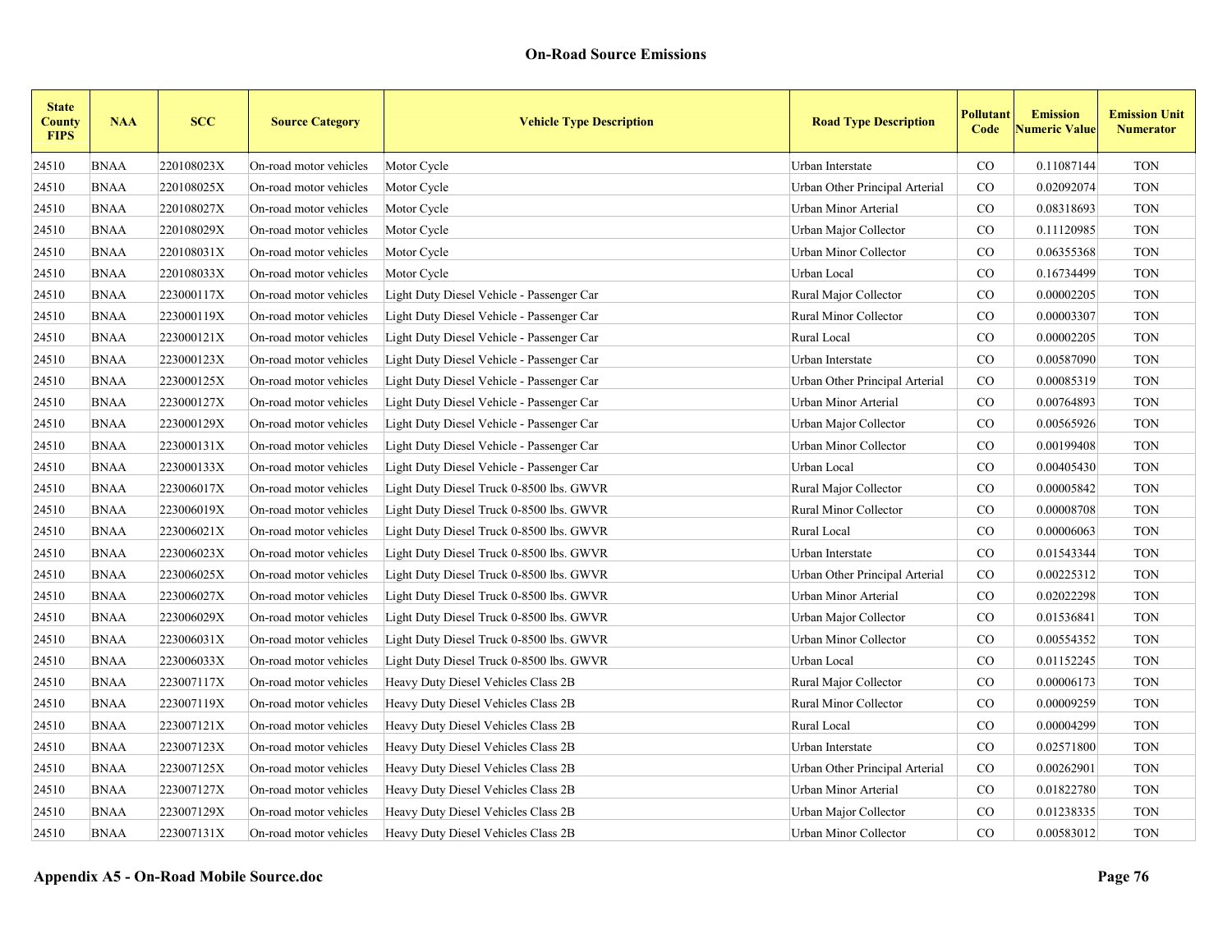## On-Road Source Emissions

| State County FIPS | NAA | SCC | Source Category | Vehicle Type Description | Road Type Description | Pollutant Code | Emission Numeric Value | Emission Unit Numerator |
|---|---|---|---|---|---|---|---|---|
| 24510 | BNAA | 220108023X | On-road motor vehicles | Motor Cycle | Urban Interstate | CO | 0.11087144 | TON |
| 24510 | BNAA | 220108025X | On-road motor vehicles | Motor Cycle | Urban Other Principal Arterial | CO | 0.02092074 | TON |
| 24510 | BNAA | 220108027X | On-road motor vehicles | Motor Cycle | Urban Minor Arterial | CO | 0.08318693 | TON |
| 24510 | BNAA | 220108029X | On-road motor vehicles | Motor Cycle | Urban Major Collector | CO | 0.11120985 | TON |
| 24510 | BNAA | 220108031X | On-road motor vehicles | Motor Cycle | Urban Minor Collector | CO | 0.06355368 | TON |
| 24510 | BNAA | 220108033X | On-road motor vehicles | Motor Cycle | Urban Local | CO | 0.16734499 | TON |
| 24510 | BNAA | 223000117X | On-road motor vehicles | Light Duty Diesel Vehicle - Passenger Car | Rural Major Collector | CO | 0.00002205 | TON |
| 24510 | BNAA | 223000119X | On-road motor vehicles | Light Duty Diesel Vehicle - Passenger Car | Rural Minor Collector | CO | 0.00003307 | TON |
| 24510 | BNAA | 223000121X | On-road motor vehicles | Light Duty Diesel Vehicle - Passenger Car | Rural Local | CO | 0.00002205 | TON |
| 24510 | BNAA | 223000123X | On-road motor vehicles | Light Duty Diesel Vehicle - Passenger Car | Urban Interstate | CO | 0.00587090 | TON |
| 24510 | BNAA | 223000125X | On-road motor vehicles | Light Duty Diesel Vehicle - Passenger Car | Urban Other Principal Arterial | CO | 0.00085319 | TON |
| 24510 | BNAA | 223000127X | On-road motor vehicles | Light Duty Diesel Vehicle - Passenger Car | Urban Minor Arterial | CO | 0.00764893 | TON |
| 24510 | BNAA | 223000129X | On-road motor vehicles | Light Duty Diesel Vehicle - Passenger Car | Urban Major Collector | CO | 0.00565926 | TON |
| 24510 | BNAA | 223000131X | On-road motor vehicles | Light Duty Diesel Vehicle - Passenger Car | Urban Minor Collector | CO | 0.00199408 | TON |
| 24510 | BNAA | 223000133X | On-road motor vehicles | Light Duty Diesel Vehicle - Passenger Car | Urban Local | CO | 0.00405430 | TON |
| 24510 | BNAA | 223006017X | On-road motor vehicles | Light Duty Diesel Truck 0-8500 lbs. GWVR | Rural Major Collector | CO | 0.00005842 | TON |
| 24510 | BNAA | 223006019X | On-road motor vehicles | Light Duty Diesel Truck 0-8500 lbs. GWVR | Rural Minor Collector | CO | 0.00008708 | TON |
| 24510 | BNAA | 223006021X | On-road motor vehicles | Light Duty Diesel Truck 0-8500 lbs. GWVR | Rural Local | CO | 0.00006063 | TON |
| 24510 | BNAA | 223006023X | On-road motor vehicles | Light Duty Diesel Truck 0-8500 lbs. GWVR | Urban Interstate | CO | 0.01543344 | TON |
| 24510 | BNAA | 223006025X | On-road motor vehicles | Light Duty Diesel Truck 0-8500 lbs. GWVR | Urban Other Principal Arterial | CO | 0.00225312 | TON |
| 24510 | BNAA | 223006027X | On-road motor vehicles | Light Duty Diesel Truck 0-8500 lbs. GWVR | Urban Minor Arterial | CO | 0.02022298 | TON |
| 24510 | BNAA | 223006029X | On-road motor vehicles | Light Duty Diesel Truck 0-8500 lbs. GWVR | Urban Major Collector | CO | 0.01536841 | TON |
| 24510 | BNAA | 223006031X | On-road motor vehicles | Light Duty Diesel Truck 0-8500 lbs. GWVR | Urban Minor Collector | CO | 0.00554352 | TON |
| 24510 | BNAA | 223006033X | On-road motor vehicles | Light Duty Diesel Truck 0-8500 lbs. GWVR | Urban Local | CO | 0.01152245 | TON |
| 24510 | BNAA | 223007117X | On-road motor vehicles | Heavy Duty Diesel Vehicles Class 2B | Rural Major Collector | CO | 0.00006173 | TON |
| 24510 | BNAA | 223007119X | On-road motor vehicles | Heavy Duty Diesel Vehicles Class 2B | Rural Minor Collector | CO | 0.00009259 | TON |
| 24510 | BNAA | 223007121X | On-road motor vehicles | Heavy Duty Diesel Vehicles Class 2B | Rural Local | CO | 0.00004299 | TON |
| 24510 | BNAA | 223007123X | On-road motor vehicles | Heavy Duty Diesel Vehicles Class 2B | Urban Interstate | CO | 0.02571800 | TON |
| 24510 | BNAA | 223007125X | On-road motor vehicles | Heavy Duty Diesel Vehicles Class 2B | Urban Other Principal Arterial | CO | 0.00262901 | TON |
| 24510 | BNAA | 223007127X | On-road motor vehicles | Heavy Duty Diesel Vehicles Class 2B | Urban Minor Arterial | CO | 0.01822780 | TON |
| 24510 | BNAA | 223007129X | On-road motor vehicles | Heavy Duty Diesel Vehicles Class 2B | Urban Major Collector | CO | 0.01238335 | TON |
| 24510 | BNAA | 223007131X | On-road motor vehicles | Heavy Duty Diesel Vehicles Class 2B | Urban Minor Collector | CO | 0.00583012 | TON |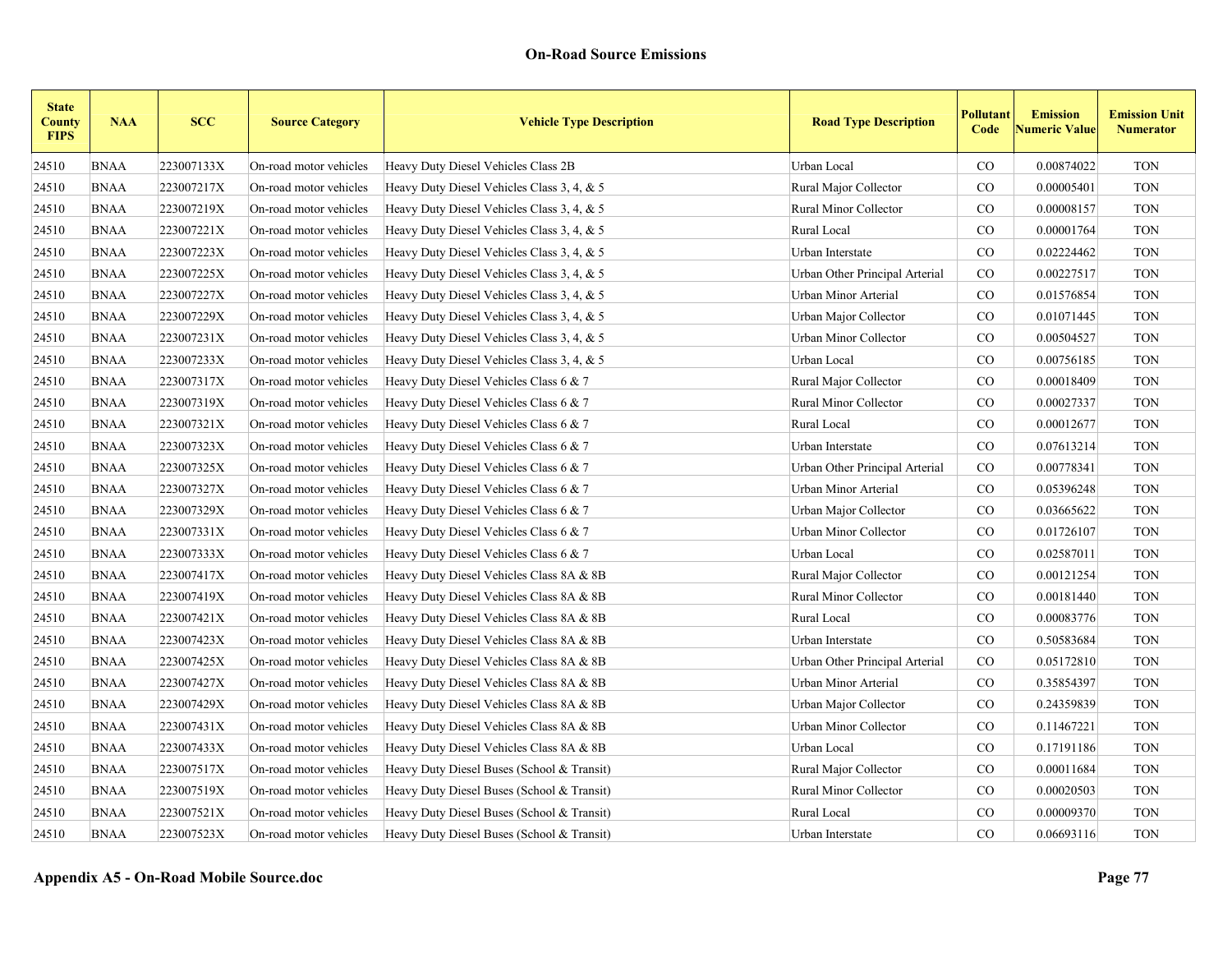## On-Road Source Emissions

| State County FIPS | NAA | SCC | Source Category | Vehicle Type Description | Road Type Description | Pollutant Code | Emission Numeric Value | Emission Unit Numerator |
|---|---|---|---|---|---|---|---|---|
| 24510 | BNAA | 223007133X | On-road motor vehicles | Heavy Duty Diesel Vehicles Class 2B | Urban Local | CO | 0.00874022 | TON |
| 24510 | BNAA | 223007217X | On-road motor vehicles | Heavy Duty Diesel Vehicles Class 3, 4, & 5 | Rural Major Collector | CO | 0.00005401 | TON |
| 24510 | BNAA | 223007219X | On-road motor vehicles | Heavy Duty Diesel Vehicles Class 3, 4, & 5 | Rural Minor Collector | CO | 0.00008157 | TON |
| 24510 | BNAA | 223007221X | On-road motor vehicles | Heavy Duty Diesel Vehicles Class 3, 4, & 5 | Rural Local | CO | 0.00001764 | TON |
| 24510 | BNAA | 223007223X | On-road motor vehicles | Heavy Duty Diesel Vehicles Class 3, 4, & 5 | Urban Interstate | CO | 0.02224462 | TON |
| 24510 | BNAA | 223007225X | On-road motor vehicles | Heavy Duty Diesel Vehicles Class 3, 4, & 5 | Urban Other Principal Arterial | CO | 0.00227517 | TON |
| 24510 | BNAA | 223007227X | On-road motor vehicles | Heavy Duty Diesel Vehicles Class 3, 4, & 5 | Urban Minor Arterial | CO | 0.01576854 | TON |
| 24510 | BNAA | 223007229X | On-road motor vehicles | Heavy Duty Diesel Vehicles Class 3, 4, & 5 | Urban Major Collector | CO | 0.01071445 | TON |
| 24510 | BNAA | 223007231X | On-road motor vehicles | Heavy Duty Diesel Vehicles Class 3, 4, & 5 | Urban Minor Collector | CO | 0.00504527 | TON |
| 24510 | BNAA | 223007233X | On-road motor vehicles | Heavy Duty Diesel Vehicles Class 3, 4, & 5 | Urban Local | CO | 0.00756185 | TON |
| 24510 | BNAA | 223007317X | On-road motor vehicles | Heavy Duty Diesel Vehicles Class 6 & 7 | Rural Major Collector | CO | 0.00018409 | TON |
| 24510 | BNAA | 223007319X | On-road motor vehicles | Heavy Duty Diesel Vehicles Class 6 & 7 | Rural Minor Collector | CO | 0.00027337 | TON |
| 24510 | BNAA | 223007321X | On-road motor vehicles | Heavy Duty Diesel Vehicles Class 6 & 7 | Rural Local | CO | 0.00012677 | TON |
| 24510 | BNAA | 223007323X | On-road motor vehicles | Heavy Duty Diesel Vehicles Class 6 & 7 | Urban Interstate | CO | 0.07613214 | TON |
| 24510 | BNAA | 223007325X | On-road motor vehicles | Heavy Duty Diesel Vehicles Class 6 & 7 | Urban Other Principal Arterial | CO | 0.00778341 | TON |
| 24510 | BNAA | 223007327X | On-road motor vehicles | Heavy Duty Diesel Vehicles Class 6 & 7 | Urban Minor Arterial | CO | 0.05396248 | TON |
| 24510 | BNAA | 223007329X | On-road motor vehicles | Heavy Duty Diesel Vehicles Class 6 & 7 | Urban Major Collector | CO | 0.03665622 | TON |
| 24510 | BNAA | 223007331X | On-road motor vehicles | Heavy Duty Diesel Vehicles Class 6 & 7 | Urban Minor Collector | CO | 0.01726107 | TON |
| 24510 | BNAA | 223007333X | On-road motor vehicles | Heavy Duty Diesel Vehicles Class 6 & 7 | Urban Local | CO | 0.02587011 | TON |
| 24510 | BNAA | 223007417X | On-road motor vehicles | Heavy Duty Diesel Vehicles Class 8A & 8B | Rural Major Collector | CO | 0.00121254 | TON |
| 24510 | BNAA | 223007419X | On-road motor vehicles | Heavy Duty Diesel Vehicles Class 8A & 8B | Rural Minor Collector | CO | 0.00181440 | TON |
| 24510 | BNAA | 223007421X | On-road motor vehicles | Heavy Duty Diesel Vehicles Class 8A & 8B | Rural Local | CO | 0.00083776 | TON |
| 24510 | BNAA | 223007423X | On-road motor vehicles | Heavy Duty Diesel Vehicles Class 8A & 8B | Urban Interstate | CO | 0.50583684 | TON |
| 24510 | BNAA | 223007425X | On-road motor vehicles | Heavy Duty Diesel Vehicles Class 8A & 8B | Urban Other Principal Arterial | CO | 0.05172810 | TON |
| 24510 | BNAA | 223007427X | On-road motor vehicles | Heavy Duty Diesel Vehicles Class 8A & 8B | Urban Minor Arterial | CO | 0.35854397 | TON |
| 24510 | BNAA | 223007429X | On-road motor vehicles | Heavy Duty Diesel Vehicles Class 8A & 8B | Urban Major Collector | CO | 0.24359839 | TON |
| 24510 | BNAA | 223007431X | On-road motor vehicles | Heavy Duty Diesel Vehicles Class 8A & 8B | Urban Minor Collector | CO | 0.11467221 | TON |
| 24510 | BNAA | 223007433X | On-road motor vehicles | Heavy Duty Diesel Vehicles Class 8A & 8B | Urban Local | CO | 0.17191186 | TON |
| 24510 | BNAA | 223007517X | On-road motor vehicles | Heavy Duty Diesel Buses (School & Transit) | Rural Major Collector | CO | 0.00011684 | TON |
| 24510 | BNAA | 223007519X | On-road motor vehicles | Heavy Duty Diesel Buses (School & Transit) | Rural Minor Collector | CO | 0.00020503 | TON |
| 24510 | BNAA | 223007521X | On-road motor vehicles | Heavy Duty Diesel Buses (School & Transit) | Rural Local | CO | 0.00009370 | TON |
| 24510 | BNAA | 223007523X | On-road motor vehicles | Heavy Duty Diesel Buses (School & Transit) | Urban Interstate | CO | 0.06693116 | TON |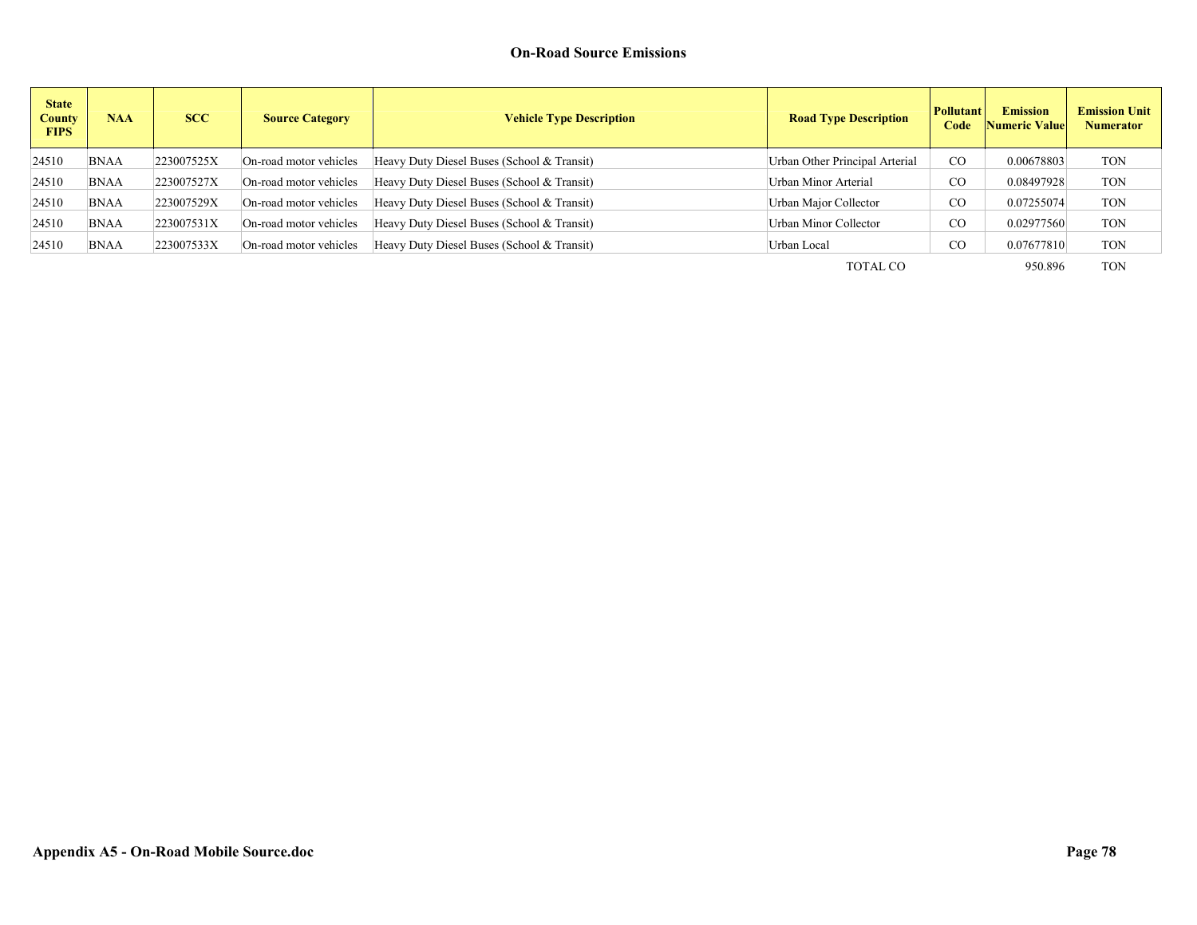**On-Road Source Emissions**

| State County FIPS | NAA | SCC | Source Category | Vehicle Type Description | Road Type Description | Pollutant Code | Emission Numeric Value | Emission Unit Numerator |
|---|---|---|---|---|---|---|---|---|
| 24510 | BNAA | 223007525X | On-road motor vehicles | Heavy Duty Diesel Buses (School & Transit) | Urban Other Principal Arterial | CO | 0.00678803 | TON |
| 24510 | BNAA | 223007527X | On-road motor vehicles | Heavy Duty Diesel Buses (School & Transit) | Urban Minor Arterial | CO | 0.08497928 | TON |
| 24510 | BNAA | 223007529X | On-road motor vehicles | Heavy Duty Diesel Buses (School & Transit) | Urban Major Collector | CO | 0.07255074 | TON |
| 24510 | BNAA | 223007531X | On-road motor vehicles | Heavy Duty Diesel Buses (School & Transit) | Urban Minor Collector | CO | 0.02977560 | TON |
| 24510 | BNAA | 223007533X | On-road motor vehicles | Heavy Duty Diesel Buses (School & Transit) | Urban Local | CO | 0.07677810 | TON |
| | | | | | TOTAL CO | | 950.896 | TON |